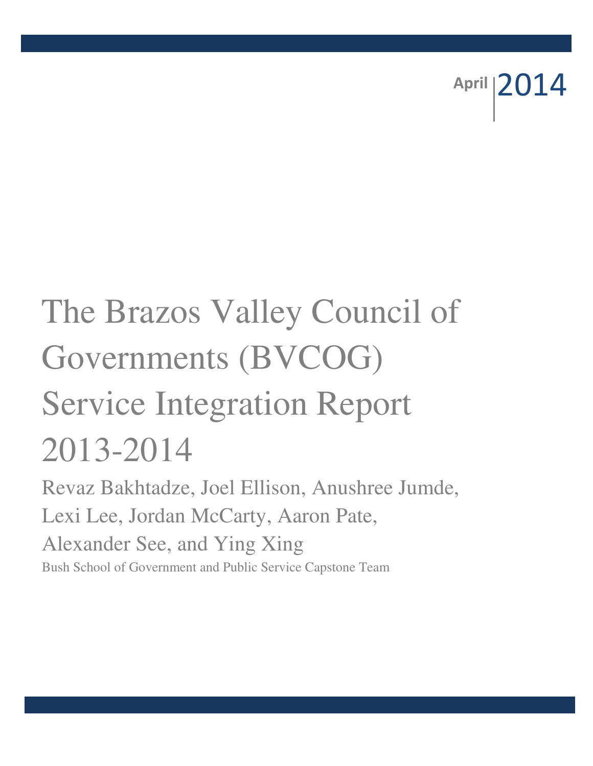April 2014

# The Brazos Valley Council of Governments (BVCOG) Service Integration Report 2013-2014

Revaz Bakhtadze, Joel Ellison, Anushree Jumde, Lexi Lee, Jordan McCarty, Aaron Pate, Alexander See, and Ying Xing

Bush School of Government and Public Service Capstone Team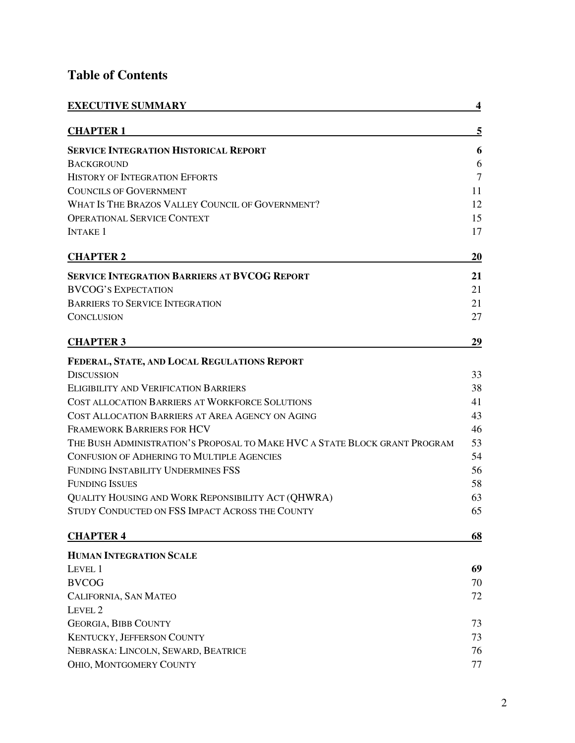# Table of Contents

| | |
|---|---|
| **EXECUTIVE SUMMARY** | **4** |
| **CHAPTER 1** | **5** |
| **SERVICE INTEGRATION HISTORICAL REPORT** | **6** |
| BACKGROUND | 6 |
| HISTORY OF INTEGRATION EFFORTS | 7 |
| COUNCILS OF GOVERNMENT | 11 |
| WHAT IS THE BRAZOS VALLEY COUNCIL OF GOVERNMENT? | 12 |
| OPERATIONAL SERVICE CONTEXT | 15 |
| INTAKE 1 | 17 |
| **CHAPTER 2** | **20** |
| **SERVICE INTEGRATION BARRIERS AT BVCOG REPORT** | **21** |
| BVCOG'S EXPECTATION | 21 |
| BARRIERS TO SERVICE INTEGRATION | 21 |
| CONCLUSION | 27 |
| **CHAPTER 3** | **29** |
| **FEDERAL, STATE, AND LOCAL REGULATIONS REPORT** | |
| DISCUSSION | 33 |
| ELIGIBILITY AND VERIFICATION BARRIERS | 38 |
| COST ALLOCATION BARRIERS AT WORKFORCE SOLUTIONS | 41 |
| COST ALLOCATION BARRIERS AT AREA AGENCY ON AGING | 43 |
| FRAMEWORK BARRIERS FOR HCV | 46 |
| THE BUSH ADMINISTRATION'S PROPOSAL TO MAKE HVC A STATE BLOCK GRANT PROGRAM | 53 |
| CONFUSION OF ADHERING TO MULTIPLE AGENCIES | 54 |
| FUNDING INSTABILITY UNDERMINES FSS | 56 |
| FUNDING ISSUES | 58 |
| QUALITY HOUSING AND WORK REPONSIBILITY ACT (QHWRA) | 63 |
| STUDY CONDUCTED ON FSS IMPACT ACROSS THE COUNTY | 65 |
| **CHAPTER 4** | **68** |
| **HUMAN INTEGRATION SCALE** | |
| LEVEL 1 | **69** |
| BVCOG | 70 |
| CALIFORNIA, SAN MATEO | 72 |
| LEVEL 2 | |
| GEORGIA, BIBB COUNTY | 73 |
| KENTUCKY, JEFFERSON COUNTY | 73 |
| NEBRASKA: LINCOLN, SEWARD, BEATRICE | 76 |
| OHIO, MONTGOMERY COUNTY | 77 |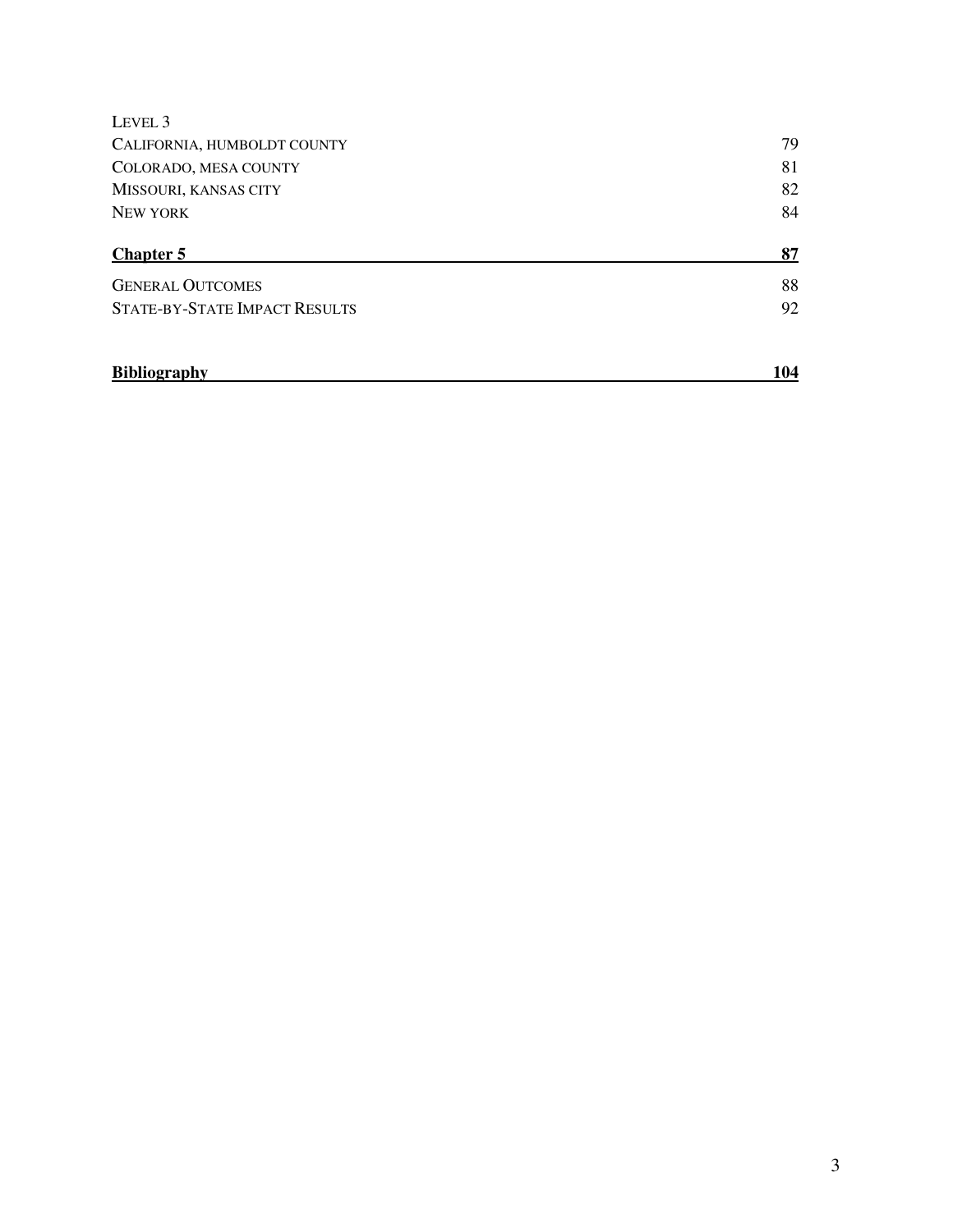LEVEL 3

CALIFORNIA, HUMBOLDT COUNTY 79

COLORADO, MESA COUNTY 81

MISSOURI, KANSAS CITY 82

NEW YORK 84

**Chapter 5** **87**

GENERAL OUTCOMES 88

STATE-BY-STATE IMPACT RESULTS 92

**Bibliography** **104**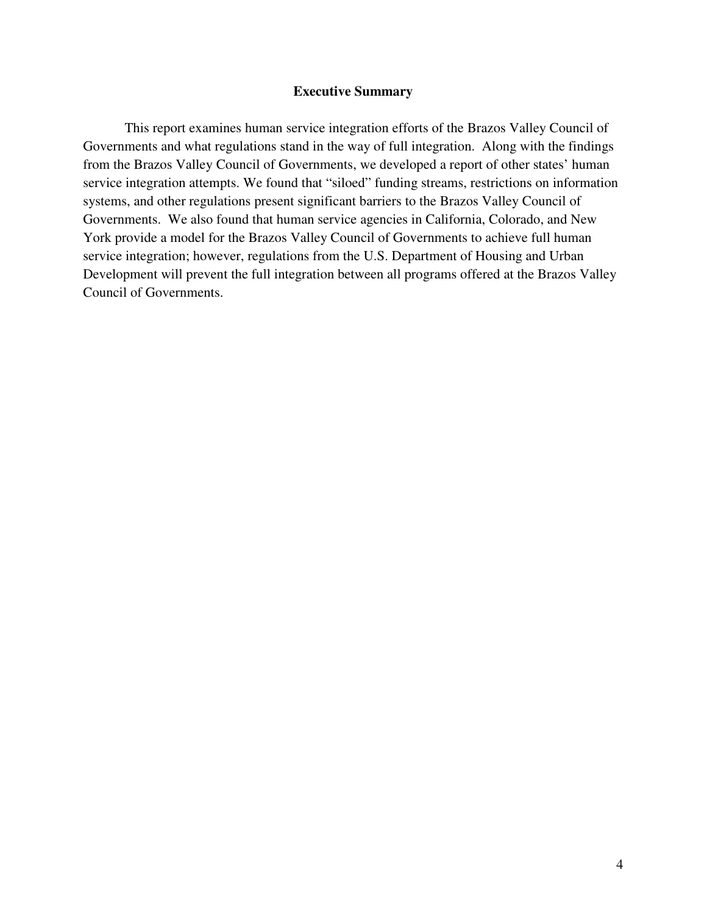## Executive Summary

This report examines human service integration efforts of the Brazos Valley Council of Governments and what regulations stand in the way of full integration. Along with the findings from the Brazos Valley Council of Governments, we developed a report of other states' human service integration attempts. We found that "siloed" funding streams, restrictions on information systems, and other regulations present significant barriers to the Brazos Valley Council of Governments. We also found that human service agencies in California, Colorado, and New York provide a model for the Brazos Valley Council of Governments to achieve full human service integration; however, regulations from the U.S. Department of Housing and Urban Development will prevent the full integration between all programs offered at the Brazos Valley Council of Governments.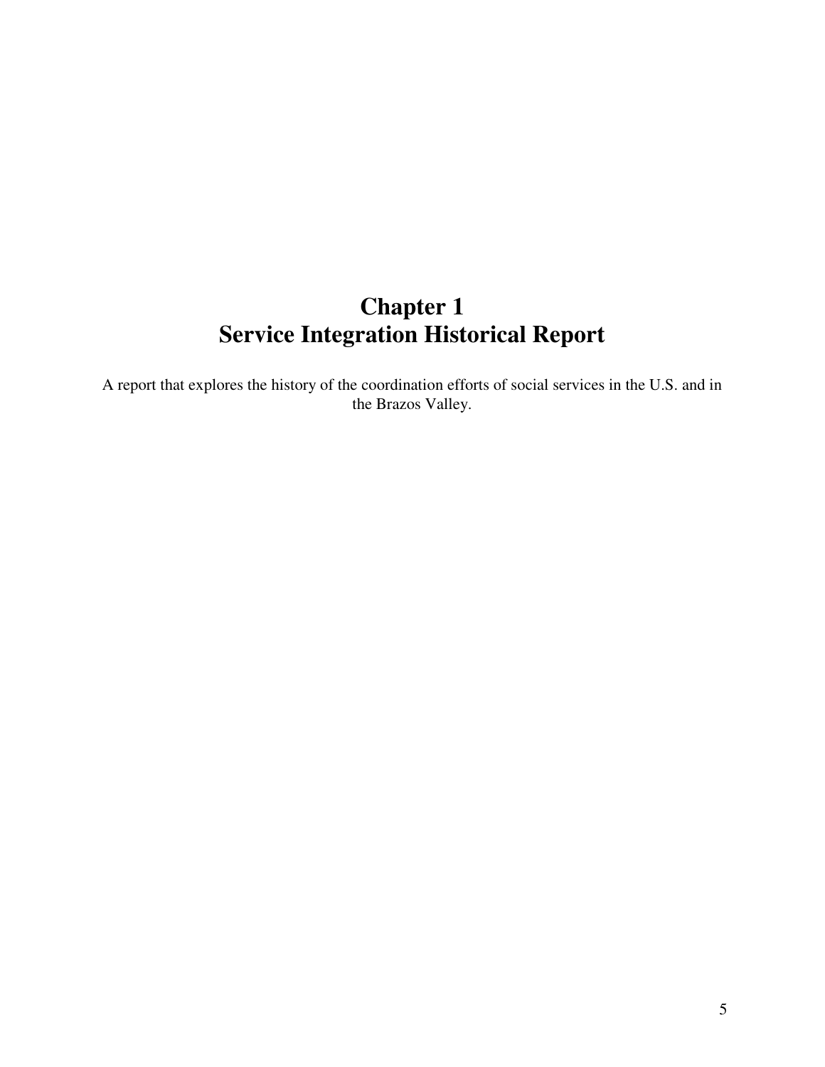# Chapter 1
# Service Integration Historical Report

A report that explores the history of the coordination efforts of social services in the U.S. and in the Brazos Valley.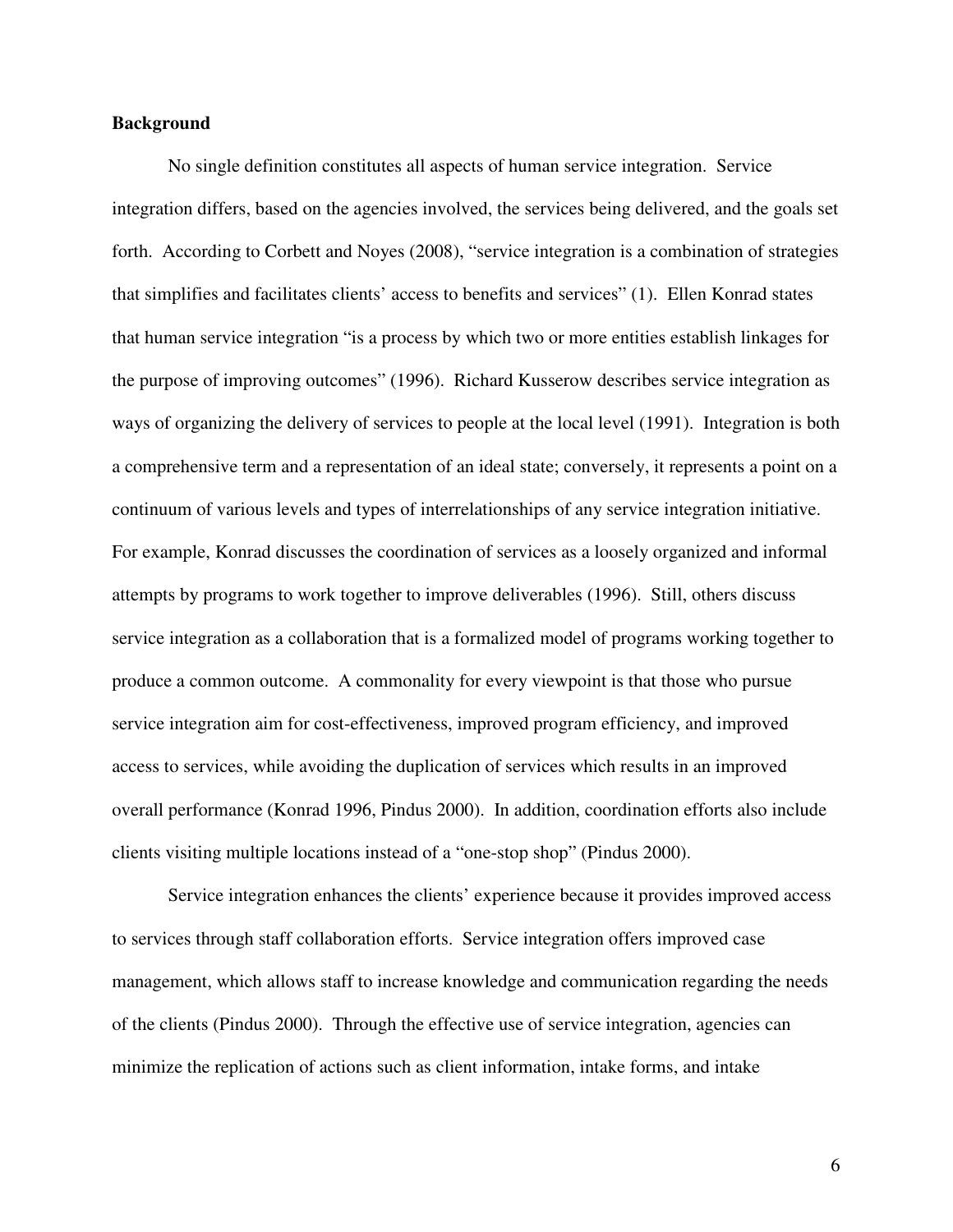## Background

No single definition constitutes all aspects of human service integration. Service integration differs, based on the agencies involved, the services being delivered, and the goals set forth. According to Corbett and Noyes (2008), "service integration is a combination of strategies that simplifies and facilitates clients' access to benefits and services" (1). Ellen Konrad states that human service integration "is a process by which two or more entities establish linkages for the purpose of improving outcomes" (1996). Richard Kusserow describes service integration as ways of organizing the delivery of services to people at the local level (1991). Integration is both a comprehensive term and a representation of an ideal state; conversely, it represents a point on a continuum of various levels and types of interrelationships of any service integration initiative. For example, Konrad discusses the coordination of services as a loosely organized and informal attempts by programs to work together to improve deliverables (1996). Still, others discuss service integration as a collaboration that is a formalized model of programs working together to produce a common outcome. A commonality for every viewpoint is that those who pursue service integration aim for cost-effectiveness, improved program efficiency, and improved access to services, while avoiding the duplication of services which results in an improved overall performance (Konrad 1996, Pindus 2000). In addition, coordination efforts also include clients visiting multiple locations instead of a "one-stop shop" (Pindus 2000).

Service integration enhances the clients' experience because it provides improved access to services through staff collaboration efforts. Service integration offers improved case management, which allows staff to increase knowledge and communication regarding the needs of the clients (Pindus 2000). Through the effective use of service integration, agencies can minimize the replication of actions such as client information, intake forms, and intake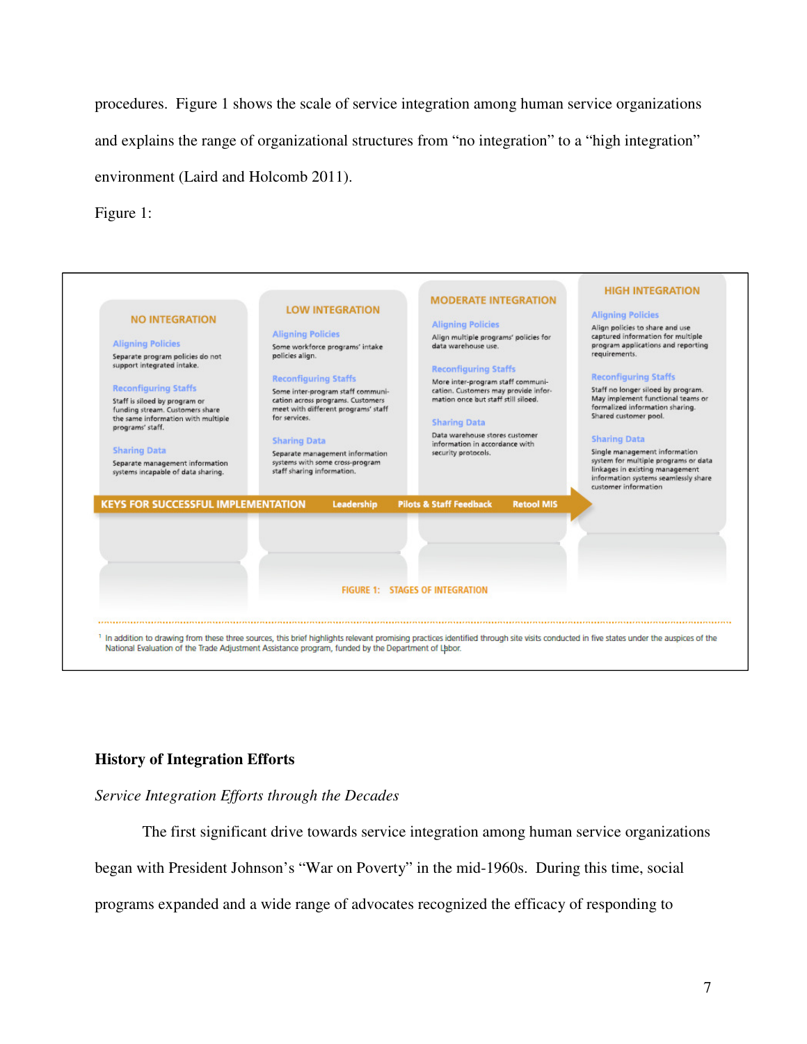procedures. Figure 1 shows the scale of service integration among human service organizations and explains the range of organizational structures from "no integration" to a "high integration" environment (Laird and Holcomb 2011).

Figure 1:

| NO INTEGRATION | LOW INTEGRATION | MODERATE INTEGRATION | HIGH INTEGRATION |
| --- | --- | --- | --- |
| **Aligning Policies** Separate program policies do not support integrated intake. | **Aligning Policies** Some workforce programs' intake policies align. | **Aligning Policies** Align multiple programs' policies for data warehouse use. | **Aligning Policies** Align policies to share and use captured information for multiple program applications and reporting requirements. |
| **Reconfiguring Staffs** Staff is siloed by program or funding stream. Customers share the same information with multiple programs' staff. | **Reconfiguring Staffs** Some inter-program staff communication across programs. Customers meet with different programs' staff for services. | **Reconfiguring Staffs** More inter-program staff communication. Customers may provide information once but staff still siloed. | **Reconfiguring Staffs** Staff no longer siloed by program. May implement functional teams or formalized information sharing. Shared customer pool. |
| **Sharing Data** Separate management information systems incapable of data sharing. | **Sharing Data** Separate management information systems with some cross-program staff sharing information. | **Sharing Data** Data warehouse stores customer information in accordance with security protocols. | **Sharing Data** Single management information system for multiple programs or data linkages in existing management information systems seamlessly share customer information |

KEYS FOR SUCCESSFUL IMPLEMENTATION: Leadership → Pilots & Staff Feedback → Retool MIS

FIGURE 1: STAGES OF INTEGRATION

[1] In addition to drawing from these three sources, this brief highlights relevant promising practices identified through site visits conducted in five states under the auspices of the National Evaluation of the Trade Adjustment Assistance program, funded by the Department of Labor.

## History of Integration Efforts

*Service Integration Efforts through the Decades*

The first significant drive towards service integration among human service organizations began with President Johnson's "War on Poverty" in the mid-1960s. During this time, social programs expanded and a wide range of advocates recognized the efficacy of responding to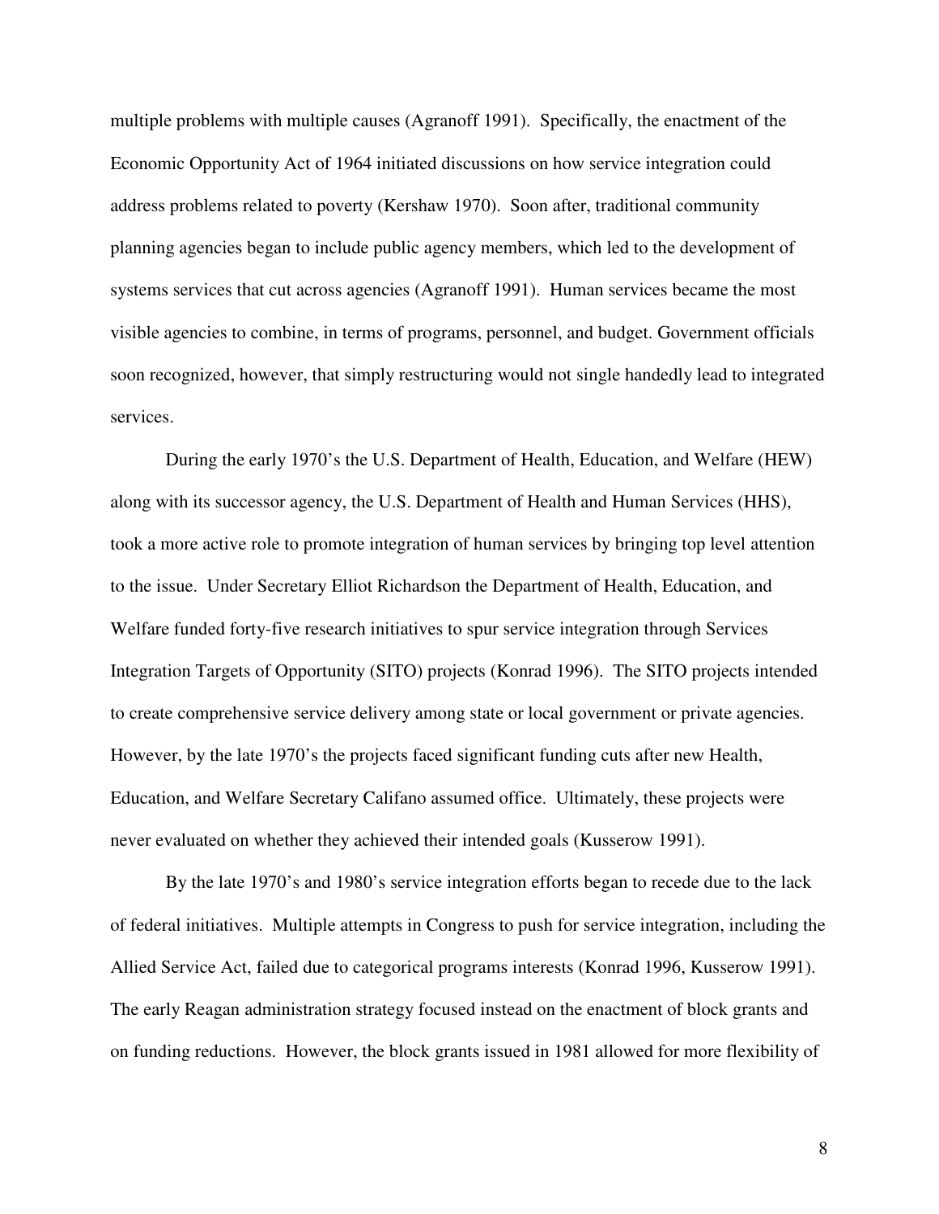multiple problems with multiple causes (Agranoff 1991). Specifically, the enactment of the Economic Opportunity Act of 1964 initiated discussions on how service integration could address problems related to poverty (Kershaw 1970). Soon after, traditional community planning agencies began to include public agency members, which led to the development of systems services that cut across agencies (Agranoff 1991). Human services became the most visible agencies to combine, in terms of programs, personnel, and budget. Government officials soon recognized, however, that simply restructuring would not single handedly lead to integrated services.

During the early 1970's the U.S. Department of Health, Education, and Welfare (HEW) along with its successor agency, the U.S. Department of Health and Human Services (HHS), took a more active role to promote integration of human services by bringing top level attention to the issue. Under Secretary Elliot Richardson the Department of Health, Education, and Welfare funded forty-five research initiatives to spur service integration through Services Integration Targets of Opportunity (SITO) projects (Konrad 1996). The SITO projects intended to create comprehensive service delivery among state or local government or private agencies. However, by the late 1970's the projects faced significant funding cuts after new Health, Education, and Welfare Secretary Califano assumed office. Ultimately, these projects were never evaluated on whether they achieved their intended goals (Kusserow 1991).

By the late 1970's and 1980's service integration efforts began to recede due to the lack of federal initiatives. Multiple attempts in Congress to push for service integration, including the Allied Service Act, failed due to categorical programs interests (Konrad 1996, Kusserow 1991). The early Reagan administration strategy focused instead on the enactment of block grants and on funding reductions. However, the block grants issued in 1981 allowed for more flexibility of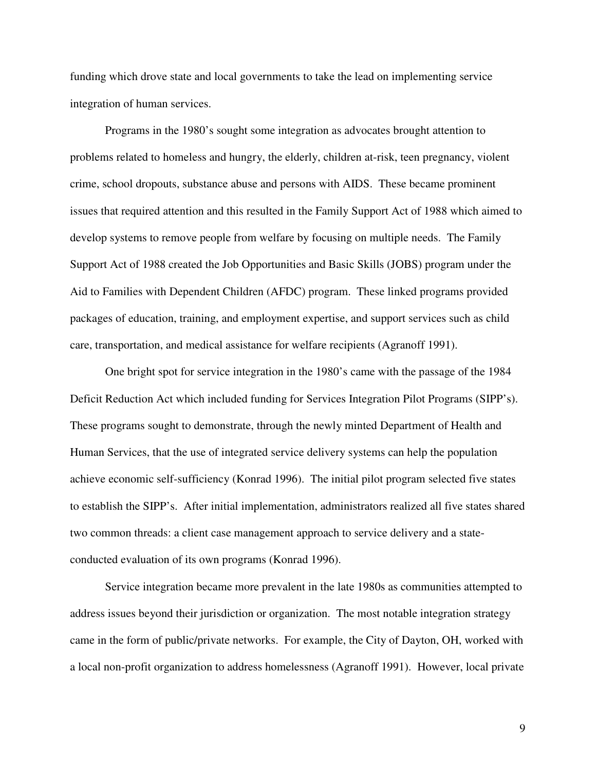funding which drove state and local governments to take the lead on implementing service integration of human services.

Programs in the 1980's sought some integration as advocates brought attention to problems related to homeless and hungry, the elderly, children at-risk, teen pregnancy, violent crime, school dropouts, substance abuse and persons with AIDS. These became prominent issues that required attention and this resulted in the Family Support Act of 1988 which aimed to develop systems to remove people from welfare by focusing on multiple needs. The Family Support Act of 1988 created the Job Opportunities and Basic Skills (JOBS) program under the Aid to Families with Dependent Children (AFDC) program. These linked programs provided packages of education, training, and employment expertise, and support services such as child care, transportation, and medical assistance for welfare recipients (Agranoff 1991).

One bright spot for service integration in the 1980's came with the passage of the 1984 Deficit Reduction Act which included funding for Services Integration Pilot Programs (SIPP's). These programs sought to demonstrate, through the newly minted Department of Health and Human Services, that the use of integrated service delivery systems can help the population achieve economic self-sufficiency (Konrad 1996). The initial pilot program selected five states to establish the SIPP's. After initial implementation, administrators realized all five states shared two common threads: a client case management approach to service delivery and a state-conducted evaluation of its own programs (Konrad 1996).

Service integration became more prevalent in the late 1980s as communities attempted to address issues beyond their jurisdiction or organization. The most notable integration strategy came in the form of public/private networks. For example, the City of Dayton, OH, worked with a local non-profit organization to address homelessness (Agranoff 1991). However, local private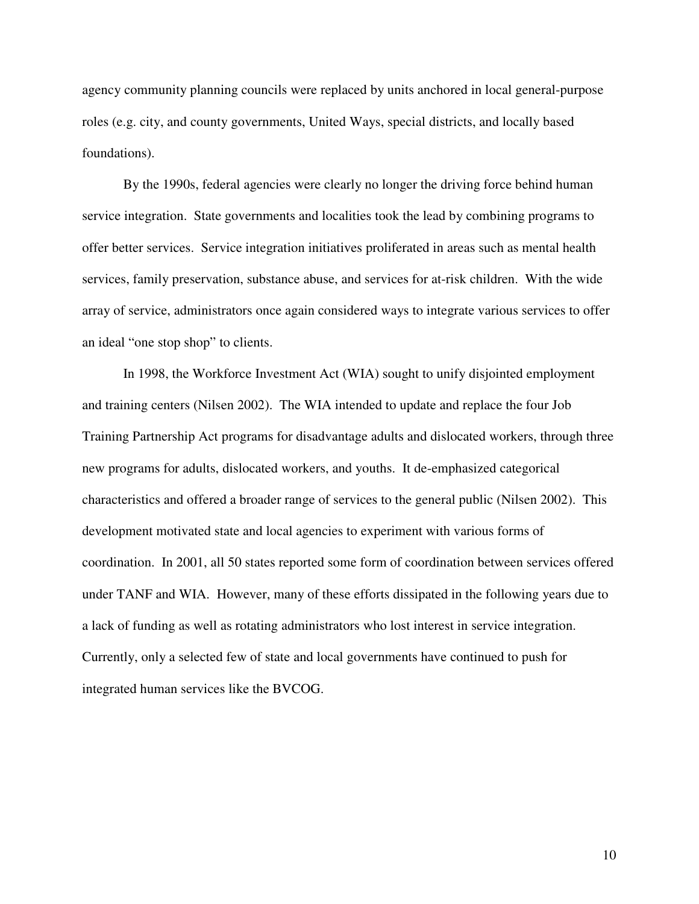agency community planning councils were replaced by units anchored in local general-purpose roles (e.g. city, and county governments, United Ways, special districts, and locally based foundations).

By the 1990s, federal agencies were clearly no longer the driving force behind human service integration. State governments and localities took the lead by combining programs to offer better services. Service integration initiatives proliferated in areas such as mental health services, family preservation, substance abuse, and services for at-risk children. With the wide array of service, administrators once again considered ways to integrate various services to offer an ideal "one stop shop" to clients.

In 1998, the Workforce Investment Act (WIA) sought to unify disjointed employment and training centers (Nilsen 2002). The WIA intended to update and replace the four Job Training Partnership Act programs for disadvantage adults and dislocated workers, through three new programs for adults, dislocated workers, and youths. It de-emphasized categorical characteristics and offered a broader range of services to the general public (Nilsen 2002). This development motivated state and local agencies to experiment with various forms of coordination. In 2001, all 50 states reported some form of coordination between services offered under TANF and WIA. However, many of these efforts dissipated in the following years due to a lack of funding as well as rotating administrators who lost interest in service integration. Currently, only a selected few of state and local governments have continued to push for integrated human services like the BVCOG.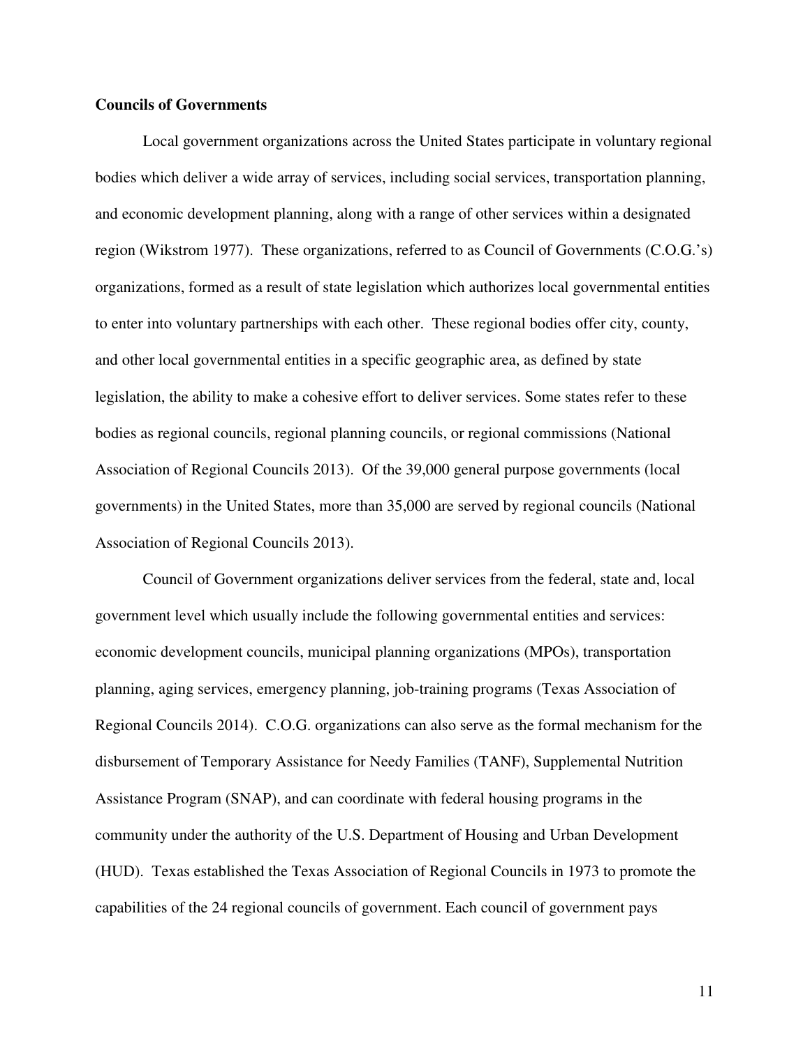**Councils of Governments**

Local government organizations across the United States participate in voluntary regional bodies which deliver a wide array of services, including social services, transportation planning, and economic development planning, along with a range of other services within a designated region (Wikstrom 1977). These organizations, referred to as Council of Governments (C.O.G.'s) organizations, formed as a result of state legislation which authorizes local governmental entities to enter into voluntary partnerships with each other. These regional bodies offer city, county, and other local governmental entities in a specific geographic area, as defined by state legislation, the ability to make a cohesive effort to deliver services. Some states refer to these bodies as regional councils, regional planning councils, or regional commissions (National Association of Regional Councils 2013). Of the 39,000 general purpose governments (local governments) in the United States, more than 35,000 are served by regional councils (National Association of Regional Councils 2013).

Council of Government organizations deliver services from the federal, state and, local government level which usually include the following governmental entities and services: economic development councils, municipal planning organizations (MPOs), transportation planning, aging services, emergency planning, job-training programs (Texas Association of Regional Councils 2014). C.O.G. organizations can also serve as the formal mechanism for the disbursement of Temporary Assistance for Needy Families (TANF), Supplemental Nutrition Assistance Program (SNAP), and can coordinate with federal housing programs in the community under the authority of the U.S. Department of Housing and Urban Development (HUD). Texas established the Texas Association of Regional Councils in 1973 to promote the capabilities of the 24 regional councils of government. Each council of government pays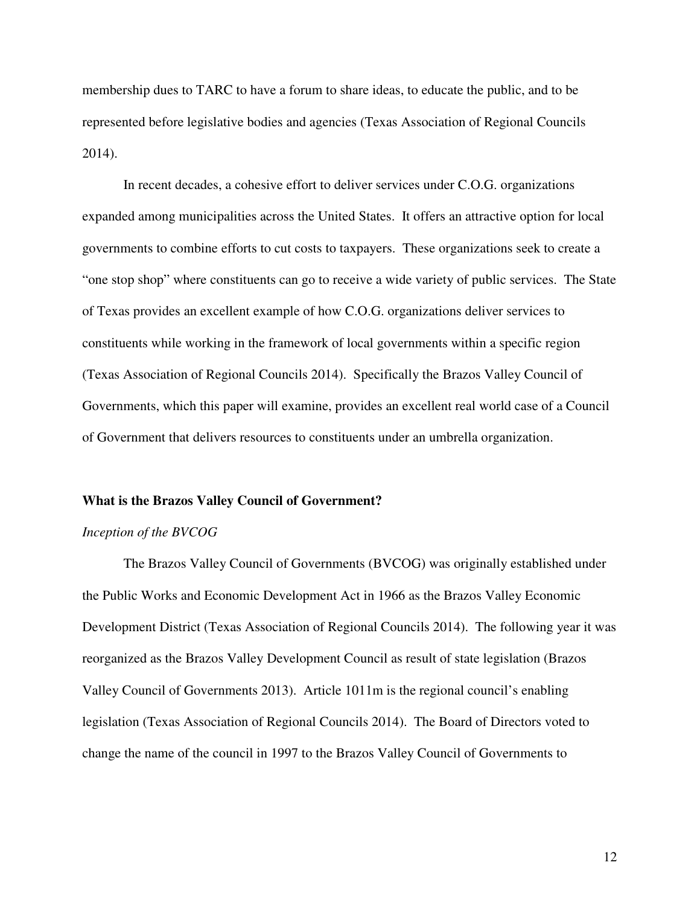membership dues to TARC to have a forum to share ideas, to educate the public, and to be represented before legislative bodies and agencies (Texas Association of Regional Councils 2014).

In recent decades, a cohesive effort to deliver services under C.O.G. organizations expanded among municipalities across the United States. It offers an attractive option for local governments to combine efforts to cut costs to taxpayers. These organizations seek to create a "one stop shop" where constituents can go to receive a wide variety of public services. The State of Texas provides an excellent example of how C.O.G. organizations deliver services to constituents while working in the framework of local governments within a specific region (Texas Association of Regional Councils 2014). Specifically the Brazos Valley Council of Governments, which this paper will examine, provides an excellent real world case of a Council of Government that delivers resources to constituents under an umbrella organization.

## What is the Brazos Valley Council of Government?

### *Inception of the BVCOG*

The Brazos Valley Council of Governments (BVCOG) was originally established under the Public Works and Economic Development Act in 1966 as the Brazos Valley Economic Development District (Texas Association of Regional Councils 2014). The following year it was reorganized as the Brazos Valley Development Council as result of state legislation (Brazos Valley Council of Governments 2013). Article 1011m is the regional council's enabling legislation (Texas Association of Regional Councils 2014). The Board of Directors voted to change the name of the council in 1997 to the Brazos Valley Council of Governments to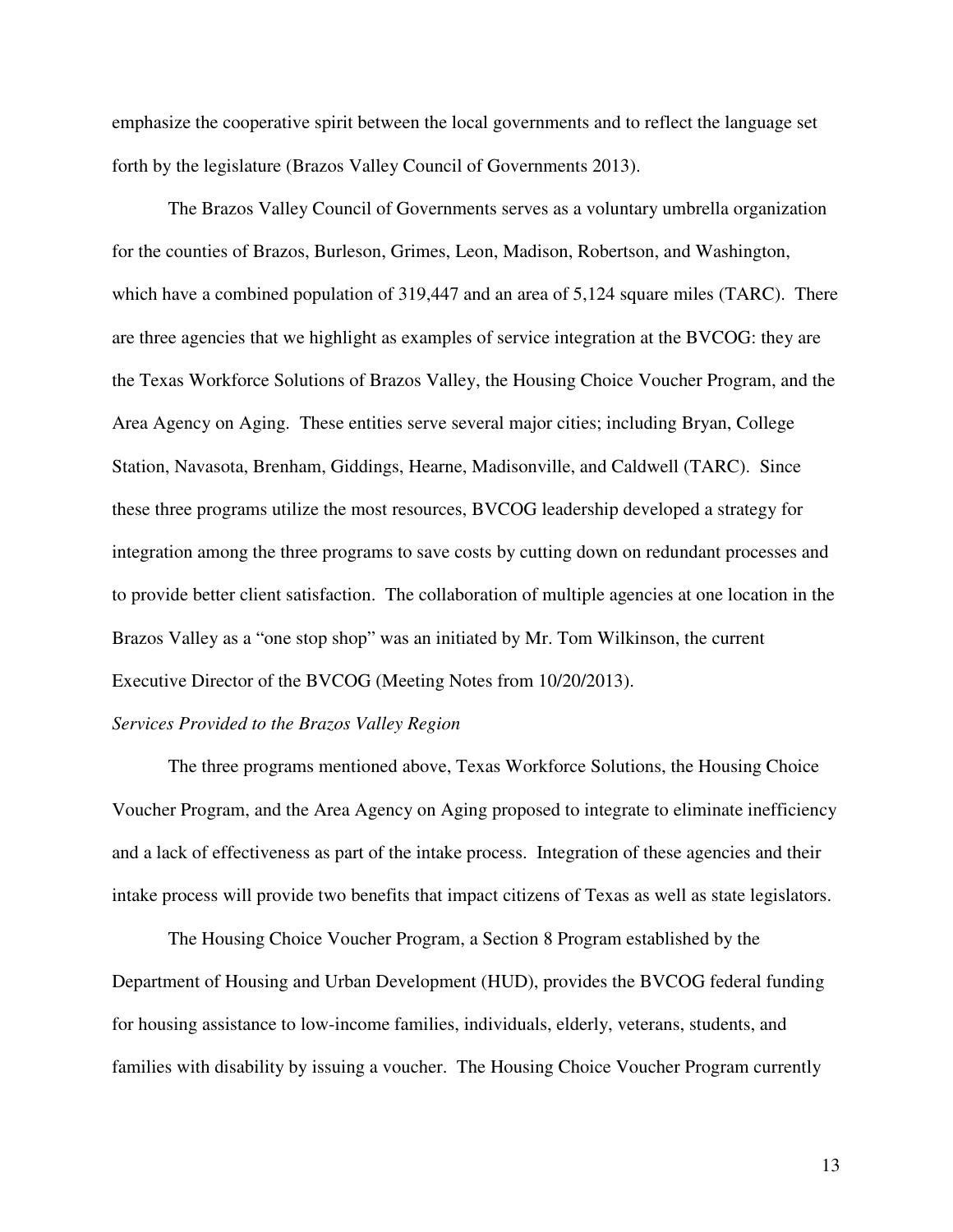emphasize the cooperative spirit between the local governments and to reflect the language set forth by the legislature (Brazos Valley Council of Governments 2013).

The Brazos Valley Council of Governments serves as a voluntary umbrella organization for the counties of Brazos, Burleson, Grimes, Leon, Madison, Robertson, and Washington, which have a combined population of 319,447 and an area of 5,124 square miles (TARC). There are three agencies that we highlight as examples of service integration at the BVCOG: they are the Texas Workforce Solutions of Brazos Valley, the Housing Choice Voucher Program, and the Area Agency on Aging. These entities serve several major cities; including Bryan, College Station, Navasota, Brenham, Giddings, Hearne, Madisonville, and Caldwell (TARC). Since these three programs utilize the most resources, BVCOG leadership developed a strategy for integration among the three programs to save costs by cutting down on redundant processes and to provide better client satisfaction. The collaboration of multiple agencies at one location in the Brazos Valley as a "one stop shop" was an initiated by Mr. Tom Wilkinson, the current Executive Director of the BVCOG (Meeting Notes from 10/20/2013).

*Services Provided to the Brazos Valley Region*

The three programs mentioned above, Texas Workforce Solutions, the Housing Choice Voucher Program, and the Area Agency on Aging proposed to integrate to eliminate inefficiency and a lack of effectiveness as part of the intake process. Integration of these agencies and their intake process will provide two benefits that impact citizens of Texas as well as state legislators.

The Housing Choice Voucher Program, a Section 8 Program established by the Department of Housing and Urban Development (HUD), provides the BVCOG federal funding for housing assistance to low-income families, individuals, elderly, veterans, students, and families with disability by issuing a voucher. The Housing Choice Voucher Program currently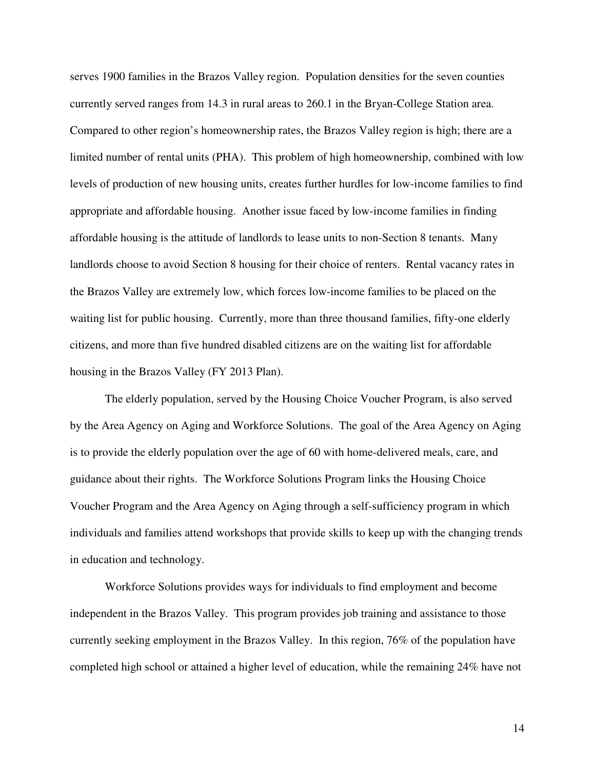serves 1900 families in the Brazos Valley region. Population densities for the seven counties currently served ranges from 14.3 in rural areas to 260.1 in the Bryan-College Station area. Compared to other region's homeownership rates, the Brazos Valley region is high; there are a limited number of rental units (PHA). This problem of high homeownership, combined with low levels of production of new housing units, creates further hurdles for low-income families to find appropriate and affordable housing. Another issue faced by low-income families in finding affordable housing is the attitude of landlords to lease units to non-Section 8 tenants. Many landlords choose to avoid Section 8 housing for their choice of renters. Rental vacancy rates in the Brazos Valley are extremely low, which forces low-income families to be placed on the waiting list for public housing. Currently, more than three thousand families, fifty-one elderly citizens, and more than five hundred disabled citizens are on the waiting list for affordable housing in the Brazos Valley (FY 2013 Plan).

The elderly population, served by the Housing Choice Voucher Program, is also served by the Area Agency on Aging and Workforce Solutions. The goal of the Area Agency on Aging is to provide the elderly population over the age of 60 with home-delivered meals, care, and guidance about their rights. The Workforce Solutions Program links the Housing Choice Voucher Program and the Area Agency on Aging through a self-sufficiency program in which individuals and families attend workshops that provide skills to keep up with the changing trends in education and technology.

Workforce Solutions provides ways for individuals to find employment and become independent in the Brazos Valley. This program provides job training and assistance to those currently seeking employment in the Brazos Valley. In this region, 76% of the population have completed high school or attained a higher level of education, while the remaining 24% have not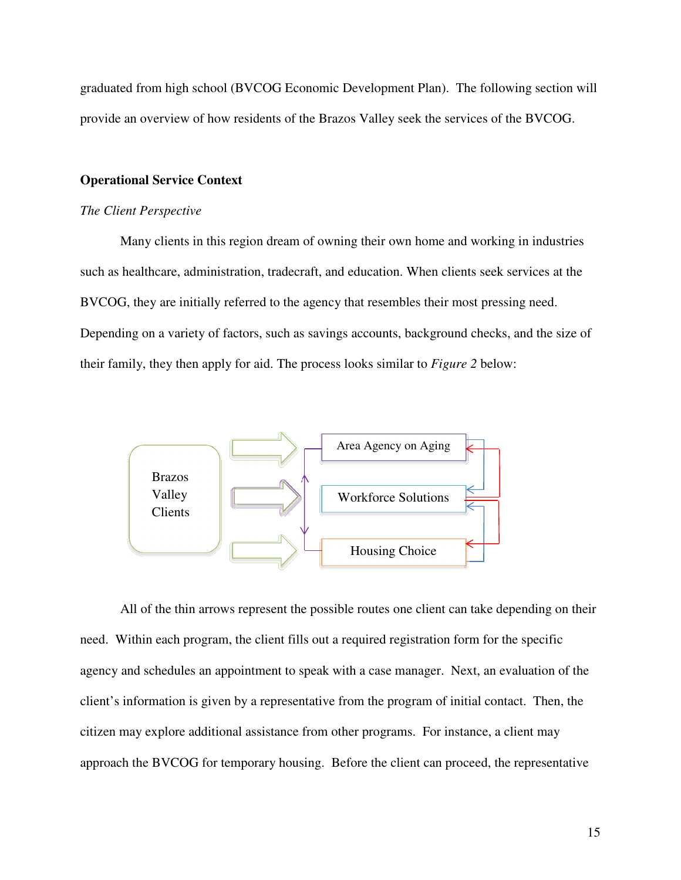graduated from high school (BVCOG Economic Development Plan). The following section will provide an overview of how residents of the Brazos Valley seek the services of the BVCOG.

## Operational Service Context

### *The Client Perspective*

Many clients in this region dream of owning their own home and working in industries such as healthcare, administration, tradecraft, and education. When clients seek services at the BVCOG, they are initially referred to the agency that resembles their most pressing need. Depending on a variety of factors, such as savings accounts, background checks, and the size of their family, they then apply for aid. The process looks similar to *Figure 2* below:

Brazos Valley Clients

Area Agency on Aging

Workforce Solutions

Housing Choice

All of the thin arrows represent the possible routes one client can take depending on their need. Within each program, the client fills out a required registration form for the specific agency and schedules an appointment to speak with a case manager. Next, an evaluation of the client's information is given by a representative from the program of initial contact. Then, the citizen may explore additional assistance from other programs. For instance, a client may approach the BVCOG for temporary housing. Before the client can proceed, the representative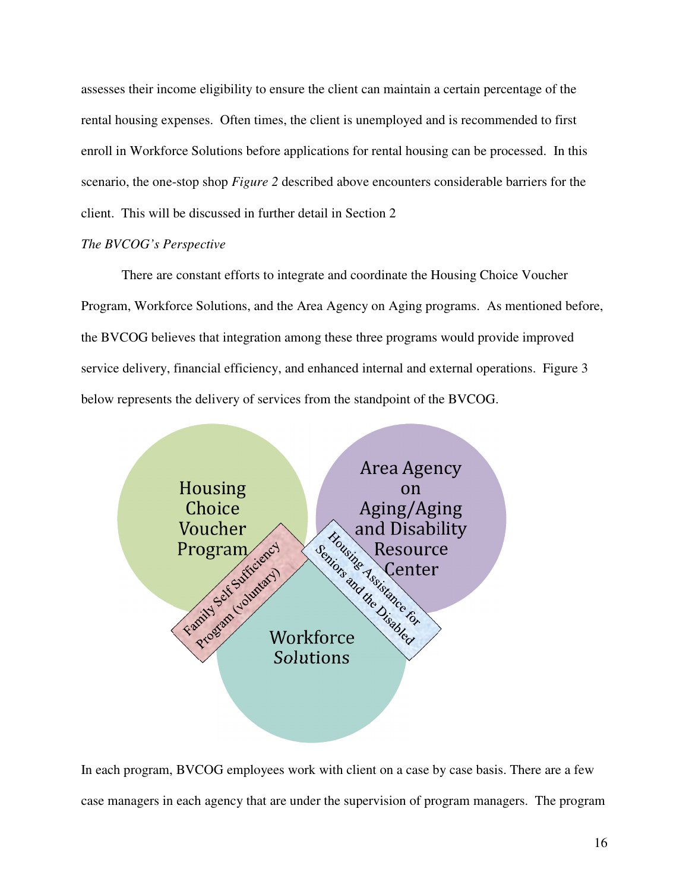assesses their income eligibility to ensure the client can maintain a certain percentage of the rental housing expenses. Often times, the client is unemployed and is recommended to first enroll in Workforce Solutions before applications for rental housing can be processed. In this scenario, the one-stop shop *Figure 2* described above encounters considerable barriers for the client. This will be discussed in further detail in Section 2

*The BVCOG's Perspective*

There are constant efforts to integrate and coordinate the Housing Choice Voucher Program, Workforce Solutions, and the Area Agency on Aging programs. As mentioned before, the BVCOG believes that integration among these three programs would provide improved service delivery, financial efficiency, and enhanced internal and external operations. Figure 3 below represents the delivery of services from the standpoint of the BVCOG.

Housing Choice Voucher Program

Area Agency on Aging/Aging and Disability Resource Center

Workforce Solutions

Family Self Sufficiency Program (voluntary)

Housing Assistance for Seniors and the Disabled

In each program, BVCOG employees work with client on a case by case basis. There are a few case managers in each agency that are under the supervision of program managers. The program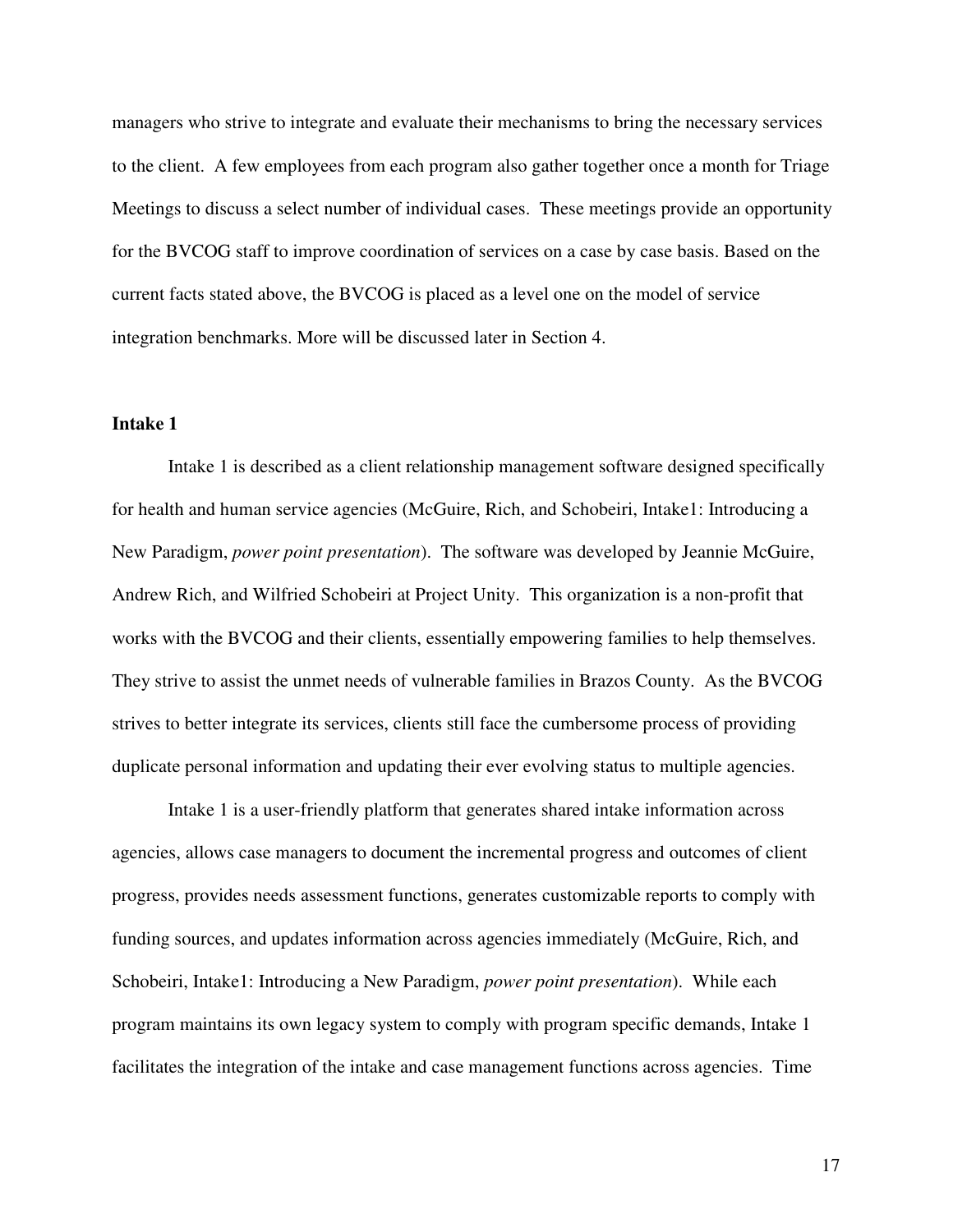managers who strive to integrate and evaluate their mechanisms to bring the necessary services to the client. A few employees from each program also gather together once a month for Triage Meetings to discuss a select number of individual cases. These meetings provide an opportunity for the BVCOG staff to improve coordination of services on a case by case basis. Based on the current facts stated above, the BVCOG is placed as a level one on the model of service integration benchmarks. More will be discussed later in Section 4.

**Intake 1**

Intake 1 is described as a client relationship management software designed specifically for health and human service agencies (McGuire, Rich, and Schobeiri, Intake1: Introducing a New Paradigm, *power point presentation*). The software was developed by Jeannie McGuire, Andrew Rich, and Wilfried Schobeiri at Project Unity. This organization is a non-profit that works with the BVCOG and their clients, essentially empowering families to help themselves. They strive to assist the unmet needs of vulnerable families in Brazos County. As the BVCOG strives to better integrate its services, clients still face the cumbersome process of providing duplicate personal information and updating their ever evolving status to multiple agencies.

Intake 1 is a user-friendly platform that generates shared intake information across agencies, allows case managers to document the incremental progress and outcomes of client progress, provides needs assessment functions, generates customizable reports to comply with funding sources, and updates information across agencies immediately (McGuire, Rich, and Schobeiri, Intake1: Introducing a New Paradigm, *power point presentation*). While each program maintains its own legacy system to comply with program specific demands, Intake 1 facilitates the integration of the intake and case management functions across agencies. Time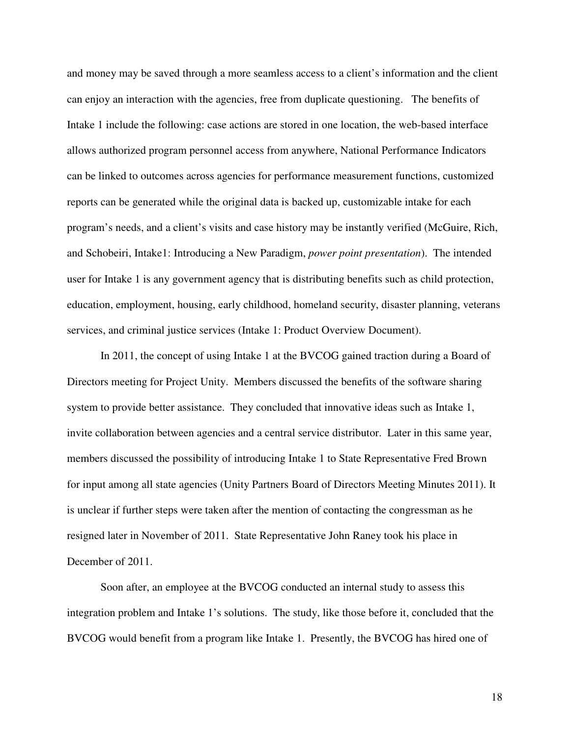and money may be saved through a more seamless access to a client's information and the client can enjoy an interaction with the agencies, free from duplicate questioning. The benefits of Intake 1 include the following: case actions are stored in one location, the web-based interface allows authorized program personnel access from anywhere, National Performance Indicators can be linked to outcomes across agencies for performance measurement functions, customized reports can be generated while the original data is backed up, customizable intake for each program's needs, and a client's visits and case history may be instantly verified (McGuire, Rich, and Schobeiri, Intake1: Introducing a New Paradigm, *power point presentation*). The intended user for Intake 1 is any government agency that is distributing benefits such as child protection, education, employment, housing, early childhood, homeland security, disaster planning, veterans services, and criminal justice services (Intake 1: Product Overview Document).

In 2011, the concept of using Intake 1 at the BVCOG gained traction during a Board of Directors meeting for Project Unity. Members discussed the benefits of the software sharing system to provide better assistance. They concluded that innovative ideas such as Intake 1, invite collaboration between agencies and a central service distributor. Later in this same year, members discussed the possibility of introducing Intake 1 to State Representative Fred Brown for input among all state agencies (Unity Partners Board of Directors Meeting Minutes 2011). It is unclear if further steps were taken after the mention of contacting the congressman as he resigned later in November of 2011. State Representative John Raney took his place in December of 2011.

Soon after, an employee at the BVCOG conducted an internal study to assess this integration problem and Intake 1's solutions. The study, like those before it, concluded that the BVCOG would benefit from a program like Intake 1. Presently, the BVCOG has hired one of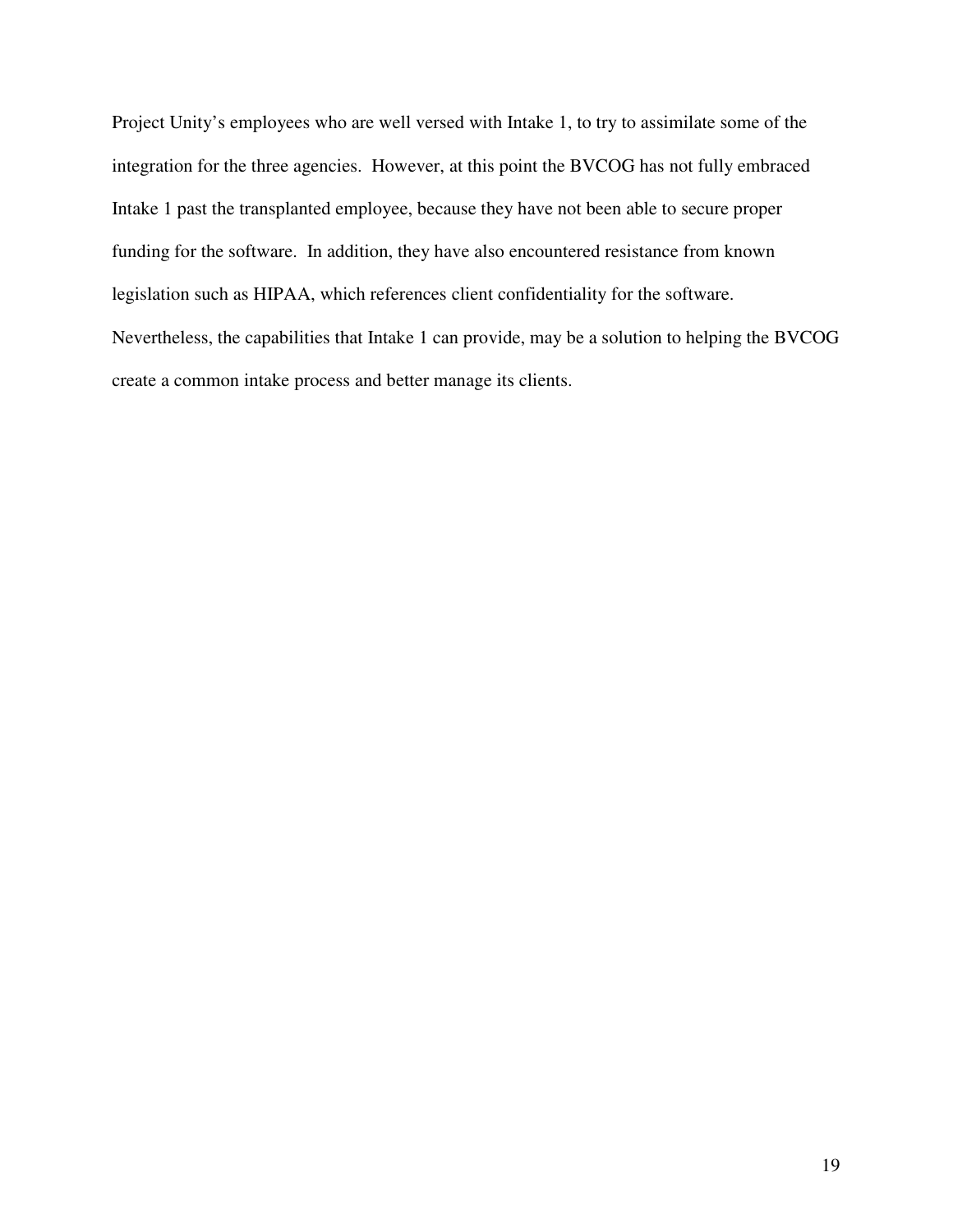Project Unity's employees who are well versed with Intake 1, to try to assimilate some of the integration for the three agencies. However, at this point the BVCOG has not fully embraced Intake 1 past the transplanted employee, because they have not been able to secure proper funding for the software. In addition, they have also encountered resistance from known legislation such as HIPAA, which references client confidentiality for the software. Nevertheless, the capabilities that Intake 1 can provide, may be a solution to helping the BVCOG create a common intake process and better manage its clients.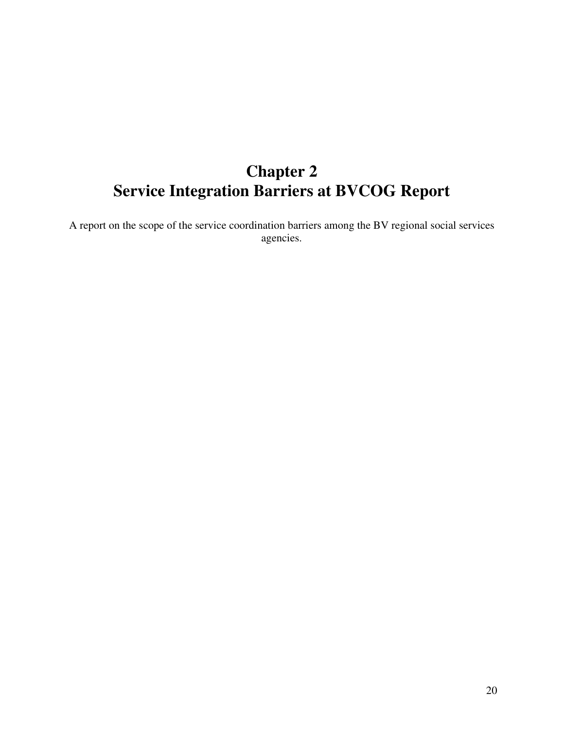# Chapter 2
# Service Integration Barriers at BVCOG Report

A report on the scope of the service coordination barriers among the BV regional social services agencies.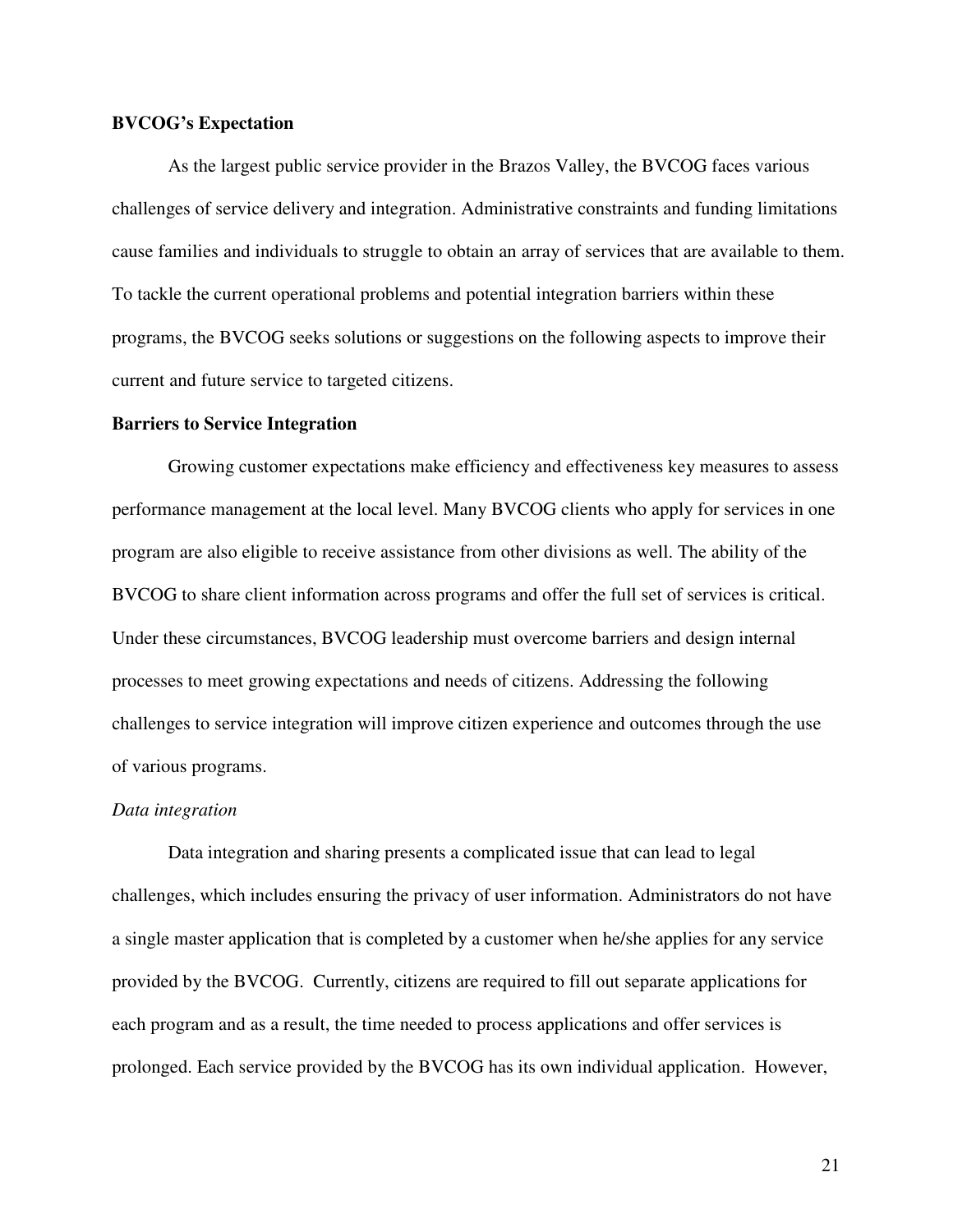**BVCOG's Expectation**

As the largest public service provider in the Brazos Valley, the BVCOG faces various challenges of service delivery and integration. Administrative constraints and funding limitations cause families and individuals to struggle to obtain an array of services that are available to them. To tackle the current operational problems and potential integration barriers within these programs, the BVCOG seeks solutions or suggestions on the following aspects to improve their current and future service to targeted citizens.

**Barriers to Service Integration**

Growing customer expectations make efficiency and effectiveness key measures to assess performance management at the local level. Many BVCOG clients who apply for services in one program are also eligible to receive assistance from other divisions as well. The ability of the BVCOG to share client information across programs and offer the full set of services is critical. Under these circumstances, BVCOG leadership must overcome barriers and design internal processes to meet growing expectations and needs of citizens. Addressing the following challenges to service integration will improve citizen experience and outcomes through the use of various programs.

*Data integration*

Data integration and sharing presents a complicated issue that can lead to legal challenges, which includes ensuring the privacy of user information. Administrators do not have a single master application that is completed by a customer when he/she applies for any service provided by the BVCOG. Currently, citizens are required to fill out separate applications for each program and as a result, the time needed to process applications and offer services is prolonged. Each service provided by the BVCOG has its own individual application. However,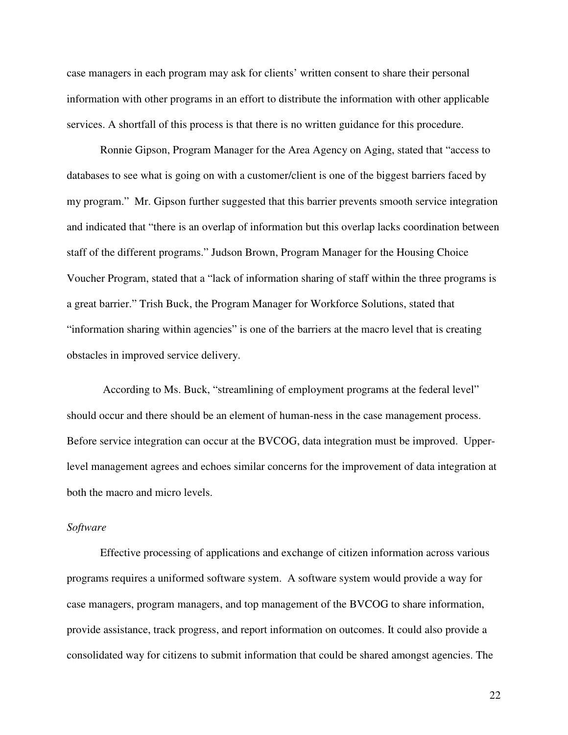case managers in each program may ask for clients' written consent to share their personal information with other programs in an effort to distribute the information with other applicable services. A shortfall of this process is that there is no written guidance for this procedure.

Ronnie Gipson, Program Manager for the Area Agency on Aging, stated that "access to databases to see what is going on with a customer/client is one of the biggest barriers faced by my program." Mr. Gipson further suggested that this barrier prevents smooth service integration and indicated that "there is an overlap of information but this overlap lacks coordination between staff of the different programs." Judson Brown, Program Manager for the Housing Choice Voucher Program, stated that a "lack of information sharing of staff within the three programs is a great barrier." Trish Buck, the Program Manager for Workforce Solutions, stated that "information sharing within agencies" is one of the barriers at the macro level that is creating obstacles in improved service delivery.

According to Ms. Buck, "streamlining of employment programs at the federal level" should occur and there should be an element of human-ness in the case management process. Before service integration can occur at the BVCOG, data integration must be improved. Upper-level management agrees and echoes similar concerns for the improvement of data integration at both the macro and micro levels.

*Software*

Effective processing of applications and exchange of citizen information across various programs requires a uniformed software system. A software system would provide a way for case managers, program managers, and top management of the BVCOG to share information, provide assistance, track progress, and report information on outcomes. It could also provide a consolidated way for citizens to submit information that could be shared amongst agencies. The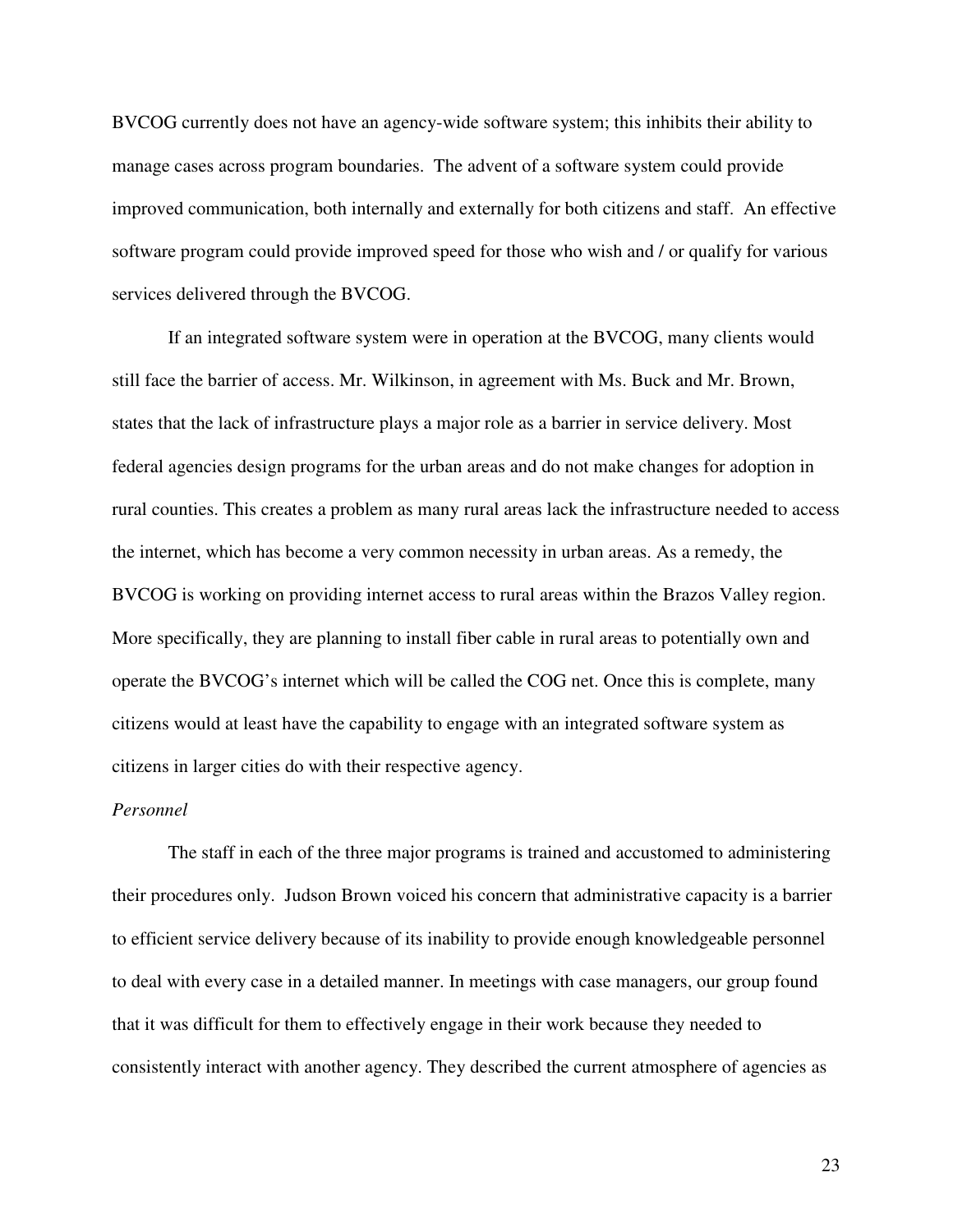BVCOG currently does not have an agency-wide software system; this inhibits their ability to manage cases across program boundaries. The advent of a software system could provide improved communication, both internally and externally for both citizens and staff. An effective software program could provide improved speed for those who wish and / or qualify for various services delivered through the BVCOG.

If an integrated software system were in operation at the BVCOG, many clients would still face the barrier of access. Mr. Wilkinson, in agreement with Ms. Buck and Mr. Brown, states that the lack of infrastructure plays a major role as a barrier in service delivery. Most federal agencies design programs for the urban areas and do not make changes for adoption in rural counties. This creates a problem as many rural areas lack the infrastructure needed to access the internet, which has become a very common necessity in urban areas. As a remedy, the BVCOG is working on providing internet access to rural areas within the Brazos Valley region. More specifically, they are planning to install fiber cable in rural areas to potentially own and operate the BVCOG's internet which will be called the COG net. Once this is complete, many citizens would at least have the capability to engage with an integrated software system as citizens in larger cities do with their respective agency.

*Personnel*

The staff in each of the three major programs is trained and accustomed to administering their procedures only. Judson Brown voiced his concern that administrative capacity is a barrier to efficient service delivery because of its inability to provide enough knowledgeable personnel to deal with every case in a detailed manner. In meetings with case managers, our group found that it was difficult for them to effectively engage in their work because they needed to consistently interact with another agency. They described the current atmosphere of agencies as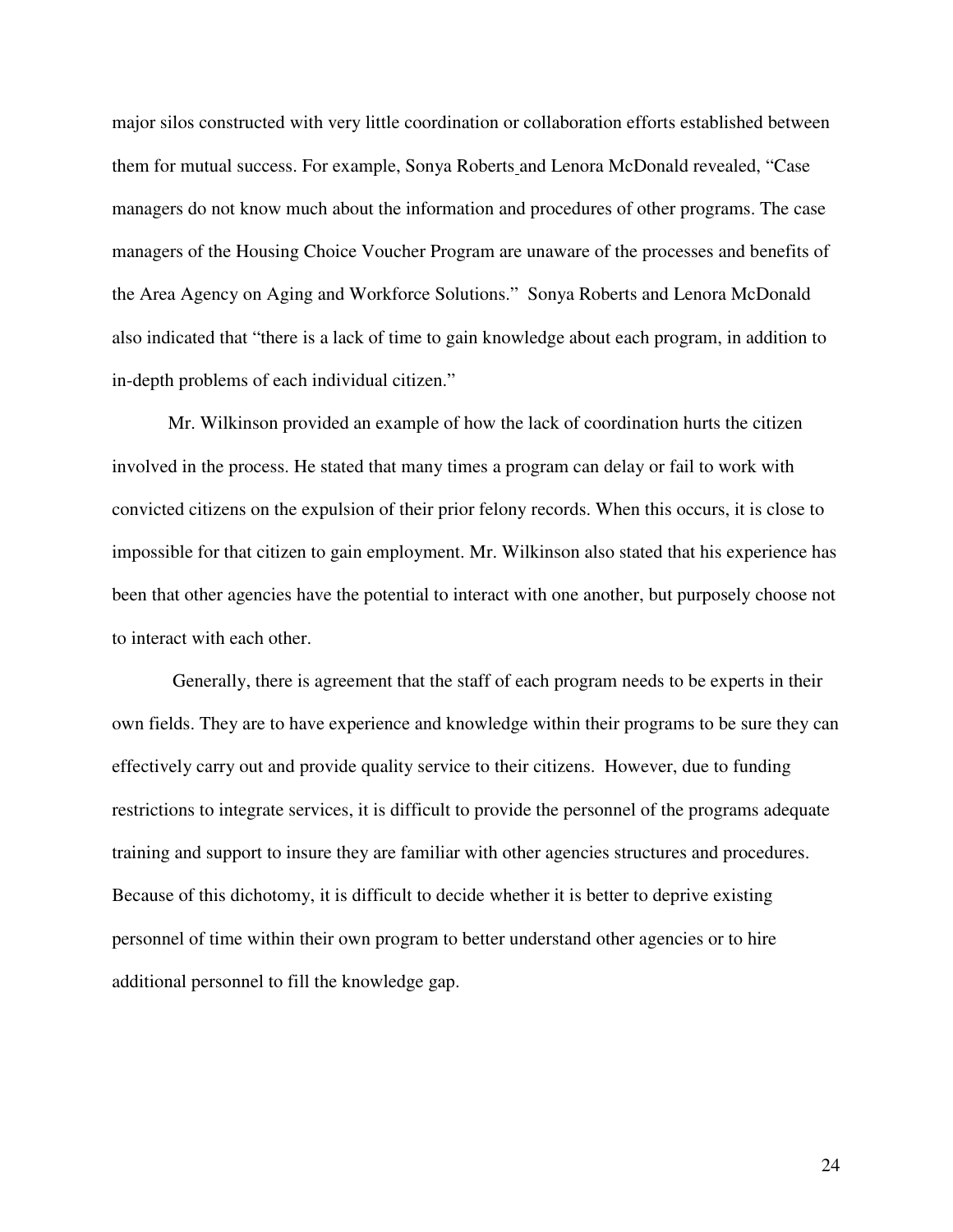major silos constructed with very little coordination or collaboration efforts established between them for mutual success. For example, Sonya Roberts and Lenora McDonald revealed, "Case managers do not know much about the information and procedures of other programs. The case managers of the Housing Choice Voucher Program are unaware of the processes and benefits of the Area Agency on Aging and Workforce Solutions." Sonya Roberts and Lenora McDonald also indicated that "there is a lack of time to gain knowledge about each program, in addition to in-depth problems of each individual citizen."

Mr. Wilkinson provided an example of how the lack of coordination hurts the citizen involved in the process. He stated that many times a program can delay or fail to work with convicted citizens on the expulsion of their prior felony records. When this occurs, it is close to impossible for that citizen to gain employment. Mr. Wilkinson also stated that his experience has been that other agencies have the potential to interact with one another, but purposely choose not to interact with each other.

Generally, there is agreement that the staff of each program needs to be experts in their own fields. They are to have experience and knowledge within their programs to be sure they can effectively carry out and provide quality service to their citizens. However, due to funding restrictions to integrate services, it is difficult to provide the personnel of the programs adequate training and support to insure they are familiar with other agencies structures and procedures. Because of this dichotomy, it is difficult to decide whether it is better to deprive existing personnel of time within their own program to better understand other agencies or to hire additional personnel to fill the knowledge gap.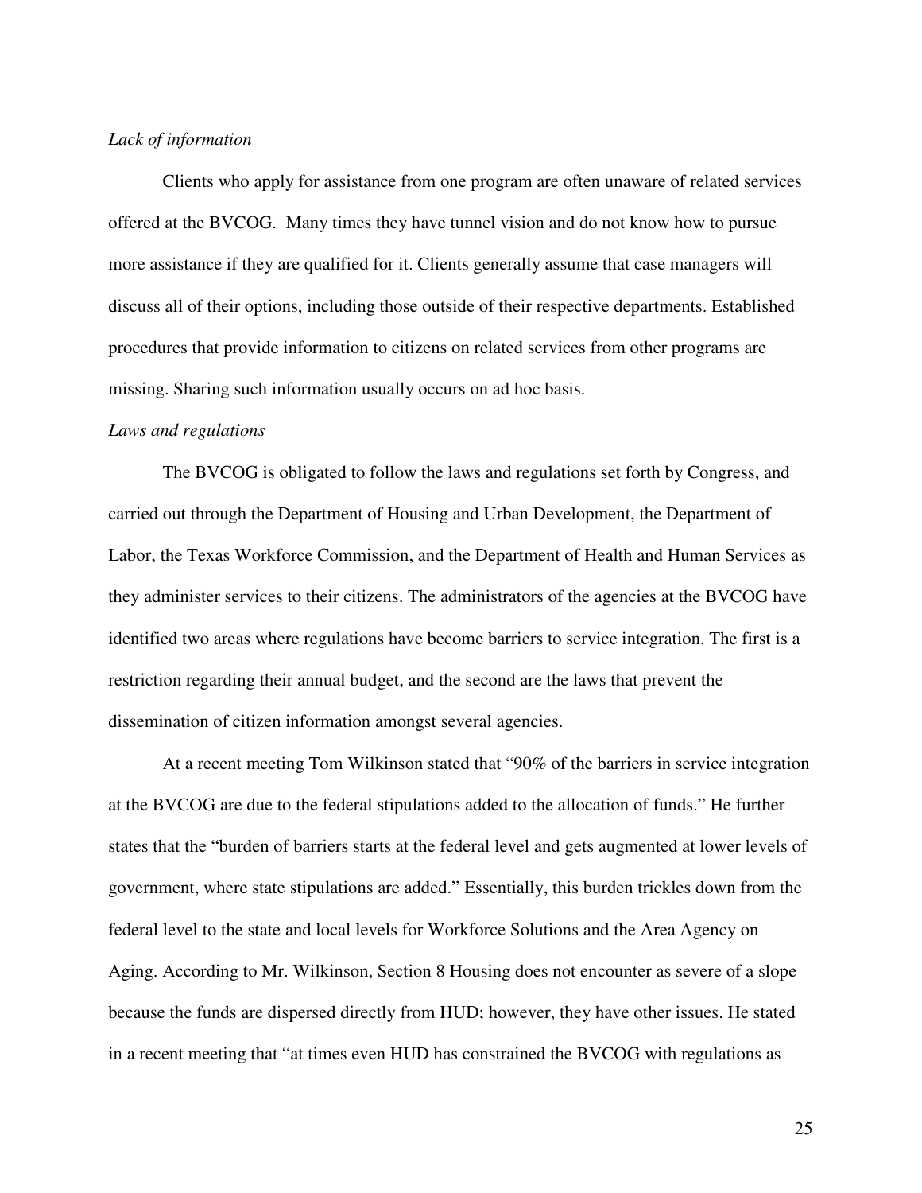*Lack of information*

Clients who apply for assistance from one program are often unaware of related services offered at the BVCOG. Many times they have tunnel vision and do not know how to pursue more assistance if they are qualified for it. Clients generally assume that case managers will discuss all of their options, including those outside of their respective departments. Established procedures that provide information to citizens on related services from other programs are missing. Sharing such information usually occurs on ad hoc basis.

*Laws and regulations*

The BVCOG is obligated to follow the laws and regulations set forth by Congress, and carried out through the Department of Housing and Urban Development, the Department of Labor, the Texas Workforce Commission, and the Department of Health and Human Services as they administer services to their citizens. The administrators of the agencies at the BVCOG have identified two areas where regulations have become barriers to service integration. The first is a restriction regarding their annual budget, and the second are the laws that prevent the dissemination of citizen information amongst several agencies.

At a recent meeting Tom Wilkinson stated that "90% of the barriers in service integration at the BVCOG are due to the federal stipulations added to the allocation of funds." He further states that the "burden of barriers starts at the federal level and gets augmented at lower levels of government, where state stipulations are added." Essentially, this burden trickles down from the federal level to the state and local levels for Workforce Solutions and the Area Agency on Aging. According to Mr. Wilkinson, Section 8 Housing does not encounter as severe of a slope because the funds are dispersed directly from HUD; however, they have other issues. He stated in a recent meeting that "at times even HUD has constrained the BVCOG with regulations as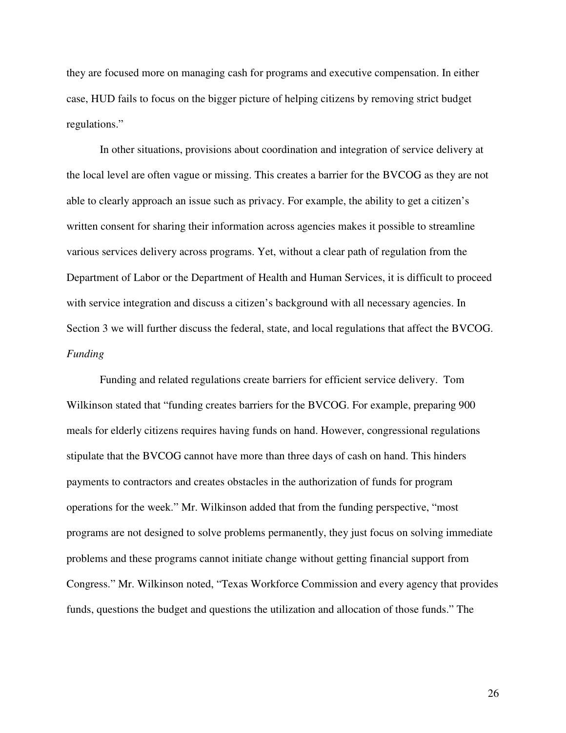they are focused more on managing cash for programs and executive compensation. In either case, HUD fails to focus on the bigger picture of helping citizens by removing strict budget regulations."

In other situations, provisions about coordination and integration of service delivery at the local level are often vague or missing. This creates a barrier for the BVCOG as they are not able to clearly approach an issue such as privacy. For example, the ability to get a citizen's written consent for sharing their information across agencies makes it possible to streamline various services delivery across programs. Yet, without a clear path of regulation from the Department of Labor or the Department of Health and Human Services, it is difficult to proceed with service integration and discuss a citizen's background with all necessary agencies. In Section 3 we will further discuss the federal, state, and local regulations that affect the BVCOG.

*Funding*

Funding and related regulations create barriers for efficient service delivery. Tom Wilkinson stated that "funding creates barriers for the BVCOG. For example, preparing 900 meals for elderly citizens requires having funds on hand. However, congressional regulations stipulate that the BVCOG cannot have more than three days of cash on hand. This hinders payments to contractors and creates obstacles in the authorization of funds for program operations for the week." Mr. Wilkinson added that from the funding perspective, "most programs are not designed to solve problems permanently, they just focus on solving immediate problems and these programs cannot initiate change without getting financial support from Congress." Mr. Wilkinson noted, "Texas Workforce Commission and every agency that provides funds, questions the budget and questions the utilization and allocation of those funds." The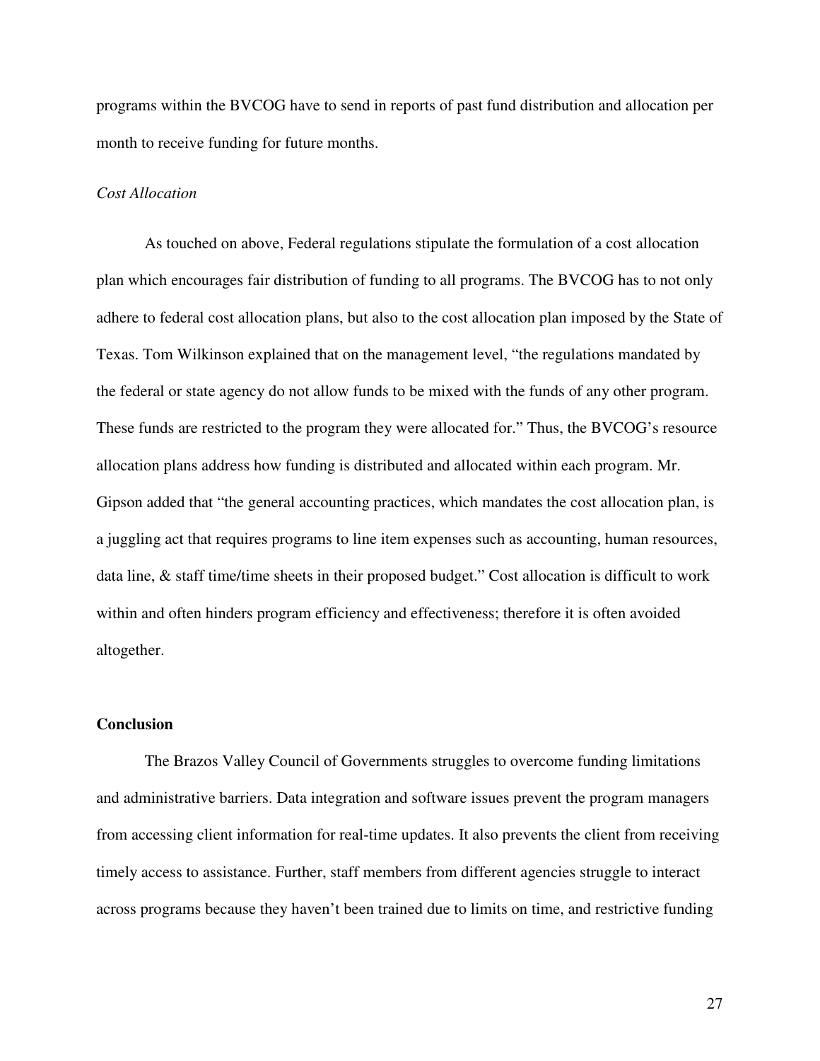programs within the BVCOG have to send in reports of past fund distribution and allocation per month to receive funding for future months.

*Cost Allocation*

As touched on above, Federal regulations stipulate the formulation of a cost allocation plan which encourages fair distribution of funding to all programs. The BVCOG has to not only adhere to federal cost allocation plans, but also to the cost allocation plan imposed by the State of Texas. Tom Wilkinson explained that on the management level, "the regulations mandated by the federal or state agency do not allow funds to be mixed with the funds of any other program. These funds are restricted to the program they were allocated for." Thus, the BVCOG's resource allocation plans address how funding is distributed and allocated within each program. Mr. Gipson added that "the general accounting practices, which mandates the cost allocation plan, is a juggling act that requires programs to line item expenses such as accounting, human resources, data line, & staff time/time sheets in their proposed budget." Cost allocation is difficult to work within and often hinders program efficiency and effectiveness; therefore it is often avoided altogether.

**Conclusion**

The Brazos Valley Council of Governments struggles to overcome funding limitations and administrative barriers. Data integration and software issues prevent the program managers from accessing client information for real-time updates. It also prevents the client from receiving timely access to assistance. Further, staff members from different agencies struggle to interact across programs because they haven't been trained due to limits on time, and restrictive funding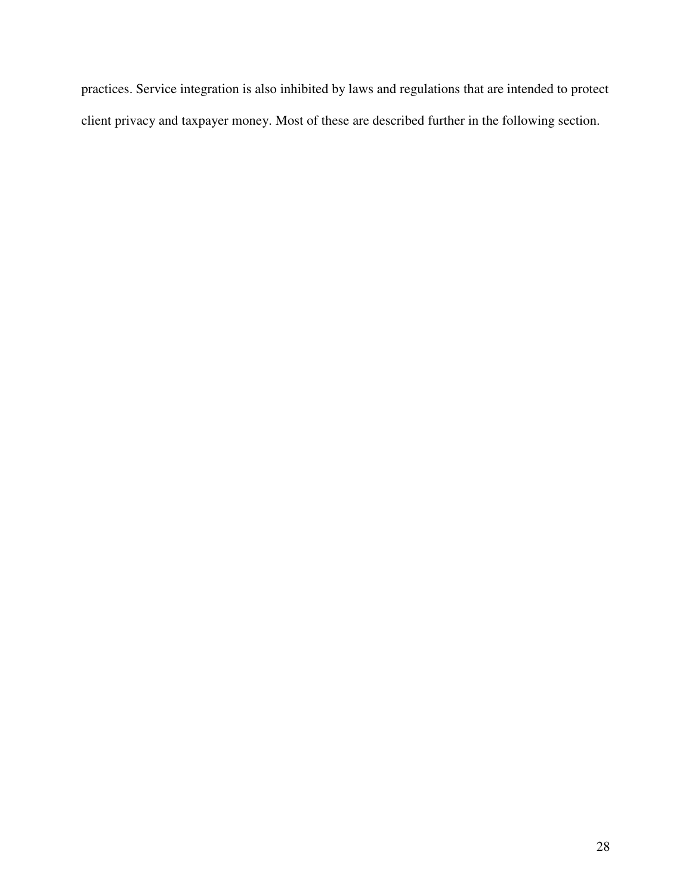practices. Service integration is also inhibited by laws and regulations that are intended to protect client privacy and taxpayer money. Most of these are described further in the following section.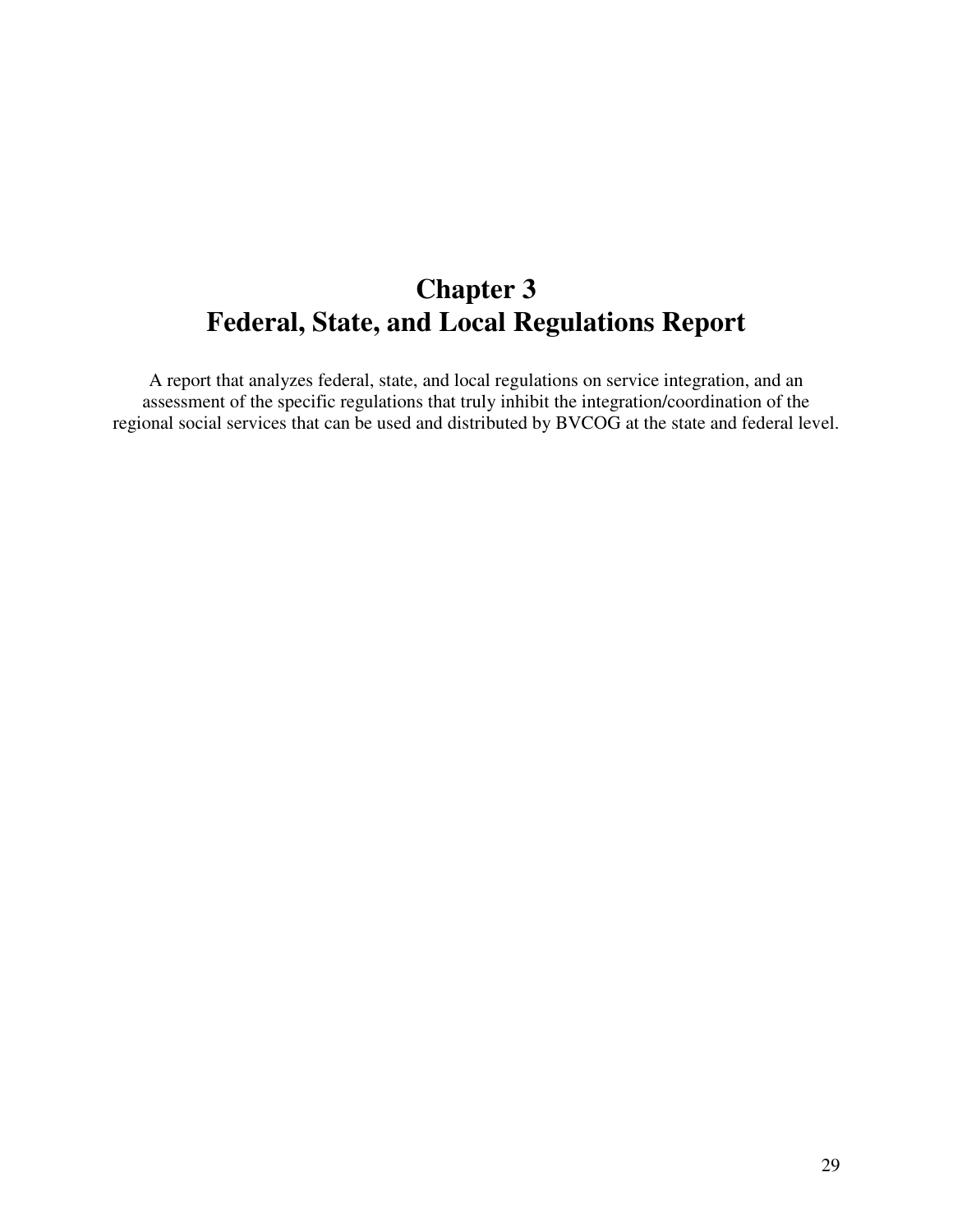# Chapter 3
# Federal, State, and Local Regulations Report

A report that analyzes federal, state, and local regulations on service integration, and an assessment of the specific regulations that truly inhibit the integration/coordination of the regional social services that can be used and distributed by BVCOG at the state and federal level.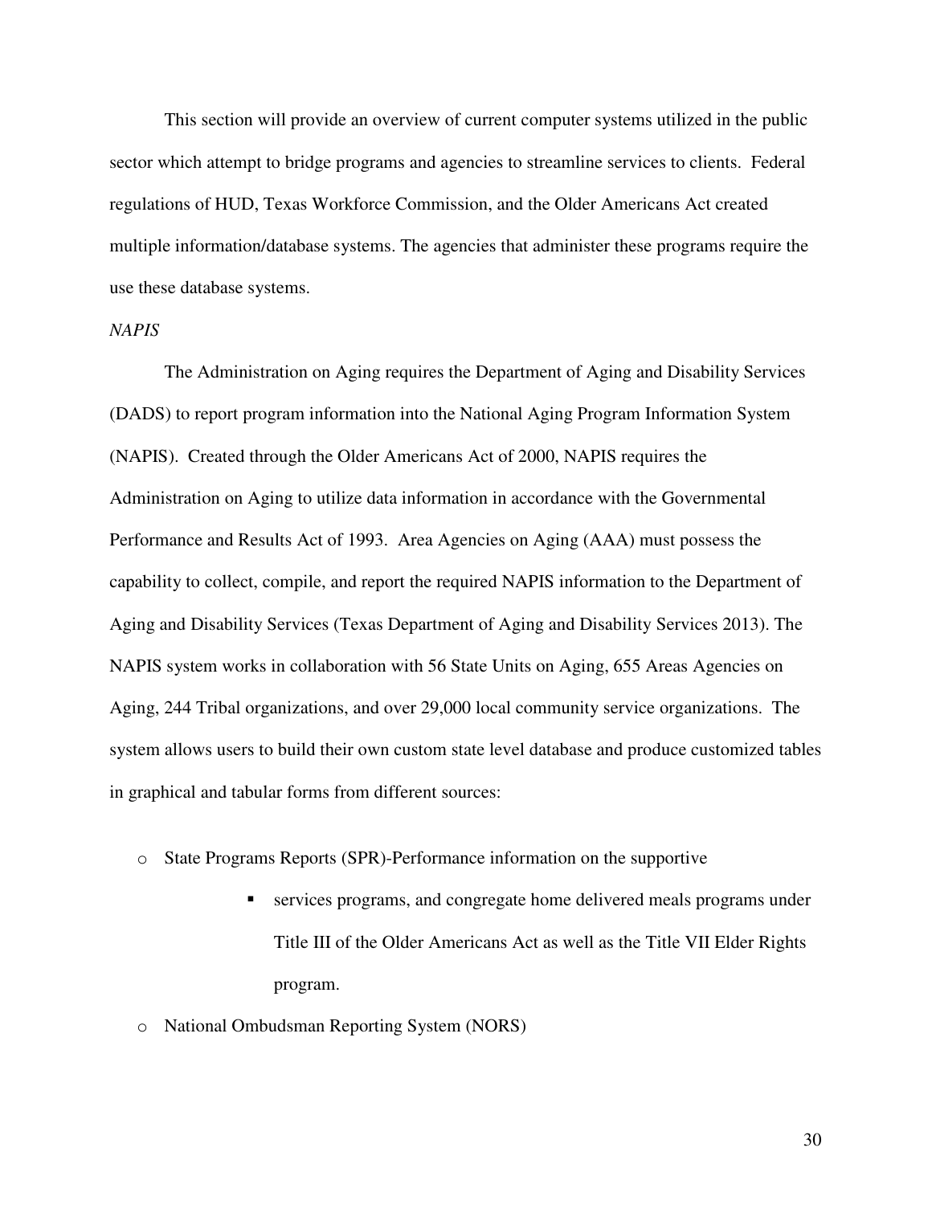This section will provide an overview of current computer systems utilized in the public sector which attempt to bridge programs and agencies to streamline services to clients. Federal regulations of HUD, Texas Workforce Commission, and the Older Americans Act created multiple information/database systems. The agencies that administer these programs require the use these database systems.

*NAPIS*

The Administration on Aging requires the Department of Aging and Disability Services (DADS) to report program information into the National Aging Program Information System (NAPIS). Created through the Older Americans Act of 2000, NAPIS requires the Administration on Aging to utilize data information in accordance with the Governmental Performance and Results Act of 1993. Area Agencies on Aging (AAA) must possess the capability to collect, compile, and report the required NAPIS information to the Department of Aging and Disability Services (Texas Department of Aging and Disability Services 2013). The NAPIS system works in collaboration with 56 State Units on Aging, 655 Areas Agencies on Aging, 244 Tribal organizations, and over 29,000 local community service organizations. The system allows users to build their own custom state level database and produce customized tables in graphical and tabular forms from different sources:

- State Programs Reports (SPR)-Performance information on the supportive
    - services programs, and congregate home delivered meals programs under Title III of the Older Americans Act as well as the Title VII Elder Rights program.
- National Ombudsman Reporting System (NORS)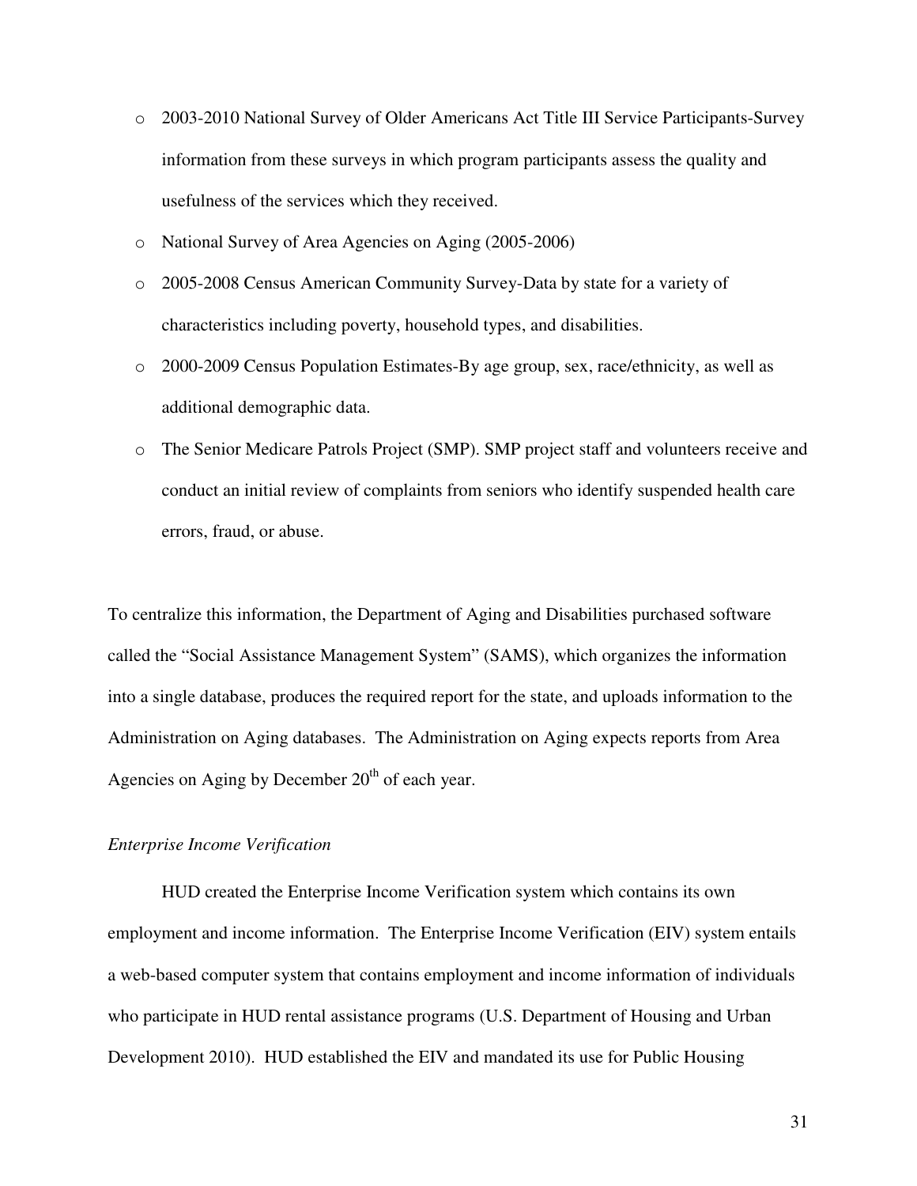- 2003-2010 National Survey of Older Americans Act Title III Service Participants-Survey information from these surveys in which program participants assess the quality and usefulness of the services which they received.
- National Survey of Area Agencies on Aging (2005-2006)
- 2005-2008 Census American Community Survey-Data by state for a variety of characteristics including poverty, household types, and disabilities.
- 2000-2009 Census Population Estimates-By age group, sex, race/ethnicity, as well as additional demographic data.
- The Senior Medicare Patrols Project (SMP). SMP project staff and volunteers receive and conduct an initial review of complaints from seniors who identify suspended health care errors, fraud, or abuse.

To centralize this information, the Department of Aging and Disabilities purchased software called the "Social Assistance Management System" (SAMS), which organizes the information into a single database, produces the required report for the state, and uploads information to the Administration on Aging databases. The Administration on Aging expects reports from Area Agencies on Aging by December 20th of each year.

*Enterprise Income Verification*

HUD created the Enterprise Income Verification system which contains its own employment and income information. The Enterprise Income Verification (EIV) system entails a web-based computer system that contains employment and income information of individuals who participate in HUD rental assistance programs (U.S. Department of Housing and Urban Development 2010). HUD established the EIV and mandated its use for Public Housing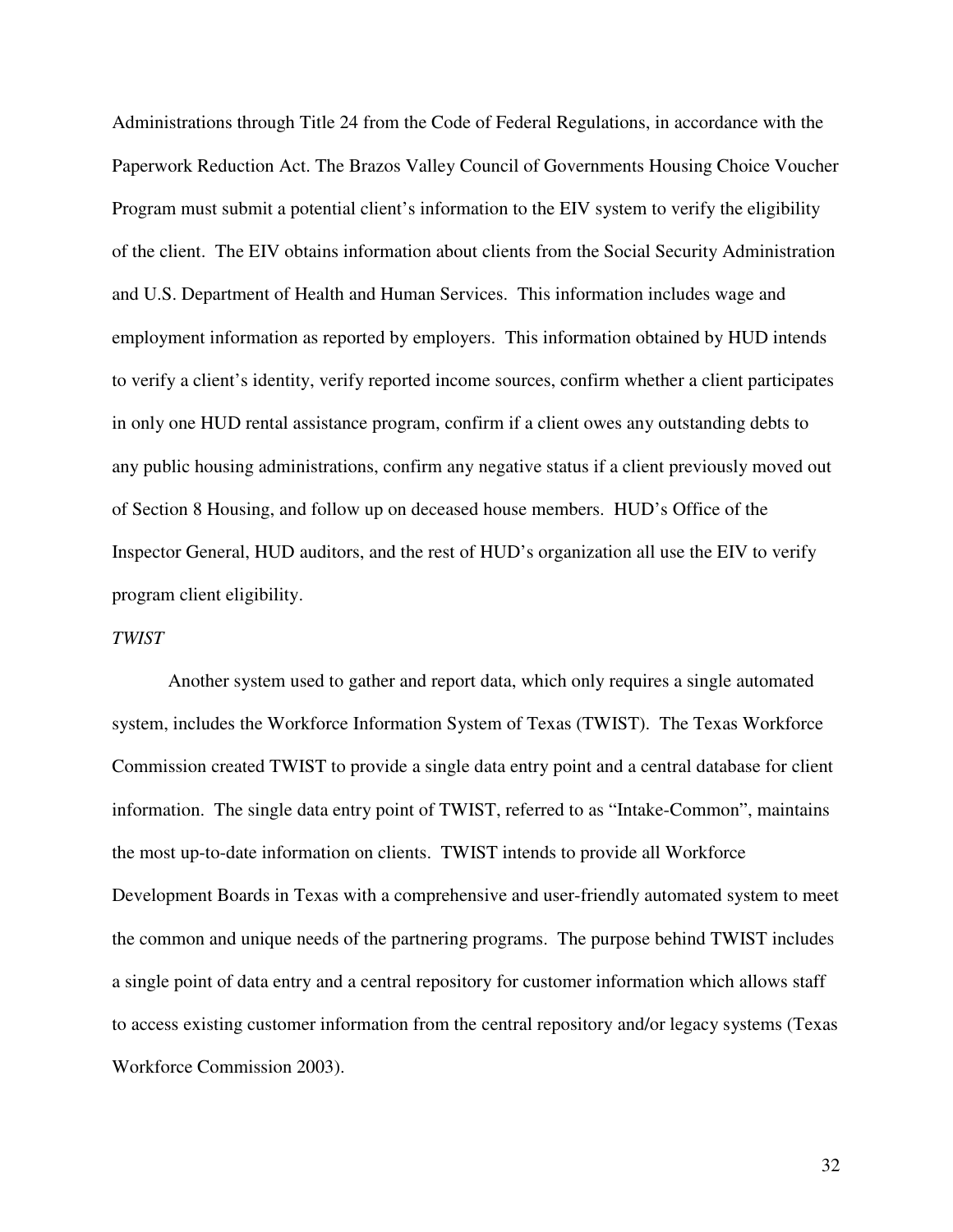Administrations through Title 24 from the Code of Federal Regulations, in accordance with the Paperwork Reduction Act. The Brazos Valley Council of Governments Housing Choice Voucher Program must submit a potential client's information to the EIV system to verify the eligibility of the client. The EIV obtains information about clients from the Social Security Administration and U.S. Department of Health and Human Services. This information includes wage and employment information as reported by employers. This information obtained by HUD intends to verify a client's identity, verify reported income sources, confirm whether a client participates in only one HUD rental assistance program, confirm if a client owes any outstanding debts to any public housing administrations, confirm any negative status if a client previously moved out of Section 8 Housing, and follow up on deceased house members. HUD's Office of the Inspector General, HUD auditors, and the rest of HUD's organization all use the EIV to verify program client eligibility.

*TWIST*

Another system used to gather and report data, which only requires a single automated system, includes the Workforce Information System of Texas (TWIST). The Texas Workforce Commission created TWIST to provide a single data entry point and a central database for client information. The single data entry point of TWIST, referred to as "Intake-Common", maintains the most up-to-date information on clients. TWIST intends to provide all Workforce Development Boards in Texas with a comprehensive and user-friendly automated system to meet the common and unique needs of the partnering programs. The purpose behind TWIST includes a single point of data entry and a central repository for customer information which allows staff to access existing customer information from the central repository and/or legacy systems (Texas Workforce Commission 2003).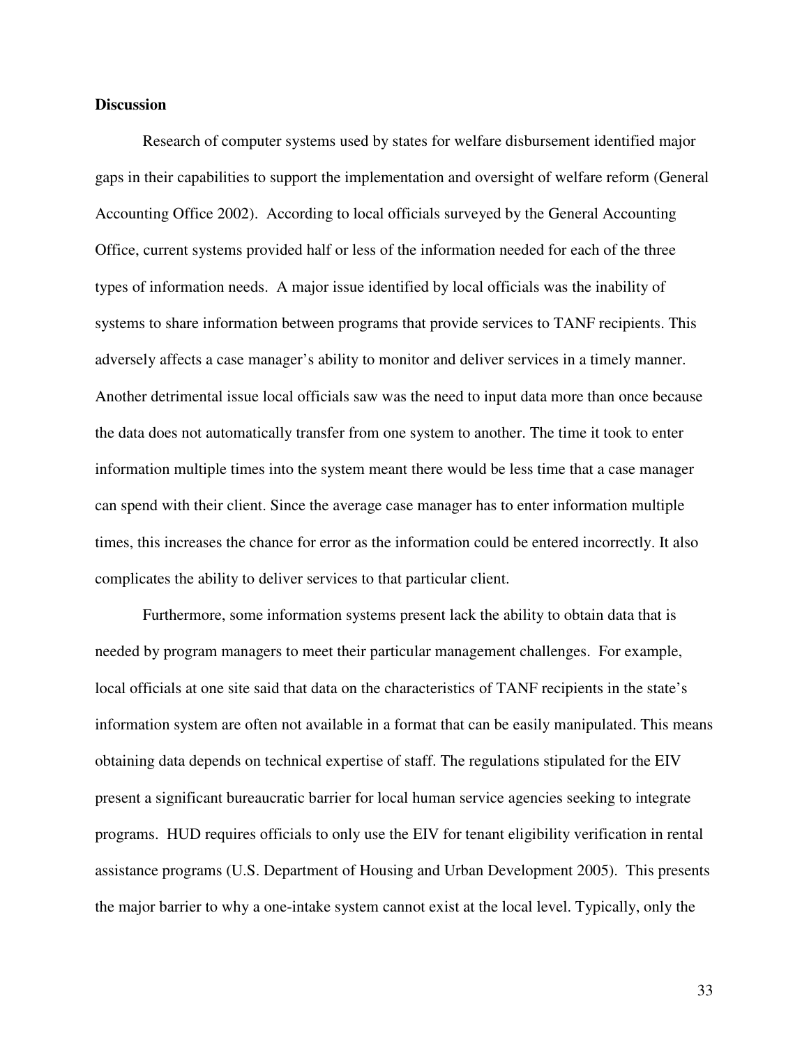**Discussion**

Research of computer systems used by states for welfare disbursement identified major gaps in their capabilities to support the implementation and oversight of welfare reform (General Accounting Office 2002). According to local officials surveyed by the General Accounting Office, current systems provided half or less of the information needed for each of the three types of information needs. A major issue identified by local officials was the inability of systems to share information between programs that provide services to TANF recipients. This adversely affects a case manager's ability to monitor and deliver services in a timely manner. Another detrimental issue local officials saw was the need to input data more than once because the data does not automatically transfer from one system to another. The time it took to enter information multiple times into the system meant there would be less time that a case manager can spend with their client. Since the average case manager has to enter information multiple times, this increases the chance for error as the information could be entered incorrectly. It also complicates the ability to deliver services to that particular client.

Furthermore, some information systems present lack the ability to obtain data that is needed by program managers to meet their particular management challenges. For example, local officials at one site said that data on the characteristics of TANF recipients in the state's information system are often not available in a format that can be easily manipulated. This means obtaining data depends on technical expertise of staff. The regulations stipulated for the EIV present a significant bureaucratic barrier for local human service agencies seeking to integrate programs. HUD requires officials to only use the EIV for tenant eligibility verification in rental assistance programs (U.S. Department of Housing and Urban Development 2005). This presents the major barrier to why a one-intake system cannot exist at the local level. Typically, only the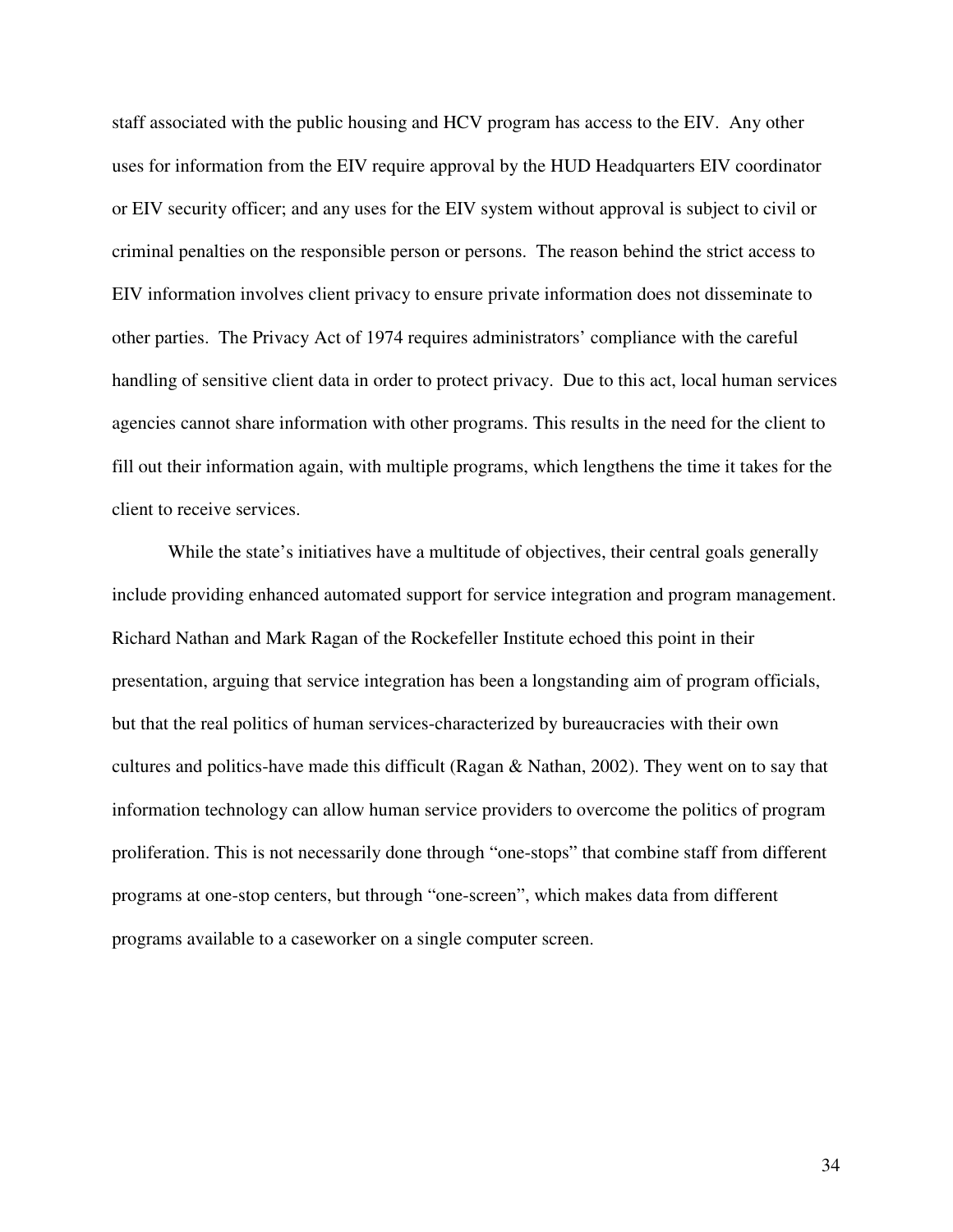staff associated with the public housing and HCV program has access to the EIV. Any other uses for information from the EIV require approval by the HUD Headquarters EIV coordinator or EIV security officer; and any uses for the EIV system without approval is subject to civil or criminal penalties on the responsible person or persons. The reason behind the strict access to EIV information involves client privacy to ensure private information does not disseminate to other parties. The Privacy Act of 1974 requires administrators' compliance with the careful handling of sensitive client data in order to protect privacy. Due to this act, local human services agencies cannot share information with other programs. This results in the need for the client to fill out their information again, with multiple programs, which lengthens the time it takes for the client to receive services.

While the state's initiatives have a multitude of objectives, their central goals generally include providing enhanced automated support for service integration and program management. Richard Nathan and Mark Ragan of the Rockefeller Institute echoed this point in their presentation, arguing that service integration has been a longstanding aim of program officials, but that the real politics of human services-characterized by bureaucracies with their own cultures and politics-have made this difficult (Ragan & Nathan, 2002). They went on to say that information technology can allow human service providers to overcome the politics of program proliferation. This is not necessarily done through "one-stops" that combine staff from different programs at one-stop centers, but through "one-screen", which makes data from different programs available to a caseworker on a single computer screen.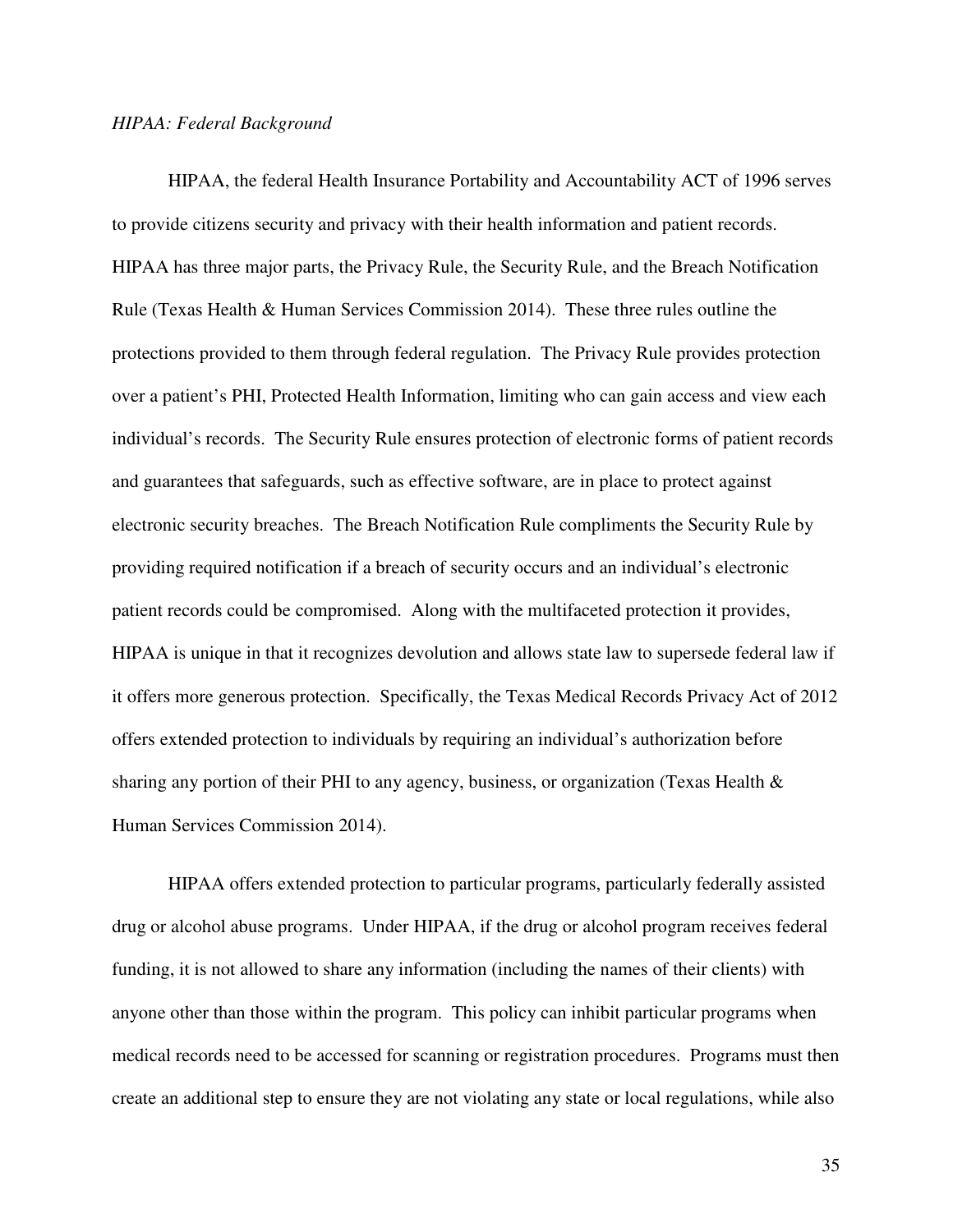*HIPAA: Federal Background*

HIPAA, the federal Health Insurance Portability and Accountability ACT of 1996 serves to provide citizens security and privacy with their health information and patient records. HIPAA has three major parts, the Privacy Rule, the Security Rule, and the Breach Notification Rule (Texas Health & Human Services Commission 2014). These three rules outline the protections provided to them through federal regulation. The Privacy Rule provides protection over a patient's PHI, Protected Health Information, limiting who can gain access and view each individual's records. The Security Rule ensures protection of electronic forms of patient records and guarantees that safeguards, such as effective software, are in place to protect against electronic security breaches. The Breach Notification Rule compliments the Security Rule by providing required notification if a breach of security occurs and an individual's electronic patient records could be compromised. Along with the multifaceted protection it provides, HIPAA is unique in that it recognizes devolution and allows state law to supersede federal law if it offers more generous protection. Specifically, the Texas Medical Records Privacy Act of 2012 offers extended protection to individuals by requiring an individual's authorization before sharing any portion of their PHI to any agency, business, or organization (Texas Health & Human Services Commission 2014).

HIPAA offers extended protection to particular programs, particularly federally assisted drug or alcohol abuse programs. Under HIPAA, if the drug or alcohol program receives federal funding, it is not allowed to share any information (including the names of their clients) with anyone other than those within the program. This policy can inhibit particular programs when medical records need to be accessed for scanning or registration procedures. Programs must then create an additional step to ensure they are not violating any state or local regulations, while also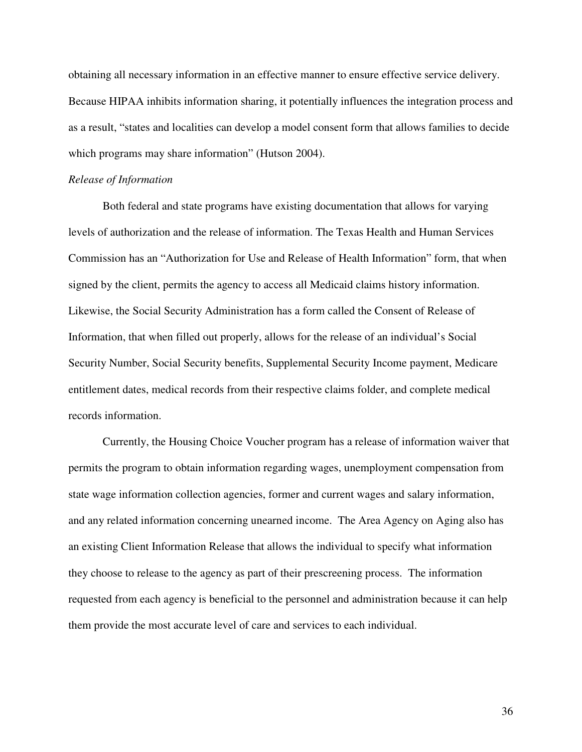obtaining all necessary information in an effective manner to ensure effective service delivery. Because HIPAA inhibits information sharing, it potentially influences the integration process and as a result, "states and localities can develop a model consent form that allows families to decide which programs may share information" (Hutson 2004).

*Release of Information*

Both federal and state programs have existing documentation that allows for varying levels of authorization and the release of information. The Texas Health and Human Services Commission has an "Authorization for Use and Release of Health Information" form, that when signed by the client, permits the agency to access all Medicaid claims history information. Likewise, the Social Security Administration has a form called the Consent of Release of Information, that when filled out properly, allows for the release of an individual's Social Security Number, Social Security benefits, Supplemental Security Income payment, Medicare entitlement dates, medical records from their respective claims folder, and complete medical records information.

Currently, the Housing Choice Voucher program has a release of information waiver that permits the program to obtain information regarding wages, unemployment compensation from state wage information collection agencies, former and current wages and salary information, and any related information concerning unearned income. The Area Agency on Aging also has an existing Client Information Release that allows the individual to specify what information they choose to release to the agency as part of their prescreening process. The information requested from each agency is beneficial to the personnel and administration because it can help them provide the most accurate level of care and services to each individual.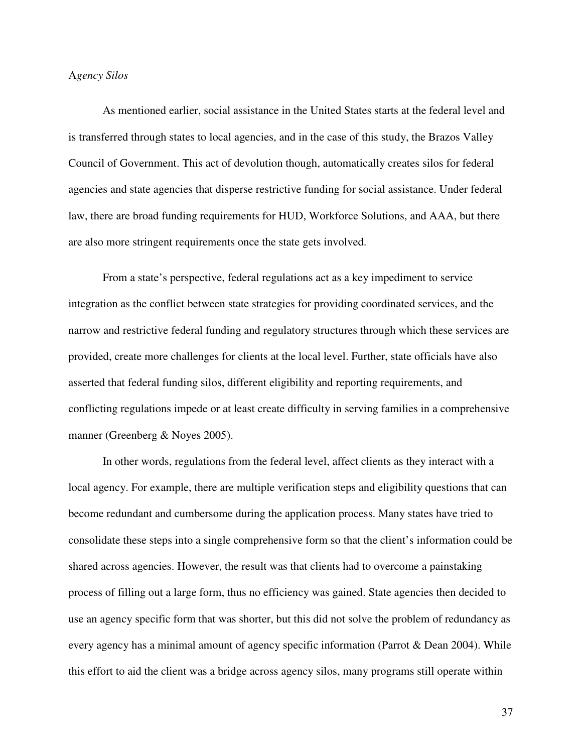*Agency Silos*

As mentioned earlier, social assistance in the United States starts at the federal level and is transferred through states to local agencies, and in the case of this study, the Brazos Valley Council of Government. This act of devolution though, automatically creates silos for federal agencies and state agencies that disperse restrictive funding for social assistance. Under federal law, there are broad funding requirements for HUD, Workforce Solutions, and AAA, but there are also more stringent requirements once the state gets involved.

From a state's perspective, federal regulations act as a key impediment to service integration as the conflict between state strategies for providing coordinated services, and the narrow and restrictive federal funding and regulatory structures through which these services are provided, create more challenges for clients at the local level. Further, state officials have also asserted that federal funding silos, different eligibility and reporting requirements, and conflicting regulations impede or at least create difficulty in serving families in a comprehensive manner (Greenberg & Noyes 2005).

In other words, regulations from the federal level, affect clients as they interact with a local agency. For example, there are multiple verification steps and eligibility questions that can become redundant and cumbersome during the application process. Many states have tried to consolidate these steps into a single comprehensive form so that the client's information could be shared across agencies. However, the result was that clients had to overcome a painstaking process of filling out a large form, thus no efficiency was gained. State agencies then decided to use an agency specific form that was shorter, but this did not solve the problem of redundancy as every agency has a minimal amount of agency specific information (Parrot & Dean 2004). While this effort to aid the client was a bridge across agency silos, many programs still operate within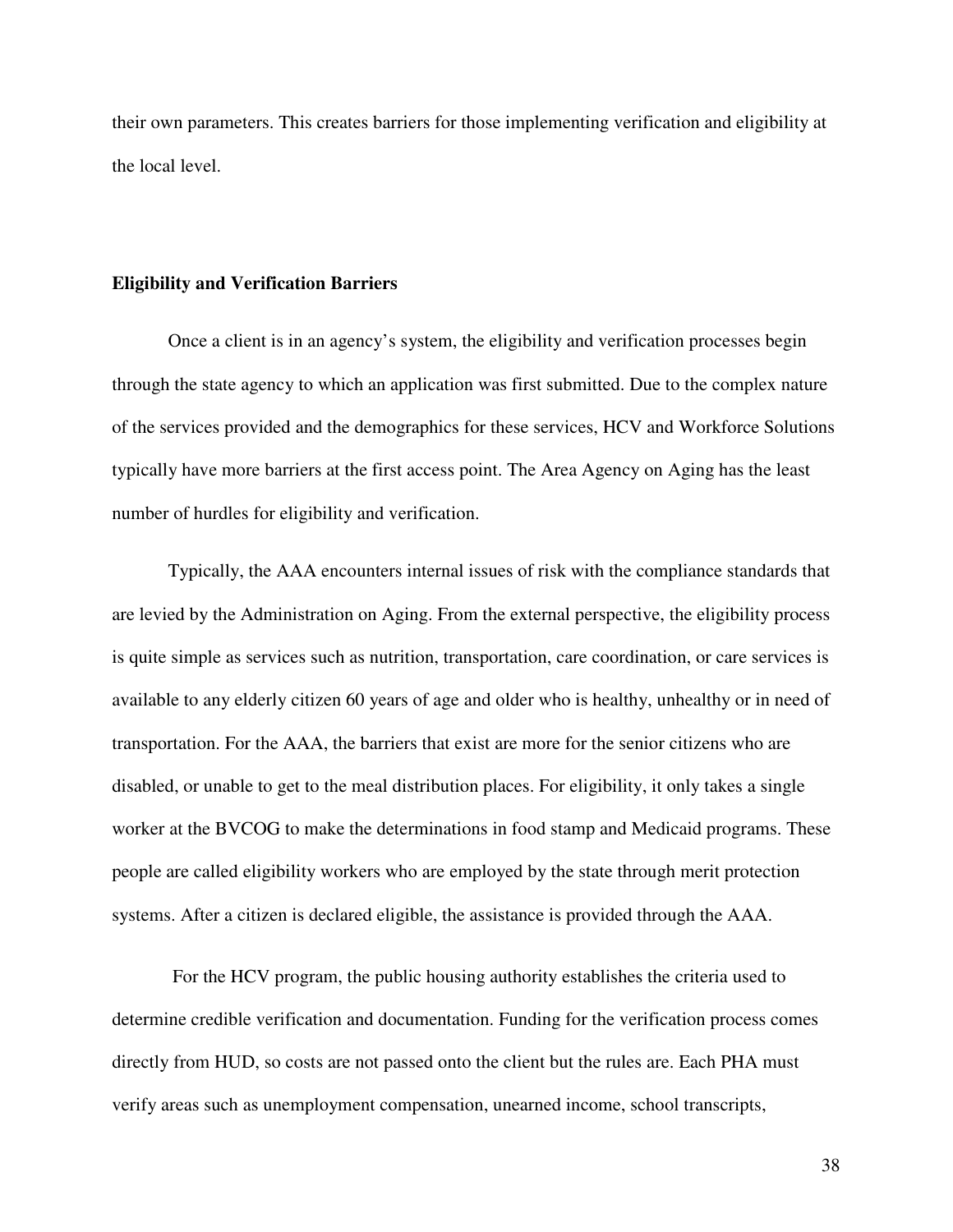their own parameters. This creates barriers for those implementing verification and eligibility at the local level.

**Eligibility and Verification Barriers**

Once a client is in an agency's system, the eligibility and verification processes begin through the state agency to which an application was first submitted. Due to the complex nature of the services provided and the demographics for these services, HCV and Workforce Solutions typically have more barriers at the first access point. The Area Agency on Aging has the least number of hurdles for eligibility and verification.

Typically, the AAA encounters internal issues of risk with the compliance standards that are levied by the Administration on Aging. From the external perspective, the eligibility process is quite simple as services such as nutrition, transportation, care coordination, or care services is available to any elderly citizen 60 years of age and older who is healthy, unhealthy or in need of transportation. For the AAA, the barriers that exist are more for the senior citizens who are disabled, or unable to get to the meal distribution places. For eligibility, it only takes a single worker at the BVCOG to make the determinations in food stamp and Medicaid programs. These people are called eligibility workers who are employed by the state through merit protection systems. After a citizen is declared eligible, the assistance is provided through the AAA.

For the HCV program, the public housing authority establishes the criteria used to determine credible verification and documentation. Funding for the verification process comes directly from HUD, so costs are not passed onto the client but the rules are. Each PHA must verify areas such as unemployment compensation, unearned income, school transcripts,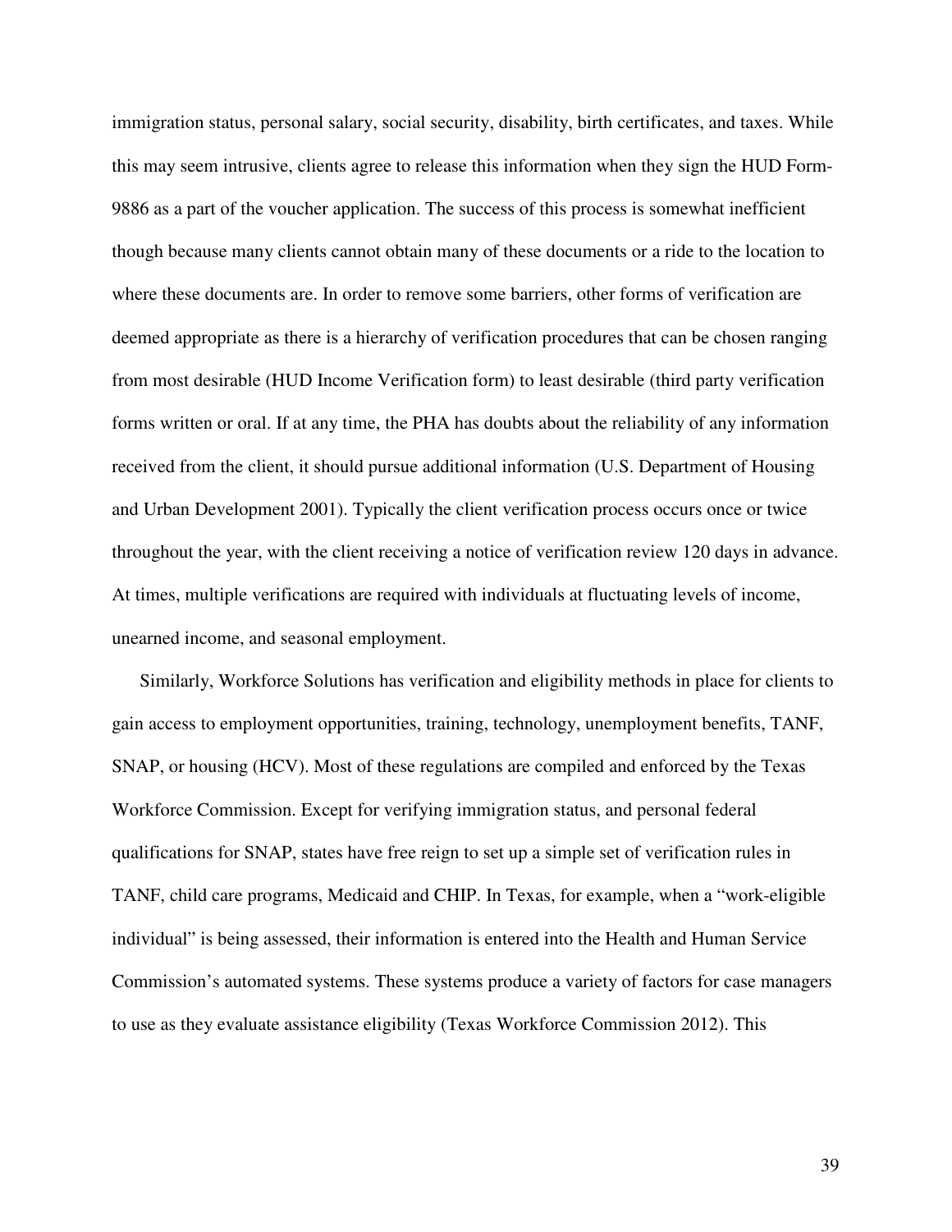immigration status, personal salary, social security, disability, birth certificates, and taxes. While this may seem intrusive, clients agree to release this information when they sign the HUD Form-9886 as a part of the voucher application. The success of this process is somewhat inefficient though because many clients cannot obtain many of these documents or a ride to the location to where these documents are. In order to remove some barriers, other forms of verification are deemed appropriate as there is a hierarchy of verification procedures that can be chosen ranging from most desirable (HUD Income Verification form) to least desirable (third party verification forms written or oral. If at any time, the PHA has doubts about the reliability of any information received from the client, it should pursue additional information (U.S. Department of Housing and Urban Development 2001). Typically the client verification process occurs once or twice throughout the year, with the client receiving a notice of verification review 120 days in advance. At times, multiple verifications are required with individuals at fluctuating levels of income, unearned income, and seasonal employment.

Similarly, Workforce Solutions has verification and eligibility methods in place for clients to gain access to employment opportunities, training, technology, unemployment benefits, TANF, SNAP, or housing (HCV). Most of these regulations are compiled and enforced by the Texas Workforce Commission. Except for verifying immigration status, and personal federal qualifications for SNAP, states have free reign to set up a simple set of verification rules in TANF, child care programs, Medicaid and CHIP. In Texas, for example, when a “work-eligible individual” is being assessed, their information is entered into the Health and Human Service Commission’s automated systems. These systems produce a variety of factors for case managers to use as they evaluate assistance eligibility (Texas Workforce Commission 2012). This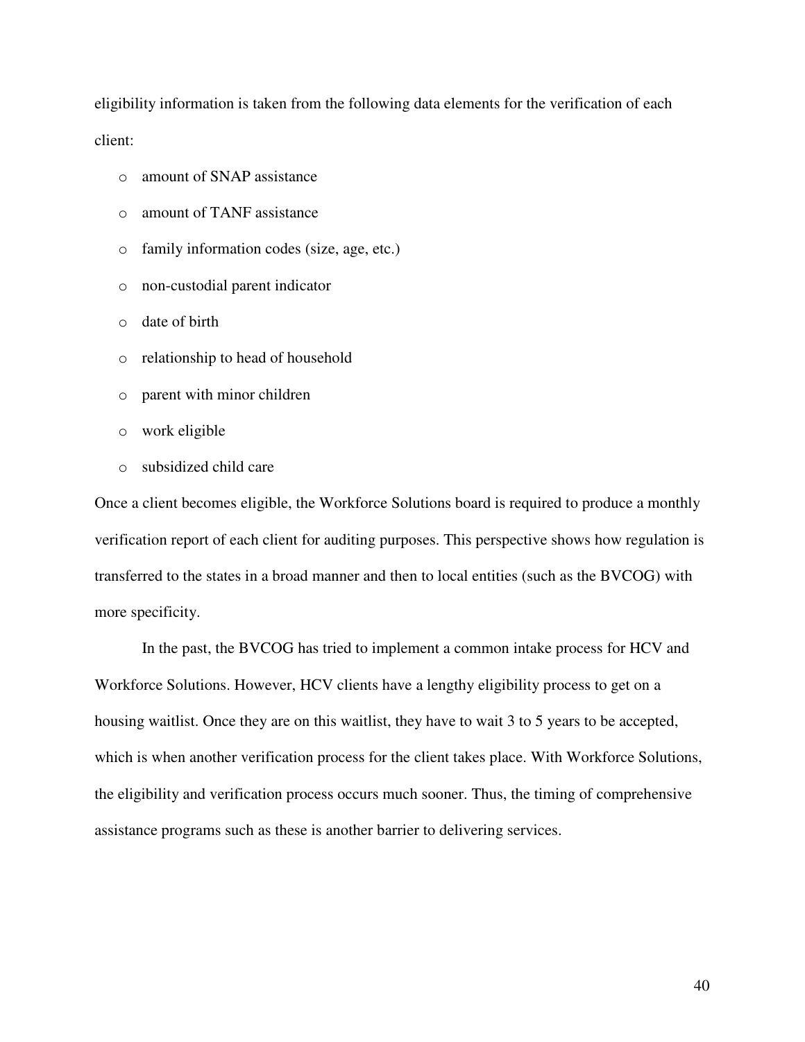eligibility information is taken from the following data elements for the verification of each client:

- amount of SNAP assistance
- amount of TANF assistance
- family information codes (size, age, etc.)
- non-custodial parent indicator
- date of birth
- relationship to head of household
- parent with minor children
- work eligible
- subsidized child care

Once a client becomes eligible, the Workforce Solutions board is required to produce a monthly verification report of each client for auditing purposes. This perspective shows how regulation is transferred to the states in a broad manner and then to local entities (such as the BVCOG) with more specificity.

In the past, the BVCOG has tried to implement a common intake process for HCV and Workforce Solutions. However, HCV clients have a lengthy eligibility process to get on a housing waitlist. Once they are on this waitlist, they have to wait 3 to 5 years to be accepted, which is when another verification process for the client takes place. With Workforce Solutions, the eligibility and verification process occurs much sooner. Thus, the timing of comprehensive assistance programs such as these is another barrier to delivering services.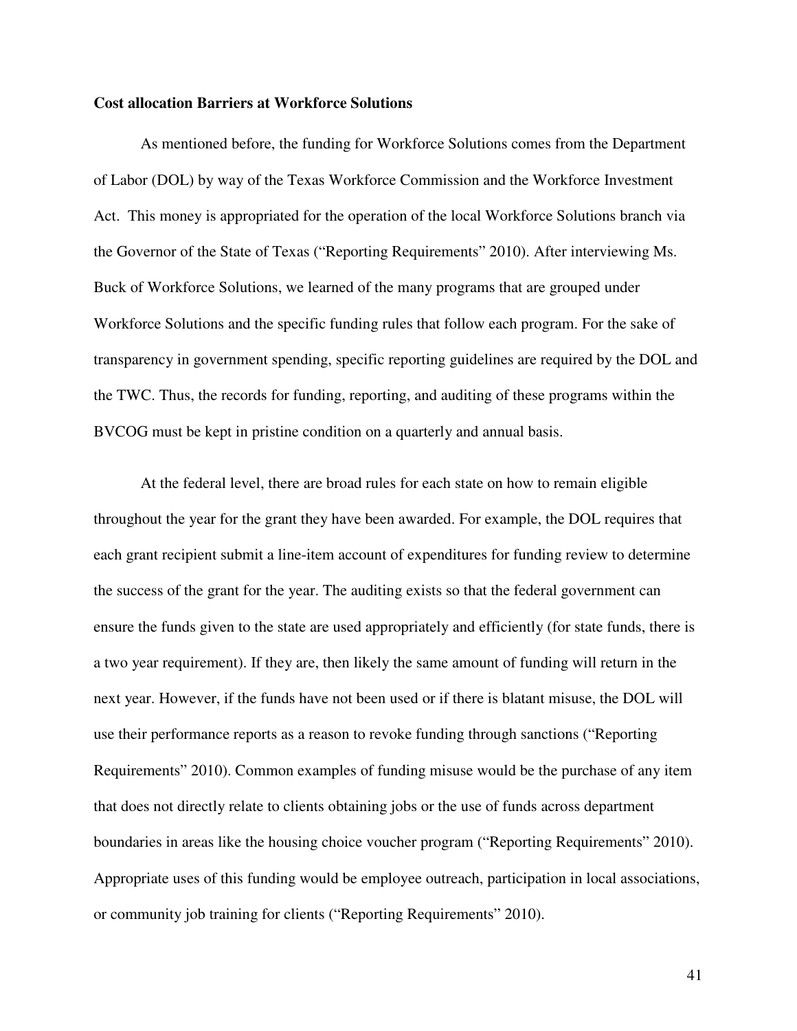**Cost allocation Barriers at Workforce Solutions**

As mentioned before, the funding for Workforce Solutions comes from the Department of Labor (DOL) by way of the Texas Workforce Commission and the Workforce Investment Act. This money is appropriated for the operation of the local Workforce Solutions branch via the Governor of the State of Texas ("Reporting Requirements" 2010). After interviewing Ms. Buck of Workforce Solutions, we learned of the many programs that are grouped under Workforce Solutions and the specific funding rules that follow each program. For the sake of transparency in government spending, specific reporting guidelines are required by the DOL and the TWC. Thus, the records for funding, reporting, and auditing of these programs within the BVCOG must be kept in pristine condition on a quarterly and annual basis.

At the federal level, there are broad rules for each state on how to remain eligible throughout the year for the grant they have been awarded. For example, the DOL requires that each grant recipient submit a line-item account of expenditures for funding review to determine the success of the grant for the year. The auditing exists so that the federal government can ensure the funds given to the state are used appropriately and efficiently (for state funds, there is a two year requirement). If they are, then likely the same amount of funding will return in the next year. However, if the funds have not been used or if there is blatant misuse, the DOL will use their performance reports as a reason to revoke funding through sanctions ("Reporting Requirements" 2010). Common examples of funding misuse would be the purchase of any item that does not directly relate to clients obtaining jobs or the use of funds across department boundaries in areas like the housing choice voucher program ("Reporting Requirements" 2010). Appropriate uses of this funding would be employee outreach, participation in local associations, or community job training for clients ("Reporting Requirements" 2010).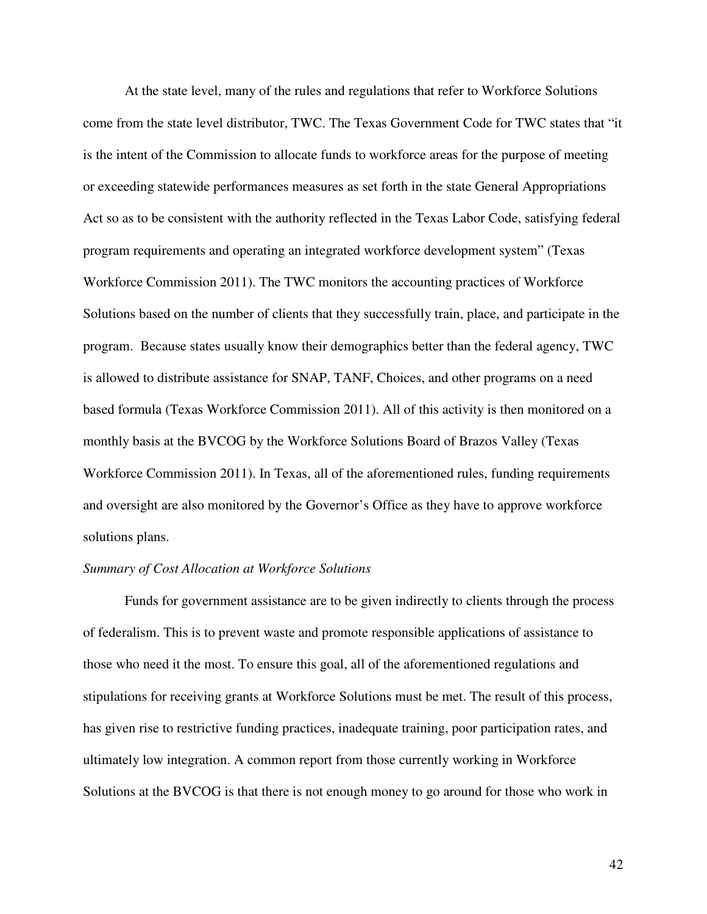At the state level, many of the rules and regulations that refer to Workforce Solutions come from the state level distributor, TWC. The Texas Government Code for TWC states that "it is the intent of the Commission to allocate funds to workforce areas for the purpose of meeting or exceeding statewide performances measures as set forth in the state General Appropriations Act so as to be consistent with the authority reflected in the Texas Labor Code, satisfying federal program requirements and operating an integrated workforce development system" (Texas Workforce Commission 2011). The TWC monitors the accounting practices of Workforce Solutions based on the number of clients that they successfully train, place, and participate in the program. Because states usually know their demographics better than the federal agency, TWC is allowed to distribute assistance for SNAP, TANF, Choices, and other programs on a need based formula (Texas Workforce Commission 2011). All of this activity is then monitored on a monthly basis at the BVCOG by the Workforce Solutions Board of Brazos Valley (Texas Workforce Commission 2011). In Texas, all of the aforementioned rules, funding requirements and oversight are also monitored by the Governor's Office as they have to approve workforce solutions plans.

*Summary of Cost Allocation at Workforce Solutions*

Funds for government assistance are to be given indirectly to clients through the process of federalism. This is to prevent waste and promote responsible applications of assistance to those who need it the most. To ensure this goal, all of the aforementioned regulations and stipulations for receiving grants at Workforce Solutions must be met. The result of this process, has given rise to restrictive funding practices, inadequate training, poor participation rates, and ultimately low integration. A common report from those currently working in Workforce Solutions at the BVCOG is that there is not enough money to go around for those who work in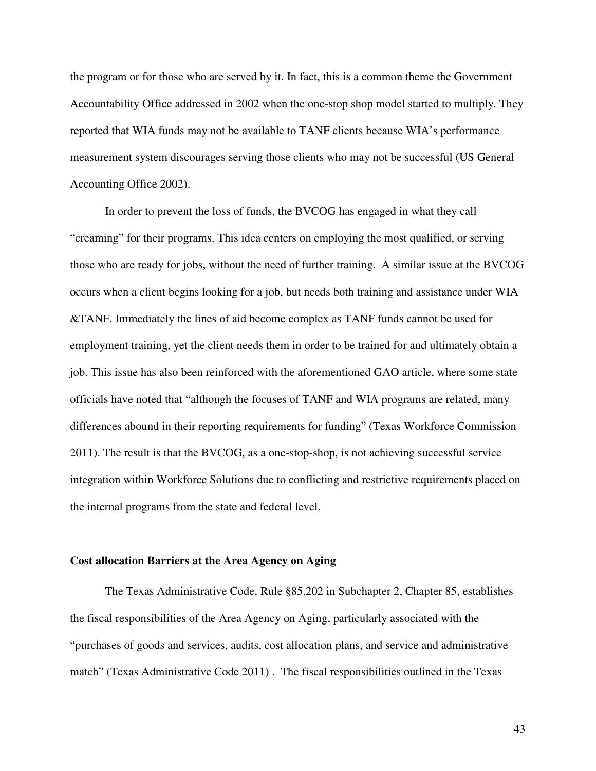the program or for those who are served by it. In fact, this is a common theme the Government Accountability Office addressed in 2002 when the one-stop shop model started to multiply. They reported that WIA funds may not be available to TANF clients because WIA's performance measurement system discourages serving those clients who may not be successful (US General Accounting Office 2002).

In order to prevent the loss of funds, the BVCOG has engaged in what they call "creaming" for their programs. This idea centers on employing the most qualified, or serving those who are ready for jobs, without the need of further training. A similar issue at the BVCOG occurs when a client begins looking for a job, but needs both training and assistance under WIA &TANF. Immediately the lines of aid become complex as TANF funds cannot be used for employment training, yet the client needs them in order to be trained for and ultimately obtain a job. This issue has also been reinforced with the aforementioned GAO article, where some state officials have noted that "although the focuses of TANF and WIA programs are related, many differences abound in their reporting requirements for funding" (Texas Workforce Commission 2011). The result is that the BVCOG, as a one-stop-shop, is not achieving successful service integration within Workforce Solutions due to conflicting and restrictive requirements placed on the internal programs from the state and federal level.

**Cost allocation Barriers at the Area Agency on Aging**

The Texas Administrative Code, Rule §85.202 in Subchapter 2, Chapter 85, establishes the fiscal responsibilities of the Area Agency on Aging, particularly associated with the "purchases of goods and services, audits, cost allocation plans, and service and administrative match" (Texas Administrative Code 2011) . The fiscal responsibilities outlined in the Texas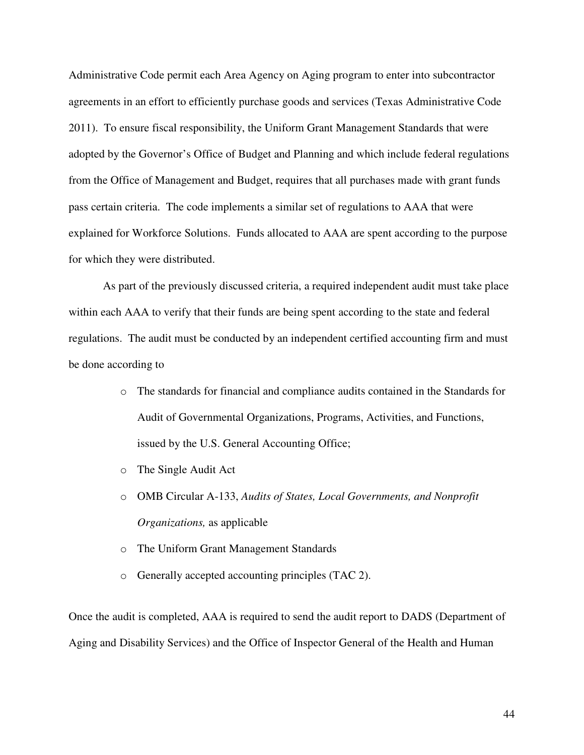Administrative Code permit each Area Agency on Aging program to enter into subcontractor agreements in an effort to efficiently purchase goods and services (Texas Administrative Code 2011). To ensure fiscal responsibility, the Uniform Grant Management Standards that were adopted by the Governor's Office of Budget and Planning and which include federal regulations from the Office of Management and Budget, requires that all purchases made with grant funds pass certain criteria. The code implements a similar set of regulations to AAA that were explained for Workforce Solutions. Funds allocated to AAA are spent according to the purpose for which they were distributed.

As part of the previously discussed criteria, a required independent audit must take place within each AAA to verify that their funds are being spent according to the state and federal regulations. The audit must be conducted by an independent certified accounting firm and must be done according to

- The standards for financial and compliance audits contained in the Standards for Audit of Governmental Organizations, Programs, Activities, and Functions, issued by the U.S. General Accounting Office;
- The Single Audit Act
- OMB Circular A-133, *Audits of States, Local Governments, and Nonprofit Organizations,* as applicable
- The Uniform Grant Management Standards
- Generally accepted accounting principles (TAC 2).

Once the audit is completed, AAA is required to send the audit report to DADS (Department of Aging and Disability Services) and the Office of Inspector General of the Health and Human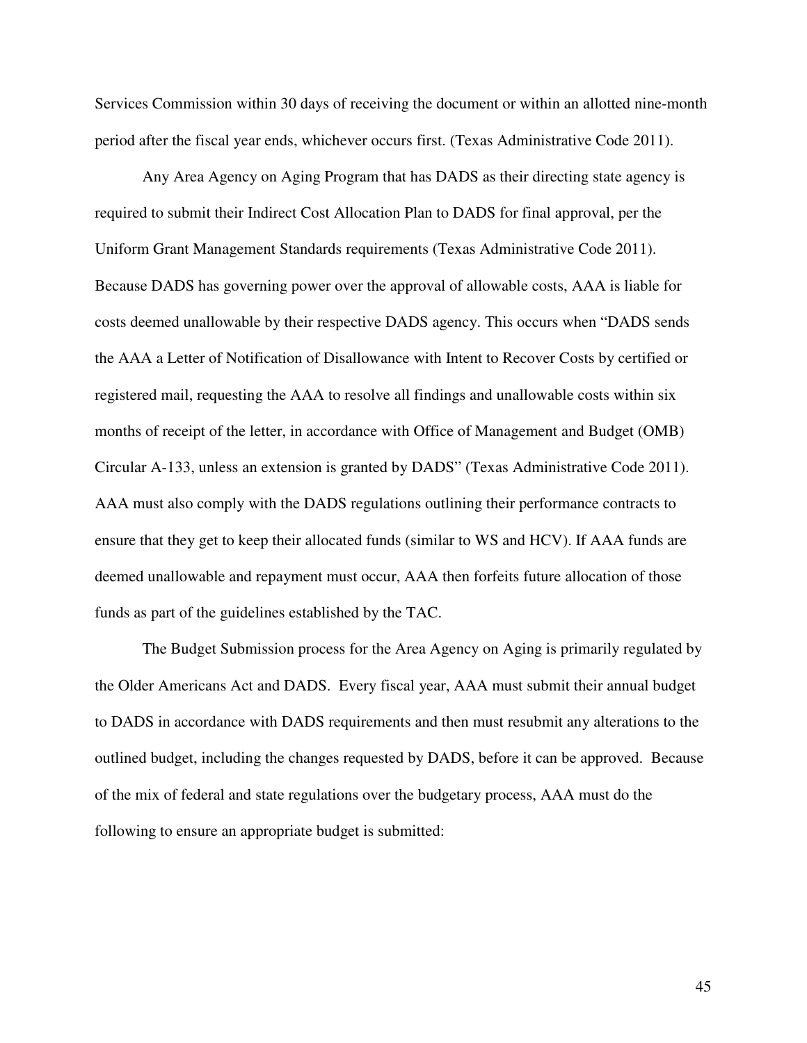Services Commission within 30 days of receiving the document or within an allotted nine-month period after the fiscal year ends, whichever occurs first. (Texas Administrative Code 2011).

Any Area Agency on Aging Program that has DADS as their directing state agency is required to submit their Indirect Cost Allocation Plan to DADS for final approval, per the Uniform Grant Management Standards requirements (Texas Administrative Code 2011). Because DADS has governing power over the approval of allowable costs, AAA is liable for costs deemed unallowable by their respective DADS agency. This occurs when "DADS sends the AAA a Letter of Notification of Disallowance with Intent to Recover Costs by certified or registered mail, requesting the AAA to resolve all findings and unallowable costs within six months of receipt of the letter, in accordance with Office of Management and Budget (OMB) Circular A-133, unless an extension is granted by DADS" (Texas Administrative Code 2011). AAA must also comply with the DADS regulations outlining their performance contracts to ensure that they get to keep their allocated funds (similar to WS and HCV). If AAA funds are deemed unallowable and repayment must occur, AAA then forfeits future allocation of those funds as part of the guidelines established by the TAC.

The Budget Submission process for the Area Agency on Aging is primarily regulated by the Older Americans Act and DADS. Every fiscal year, AAA must submit their annual budget to DADS in accordance with DADS requirements and then must resubmit any alterations to the outlined budget, including the changes requested by DADS, before it can be approved. Because of the mix of federal and state regulations over the budgetary process, AAA must do the following to ensure an appropriate budget is submitted: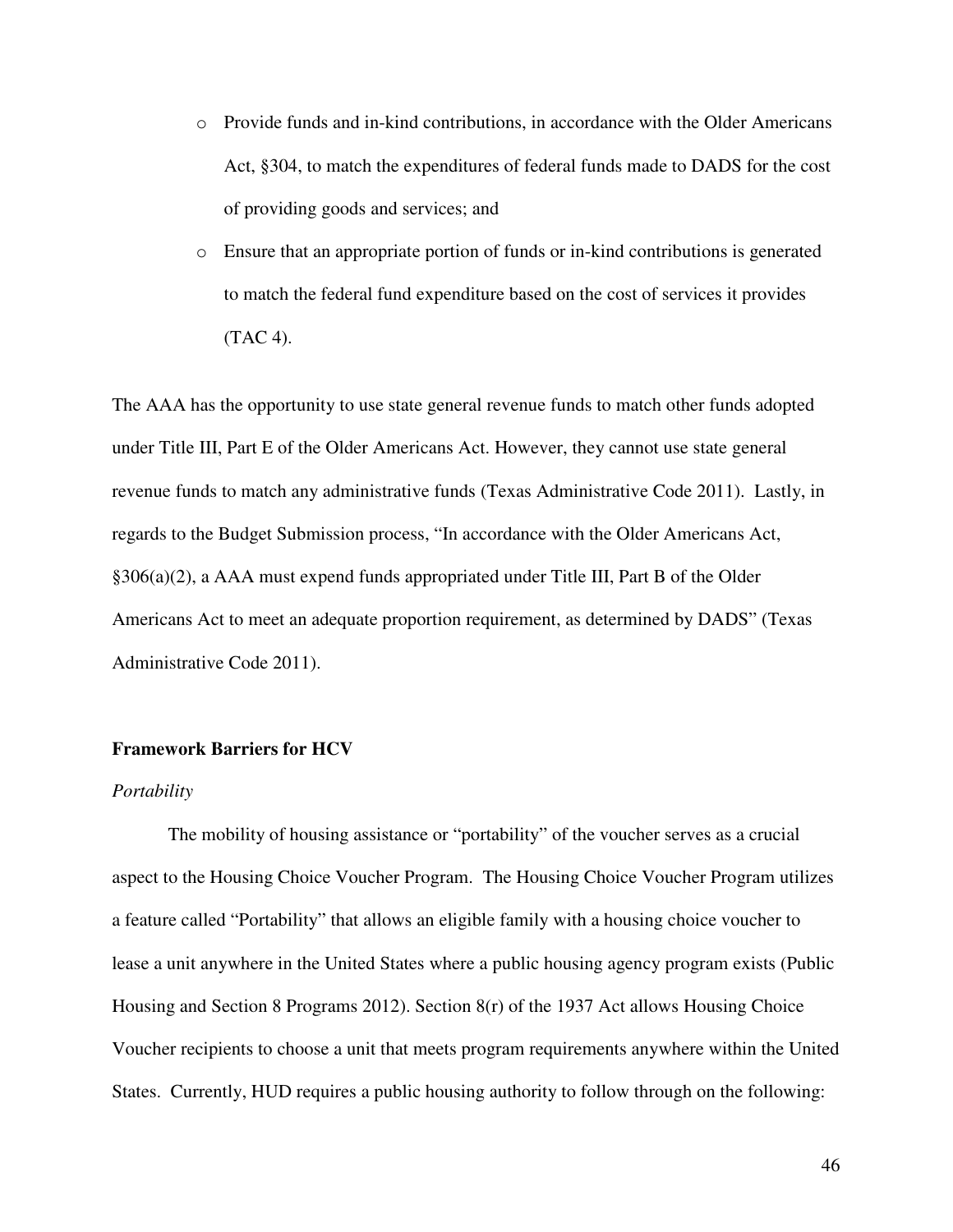- Provide funds and in-kind contributions, in accordance with the Older Americans Act, §304, to match the expenditures of federal funds made to DADS for the cost of providing goods and services; and
- Ensure that an appropriate portion of funds or in-kind contributions is generated to match the federal fund expenditure based on the cost of services it provides (TAC 4).

The AAA has the opportunity to use state general revenue funds to match other funds adopted under Title III, Part E of the Older Americans Act. However, they cannot use state general revenue funds to match any administrative funds (Texas Administrative Code 2011). Lastly, in regards to the Budget Submission process, "In accordance with the Older Americans Act, §306(a)(2), a AAA must expend funds appropriated under Title III, Part B of the Older Americans Act to meet an adequate proportion requirement, as determined by DADS" (Texas Administrative Code 2011).

### Framework Barriers for HCV

*Portability*

The mobility of housing assistance or "portability" of the voucher serves as a crucial aspect to the Housing Choice Voucher Program. The Housing Choice Voucher Program utilizes a feature called "Portability" that allows an eligible family with a housing choice voucher to lease a unit anywhere in the United States where a public housing agency program exists (Public Housing and Section 8 Programs 2012). Section 8(r) of the 1937 Act allows Housing Choice Voucher recipients to choose a unit that meets program requirements anywhere within the United States. Currently, HUD requires a public housing authority to follow through on the following: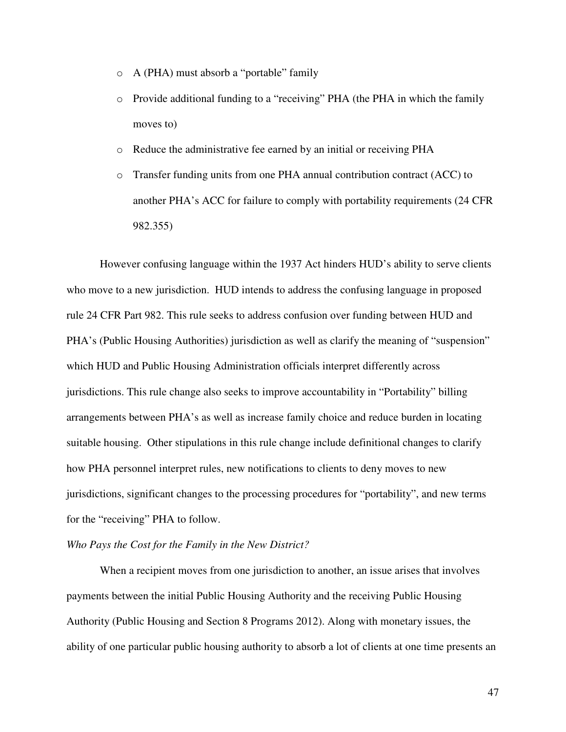- A (PHA) must absorb a "portable" family
- Provide additional funding to a "receiving" PHA (the PHA in which the family moves to)
- Reduce the administrative fee earned by an initial or receiving PHA
- Transfer funding units from one PHA annual contribution contract (ACC) to another PHA's ACC for failure to comply with portability requirements (24 CFR 982.355)

However confusing language within the 1937 Act hinders HUD's ability to serve clients who move to a new jurisdiction. HUD intends to address the confusing language in proposed rule 24 CFR Part 982. This rule seeks to address confusion over funding between HUD and PHA's (Public Housing Authorities) jurisdiction as well as clarify the meaning of "suspension" which HUD and Public Housing Administration officials interpret differently across jurisdictions. This rule change also seeks to improve accountability in "Portability" billing arrangements between PHA's as well as increase family choice and reduce burden in locating suitable housing. Other stipulations in this rule change include definitional changes to clarify how PHA personnel interpret rules, new notifications to clients to deny moves to new jurisdictions, significant changes to the processing procedures for "portability", and new terms for the "receiving" PHA to follow.

*Who Pays the Cost for the Family in the New District?*

When a recipient moves from one jurisdiction to another, an issue arises that involves payments between the initial Public Housing Authority and the receiving Public Housing Authority (Public Housing and Section 8 Programs 2012). Along with monetary issues, the ability of one particular public housing authority to absorb a lot of clients at one time presents an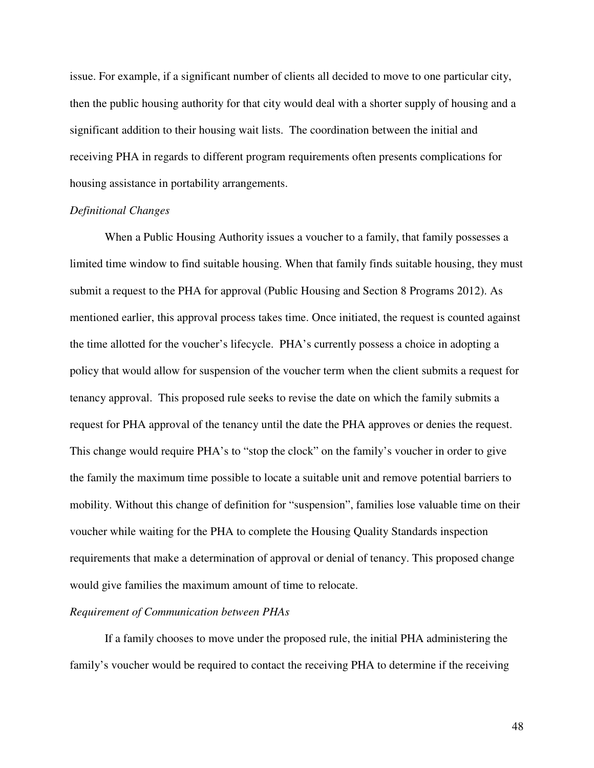issue. For example, if a significant number of clients all decided to move to one particular city, then the public housing authority for that city would deal with a shorter supply of housing and a significant addition to their housing wait lists. The coordination between the initial and receiving PHA in regards to different program requirements often presents complications for housing assistance in portability arrangements.

*Definitional Changes*

When a Public Housing Authority issues a voucher to a family, that family possesses a limited time window to find suitable housing. When that family finds suitable housing, they must submit a request to the PHA for approval (Public Housing and Section 8 Programs 2012). As mentioned earlier, this approval process takes time. Once initiated, the request is counted against the time allotted for the voucher's lifecycle. PHA's currently possess a choice in adopting a policy that would allow for suspension of the voucher term when the client submits a request for tenancy approval. This proposed rule seeks to revise the date on which the family submits a request for PHA approval of the tenancy until the date the PHA approves or denies the request. This change would require PHA's to "stop the clock" on the family's voucher in order to give the family the maximum time possible to locate a suitable unit and remove potential barriers to mobility. Without this change of definition for "suspension", families lose valuable time on their voucher while waiting for the PHA to complete the Housing Quality Standards inspection requirements that make a determination of approval or denial of tenancy. This proposed change would give families the maximum amount of time to relocate.

*Requirement of Communication between PHAs*

If a family chooses to move under the proposed rule, the initial PHA administering the family's voucher would be required to contact the receiving PHA to determine if the receiving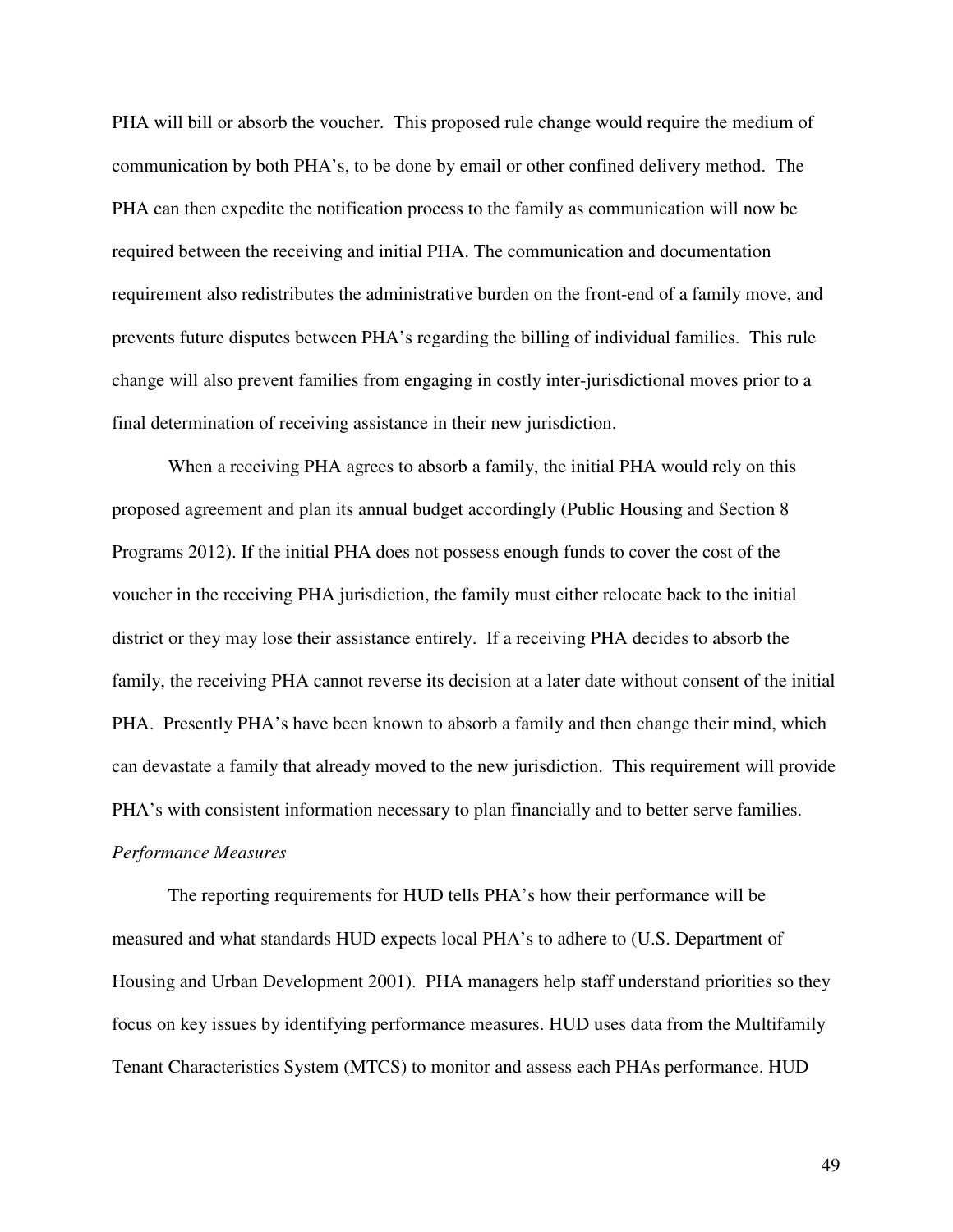PHA will bill or absorb the voucher. This proposed rule change would require the medium of communication by both PHA's, to be done by email or other confined delivery method. The PHA can then expedite the notification process to the family as communication will now be required between the receiving and initial PHA. The communication and documentation requirement also redistributes the administrative burden on the front-end of a family move, and prevents future disputes between PHA's regarding the billing of individual families. This rule change will also prevent families from engaging in costly inter-jurisdictional moves prior to a final determination of receiving assistance in their new jurisdiction.

When a receiving PHA agrees to absorb a family, the initial PHA would rely on this proposed agreement and plan its annual budget accordingly (Public Housing and Section 8 Programs 2012). If the initial PHA does not possess enough funds to cover the cost of the voucher in the receiving PHA jurisdiction, the family must either relocate back to the initial district or they may lose their assistance entirely. If a receiving PHA decides to absorb the family, the receiving PHA cannot reverse its decision at a later date without consent of the initial PHA. Presently PHA's have been known to absorb a family and then change their mind, which can devastate a family that already moved to the new jurisdiction. This requirement will provide PHA's with consistent information necessary to plan financially and to better serve families.

*Performance Measures*

The reporting requirements for HUD tells PHA's how their performance will be measured and what standards HUD expects local PHA's to adhere to (U.S. Department of Housing and Urban Development 2001). PHA managers help staff understand priorities so they focus on key issues by identifying performance measures. HUD uses data from the Multifamily Tenant Characteristics System (MTCS) to monitor and assess each PHAs performance. HUD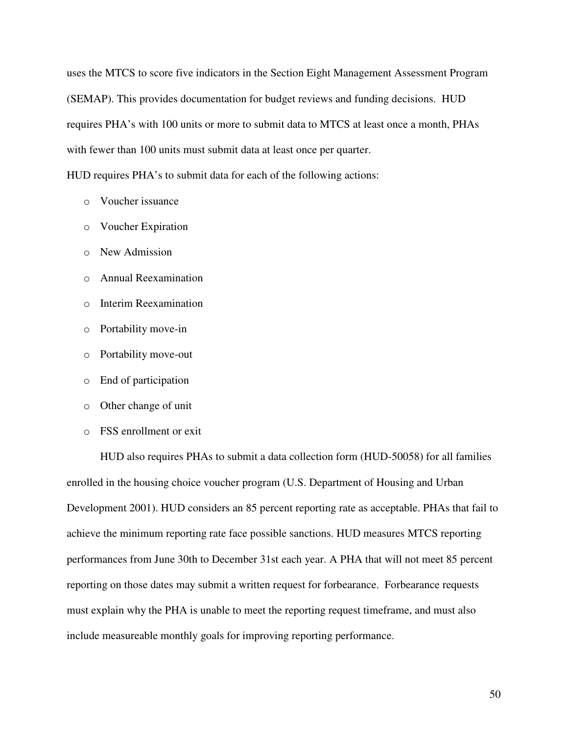uses the MTCS to score five indicators in the Section Eight Management Assessment Program (SEMAP). This provides documentation for budget reviews and funding decisions. HUD requires PHA's with 100 units or more to submit data to MTCS at least once a month, PHAs with fewer than 100 units must submit data at least once per quarter.

HUD requires PHA's to submit data for each of the following actions:

- Voucher issuance
- Voucher Expiration
- New Admission
- Annual Reexamination
- Interim Reexamination
- Portability move-in
- Portability move-out
- End of participation
- Other change of unit
- FSS enrollment or exit

HUD also requires PHAs to submit a data collection form (HUD-50058) for all families enrolled in the housing choice voucher program (U.S. Department of Housing and Urban Development 2001). HUD considers an 85 percent reporting rate as acceptable. PHAs that fail to achieve the minimum reporting rate face possible sanctions. HUD measures MTCS reporting performances from June 30th to December 31st each year. A PHA that will not meet 85 percent reporting on those dates may submit a written request for forbearance. Forbearance requests must explain why the PHA is unable to meet the reporting request timeframe, and must also include measureable monthly goals for improving reporting performance.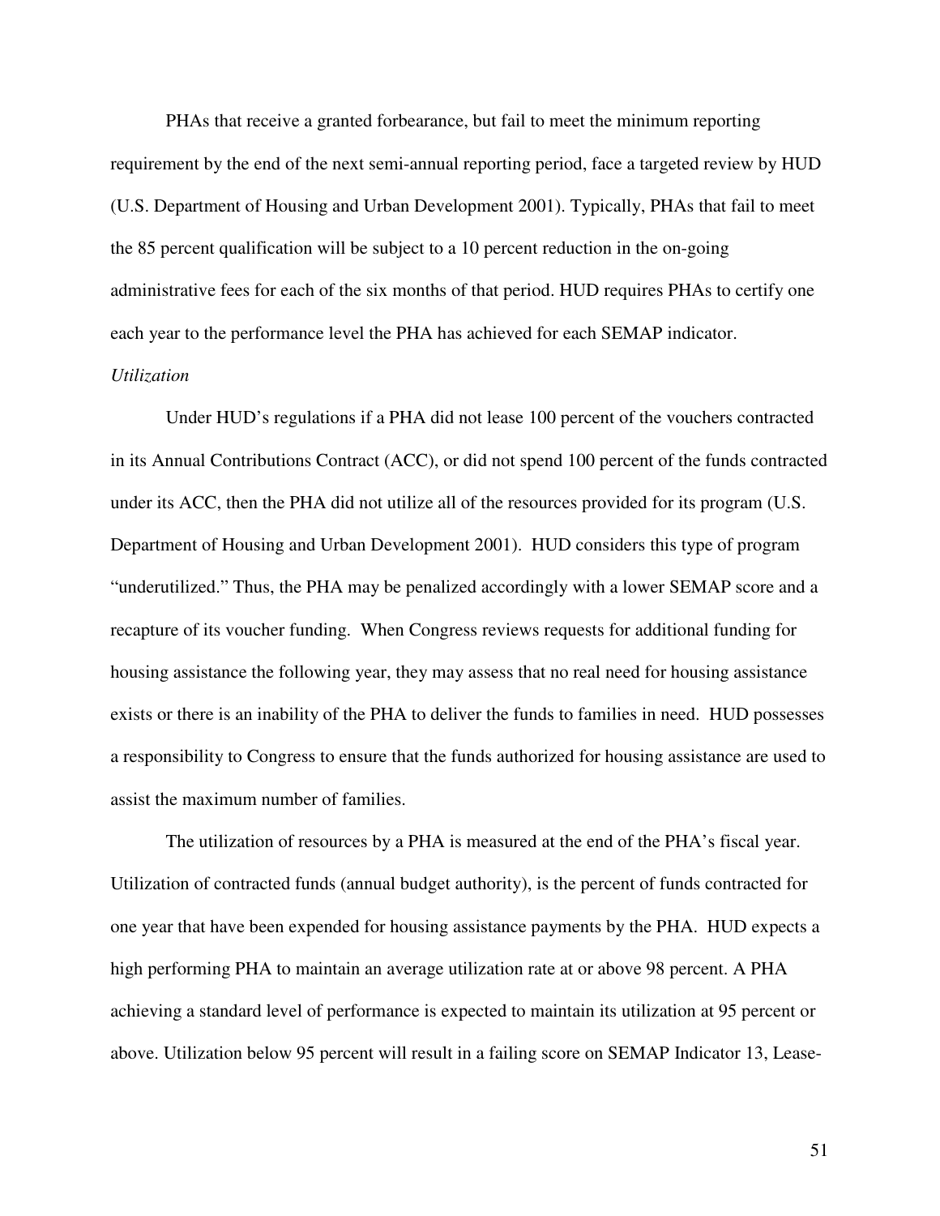PHAs that receive a granted forbearance, but fail to meet the minimum reporting requirement by the end of the next semi-annual reporting period, face a targeted review by HUD (U.S. Department of Housing and Urban Development 2001). Typically, PHAs that fail to meet the 85 percent qualification will be subject to a 10 percent reduction in the on-going administrative fees for each of the six months of that period. HUD requires PHAs to certify one each year to the performance level the PHA has achieved for each SEMAP indicator.

*Utilization*

Under HUD's regulations if a PHA did not lease 100 percent of the vouchers contracted in its Annual Contributions Contract (ACC), or did not spend 100 percent of the funds contracted under its ACC, then the PHA did not utilize all of the resources provided for its program (U.S. Department of Housing and Urban Development 2001). HUD considers this type of program "underutilized." Thus, the PHA may be penalized accordingly with a lower SEMAP score and a recapture of its voucher funding. When Congress reviews requests for additional funding for housing assistance the following year, they may assess that no real need for housing assistance exists or there is an inability of the PHA to deliver the funds to families in need. HUD possesses a responsibility to Congress to ensure that the funds authorized for housing assistance are used to assist the maximum number of families.

The utilization of resources by a PHA is measured at the end of the PHA's fiscal year. Utilization of contracted funds (annual budget authority), is the percent of funds contracted for one year that have been expended for housing assistance payments by the PHA. HUD expects a high performing PHA to maintain an average utilization rate at or above 98 percent. A PHA achieving a standard level of performance is expected to maintain its utilization at 95 percent or above. Utilization below 95 percent will result in a failing score on SEMAP Indicator 13, Lease-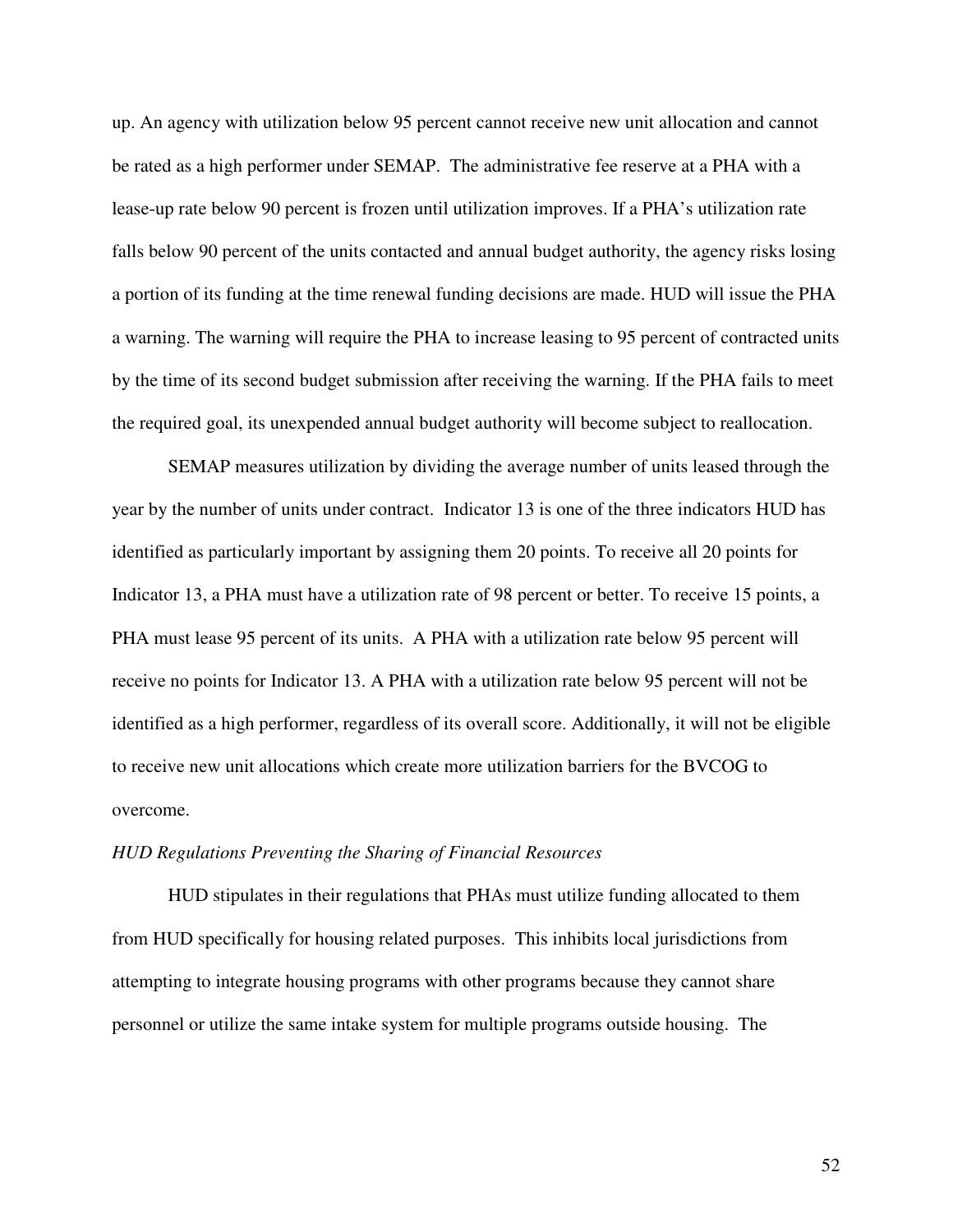up. An agency with utilization below 95 percent cannot receive new unit allocation and cannot be rated as a high performer under SEMAP. The administrative fee reserve at a PHA with a lease-up rate below 90 percent is frozen until utilization improves. If a PHA's utilization rate falls below 90 percent of the units contacted and annual budget authority, the agency risks losing a portion of its funding at the time renewal funding decisions are made. HUD will issue the PHA a warning. The warning will require the PHA to increase leasing to 95 percent of contracted units by the time of its second budget submission after receiving the warning. If the PHA fails to meet the required goal, its unexpended annual budget authority will become subject to reallocation.

SEMAP measures utilization by dividing the average number of units leased through the year by the number of units under contract. Indicator 13 is one of the three indicators HUD has identified as particularly important by assigning them 20 points. To receive all 20 points for Indicator 13, a PHA must have a utilization rate of 98 percent or better. To receive 15 points, a PHA must lease 95 percent of its units. A PHA with a utilization rate below 95 percent will receive no points for Indicator 13. A PHA with a utilization rate below 95 percent will not be identified as a high performer, regardless of its overall score. Additionally, it will not be eligible to receive new unit allocations which create more utilization barriers for the BVCOG to overcome.

*HUD Regulations Preventing the Sharing of Financial Resources*

HUD stipulates in their regulations that PHAs must utilize funding allocated to them from HUD specifically for housing related purposes. This inhibits local jurisdictions from attempting to integrate housing programs with other programs because they cannot share personnel or utilize the same intake system for multiple programs outside housing. The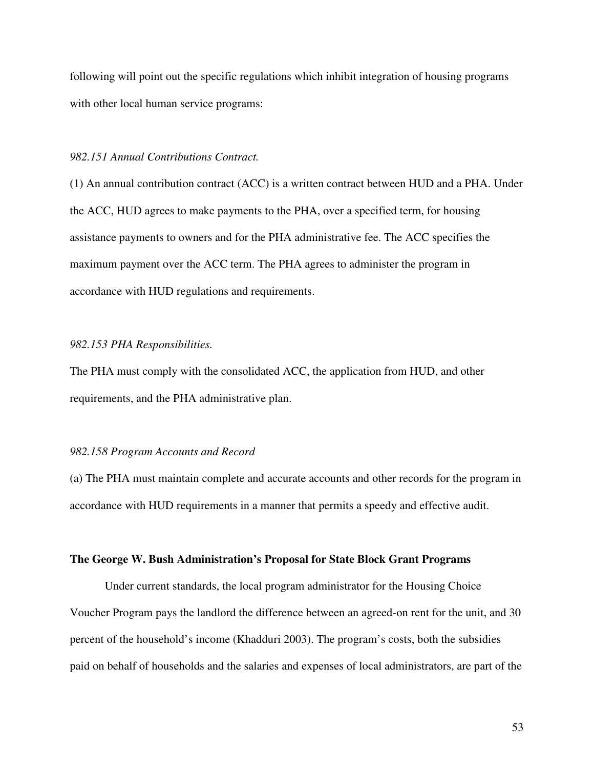following will point out the specific regulations which inhibit integration of housing programs with other local human service programs:

*982.151 Annual Contributions Contract.*

(1) An annual contribution contract (ACC) is a written contract between HUD and a PHA. Under the ACC, HUD agrees to make payments to the PHA, over a specified term, for housing assistance payments to owners and for the PHA administrative fee. The ACC specifies the maximum payment over the ACC term. The PHA agrees to administer the program in accordance with HUD regulations and requirements.

*982.153 PHA Responsibilities.*

The PHA must comply with the consolidated ACC, the application from HUD, and other requirements, and the PHA administrative plan.

*982.158 Program Accounts and Record*

(a) The PHA must maintain complete and accurate accounts and other records for the program in accordance with HUD requirements in a manner that permits a speedy and effective audit.

**The George W. Bush Administration's Proposal for State Block Grant Programs**

Under current standards, the local program administrator for the Housing Choice Voucher Program pays the landlord the difference between an agreed-on rent for the unit, and 30 percent of the household's income (Khadduri 2003). The program's costs, both the subsidies paid on behalf of households and the salaries and expenses of local administrators, are part of the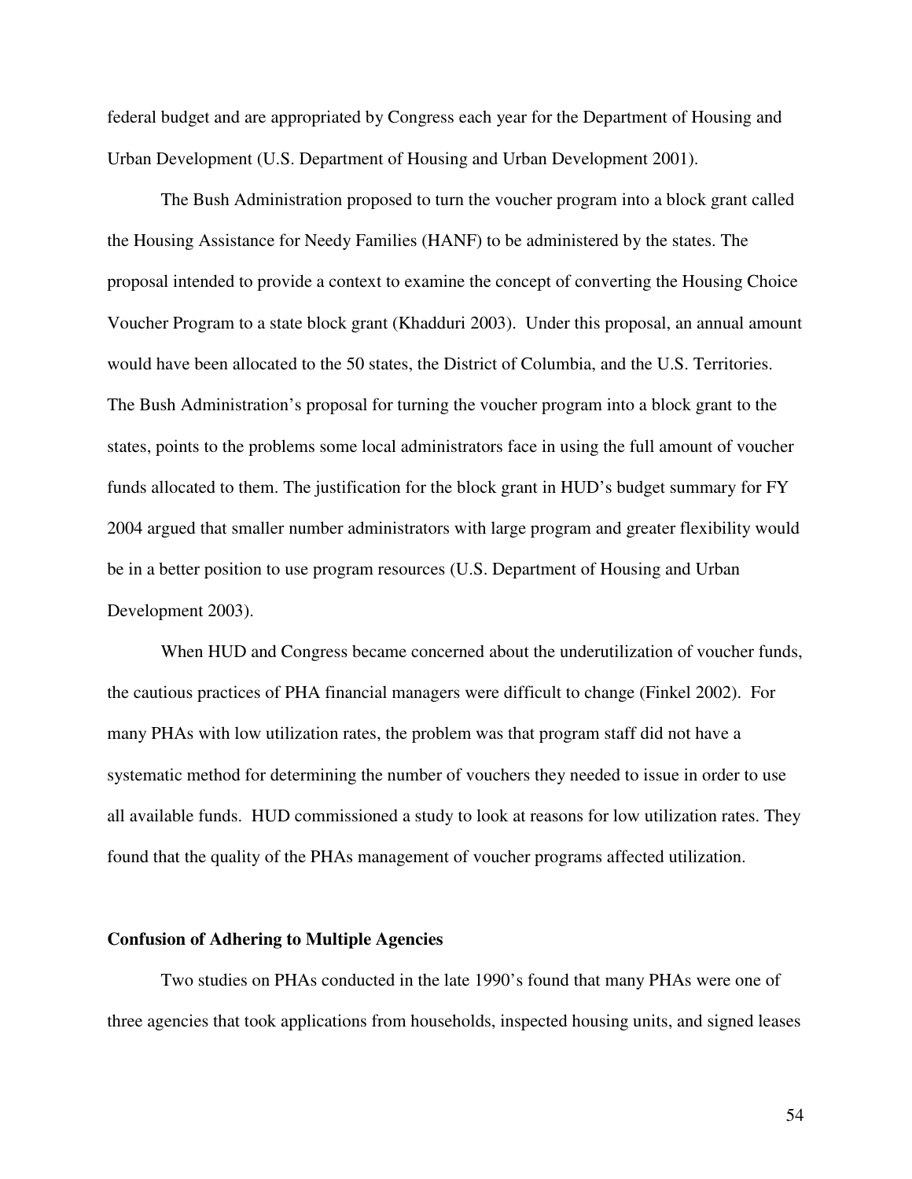federal budget and are appropriated by Congress each year for the Department of Housing and Urban Development (U.S. Department of Housing and Urban Development 2001).

The Bush Administration proposed to turn the voucher program into a block grant called the Housing Assistance for Needy Families (HANF) to be administered by the states. The proposal intended to provide a context to examine the concept of converting the Housing Choice Voucher Program to a state block grant (Khadduri 2003). Under this proposal, an annual amount would have been allocated to the 50 states, the District of Columbia, and the U.S. Territories. The Bush Administration's proposal for turning the voucher program into a block grant to the states, points to the problems some local administrators face in using the full amount of voucher funds allocated to them. The justification for the block grant in HUD's budget summary for FY 2004 argued that smaller number administrators with large program and greater flexibility would be in a better position to use program resources (U.S. Department of Housing and Urban Development 2003).

When HUD and Congress became concerned about the underutilization of voucher funds, the cautious practices of PHA financial managers were difficult to change (Finkel 2002). For many PHAs with low utilization rates, the problem was that program staff did not have a systematic method for determining the number of vouchers they needed to issue in order to use all available funds. HUD commissioned a study to look at reasons for low utilization rates. They found that the quality of the PHAs management of voucher programs affected utilization.

**Confusion of Adhering to Multiple Agencies**

Two studies on PHAs conducted in the late 1990's found that many PHAs were one of three agencies that took applications from households, inspected housing units, and signed leases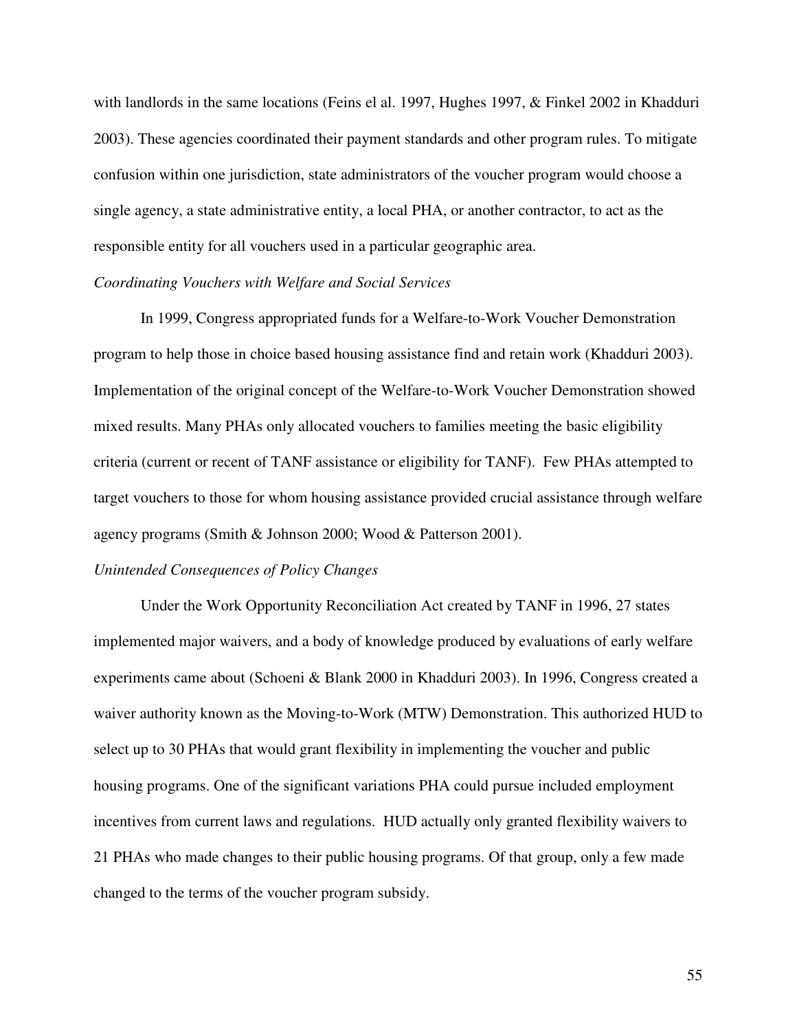with landlords in the same locations (Feins el al. 1997, Hughes 1997, & Finkel 2002 in Khadduri 2003). These agencies coordinated their payment standards and other program rules. To mitigate confusion within one jurisdiction, state administrators of the voucher program would choose a single agency, a state administrative entity, a local PHA, or another contractor, to act as the responsible entity for all vouchers used in a particular geographic area.

*Coordinating Vouchers with Welfare and Social Services*

In 1999, Congress appropriated funds for a Welfare-to-Work Voucher Demonstration program to help those in choice based housing assistance find and retain work (Khadduri 2003). Implementation of the original concept of the Welfare-to-Work Voucher Demonstration showed mixed results. Many PHAs only allocated vouchers to families meeting the basic eligibility criteria (current or recent of TANF assistance or eligibility for TANF). Few PHAs attempted to target vouchers to those for whom housing assistance provided crucial assistance through welfare agency programs (Smith & Johnson 2000; Wood & Patterson 2001).

*Unintended Consequences of Policy Changes*

Under the Work Opportunity Reconciliation Act created by TANF in 1996, 27 states implemented major waivers, and a body of knowledge produced by evaluations of early welfare experiments came about (Schoeni & Blank 2000 in Khadduri 2003). In 1996, Congress created a waiver authority known as the Moving-to-Work (MTW) Demonstration. This authorized HUD to select up to 30 PHAs that would grant flexibility in implementing the voucher and public housing programs. One of the significant variations PHA could pursue included employment incentives from current laws and regulations. HUD actually only granted flexibility waivers to 21 PHAs who made changes to their public housing programs. Of that group, only a few made changed to the terms of the voucher program subsidy.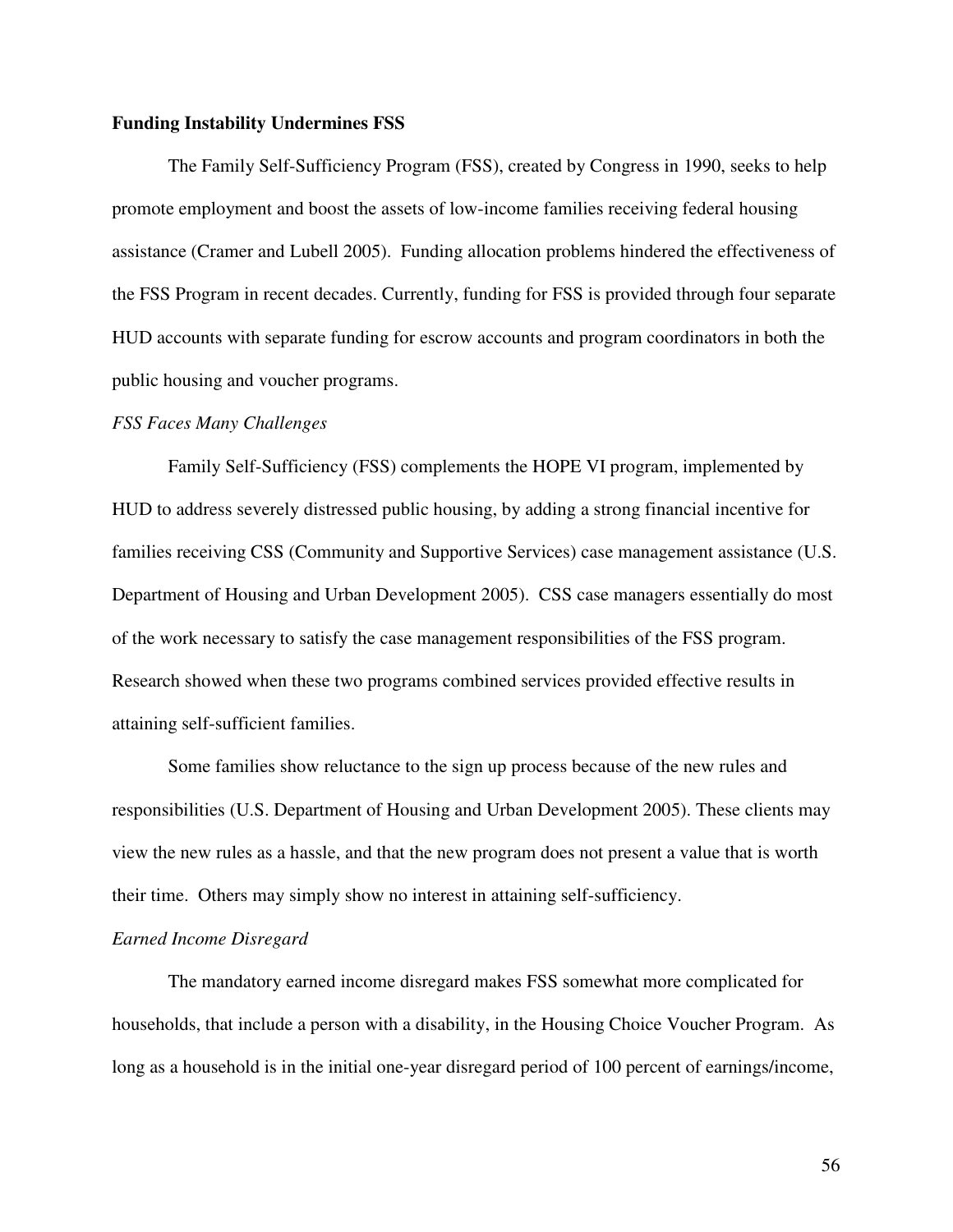**Funding Instability Undermines FSS**

The Family Self-Sufficiency Program (FSS), created by Congress in 1990, seeks to help promote employment and boost the assets of low-income families receiving federal housing assistance (Cramer and Lubell 2005). Funding allocation problems hindered the effectiveness of the FSS Program in recent decades. Currently, funding for FSS is provided through four separate HUD accounts with separate funding for escrow accounts and program coordinators in both the public housing and voucher programs.

*FSS Faces Many Challenges*

Family Self-Sufficiency (FSS) complements the HOPE VI program, implemented by HUD to address severely distressed public housing, by adding a strong financial incentive for families receiving CSS (Community and Supportive Services) case management assistance (U.S. Department of Housing and Urban Development 2005). CSS case managers essentially do most of the work necessary to satisfy the case management responsibilities of the FSS program. Research showed when these two programs combined services provided effective results in attaining self-sufficient families.

Some families show reluctance to the sign up process because of the new rules and responsibilities (U.S. Department of Housing and Urban Development 2005). These clients may view the new rules as a hassle, and that the new program does not present a value that is worth their time. Others may simply show no interest in attaining self-sufficiency.

*Earned Income Disregard*

The mandatory earned income disregard makes FSS somewhat more complicated for households, that include a person with a disability, in the Housing Choice Voucher Program. As long as a household is in the initial one-year disregard period of 100 percent of earnings/income,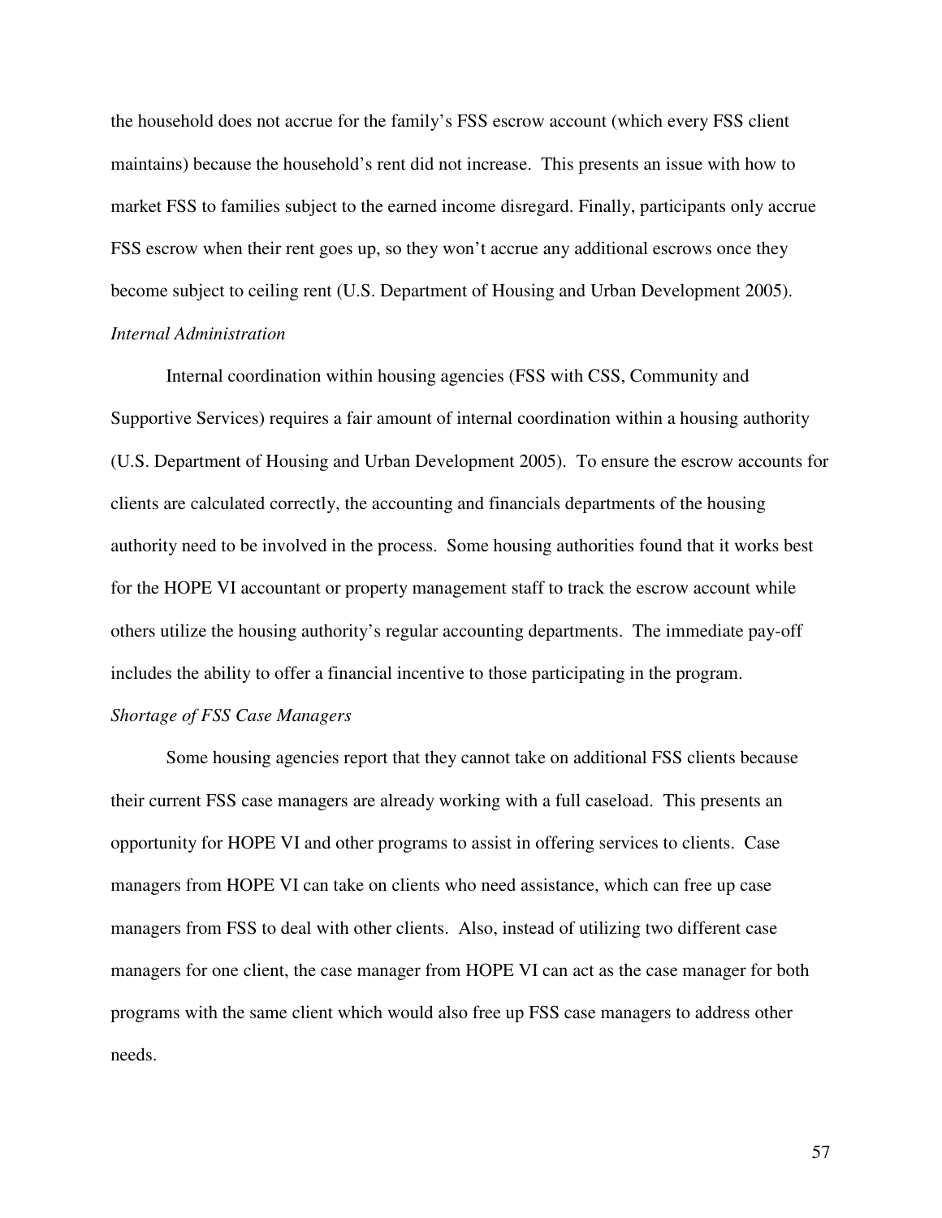the household does not accrue for the family's FSS escrow account (which every FSS client maintains) because the household's rent did not increase. This presents an issue with how to market FSS to families subject to the earned income disregard. Finally, participants only accrue FSS escrow when their rent goes up, so they won't accrue any additional escrows once they become subject to ceiling rent (U.S. Department of Housing and Urban Development 2005).

*Internal Administration*

Internal coordination within housing agencies (FSS with CSS, Community and Supportive Services) requires a fair amount of internal coordination within a housing authority (U.S. Department of Housing and Urban Development 2005). To ensure the escrow accounts for clients are calculated correctly, the accounting and financials departments of the housing authority need to be involved in the process. Some housing authorities found that it works best for the HOPE VI accountant or property management staff to track the escrow account while others utilize the housing authority's regular accounting departments. The immediate pay-off includes the ability to offer a financial incentive to those participating in the program.

*Shortage of FSS Case Managers*

Some housing agencies report that they cannot take on additional FSS clients because their current FSS case managers are already working with a full caseload. This presents an opportunity for HOPE VI and other programs to assist in offering services to clients. Case managers from HOPE VI can take on clients who need assistance, which can free up case managers from FSS to deal with other clients. Also, instead of utilizing two different case managers for one client, the case manager from HOPE VI can act as the case manager for both programs with the same client which would also free up FSS case managers to address other needs.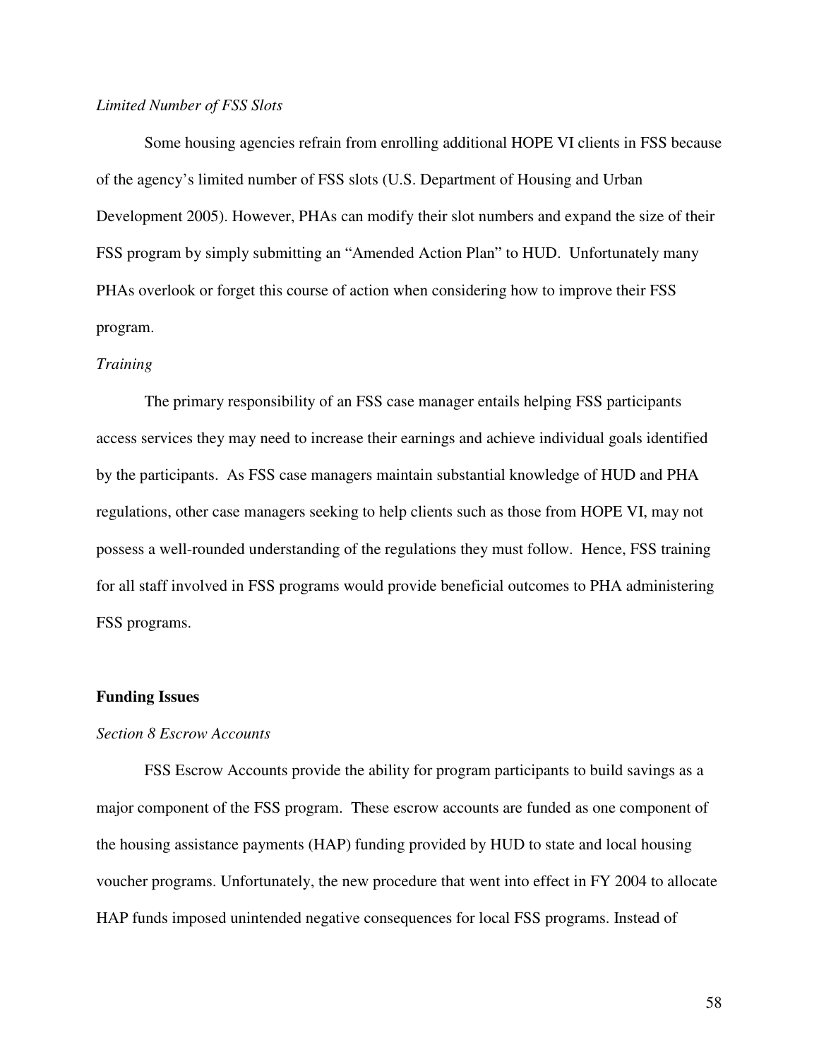*Limited Number of FSS Slots*

Some housing agencies refrain from enrolling additional HOPE VI clients in FSS because of the agency's limited number of FSS slots (U.S. Department of Housing and Urban Development 2005). However, PHAs can modify their slot numbers and expand the size of their FSS program by simply submitting an "Amended Action Plan" to HUD. Unfortunately many PHAs overlook or forget this course of action when considering how to improve their FSS program.

*Training*

The primary responsibility of an FSS case manager entails helping FSS participants access services they may need to increase their earnings and achieve individual goals identified by the participants. As FSS case managers maintain substantial knowledge of HUD and PHA regulations, other case managers seeking to help clients such as those from HOPE VI, may not possess a well-rounded understanding of the regulations they must follow. Hence, FSS training for all staff involved in FSS programs would provide beneficial outcomes to PHA administering FSS programs.

**Funding Issues**

*Section 8 Escrow Accounts*

FSS Escrow Accounts provide the ability for program participants to build savings as a major component of the FSS program. These escrow accounts are funded as one component of the housing assistance payments (HAP) funding provided by HUD to state and local housing voucher programs. Unfortunately, the new procedure that went into effect in FY 2004 to allocate HAP funds imposed unintended negative consequences for local FSS programs. Instead of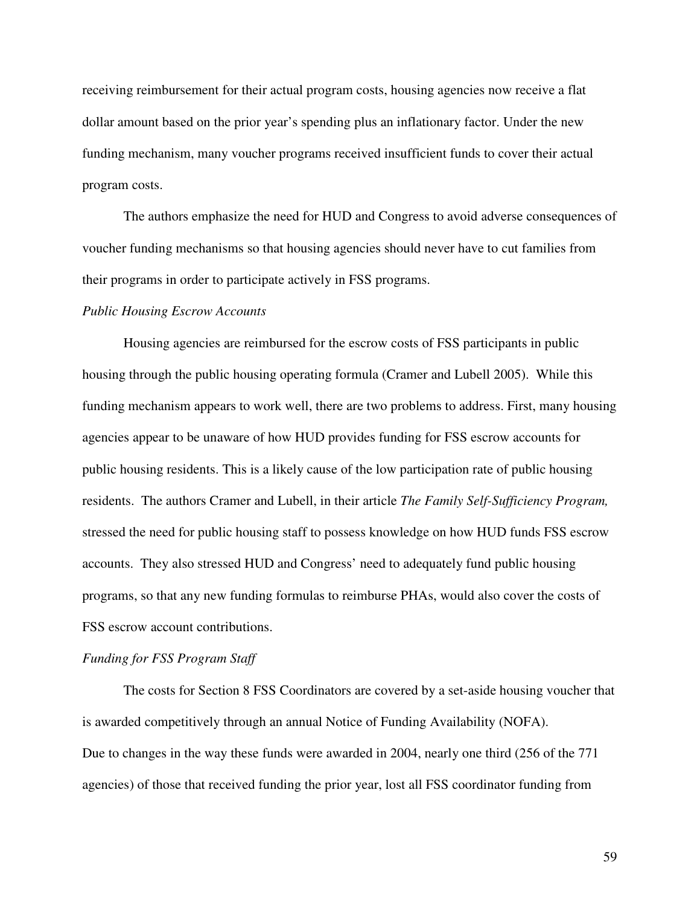receiving reimbursement for their actual program costs, housing agencies now receive a flat dollar amount based on the prior year's spending plus an inflationary factor. Under the new funding mechanism, many voucher programs received insufficient funds to cover their actual program costs.

The authors emphasize the need for HUD and Congress to avoid adverse consequences of voucher funding mechanisms so that housing agencies should never have to cut families from their programs in order to participate actively in FSS programs.

*Public Housing Escrow Accounts*

Housing agencies are reimbursed for the escrow costs of FSS participants in public housing through the public housing operating formula (Cramer and Lubell 2005). While this funding mechanism appears to work well, there are two problems to address. First, many housing agencies appear to be unaware of how HUD provides funding for FSS escrow accounts for public housing residents. This is a likely cause of the low participation rate of public housing residents. The authors Cramer and Lubell, in their article *The Family Self-Sufficiency Program,* stressed the need for public housing staff to possess knowledge on how HUD funds FSS escrow accounts. They also stressed HUD and Congress' need to adequately fund public housing programs, so that any new funding formulas to reimburse PHAs, would also cover the costs of FSS escrow account contributions.

*Funding for FSS Program Staff*

The costs for Section 8 FSS Coordinators are covered by a set-aside housing voucher that is awarded competitively through an annual Notice of Funding Availability (NOFA). Due to changes in the way these funds were awarded in 2004, nearly one third (256 of the 771 agencies) of those that received funding the prior year, lost all FSS coordinator funding from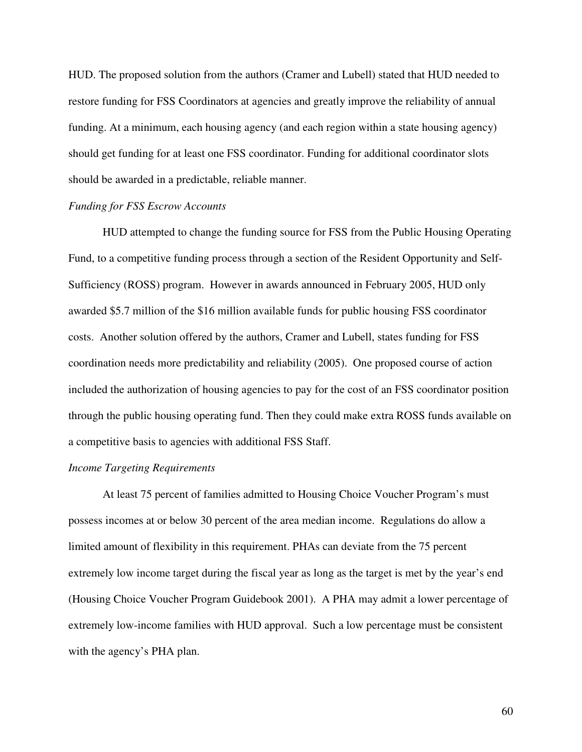HUD. The proposed solution from the authors (Cramer and Lubell) stated that HUD needed to restore funding for FSS Coordinators at agencies and greatly improve the reliability of annual funding. At a minimum, each housing agency (and each region within a state housing agency) should get funding for at least one FSS coordinator. Funding for additional coordinator slots should be awarded in a predictable, reliable manner.

*Funding for FSS Escrow Accounts*

HUD attempted to change the funding source for FSS from the Public Housing Operating Fund, to a competitive funding process through a section of the Resident Opportunity and Self-Sufficiency (ROSS) program. However in awards announced in February 2005, HUD only awarded $5.7 million of the $16 million available funds for public housing FSS coordinator costs. Another solution offered by the authors, Cramer and Lubell, states funding for FSS coordination needs more predictability and reliability (2005). One proposed course of action included the authorization of housing agencies to pay for the cost of an FSS coordinator position through the public housing operating fund. Then they could make extra ROSS funds available on a competitive basis to agencies with additional FSS Staff.

*Income Targeting Requirements*

At least 75 percent of families admitted to Housing Choice Voucher Program's must possess incomes at or below 30 percent of the area median income. Regulations do allow a limited amount of flexibility in this requirement. PHAs can deviate from the 75 percent extremely low income target during the fiscal year as long as the target is met by the year's end (Housing Choice Voucher Program Guidebook 2001). A PHA may admit a lower percentage of extremely low-income families with HUD approval. Such a low percentage must be consistent with the agency's PHA plan.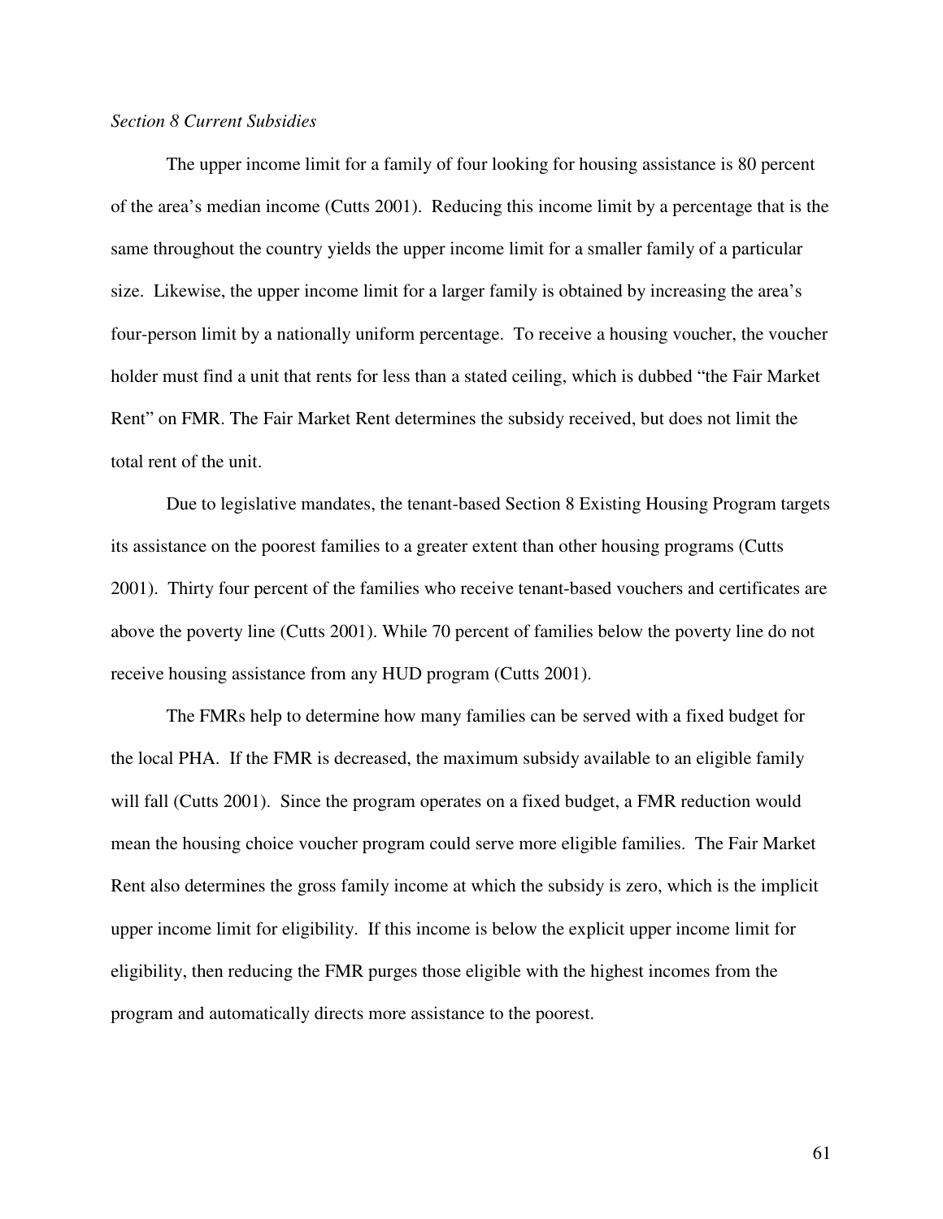*Section 8 Current Subsidies*

The upper income limit for a family of four looking for housing assistance is 80 percent of the area's median income (Cutts 2001). Reducing this income limit by a percentage that is the same throughout the country yields the upper income limit for a smaller family of a particular size. Likewise, the upper income limit for a larger family is obtained by increasing the area's four-person limit by a nationally uniform percentage. To receive a housing voucher, the voucher holder must find a unit that rents for less than a stated ceiling, which is dubbed "the Fair Market Rent" on FMR. The Fair Market Rent determines the subsidy received, but does not limit the total rent of the unit.

Due to legislative mandates, the tenant-based Section 8 Existing Housing Program targets its assistance on the poorest families to a greater extent than other housing programs (Cutts 2001). Thirty four percent of the families who receive tenant-based vouchers and certificates are above the poverty line (Cutts 2001). While 70 percent of families below the poverty line do not receive housing assistance from any HUD program (Cutts 2001).

The FMRs help to determine how many families can be served with a fixed budget for the local PHA. If the FMR is decreased, the maximum subsidy available to an eligible family will fall (Cutts 2001). Since the program operates on a fixed budget, a FMR reduction would mean the housing choice voucher program could serve more eligible families. The Fair Market Rent also determines the gross family income at which the subsidy is zero, which is the implicit upper income limit for eligibility. If this income is below the explicit upper income limit for eligibility, then reducing the FMR purges those eligible with the highest incomes from the program and automatically directs more assistance to the poorest.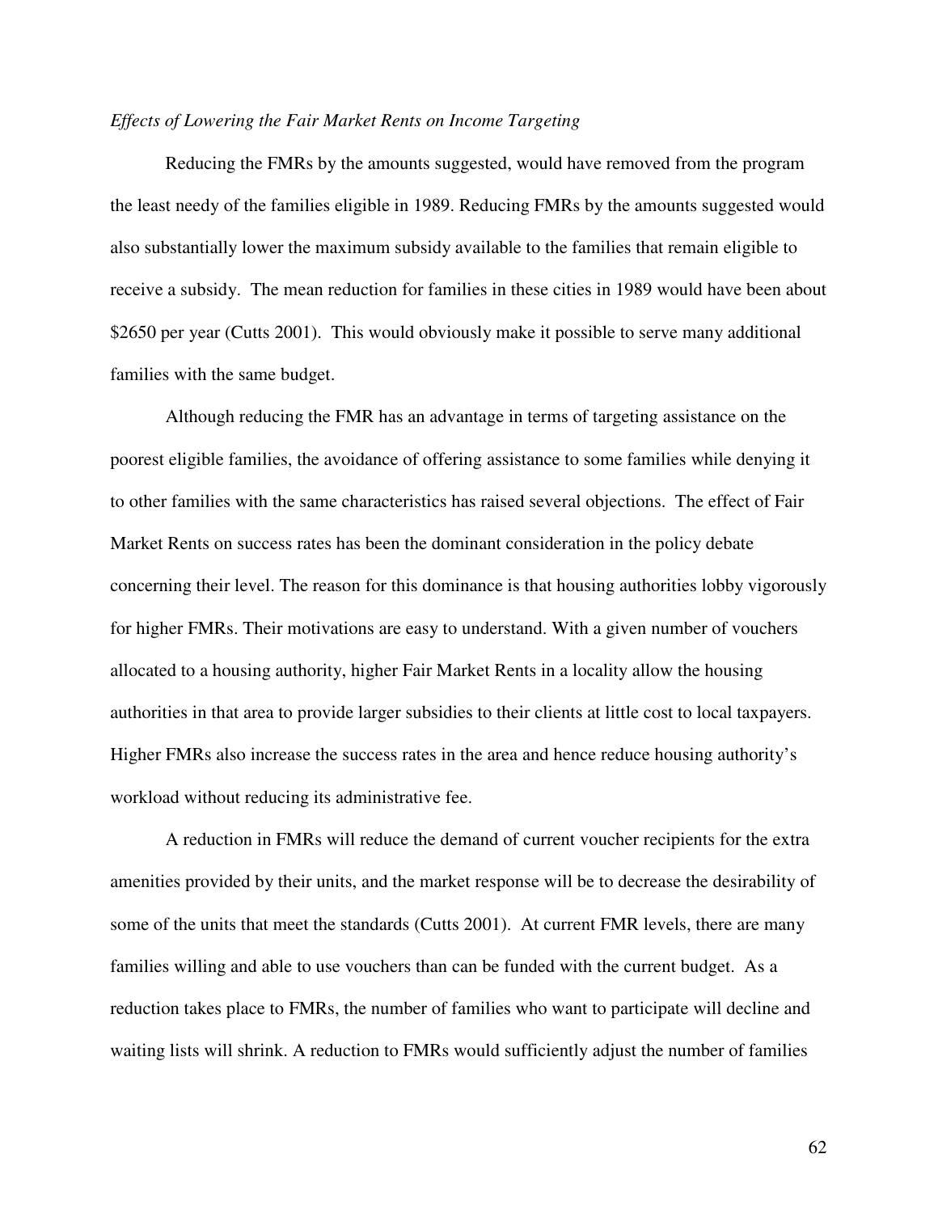*Effects of Lowering the Fair Market Rents on Income Targeting*

Reducing the FMRs by the amounts suggested, would have removed from the program the least needy of the families eligible in 1989. Reducing FMRs by the amounts suggested would also substantially lower the maximum subsidy available to the families that remain eligible to receive a subsidy. The mean reduction for families in these cities in 1989 would have been about $2650 per year (Cutts 2001). This would obviously make it possible to serve many additional families with the same budget.

Although reducing the FMR has an advantage in terms of targeting assistance on the poorest eligible families, the avoidance of offering assistance to some families while denying it to other families with the same characteristics has raised several objections. The effect of Fair Market Rents on success rates has been the dominant consideration in the policy debate concerning their level. The reason for this dominance is that housing authorities lobby vigorously for higher FMRs. Their motivations are easy to understand. With a given number of vouchers allocated to a housing authority, higher Fair Market Rents in a locality allow the housing authorities in that area to provide larger subsidies to their clients at little cost to local taxpayers. Higher FMRs also increase the success rates in the area and hence reduce housing authority's workload without reducing its administrative fee.

A reduction in FMRs will reduce the demand of current voucher recipients for the extra amenities provided by their units, and the market response will be to decrease the desirability of some of the units that meet the standards (Cutts 2001). At current FMR levels, there are many families willing and able to use vouchers than can be funded with the current budget. As a reduction takes place to FMRs, the number of families who want to participate will decline and waiting lists will shrink. A reduction to FMRs would sufficiently adjust the number of families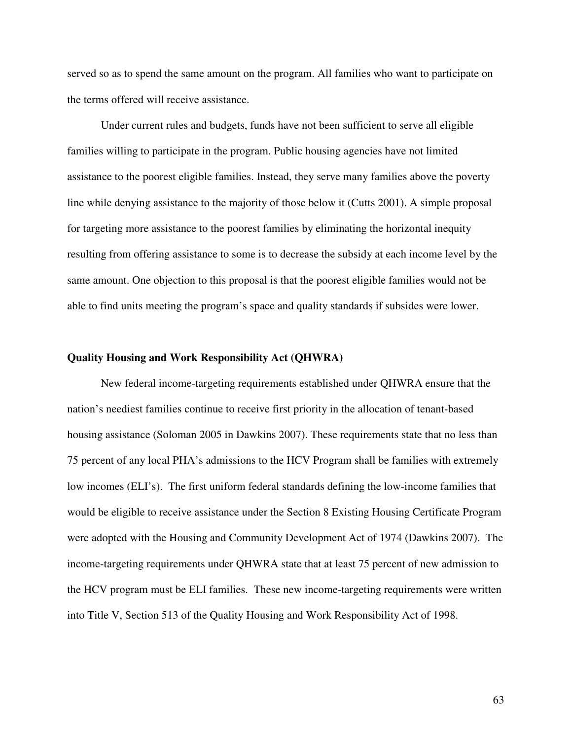served so as to spend the same amount on the program. All families who want to participate on the terms offered will receive assistance.

Under current rules and budgets, funds have not been sufficient to serve all eligible families willing to participate in the program. Public housing agencies have not limited assistance to the poorest eligible families. Instead, they serve many families above the poverty line while denying assistance to the majority of those below it (Cutts 2001). A simple proposal for targeting more assistance to the poorest families by eliminating the horizontal inequity resulting from offering assistance to some is to decrease the subsidy at each income level by the same amount. One objection to this proposal is that the poorest eligible families would not be able to find units meeting the program's space and quality standards if subsides were lower.

**Quality Housing and Work Responsibility Act (QHWRA)**

New federal income-targeting requirements established under QHWRA ensure that the nation's neediest families continue to receive first priority in the allocation of tenant-based housing assistance (Soloman 2005 in Dawkins 2007). These requirements state that no less than 75 percent of any local PHA's admissions to the HCV Program shall be families with extremely low incomes (ELI's). The first uniform federal standards defining the low-income families that would be eligible to receive assistance under the Section 8 Existing Housing Certificate Program were adopted with the Housing and Community Development Act of 1974 (Dawkins 2007). The income-targeting requirements under QHWRA state that at least 75 percent of new admission to the HCV program must be ELI families. These new income-targeting requirements were written into Title V, Section 513 of the Quality Housing and Work Responsibility Act of 1998.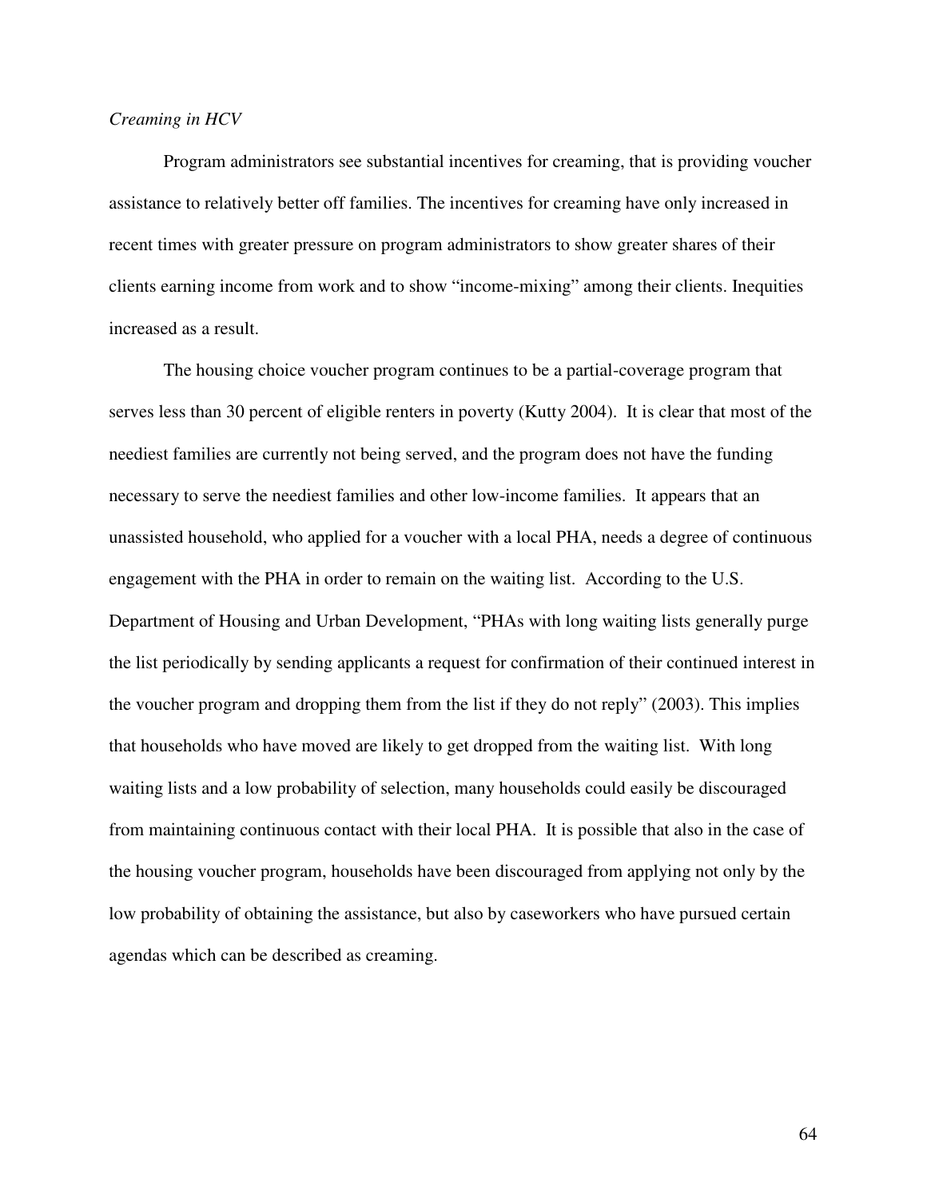*Creaming in HCV*

Program administrators see substantial incentives for creaming, that is providing voucher assistance to relatively better off families. The incentives for creaming have only increased in recent times with greater pressure on program administrators to show greater shares of their clients earning income from work and to show "income-mixing" among their clients. Inequities increased as a result.

The housing choice voucher program continues to be a partial-coverage program that serves less than 30 percent of eligible renters in poverty (Kutty 2004). It is clear that most of the neediest families are currently not being served, and the program does not have the funding necessary to serve the neediest families and other low-income families. It appears that an unassisted household, who applied for a voucher with a local PHA, needs a degree of continuous engagement with the PHA in order to remain on the waiting list. According to the U.S. Department of Housing and Urban Development, "PHAs with long waiting lists generally purge the list periodically by sending applicants a request for confirmation of their continued interest in the voucher program and dropping them from the list if they do not reply" (2003). This implies that households who have moved are likely to get dropped from the waiting list. With long waiting lists and a low probability of selection, many households could easily be discouraged from maintaining continuous contact with their local PHA. It is possible that also in the case of the housing voucher program, households have been discouraged from applying not only by the low probability of obtaining the assistance, but also by caseworkers who have pursued certain agendas which can be described as creaming.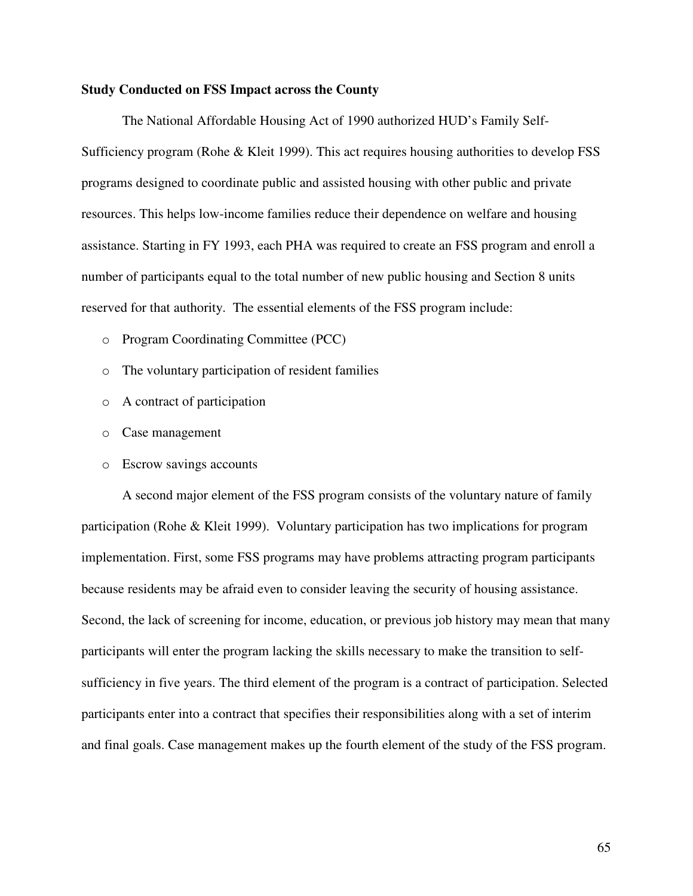**Study Conducted on FSS Impact across the County**

The National Affordable Housing Act of 1990 authorized HUD's Family Self-Sufficiency program (Rohe & Kleit 1999). This act requires housing authorities to develop FSS programs designed to coordinate public and assisted housing with other public and private resources. This helps low-income families reduce their dependence on welfare and housing assistance. Starting in FY 1993, each PHA was required to create an FSS program and enroll a number of participants equal to the total number of new public housing and Section 8 units reserved for that authority. The essential elements of the FSS program include:

- Program Coordinating Committee (PCC)
- The voluntary participation of resident families
- A contract of participation
- Case management
- Escrow savings accounts

A second major element of the FSS program consists of the voluntary nature of family participation (Rohe & Kleit 1999). Voluntary participation has two implications for program implementation. First, some FSS programs may have problems attracting program participants because residents may be afraid even to consider leaving the security of housing assistance. Second, the lack of screening for income, education, or previous job history may mean that many participants will enter the program lacking the skills necessary to make the transition to self-sufficiency in five years. The third element of the program is a contract of participation. Selected participants enter into a contract that specifies their responsibilities along with a set of interim and final goals. Case management makes up the fourth element of the study of the FSS program.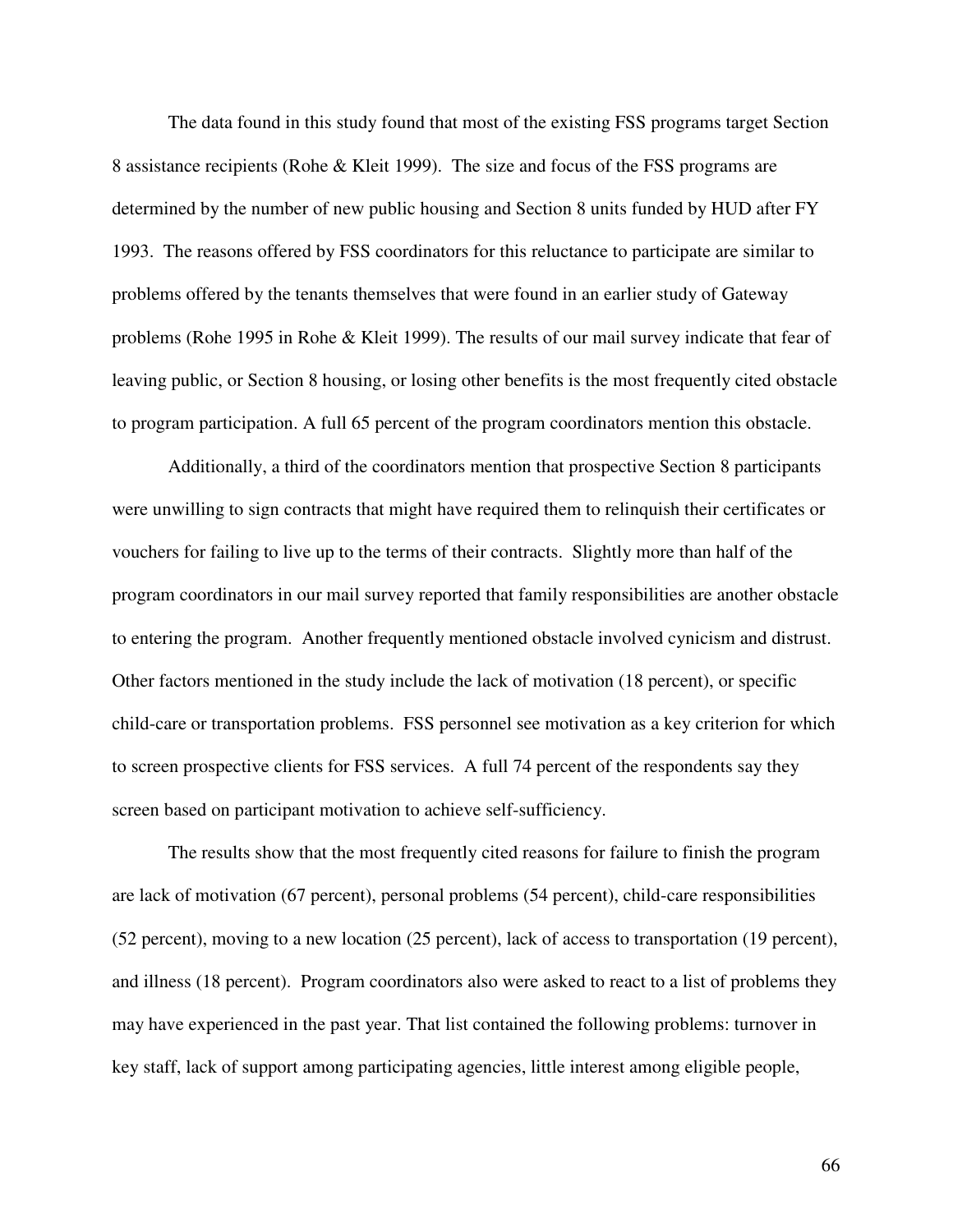The data found in this study found that most of the existing FSS programs target Section 8 assistance recipients (Rohe & Kleit 1999). The size and focus of the FSS programs are determined by the number of new public housing and Section 8 units funded by HUD after FY 1993. The reasons offered by FSS coordinators for this reluctance to participate are similar to problems offered by the tenants themselves that were found in an earlier study of Gateway problems (Rohe 1995 in Rohe & Kleit 1999). The results of our mail survey indicate that fear of leaving public, or Section 8 housing, or losing other benefits is the most frequently cited obstacle to program participation. A full 65 percent of the program coordinators mention this obstacle.

Additionally, a third of the coordinators mention that prospective Section 8 participants were unwilling to sign contracts that might have required them to relinquish their certificates or vouchers for failing to live up to the terms of their contracts. Slightly more than half of the program coordinators in our mail survey reported that family responsibilities are another obstacle to entering the program. Another frequently mentioned obstacle involved cynicism and distrust. Other factors mentioned in the study include the lack of motivation (18 percent), or specific child-care or transportation problems. FSS personnel see motivation as a key criterion for which to screen prospective clients for FSS services. A full 74 percent of the respondents say they screen based on participant motivation to achieve self-sufficiency.

The results show that the most frequently cited reasons for failure to finish the program are lack of motivation (67 percent), personal problems (54 percent), child-care responsibilities (52 percent), moving to a new location (25 percent), lack of access to transportation (19 percent), and illness (18 percent). Program coordinators also were asked to react to a list of problems they may have experienced in the past year. That list contained the following problems: turnover in key staff, lack of support among participating agencies, little interest among eligible people,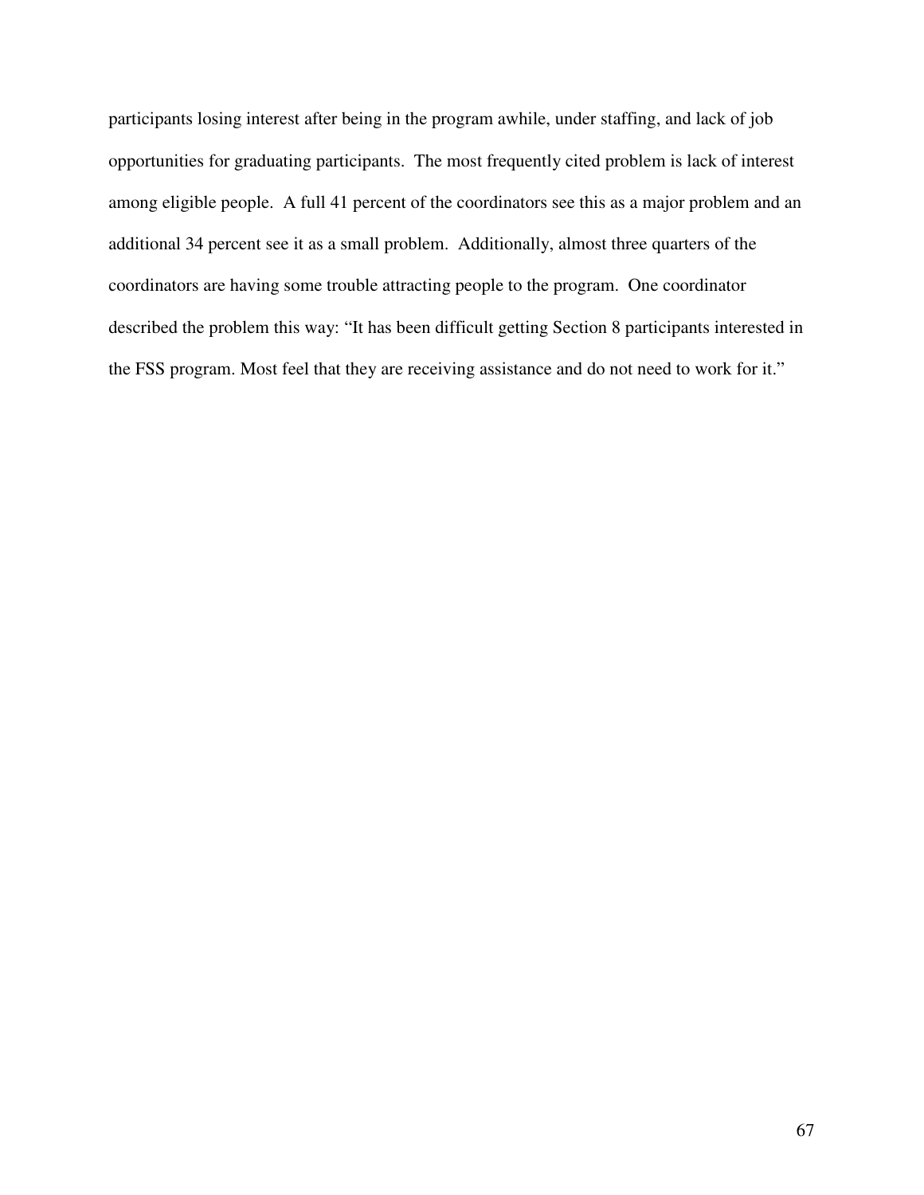participants losing interest after being in the program awhile, under staffing, and lack of job opportunities for graduating participants. The most frequently cited problem is lack of interest among eligible people. A full 41 percent of the coordinators see this as a major problem and an additional 34 percent see it as a small problem. Additionally, almost three quarters of the coordinators are having some trouble attracting people to the program. One coordinator described the problem this way: "It has been difficult getting Section 8 participants interested in the FSS program. Most feel that they are receiving assistance and do not need to work for it."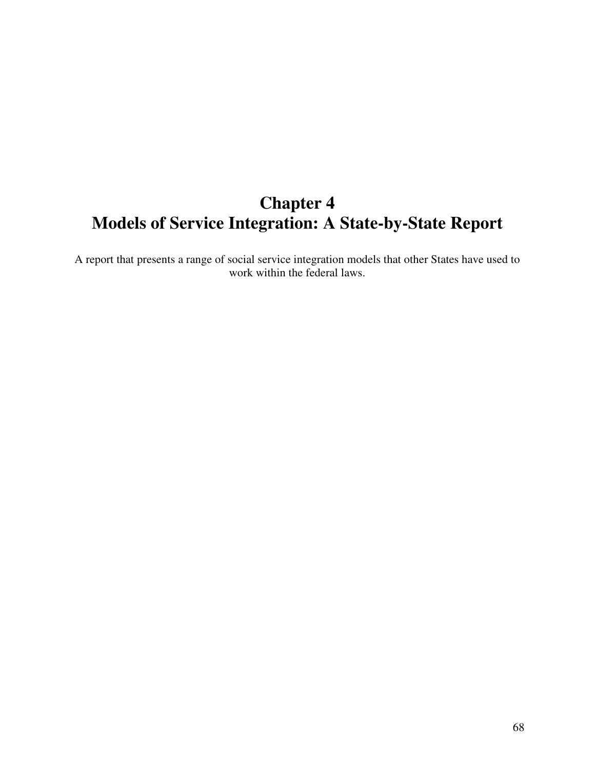# Chapter 4
# Models of Service Integration: A State-by-State Report

A report that presents a range of social service integration models that other States have used to work within the federal laws.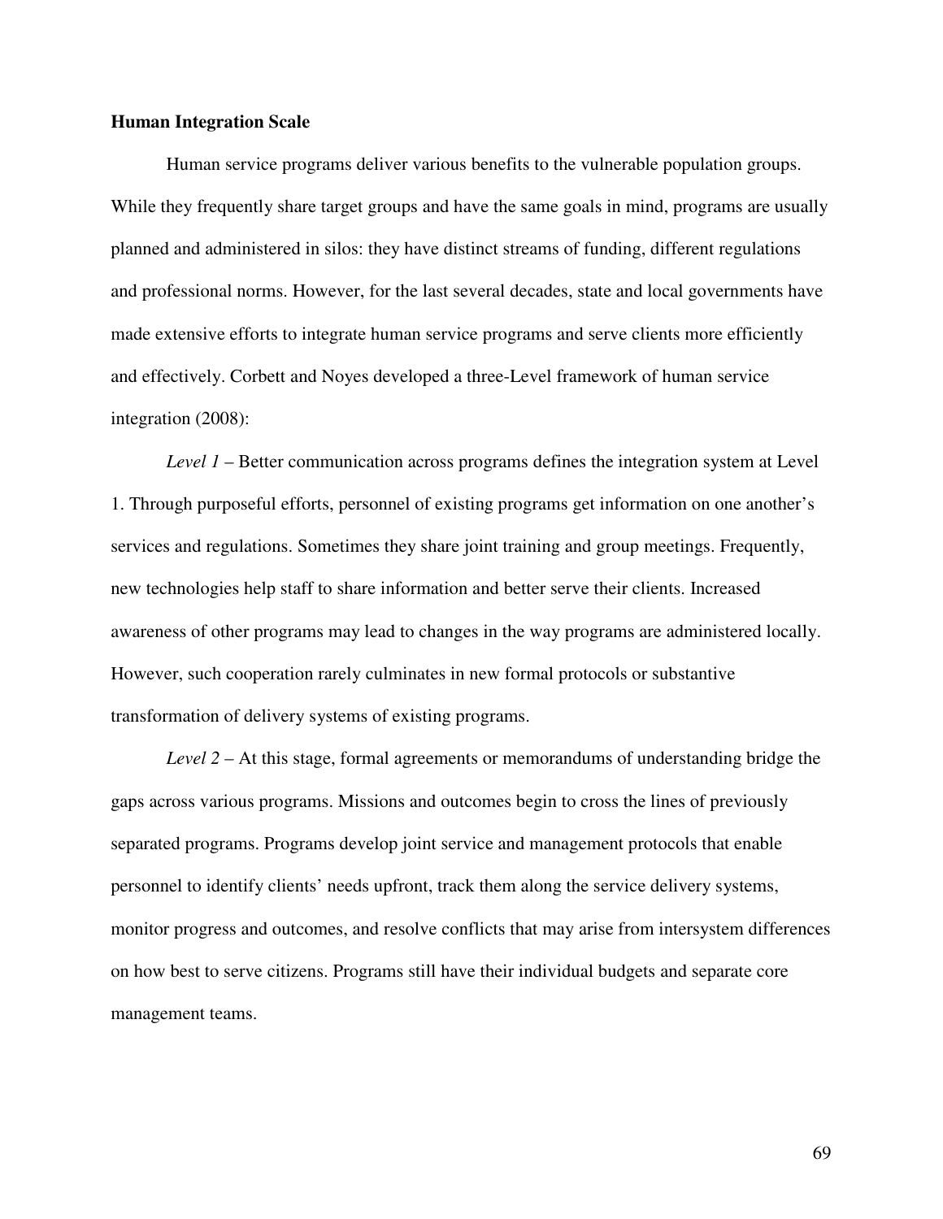**Human Integration Scale**

Human service programs deliver various benefits to the vulnerable population groups. While they frequently share target groups and have the same goals in mind, programs are usually planned and administered in silos: they have distinct streams of funding, different regulations and professional norms. However, for the last several decades, state and local governments have made extensive efforts to integrate human service programs and serve clients more efficiently and effectively. Corbett and Noyes developed a three-Level framework of human service integration (2008):

*Level 1* – Better communication across programs defines the integration system at Level 1. Through purposeful efforts, personnel of existing programs get information on one another's services and regulations. Sometimes they share joint training and group meetings. Frequently, new technologies help staff to share information and better serve their clients. Increased awareness of other programs may lead to changes in the way programs are administered locally. However, such cooperation rarely culminates in new formal protocols or substantive transformation of delivery systems of existing programs.

*Level 2* – At this stage, formal agreements or memorandums of understanding bridge the gaps across various programs. Missions and outcomes begin to cross the lines of previously separated programs. Programs develop joint service and management protocols that enable personnel to identify clients' needs upfront, track them along the service delivery systems, monitor progress and outcomes, and resolve conflicts that may arise from intersystem differences on how best to serve citizens. Programs still have their individual budgets and separate core management teams.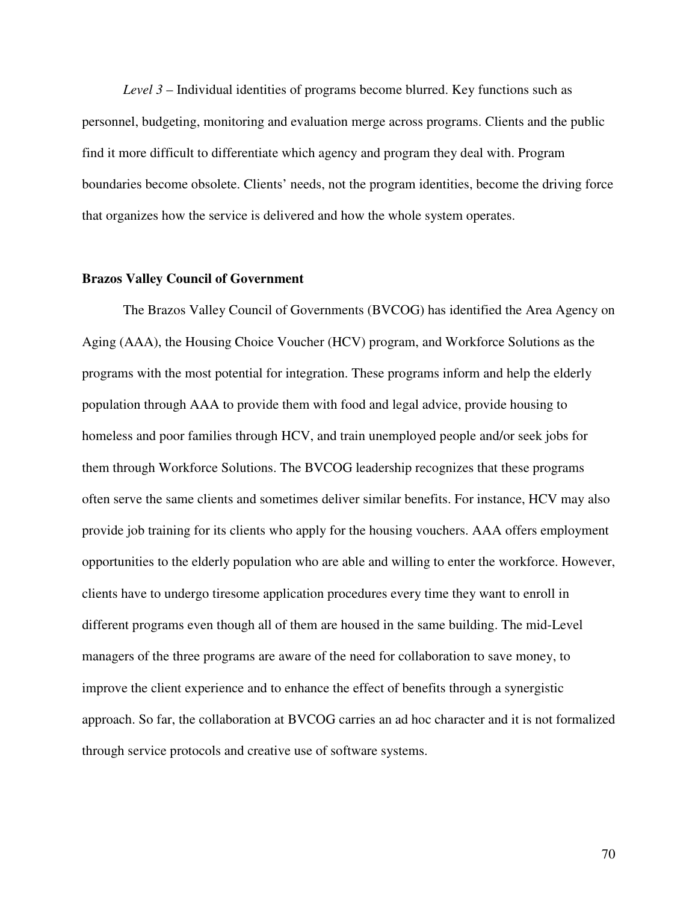*Level 3* – Individual identities of programs become blurred. Key functions such as personnel, budgeting, monitoring and evaluation merge across programs. Clients and the public find it more difficult to differentiate which agency and program they deal with. Program boundaries become obsolete. Clients' needs, not the program identities, become the driving force that organizes how the service is delivered and how the whole system operates.

### Brazos Valley Council of Government

The Brazos Valley Council of Governments (BVCOG) has identified the Area Agency on Aging (AAA), the Housing Choice Voucher (HCV) program, and Workforce Solutions as the programs with the most potential for integration. These programs inform and help the elderly population through AAA to provide them with food and legal advice, provide housing to homeless and poor families through HCV, and train unemployed people and/or seek jobs for them through Workforce Solutions. The BVCOG leadership recognizes that these programs often serve the same clients and sometimes deliver similar benefits. For instance, HCV may also provide job training for its clients who apply for the housing vouchers. AAA offers employment opportunities to the elderly population who are able and willing to enter the workforce. However, clients have to undergo tiresome application procedures every time they want to enroll in different programs even though all of them are housed in the same building. The mid-Level managers of the three programs are aware of the need for collaboration to save money, to improve the client experience and to enhance the effect of benefits through a synergistic approach. So far, the collaboration at BVCOG carries an ad hoc character and it is not formalized through service protocols and creative use of software systems.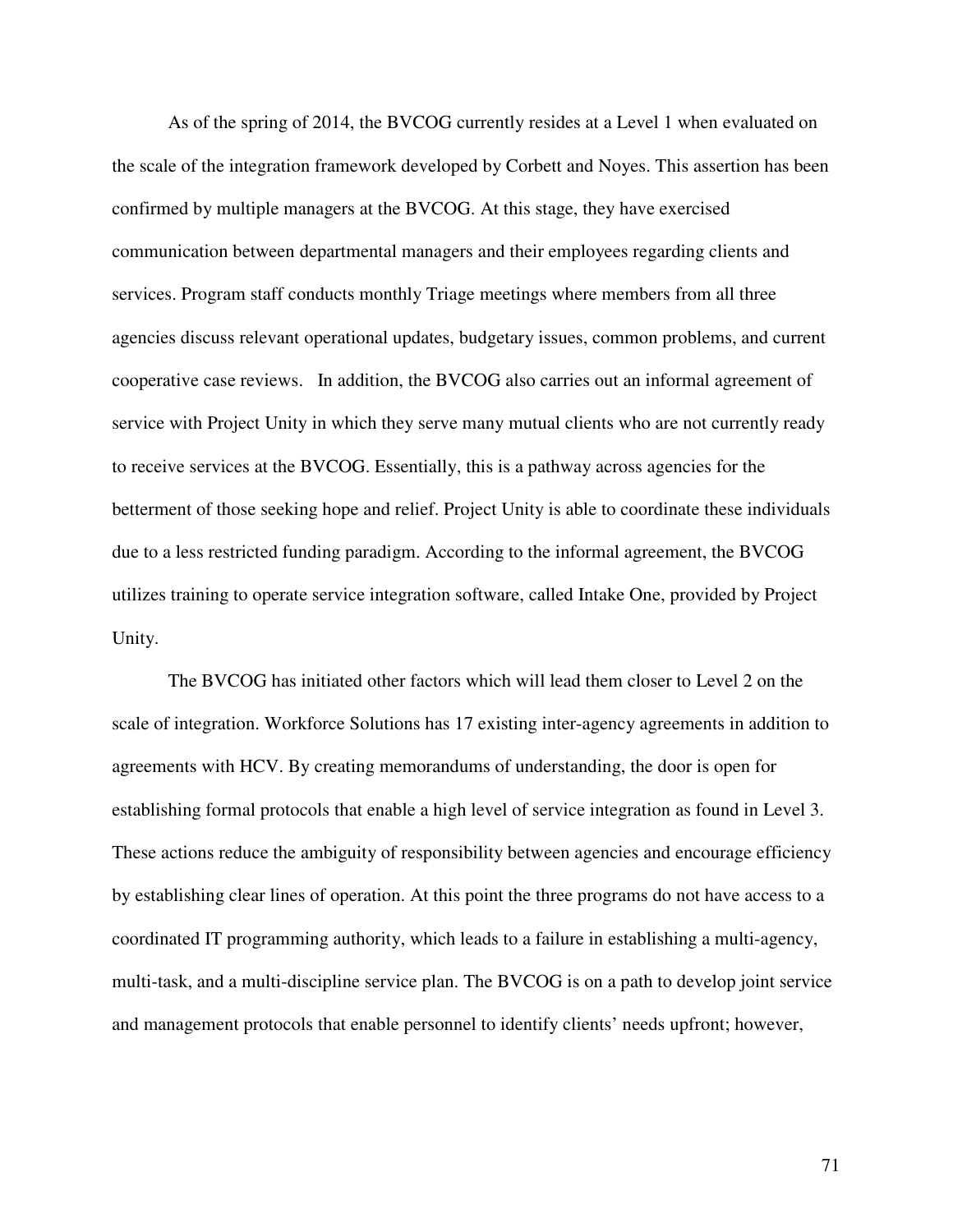As of the spring of 2014, the BVCOG currently resides at a Level 1 when evaluated on the scale of the integration framework developed by Corbett and Noyes. This assertion has been confirmed by multiple managers at the BVCOG. At this stage, they have exercised communication between departmental managers and their employees regarding clients and services. Program staff conducts monthly Triage meetings where members from all three agencies discuss relevant operational updates, budgetary issues, common problems, and current cooperative case reviews. In addition, the BVCOG also carries out an informal agreement of service with Project Unity in which they serve many mutual clients who are not currently ready to receive services at the BVCOG. Essentially, this is a pathway across agencies for the betterment of those seeking hope and relief. Project Unity is able to coordinate these individuals due to a less restricted funding paradigm. According to the informal agreement, the BVCOG utilizes training to operate service integration software, called Intake One, provided by Project Unity.

The BVCOG has initiated other factors which will lead them closer to Level 2 on the scale of integration. Workforce Solutions has 17 existing inter-agency agreements in addition to agreements with HCV. By creating memorandums of understanding, the door is open for establishing formal protocols that enable a high level of service integration as found in Level 3. These actions reduce the ambiguity of responsibility between agencies and encourage efficiency by establishing clear lines of operation. At this point the three programs do not have access to a coordinated IT programming authority, which leads to a failure in establishing a multi-agency, multi-task, and a multi-discipline service plan. The BVCOG is on a path to develop joint service and management protocols that enable personnel to identify clients' needs upfront; however,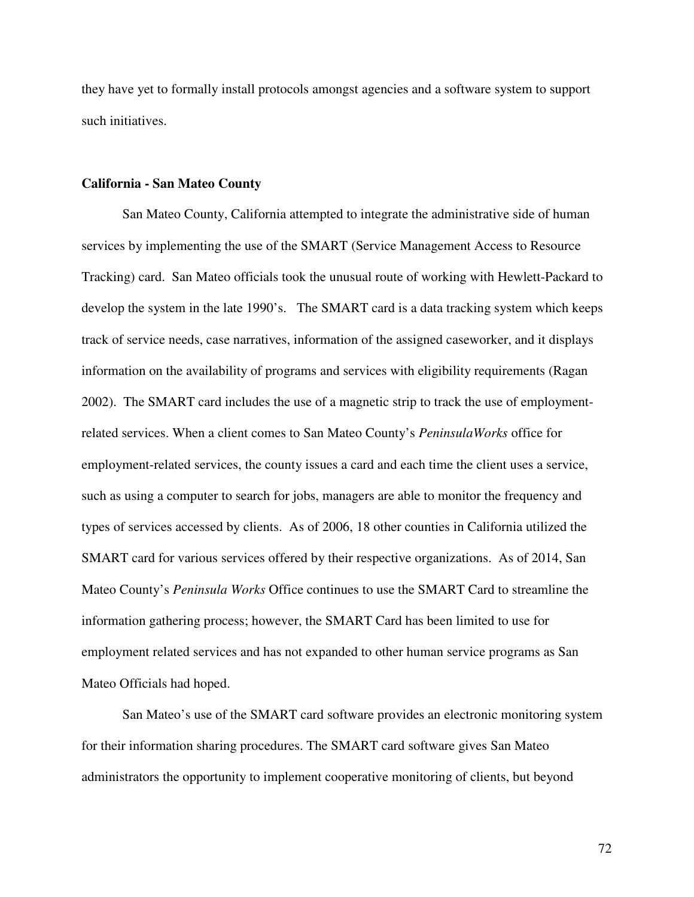they have yet to formally install protocols amongst agencies and a software system to support such initiatives.

**California - San Mateo County**

San Mateo County, California attempted to integrate the administrative side of human services by implementing the use of the SMART (Service Management Access to Resource Tracking) card. San Mateo officials took the unusual route of working with Hewlett-Packard to develop the system in the late 1990's. The SMART card is a data tracking system which keeps track of service needs, case narratives, information of the assigned caseworker, and it displays information on the availability of programs and services with eligibility requirements (Ragan 2002). The SMART card includes the use of a magnetic strip to track the use of employment-related services. When a client comes to San Mateo County's *PeninsulaWorks* office for employment-related services, the county issues a card and each time the client uses a service, such as using a computer to search for jobs, managers are able to monitor the frequency and types of services accessed by clients. As of 2006, 18 other counties in California utilized the SMART card for various services offered by their respective organizations. As of 2014, San Mateo County's *Peninsula Works* Office continues to use the SMART Card to streamline the information gathering process; however, the SMART Card has been limited to use for employment related services and has not expanded to other human service programs as San Mateo Officials had hoped.

San Mateo's use of the SMART card software provides an electronic monitoring system for their information sharing procedures. The SMART card software gives San Mateo administrators the opportunity to implement cooperative monitoring of clients, but beyond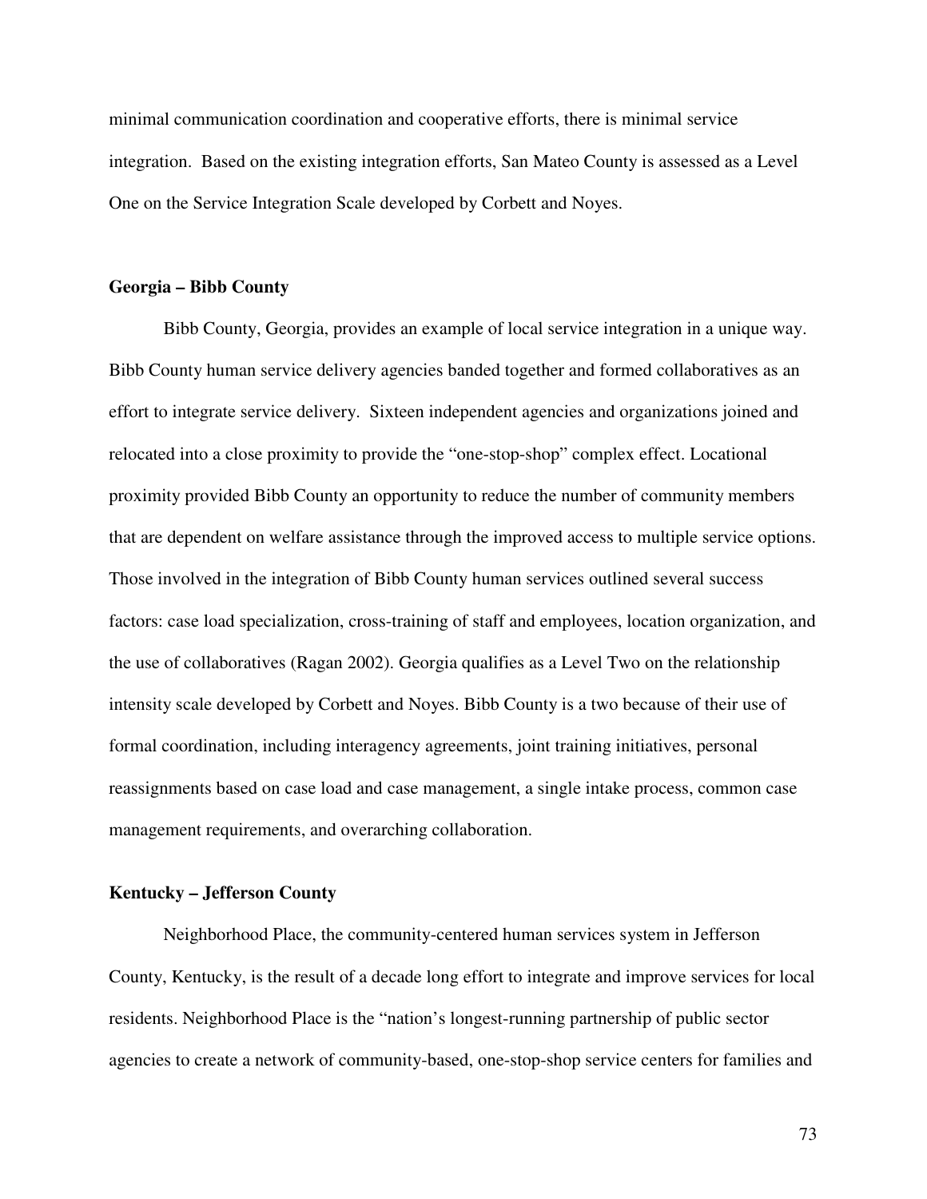minimal communication coordination and cooperative efforts, there is minimal service integration. Based on the existing integration efforts, San Mateo County is assessed as a Level One on the Service Integration Scale developed by Corbett and Noyes.

### Georgia – Bibb County

Bibb County, Georgia, provides an example of local service integration in a unique way. Bibb County human service delivery agencies banded together and formed collaboratives as an effort to integrate service delivery. Sixteen independent agencies and organizations joined and relocated into a close proximity to provide the "one-stop-shop" complex effect. Locational proximity provided Bibb County an opportunity to reduce the number of community members that are dependent on welfare assistance through the improved access to multiple service options. Those involved in the integration of Bibb County human services outlined several success factors: case load specialization, cross-training of staff and employees, location organization, and the use of collaboratives (Ragan 2002). Georgia qualifies as a Level Two on the relationship intensity scale developed by Corbett and Noyes. Bibb County is a two because of their use of formal coordination, including interagency agreements, joint training initiatives, personal reassignments based on case load and case management, a single intake process, common case management requirements, and overarching collaboration.

### Kentucky – Jefferson County

Neighborhood Place, the community-centered human services system in Jefferson County, Kentucky, is the result of a decade long effort to integrate and improve services for local residents. Neighborhood Place is the "nation's longest-running partnership of public sector agencies to create a network of community-based, one-stop-shop service centers for families and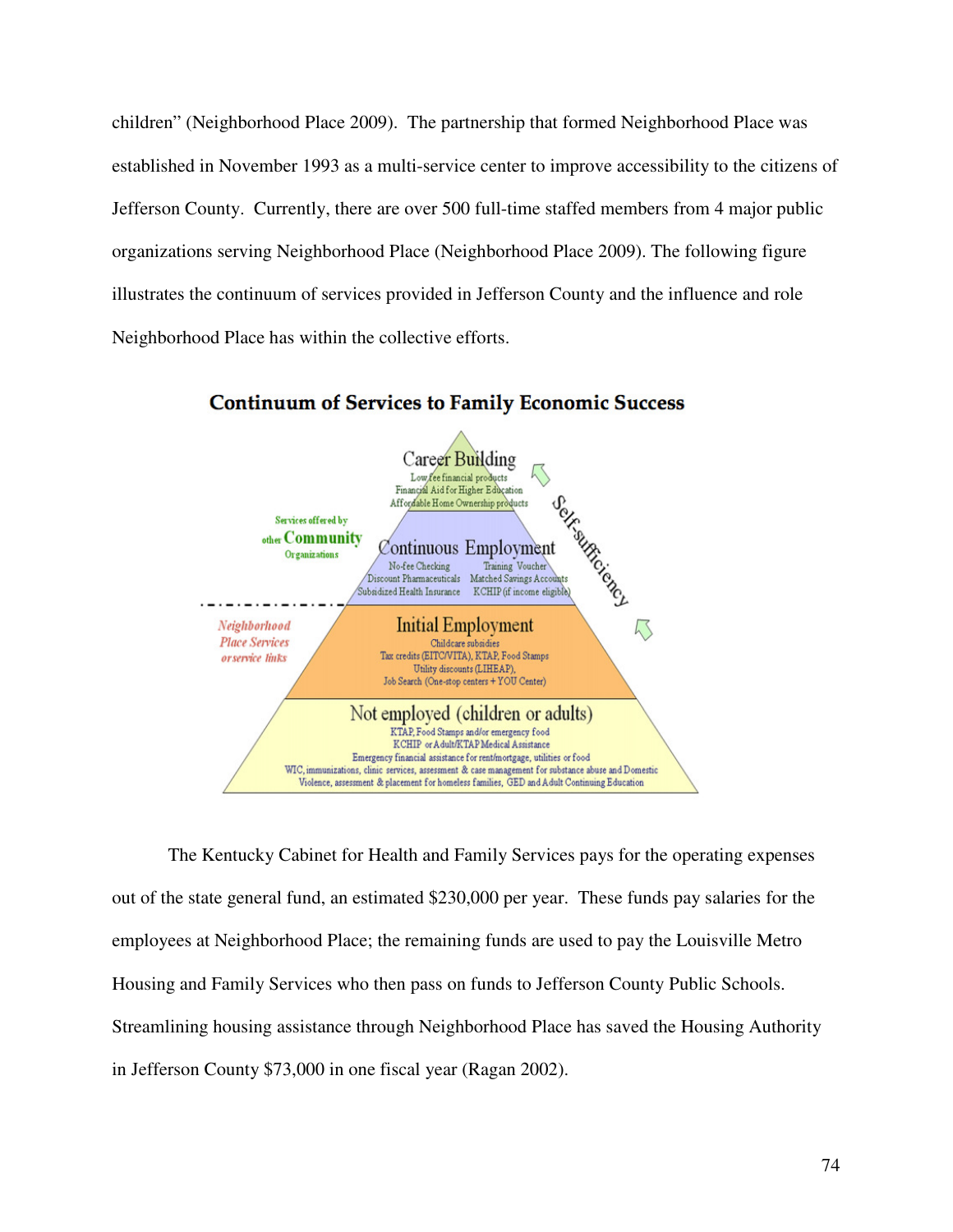children" (Neighborhood Place 2009). The partnership that formed Neighborhood Place was established in November 1993 as a multi-service center to improve accessibility to the citizens of Jefferson County. Currently, there are over 500 full-time staffed members from 4 major public organizations serving Neighborhood Place (Neighborhood Place 2009). The following figure illustrates the continuum of services provided in Jefferson County and the influence and role Neighborhood Place has within the collective efforts.

**Continuum of Services to Family Economic Success**

Services offered by other **Community** Organizations

- **Career Building**
  - Low fee financial products
  - Financial Aid for Higher Education
  - Affordable Home Ownership products
- **Continuous Employment**
  - No-fee Checking
  - Training Voucher
  - Discount Pharmaceuticals
  - Matched Savings Accounts
  - Subsidized Health Insurance
  - KCHIP (if income eligible)

*Neighborhood Place Services or service links*

- **Initial Employment**
  - Childcare subsidies
  - Tax credits (EITC/VITA), KTAP, Food Stamps
  - Utility discounts (LIHEAP),
  - Job Search (One-stop centers + YOU Center)
- **Not employed (children or adults)**
  - KTAP, Food Stamps and/or emergency food
  - KCHIP or Adult/KTAP Medical Assistance
  - Emergency financial assistance for rent/mortgage, utilities or food
  - WIC, immunizations, clinic services, assessment & case management for substance abuse and Domestic Violence, assessment & placement for homeless families, GED and Adult Continuing Education

Self-sufficiency

The Kentucky Cabinet for Health and Family Services pays for the operating expenses out of the state general fund, an estimated $230,000 per year. These funds pay salaries for the employees at Neighborhood Place; the remaining funds are used to pay the Louisville Metro Housing and Family Services who then pass on funds to Jefferson County Public Schools. Streamlining housing assistance through Neighborhood Place has saved the Housing Authority in Jefferson County $73,000 in one fiscal year (Ragan 2002).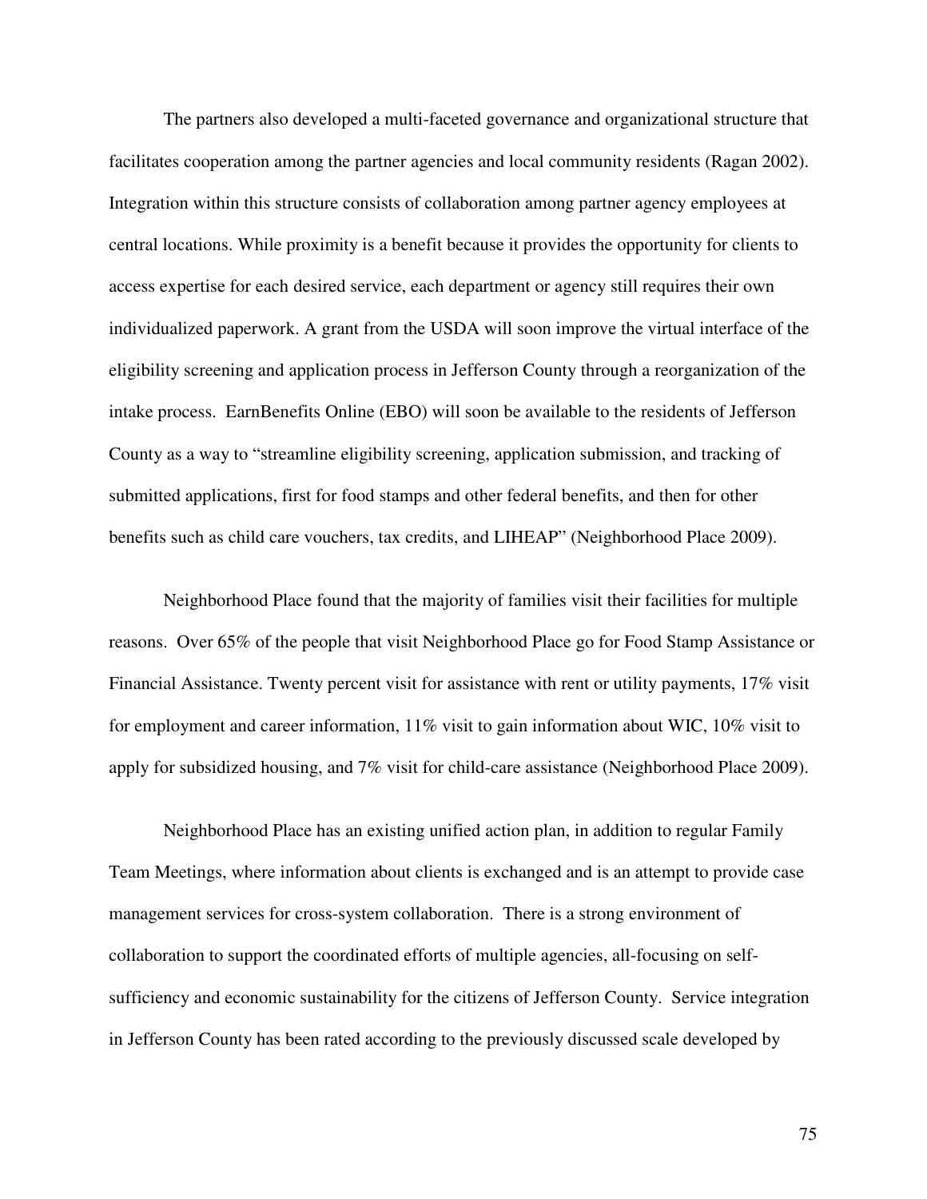The partners also developed a multi-faceted governance and organizational structure that facilitates cooperation among the partner agencies and local community residents (Ragan 2002). Integration within this structure consists of collaboration among partner agency employees at central locations. While proximity is a benefit because it provides the opportunity for clients to access expertise for each desired service, each department or agency still requires their own individualized paperwork. A grant from the USDA will soon improve the virtual interface of the eligibility screening and application process in Jefferson County through a reorganization of the intake process. EarnBenefits Online (EBO) will soon be available to the residents of Jefferson County as a way to "streamline eligibility screening, application submission, and tracking of submitted applications, first for food stamps and other federal benefits, and then for other benefits such as child care vouchers, tax credits, and LIHEAP" (Neighborhood Place 2009).

Neighborhood Place found that the majority of families visit their facilities for multiple reasons. Over 65% of the people that visit Neighborhood Place go for Food Stamp Assistance or Financial Assistance. Twenty percent visit for assistance with rent or utility payments, 17% visit for employment and career information, 11% visit to gain information about WIC, 10% visit to apply for subsidized housing, and 7% visit for child-care assistance (Neighborhood Place 2009).

Neighborhood Place has an existing unified action plan, in addition to regular Family Team Meetings, where information about clients is exchanged and is an attempt to provide case management services for cross-system collaboration. There is a strong environment of collaboration to support the coordinated efforts of multiple agencies, all-focusing on self-sufficiency and economic sustainability for the citizens of Jefferson County. Service integration in Jefferson County has been rated according to the previously discussed scale developed by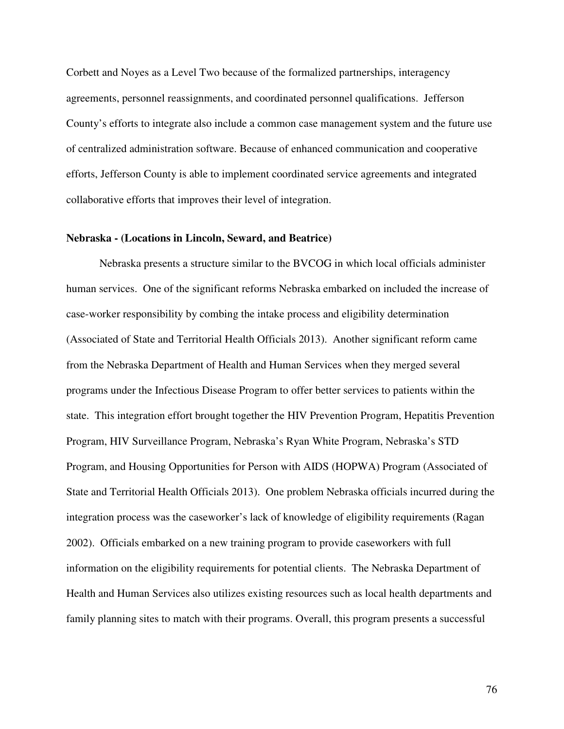Corbett and Noyes as a Level Two because of the formalized partnerships, interagency agreements, personnel reassignments, and coordinated personnel qualifications. Jefferson County's efforts to integrate also include a common case management system and the future use of centralized administration software. Because of enhanced communication and cooperative efforts, Jefferson County is able to implement coordinated service agreements and integrated collaborative efforts that improves their level of integration.

**Nebraska - (Locations in Lincoln, Seward, and Beatrice)**

Nebraska presents a structure similar to the BVCOG in which local officials administer human services. One of the significant reforms Nebraska embarked on included the increase of case-worker responsibility by combing the intake process and eligibility determination (Associated of State and Territorial Health Officials 2013). Another significant reform came from the Nebraska Department of Health and Human Services when they merged several programs under the Infectious Disease Program to offer better services to patients within the state. This integration effort brought together the HIV Prevention Program, Hepatitis Prevention Program, HIV Surveillance Program, Nebraska's Ryan White Program, Nebraska's STD Program, and Housing Opportunities for Person with AIDS (HOPWA) Program (Associated of State and Territorial Health Officials 2013). One problem Nebraska officials incurred during the integration process was the caseworker's lack of knowledge of eligibility requirements (Ragan 2002). Officials embarked on a new training program to provide caseworkers with full information on the eligibility requirements for potential clients. The Nebraska Department of Health and Human Services also utilizes existing resources such as local health departments and family planning sites to match with their programs. Overall, this program presents a successful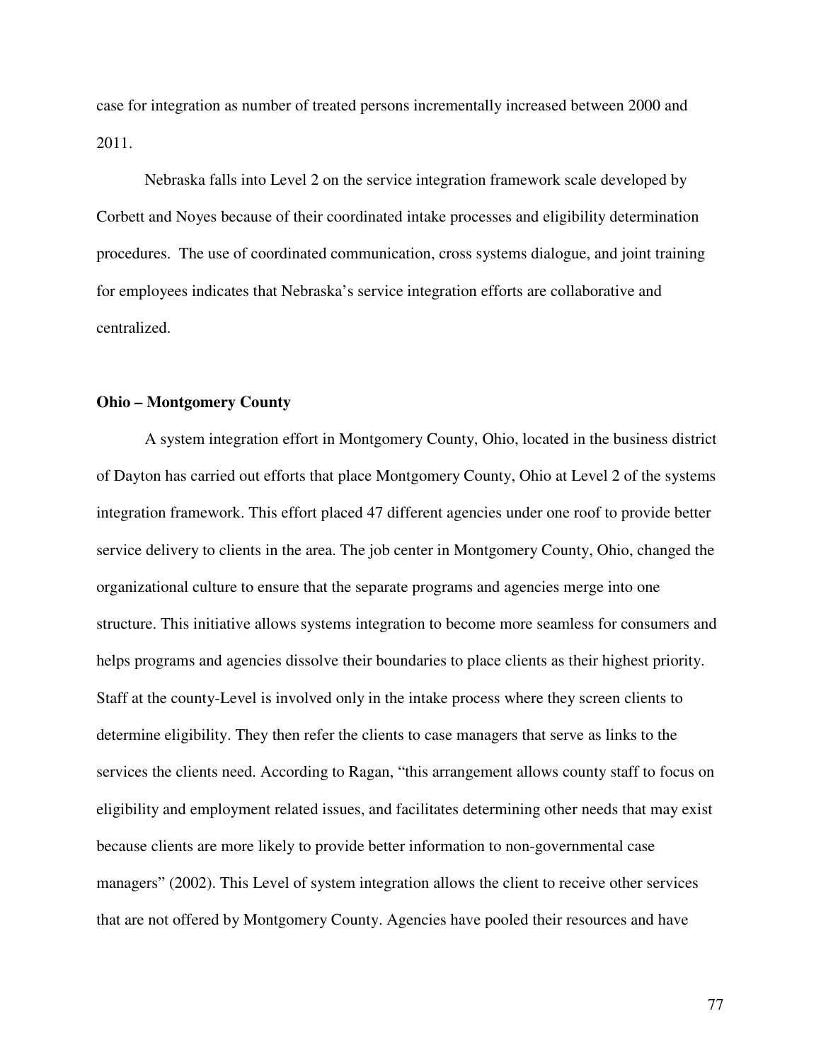case for integration as number of treated persons incrementally increased between 2000 and 2011.

Nebraska falls into Level 2 on the service integration framework scale developed by Corbett and Noyes because of their coordinated intake processes and eligibility determination procedures. The use of coordinated communication, cross systems dialogue, and joint training for employees indicates that Nebraska's service integration efforts are collaborative and centralized.

**Ohio – Montgomery County**

A system integration effort in Montgomery County, Ohio, located in the business district of Dayton has carried out efforts that place Montgomery County, Ohio at Level 2 of the systems integration framework. This effort placed 47 different agencies under one roof to provide better service delivery to clients in the area. The job center in Montgomery County, Ohio, changed the organizational culture to ensure that the separate programs and agencies merge into one structure. This initiative allows systems integration to become more seamless for consumers and helps programs and agencies dissolve their boundaries to place clients as their highest priority. Staff at the county-Level is involved only in the intake process where they screen clients to determine eligibility. They then refer the clients to case managers that serve as links to the services the clients need. According to Ragan, "this arrangement allows county staff to focus on eligibility and employment related issues, and facilitates determining other needs that may exist because clients are more likely to provide better information to non-governmental case managers" (2002). This Level of system integration allows the client to receive other services that are not offered by Montgomery County. Agencies have pooled their resources and have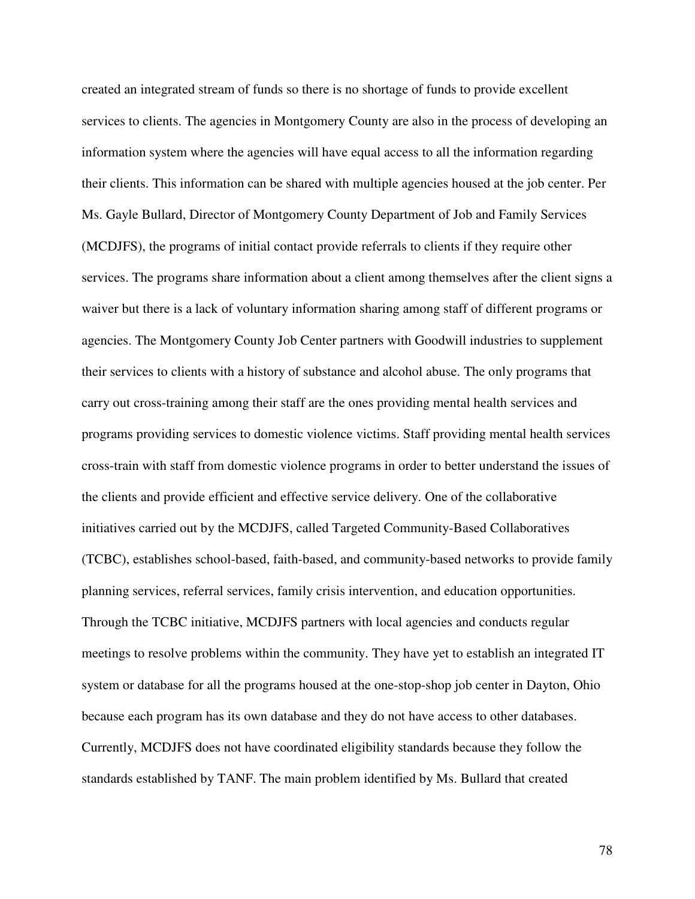created an integrated stream of funds so there is no shortage of funds to provide excellent services to clients. The agencies in Montgomery County are also in the process of developing an information system where the agencies will have equal access to all the information regarding their clients. This information can be shared with multiple agencies housed at the job center. Per Ms. Gayle Bullard, Director of Montgomery County Department of Job and Family Services (MCDJFS), the programs of initial contact provide referrals to clients if they require other services. The programs share information about a client among themselves after the client signs a waiver but there is a lack of voluntary information sharing among staff of different programs or agencies. The Montgomery County Job Center partners with Goodwill industries to supplement their services to clients with a history of substance and alcohol abuse. The only programs that carry out cross-training among their staff are the ones providing mental health services and programs providing services to domestic violence victims. Staff providing mental health services cross-train with staff from domestic violence programs in order to better understand the issues of the clients and provide efficient and effective service delivery. One of the collaborative initiatives carried out by the MCDJFS, called Targeted Community-Based Collaboratives (TCBC), establishes school-based, faith-based, and community-based networks to provide family planning services, referral services, family crisis intervention, and education opportunities. Through the TCBC initiative, MCDJFS partners with local agencies and conducts regular meetings to resolve problems within the community. They have yet to establish an integrated IT system or database for all the programs housed at the one-stop-shop job center in Dayton, Ohio because each program has its own database and they do not have access to other databases. Currently, MCDJFS does not have coordinated eligibility standards because they follow the standards established by TANF. The main problem identified by Ms. Bullard that created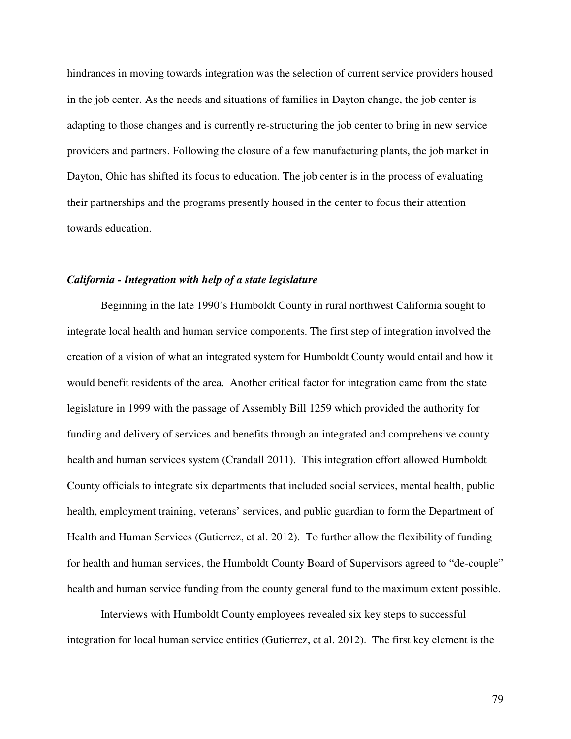hindrances in moving towards integration was the selection of current service providers housed in the job center. As the needs and situations of families in Dayton change, the job center is adapting to those changes and is currently re-structuring the job center to bring in new service providers and partners. Following the closure of a few manufacturing plants, the job market in Dayton, Ohio has shifted its focus to education. The job center is in the process of evaluating their partnerships and the programs presently housed in the center to focus their attention towards education.

***California - Integration with help of a state legislature***

Beginning in the late 1990's Humboldt County in rural northwest California sought to integrate local health and human service components. The first step of integration involved the creation of a vision of what an integrated system for Humboldt County would entail and how it would benefit residents of the area. Another critical factor for integration came from the state legislature in 1999 with the passage of Assembly Bill 1259 which provided the authority for funding and delivery of services and benefits through an integrated and comprehensive county health and human services system (Crandall 2011). This integration effort allowed Humboldt County officials to integrate six departments that included social services, mental health, public health, employment training, veterans' services, and public guardian to form the Department of Health and Human Services (Gutierrez, et al. 2012). To further allow the flexibility of funding for health and human services, the Humboldt County Board of Supervisors agreed to "de-couple" health and human service funding from the county general fund to the maximum extent possible.

Interviews with Humboldt County employees revealed six key steps to successful integration for local human service entities (Gutierrez, et al. 2012). The first key element is the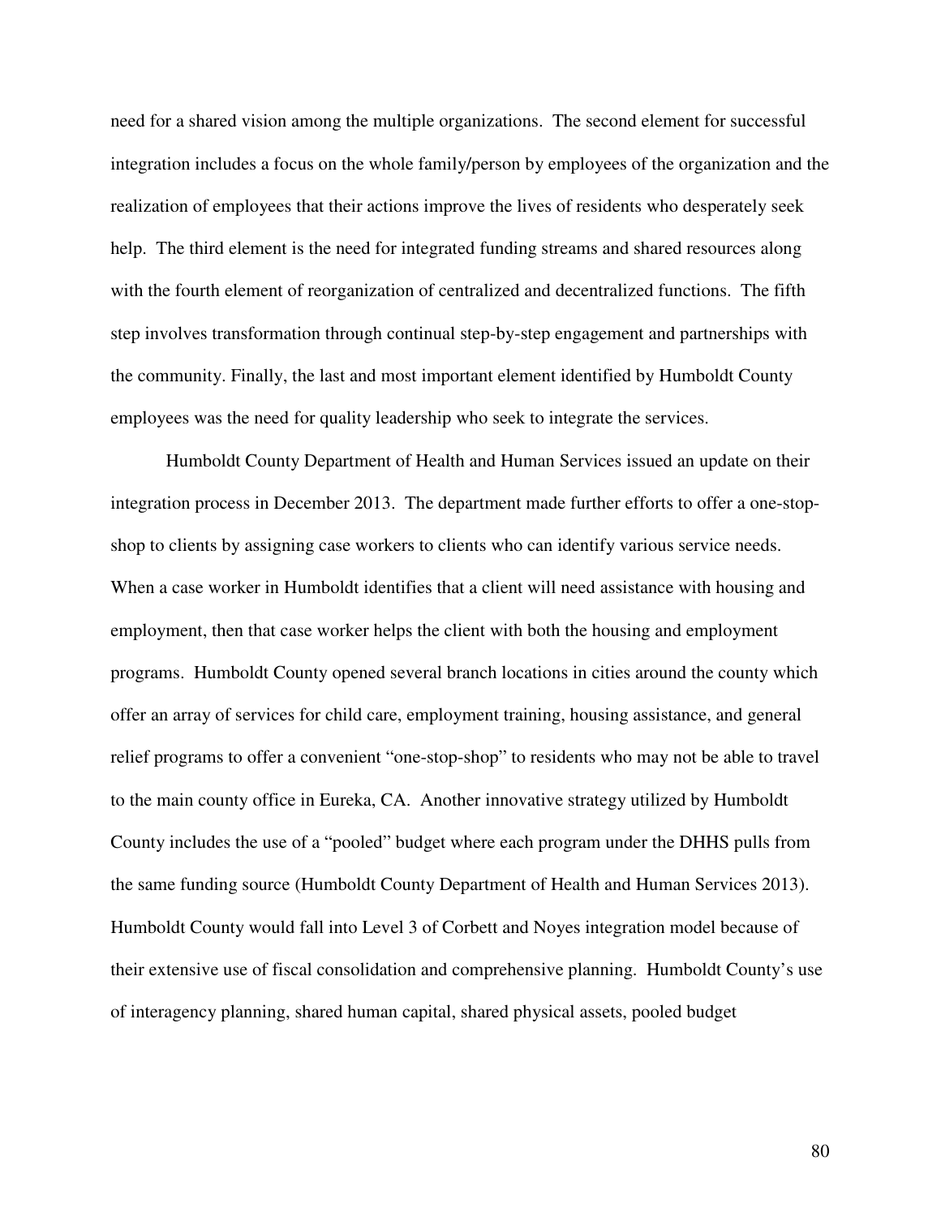need for a shared vision among the multiple organizations. The second element for successful integration includes a focus on the whole family/person by employees of the organization and the realization of employees that their actions improve the lives of residents who desperately seek help. The third element is the need for integrated funding streams and shared resources along with the fourth element of reorganization of centralized and decentralized functions. The fifth step involves transformation through continual step-by-step engagement and partnerships with the community. Finally, the last and most important element identified by Humboldt County employees was the need for quality leadership who seek to integrate the services.

Humboldt County Department of Health and Human Services issued an update on their integration process in December 2013. The department made further efforts to offer a one-stop-shop to clients by assigning case workers to clients who can identify various service needs. When a case worker in Humboldt identifies that a client will need assistance with housing and employment, then that case worker helps the client with both the housing and employment programs. Humboldt County opened several branch locations in cities around the county which offer an array of services for child care, employment training, housing assistance, and general relief programs to offer a convenient "one-stop-shop" to residents who may not be able to travel to the main county office in Eureka, CA. Another innovative strategy utilized by Humboldt County includes the use of a "pooled" budget where each program under the DHHS pulls from the same funding source (Humboldt County Department of Health and Human Services 2013). Humboldt County would fall into Level 3 of Corbett and Noyes integration model because of their extensive use of fiscal consolidation and comprehensive planning. Humboldt County's use of interagency planning, shared human capital, shared physical assets, pooled budget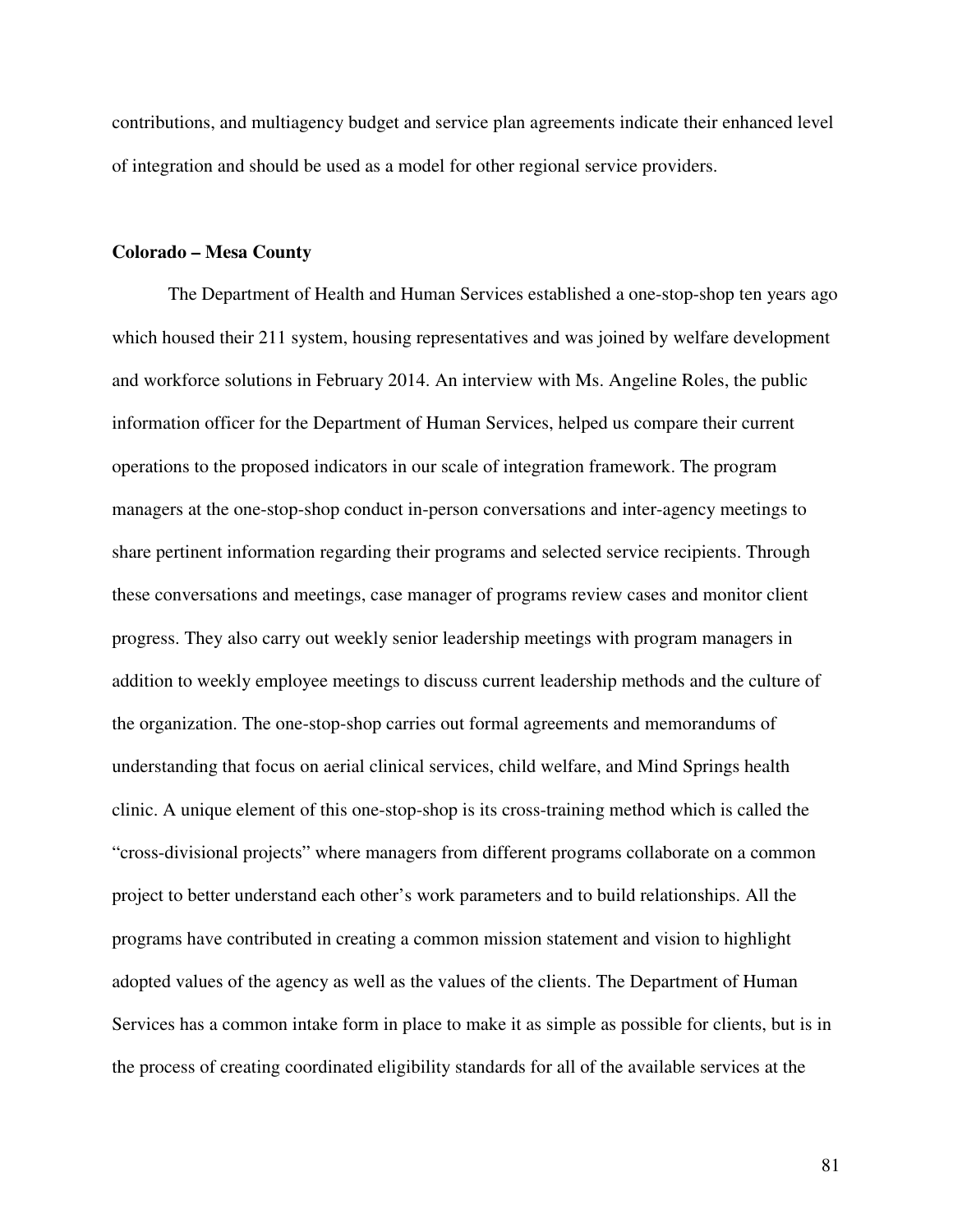contributions, and multiagency budget and service plan agreements indicate their enhanced level of integration and should be used as a model for other regional service providers.

**Colorado – Mesa County**

The Department of Health and Human Services established a one-stop-shop ten years ago which housed their 211 system, housing representatives and was joined by welfare development and workforce solutions in February 2014. An interview with Ms. Angeline Roles, the public information officer for the Department of Human Services, helped us compare their current operations to the proposed indicators in our scale of integration framework. The program managers at the one-stop-shop conduct in-person conversations and inter-agency meetings to share pertinent information regarding their programs and selected service recipients. Through these conversations and meetings, case manager of programs review cases and monitor client progress. They also carry out weekly senior leadership meetings with program managers in addition to weekly employee meetings to discuss current leadership methods and the culture of the organization. The one-stop-shop carries out formal agreements and memorandums of understanding that focus on aerial clinical services, child welfare, and Mind Springs health clinic. A unique element of this one-stop-shop is its cross-training method which is called the "cross-divisional projects" where managers from different programs collaborate on a common project to better understand each other's work parameters and to build relationships. All the programs have contributed in creating a common mission statement and vision to highlight adopted values of the agency as well as the values of the clients. The Department of Human Services has a common intake form in place to make it as simple as possible for clients, but is in the process of creating coordinated eligibility standards for all of the available services at the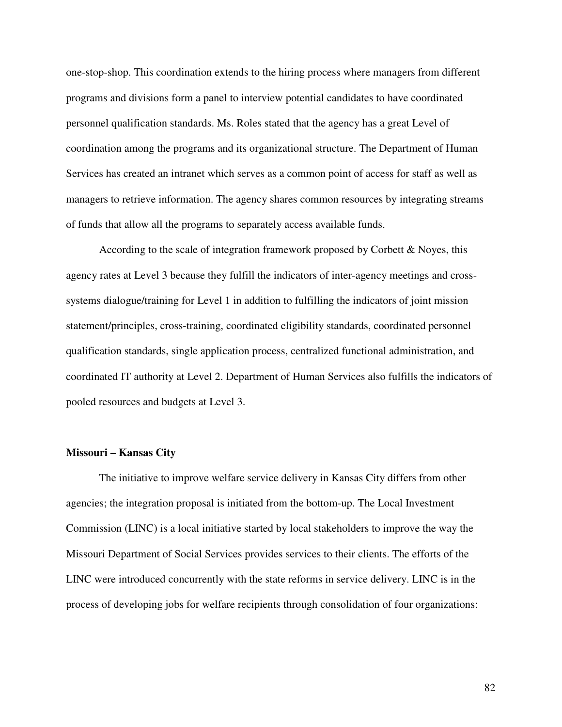one-stop-shop. This coordination extends to the hiring process where managers from different programs and divisions form a panel to interview potential candidates to have coordinated personnel qualification standards. Ms. Roles stated that the agency has a great Level of coordination among the programs and its organizational structure. The Department of Human Services has created an intranet which serves as a common point of access for staff as well as managers to retrieve information. The agency shares common resources by integrating streams of funds that allow all the programs to separately access available funds.

According to the scale of integration framework proposed by Corbett & Noyes, this agency rates at Level 3 because they fulfill the indicators of inter-agency meetings and cross-systems dialogue/training for Level 1 in addition to fulfilling the indicators of joint mission statement/principles, cross-training, coordinated eligibility standards, coordinated personnel qualification standards, single application process, centralized functional administration, and coordinated IT authority at Level 2. Department of Human Services also fulfills the indicators of pooled resources and budgets at Level 3.

**Missouri – Kansas City**

The initiative to improve welfare service delivery in Kansas City differs from other agencies; the integration proposal is initiated from the bottom-up. The Local Investment Commission (LINC) is a local initiative started by local stakeholders to improve the way the Missouri Department of Social Services provides services to their clients. The efforts of the LINC were introduced concurrently with the state reforms in service delivery. LINC is in the process of developing jobs for welfare recipients through consolidation of four organizations: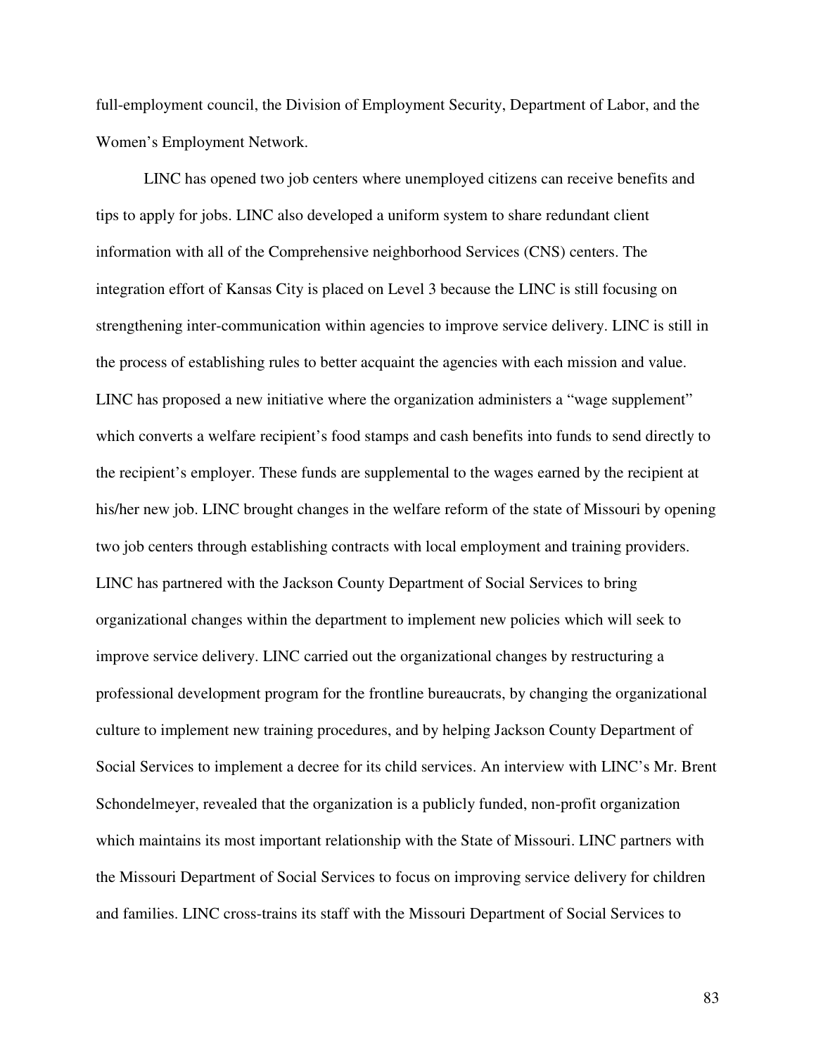full-employment council, the Division of Employment Security, Department of Labor, and the Women's Employment Network.

LINC has opened two job centers where unemployed citizens can receive benefits and tips to apply for jobs. LINC also developed a uniform system to share redundant client information with all of the Comprehensive neighborhood Services (CNS) centers. The integration effort of Kansas City is placed on Level 3 because the LINC is still focusing on strengthening inter-communication within agencies to improve service delivery. LINC is still in the process of establishing rules to better acquaint the agencies with each mission and value. LINC has proposed a new initiative where the organization administers a "wage supplement" which converts a welfare recipient's food stamps and cash benefits into funds to send directly to the recipient's employer. These funds are supplemental to the wages earned by the recipient at his/her new job. LINC brought changes in the welfare reform of the state of Missouri by opening two job centers through establishing contracts with local employment and training providers. LINC has partnered with the Jackson County Department of Social Services to bring organizational changes within the department to implement new policies which will seek to improve service delivery. LINC carried out the organizational changes by restructuring a professional development program for the frontline bureaucrats, by changing the organizational culture to implement new training procedures, and by helping Jackson County Department of Social Services to implement a decree for its child services. An interview with LINC's Mr. Brent Schondelmeyer, revealed that the organization is a publicly funded, non-profit organization which maintains its most important relationship with the State of Missouri. LINC partners with the Missouri Department of Social Services to focus on improving service delivery for children and families. LINC cross-trains its staff with the Missouri Department of Social Services to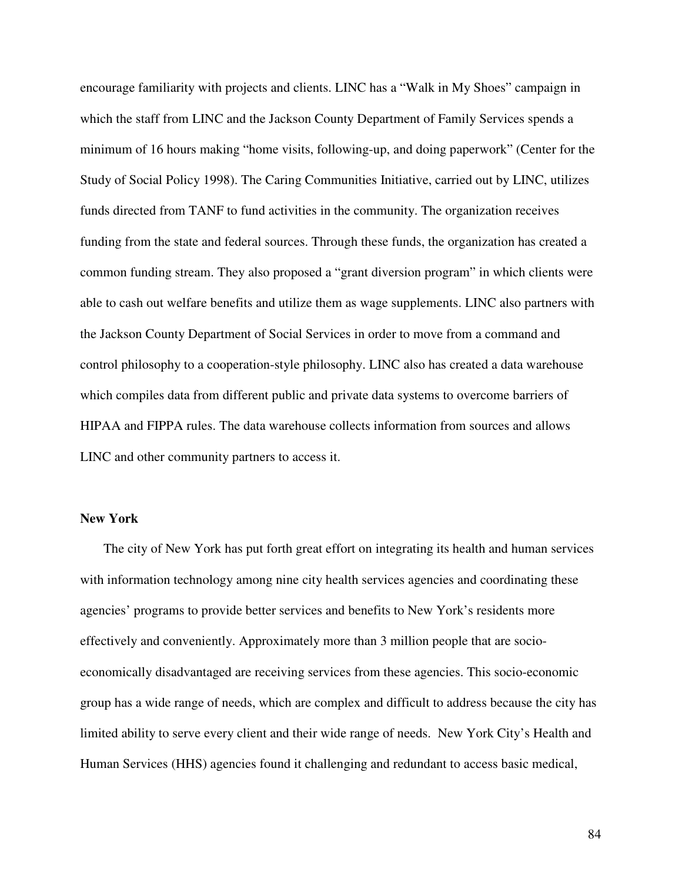encourage familiarity with projects and clients. LINC has a "Walk in My Shoes" campaign in which the staff from LINC and the Jackson County Department of Family Services spends a minimum of 16 hours making "home visits, following-up, and doing paperwork" (Center for the Study of Social Policy 1998). The Caring Communities Initiative, carried out by LINC, utilizes funds directed from TANF to fund activities in the community. The organization receives funding from the state and federal sources. Through these funds, the organization has created a common funding stream. They also proposed a "grant diversion program" in which clients were able to cash out welfare benefits and utilize them as wage supplements. LINC also partners with the Jackson County Department of Social Services in order to move from a command and control philosophy to a cooperation-style philosophy. LINC also has created a data warehouse which compiles data from different public and private data systems to overcome barriers of HIPAA and FIPPA rules. The data warehouse collects information from sources and allows LINC and other community partners to access it.

**New York**

The city of New York has put forth great effort on integrating its health and human services with information technology among nine city health services agencies and coordinating these agencies' programs to provide better services and benefits to New York's residents more effectively and conveniently. Approximately more than 3 million people that are socio-economically disadvantaged are receiving services from these agencies. This socio-economic group has a wide range of needs, which are complex and difficult to address because the city has limited ability to serve every client and their wide range of needs. New York City's Health and Human Services (HHS) agencies found it challenging and redundant to access basic medical,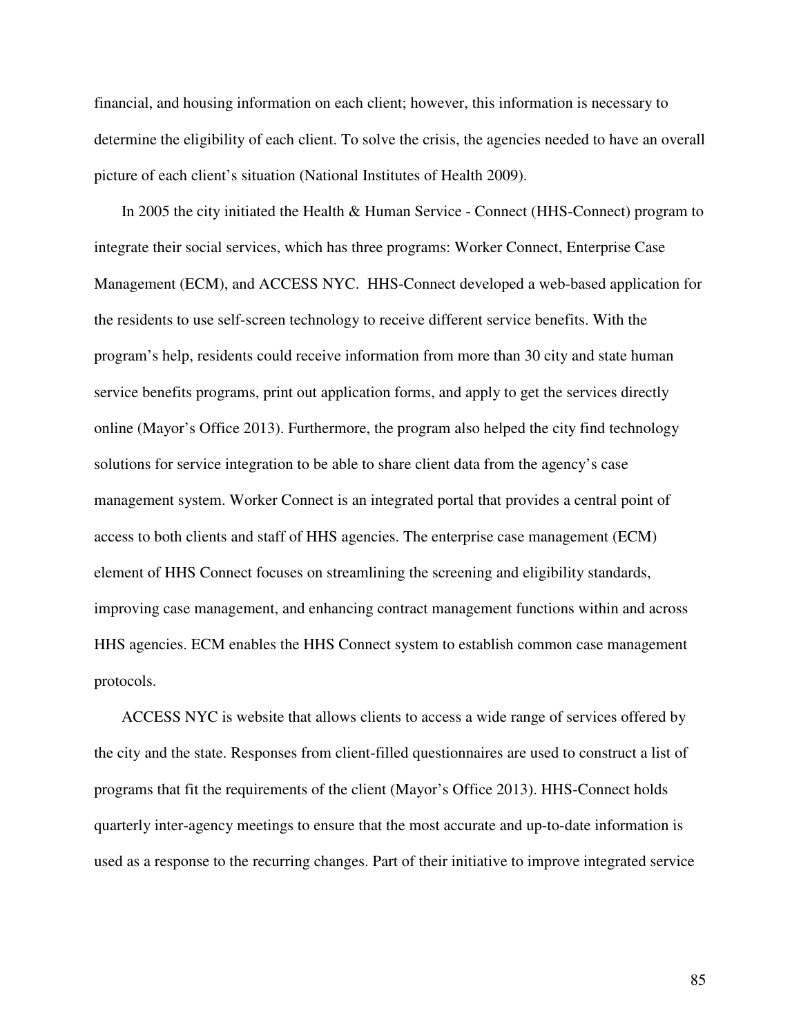financial, and housing information on each client; however, this information is necessary to determine the eligibility of each client. To solve the crisis, the agencies needed to have an overall picture of each client's situation (National Institutes of Health 2009).

In 2005 the city initiated the Health & Human Service - Connect (HHS-Connect) program to integrate their social services, which has three programs: Worker Connect, Enterprise Case Management (ECM), and ACCESS NYC.  HHS-Connect developed a web-based application for the residents to use self-screen technology to receive different service benefits. With the program's help, residents could receive information from more than 30 city and state human service benefits programs, print out application forms, and apply to get the services directly online (Mayor's Office 2013). Furthermore, the program also helped the city find technology solutions for service integration to be able to share client data from the agency's case management system. Worker Connect is an integrated portal that provides a central point of access to both clients and staff of HHS agencies. The enterprise case management (ECM) element of HHS Connect focuses on streamlining the screening and eligibility standards, improving case management, and enhancing contract management functions within and across HHS agencies. ECM enables the HHS Connect system to establish common case management protocols.

ACCESS NYC is website that allows clients to access a wide range of services offered by the city and the state. Responses from client-filled questionnaires are used to construct a list of programs that fit the requirements of the client (Mayor's Office 2013). HHS-Connect holds quarterly inter-agency meetings to ensure that the most accurate and up-to-date information is used as a response to the recurring changes. Part of their initiative to improve integrated service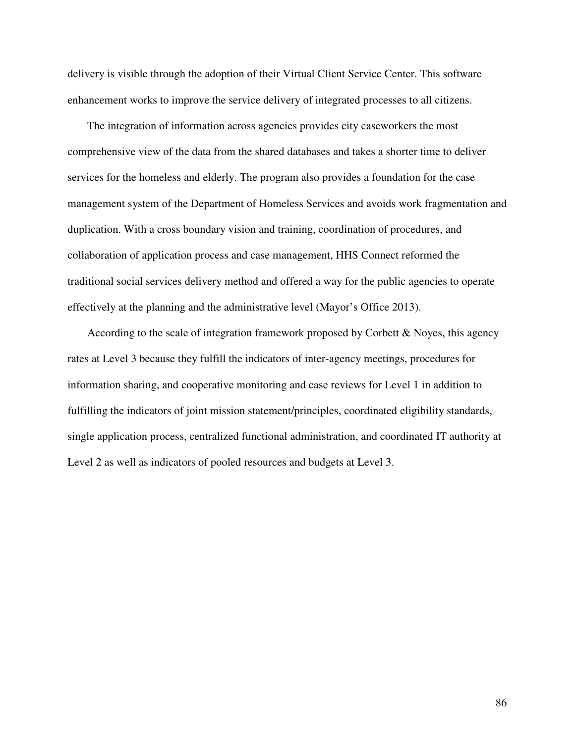delivery is visible through the adoption of their Virtual Client Service Center. This software enhancement works to improve the service delivery of integrated processes to all citizens.

The integration of information across agencies provides city caseworkers the most comprehensive view of the data from the shared databases and takes a shorter time to deliver services for the homeless and elderly. The program also provides a foundation for the case management system of the Department of Homeless Services and avoids work fragmentation and duplication. With a cross boundary vision and training, coordination of procedures, and collaboration of application process and case management, HHS Connect reformed the traditional social services delivery method and offered a way for the public agencies to operate effectively at the planning and the administrative level (Mayor's Office 2013).

According to the scale of integration framework proposed by Corbett & Noyes, this agency rates at Level 3 because they fulfill the indicators of inter-agency meetings, procedures for information sharing, and cooperative monitoring and case reviews for Level 1 in addition to fulfilling the indicators of joint mission statement/principles, coordinated eligibility standards, single application process, centralized functional administration, and coordinated IT authority at Level 2 as well as indicators of pooled resources and budgets at Level 3.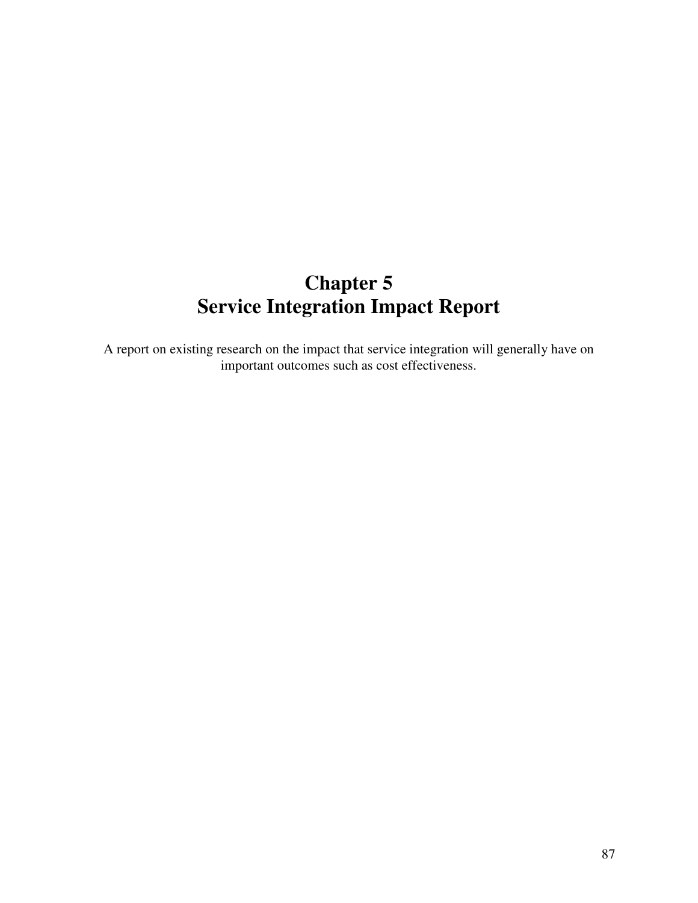# Chapter 5
# Service Integration Impact Report

A report on existing research on the impact that service integration will generally have on important outcomes such as cost effectiveness.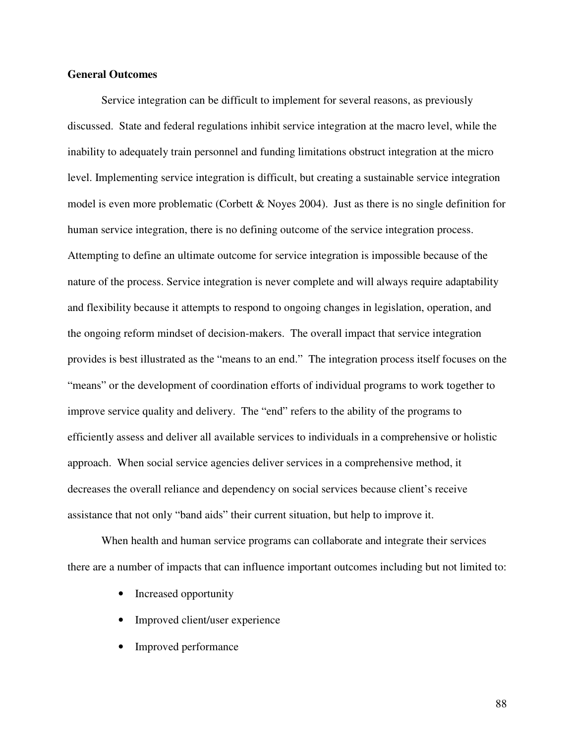**General Outcomes**

Service integration can be difficult to implement for several reasons, as previously discussed. State and federal regulations inhibit service integration at the macro level, while the inability to adequately train personnel and funding limitations obstruct integration at the micro level. Implementing service integration is difficult, but creating a sustainable service integration model is even more problematic (Corbett & Noyes 2004). Just as there is no single definition for human service integration, there is no defining outcome of the service integration process. Attempting to define an ultimate outcome for service integration is impossible because of the nature of the process. Service integration is never complete and will always require adaptability and flexibility because it attempts to respond to ongoing changes in legislation, operation, and the ongoing reform mindset of decision-makers. The overall impact that service integration provides is best illustrated as the "means to an end." The integration process itself focuses on the "means" or the development of coordination efforts of individual programs to work together to improve service quality and delivery. The "end" refers to the ability of the programs to efficiently assess and deliver all available services to individuals in a comprehensive or holistic approach. When social service agencies deliver services in a comprehensive method, it decreases the overall reliance and dependency on social services because client's receive assistance that not only "band aids" their current situation, but help to improve it.

When health and human service programs can collaborate and integrate their services there are a number of impacts that can influence important outcomes including but not limited to:

- Increased opportunity
- Improved client/user experience
- Improved performance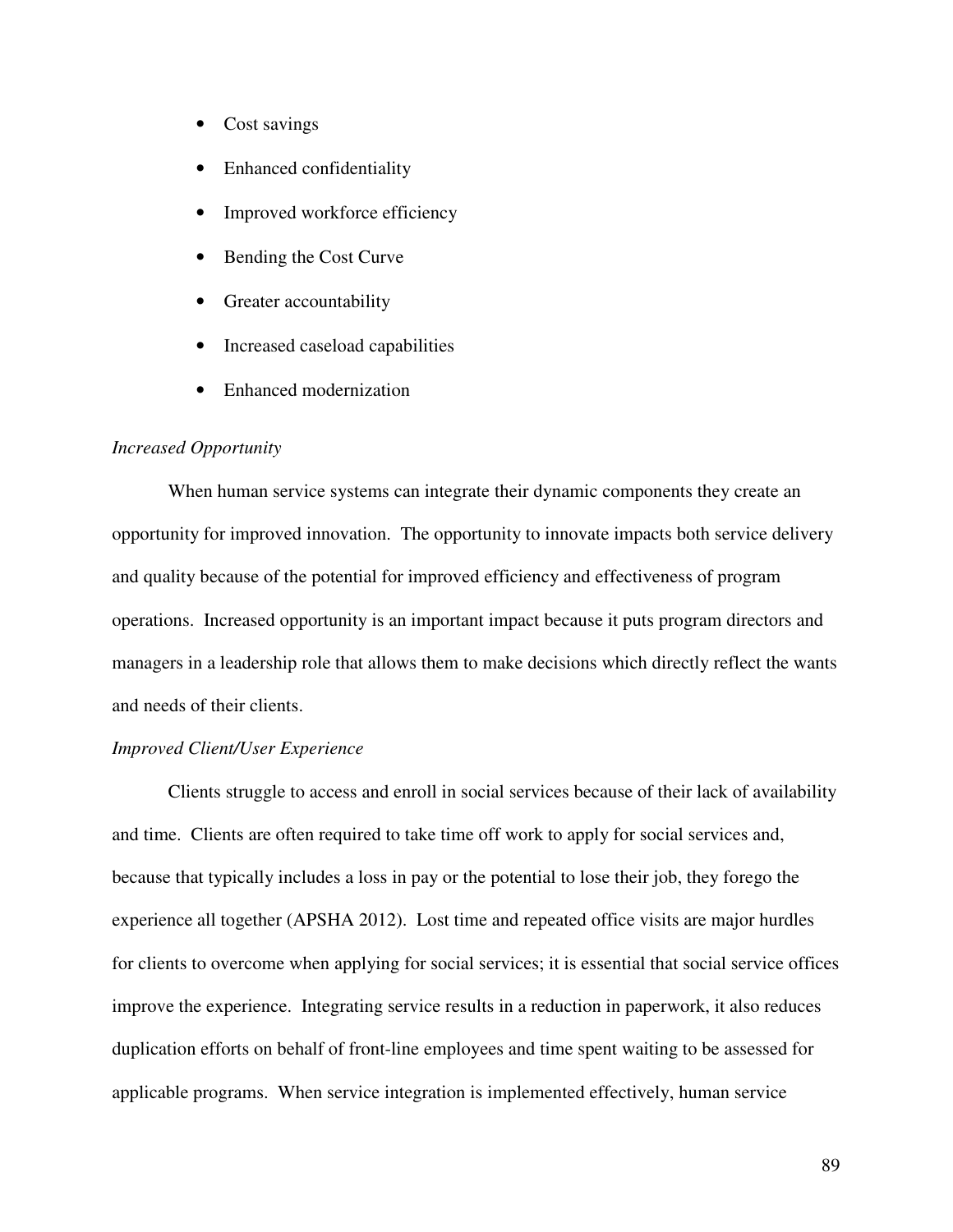- Cost savings
- Enhanced confidentiality
- Improved workforce efficiency
- Bending the Cost Curve
- Greater accountability
- Increased caseload capabilities
- Enhanced modernization

*Increased Opportunity*

When human service systems can integrate their dynamic components they create an opportunity for improved innovation. The opportunity to innovate impacts both service delivery and quality because of the potential for improved efficiency and effectiveness of program operations. Increased opportunity is an important impact because it puts program directors and managers in a leadership role that allows them to make decisions which directly reflect the wants and needs of their clients.

*Improved Client/User Experience*

Clients struggle to access and enroll in social services because of their lack of availability and time. Clients are often required to take time off work to apply for social services and, because that typically includes a loss in pay or the potential to lose their job, they forego the experience all together (APSHA 2012). Lost time and repeated office visits are major hurdles for clients to overcome when applying for social services; it is essential that social service offices improve the experience. Integrating service results in a reduction in paperwork, it also reduces duplication efforts on behalf of front-line employees and time spent waiting to be assessed for applicable programs. When service integration is implemented effectively, human service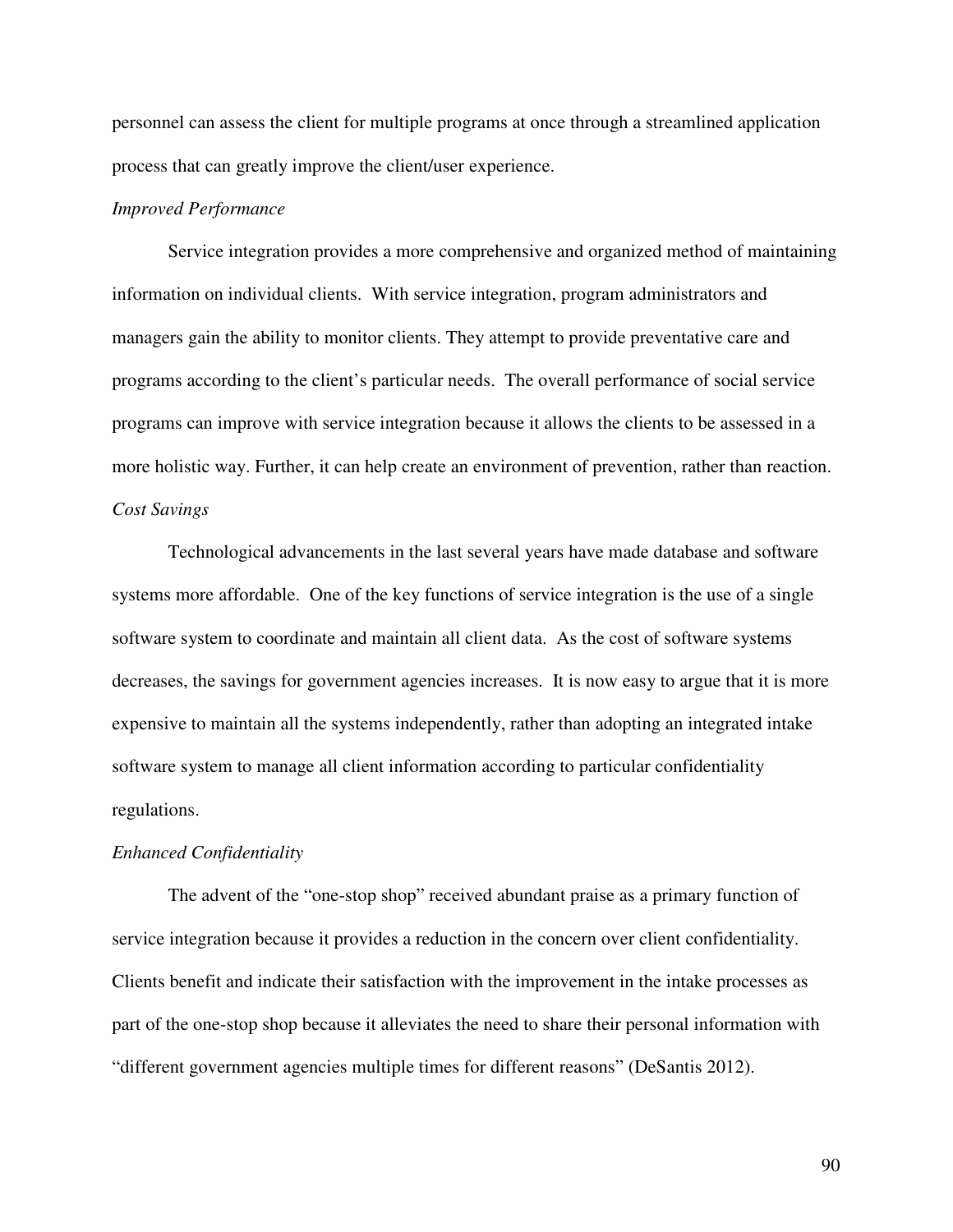personnel can assess the client for multiple programs at once through a streamlined application process that can greatly improve the client/user experience.

*Improved Performance*

Service integration provides a more comprehensive and organized method of maintaining information on individual clients. With service integration, program administrators and managers gain the ability to monitor clients. They attempt to provide preventative care and programs according to the client's particular needs. The overall performance of social service programs can improve with service integration because it allows the clients to be assessed in a more holistic way. Further, it can help create an environment of prevention, rather than reaction.

*Cost Savings*

Technological advancements in the last several years have made database and software systems more affordable. One of the key functions of service integration is the use of a single software system to coordinate and maintain all client data. As the cost of software systems decreases, the savings for government agencies increases. It is now easy to argue that it is more expensive to maintain all the systems independently, rather than adopting an integrated intake software system to manage all client information according to particular confidentiality regulations.

*Enhanced Confidentiality*

The advent of the "one-stop shop" received abundant praise as a primary function of service integration because it provides a reduction in the concern over client confidentiality. Clients benefit and indicate their satisfaction with the improvement in the intake processes as part of the one-stop shop because it alleviates the need to share their personal information with "different government agencies multiple times for different reasons" (DeSantis 2012).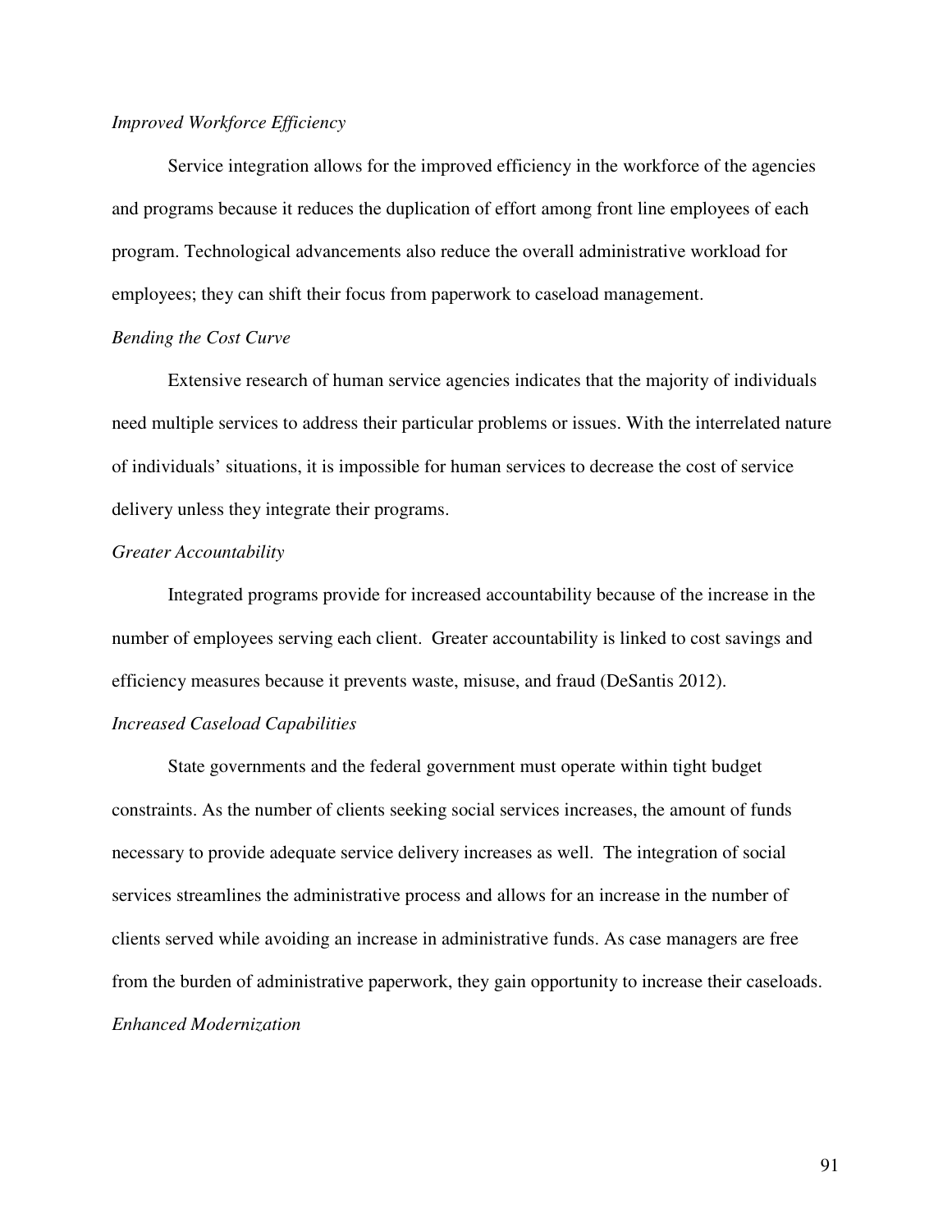*Improved Workforce Efficiency*

Service integration allows for the improved efficiency in the workforce of the agencies and programs because it reduces the duplication of effort among front line employees of each program. Technological advancements also reduce the overall administrative workload for employees; they can shift their focus from paperwork to caseload management.

*Bending the Cost Curve*

Extensive research of human service agencies indicates that the majority of individuals need multiple services to address their particular problems or issues. With the interrelated nature of individuals' situations, it is impossible for human services to decrease the cost of service delivery unless they integrate their programs.

*Greater Accountability*

Integrated programs provide for increased accountability because of the increase in the number of employees serving each client. Greater accountability is linked to cost savings and efficiency measures because it prevents waste, misuse, and fraud (DeSantis 2012).

*Increased Caseload Capabilities*

State governments and the federal government must operate within tight budget constraints. As the number of clients seeking social services increases, the amount of funds necessary to provide adequate service delivery increases as well. The integration of social services streamlines the administrative process and allows for an increase in the number of clients served while avoiding an increase in administrative funds. As case managers are free from the burden of administrative paperwork, they gain opportunity to increase their caseloads.

*Enhanced Modernization*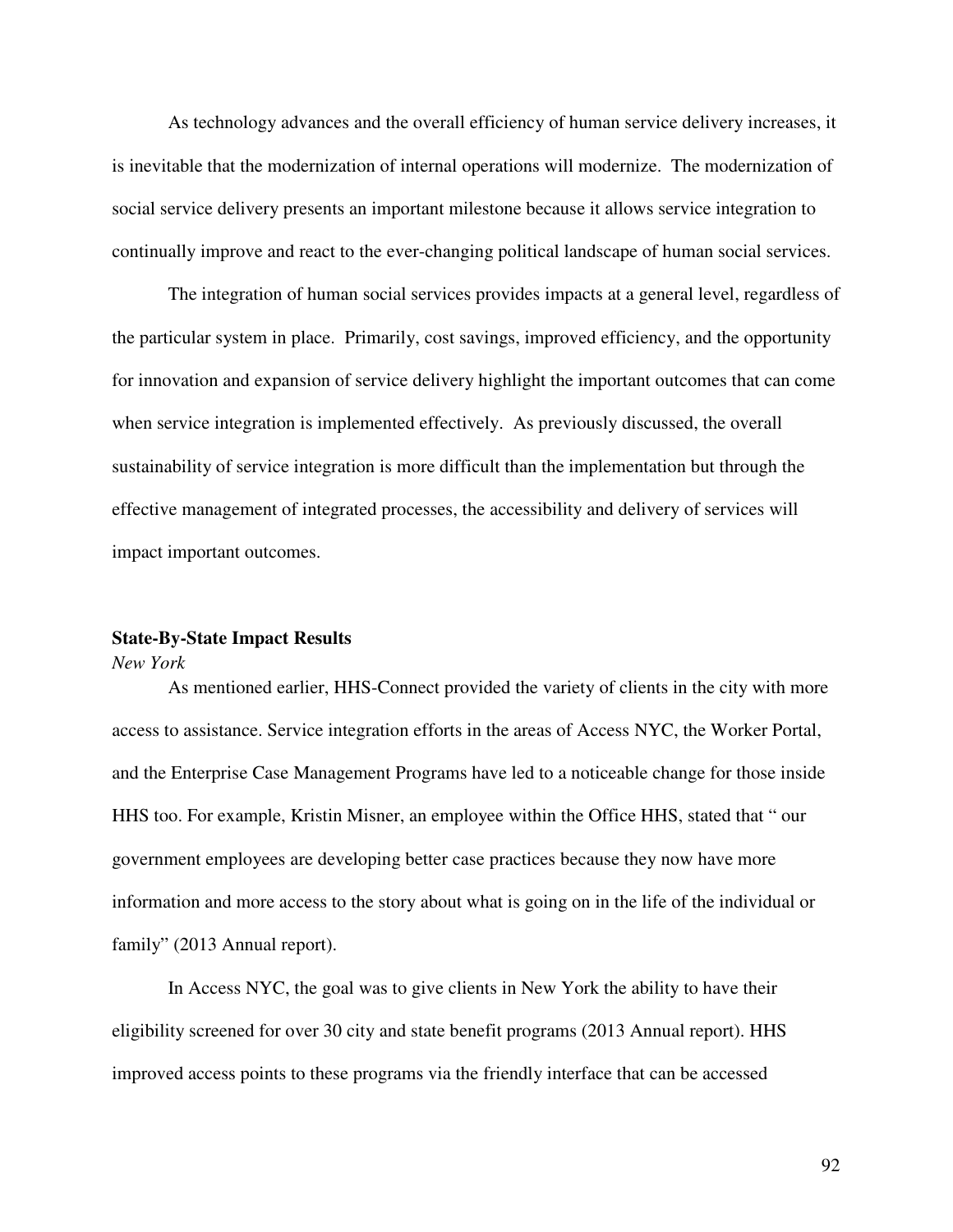As technology advances and the overall efficiency of human service delivery increases, it is inevitable that the modernization of internal operations will modernize. The modernization of social service delivery presents an important milestone because it allows service integration to continually improve and react to the ever-changing political landscape of human social services.

The integration of human social services provides impacts at a general level, regardless of the particular system in place. Primarily, cost savings, improved efficiency, and the opportunity for innovation and expansion of service delivery highlight the important outcomes that can come when service integration is implemented effectively. As previously discussed, the overall sustainability of service integration is more difficult than the implementation but through the effective management of integrated processes, the accessibility and delivery of services will impact important outcomes.

**State-By-State Impact Results**

*New York*

As mentioned earlier, HHS-Connect provided the variety of clients in the city with more access to assistance. Service integration efforts in the areas of Access NYC, the Worker Portal, and the Enterprise Case Management Programs have led to a noticeable change for those inside HHS too. For example, Kristin Misner, an employee within the Office HHS, stated that " our government employees are developing better case practices because they now have more information and more access to the story about what is going on in the life of the individual or family" (2013 Annual report).

In Access NYC, the goal was to give clients in New York the ability to have their eligibility screened for over 30 city and state benefit programs (2013 Annual report). HHS improved access points to these programs via the friendly interface that can be accessed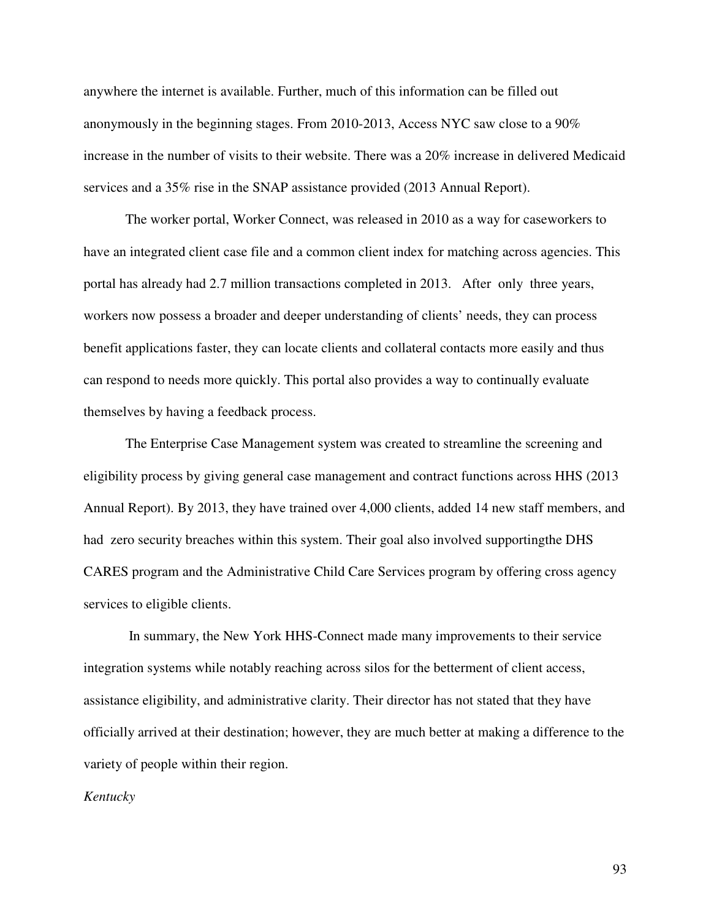anywhere the internet is available. Further, much of this information can be filled out anonymously in the beginning stages. From 2010-2013, Access NYC saw close to a 90% increase in the number of visits to their website. There was a 20% increase in delivered Medicaid services and a 35% rise in the SNAP assistance provided (2013 Annual Report).

The worker portal, Worker Connect, was released in 2010 as a way for caseworkers to have an integrated client case file and a common client index for matching across agencies. This portal has already had 2.7 million transactions completed in 2013. After only three years, workers now possess a broader and deeper understanding of clients' needs, they can process benefit applications faster, they can locate clients and collateral contacts more easily and thus can respond to needs more quickly. This portal also provides a way to continually evaluate themselves by having a feedback process.

The Enterprise Case Management system was created to streamline the screening and eligibility process by giving general case management and contract functions across HHS (2013 Annual Report). By 2013, they have trained over 4,000 clients, added 14 new staff members, and had zero security breaches within this system. Their goal also involved supportingthe DHS CARES program and the Administrative Child Care Services program by offering cross agency services to eligible clients.

In summary, the New York HHS-Connect made many improvements to their service integration systems while notably reaching across silos for the betterment of client access, assistance eligibility, and administrative clarity. Their director has not stated that they have officially arrived at their destination; however, they are much better at making a difference to the variety of people within their region.

*Kentucky*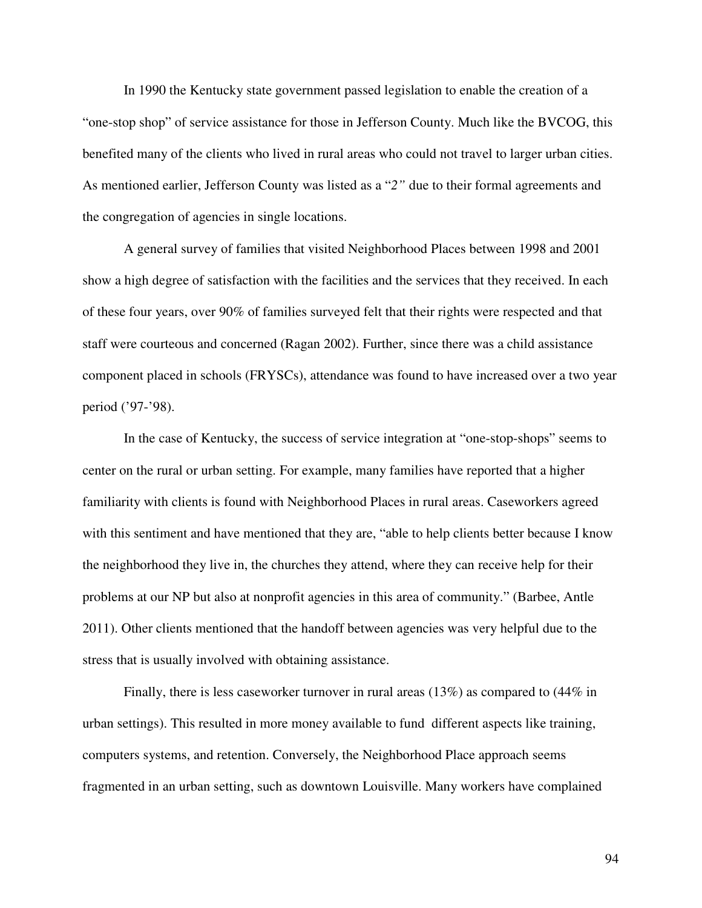In 1990 the Kentucky state government passed legislation to enable the creation of a "one-stop shop" of service assistance for those in Jefferson County. Much like the BVCOG, this benefited many of the clients who lived in rural areas who could not travel to larger urban cities. As mentioned earlier, Jefferson County was listed as a "*2"* due to their formal agreements and the congregation of agencies in single locations.

A general survey of families that visited Neighborhood Places between 1998 and 2001 show a high degree of satisfaction with the facilities and the services that they received. In each of these four years, over 90% of families surveyed felt that their rights were respected and that staff were courteous and concerned (Ragan 2002). Further, since there was a child assistance component placed in schools (FRYSCs), attendance was found to have increased over a two year period ('97-'98).

In the case of Kentucky, the success of service integration at "one-stop-shops" seems to center on the rural or urban setting. For example, many families have reported that a higher familiarity with clients is found with Neighborhood Places in rural areas. Caseworkers agreed with this sentiment and have mentioned that they are, "able to help clients better because I know the neighborhood they live in, the churches they attend, where they can receive help for their problems at our NP but also at nonprofit agencies in this area of community." (Barbee, Antle 2011). Other clients mentioned that the handoff between agencies was very helpful due to the stress that is usually involved with obtaining assistance.

Finally, there is less caseworker turnover in rural areas (13%) as compared to (44% in urban settings). This resulted in more money available to fund different aspects like training, computers systems, and retention. Conversely, the Neighborhood Place approach seems fragmented in an urban setting, such as downtown Louisville. Many workers have complained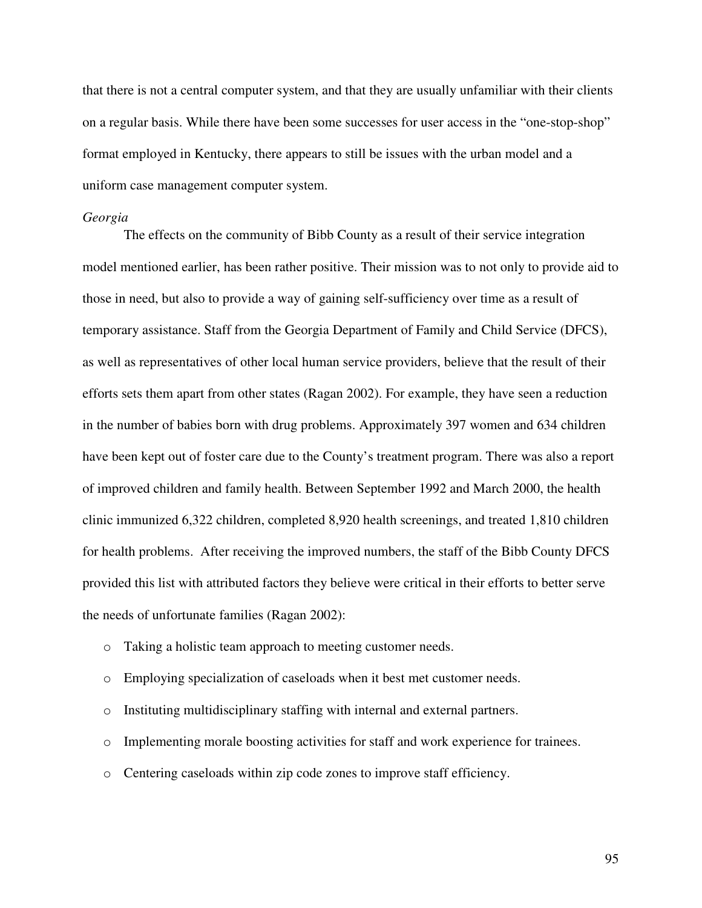that there is not a central computer system, and that they are usually unfamiliar with their clients on a regular basis. While there have been some successes for user access in the "one-stop-shop" format employed in Kentucky, there appears to still be issues with the urban model and a uniform case management computer system.

*Georgia*

The effects on the community of Bibb County as a result of their service integration model mentioned earlier, has been rather positive. Their mission was to not only to provide aid to those in need, but also to provide a way of gaining self-sufficiency over time as a result of temporary assistance. Staff from the Georgia Department of Family and Child Service (DFCS), as well as representatives of other local human service providers, believe that the result of their efforts sets them apart from other states (Ragan 2002). For example, they have seen a reduction in the number of babies born with drug problems. Approximately 397 women and 634 children have been kept out of foster care due to the County's treatment program. There was also a report of improved children and family health. Between September 1992 and March 2000, the health clinic immunized 6,322 children, completed 8,920 health screenings, and treated 1,810 children for health problems. After receiving the improved numbers, the staff of the Bibb County DFCS provided this list with attributed factors they believe were critical in their efforts to better serve the needs of unfortunate families (Ragan 2002):

- Taking a holistic team approach to meeting customer needs.
- Employing specialization of caseloads when it best met customer needs.
- Instituting multidisciplinary staffing with internal and external partners.
- Implementing morale boosting activities for staff and work experience for trainees.
- Centering caseloads within zip code zones to improve staff efficiency.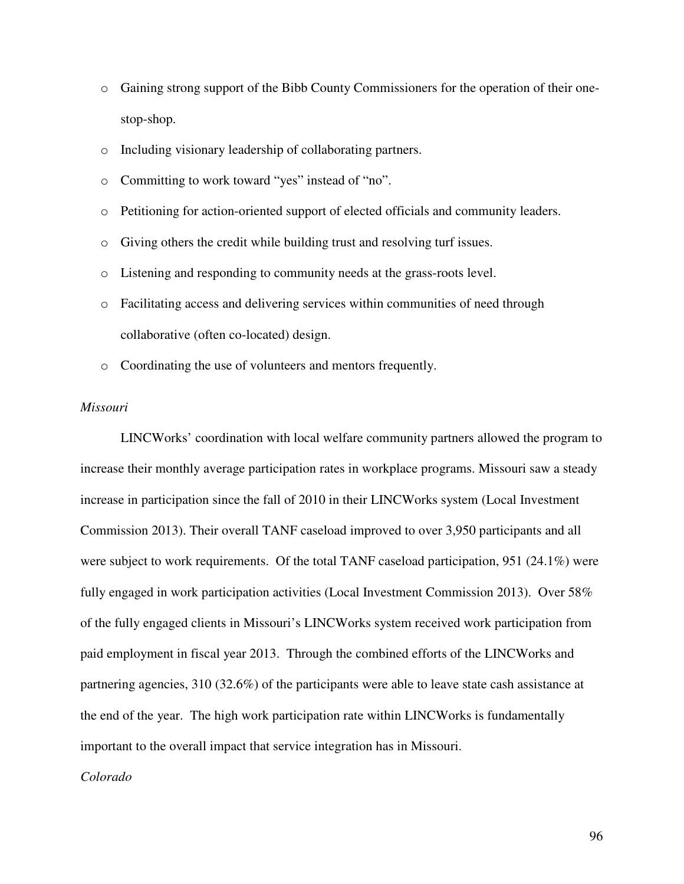- Gaining strong support of the Bibb County Commissioners for the operation of their one-stop-shop.
- Including visionary leadership of collaborating partners.
- Committing to work toward "yes" instead of "no".
- Petitioning for action-oriented support of elected officials and community leaders.
- Giving others the credit while building trust and resolving turf issues.
- Listening and responding to community needs at the grass-roots level.
- Facilitating access and delivering services within communities of need through collaborative (often co-located) design.
- Coordinating the use of volunteers and mentors frequently.

*Missouri*

LINCWorks' coordination with local welfare community partners allowed the program to increase their monthly average participation rates in workplace programs. Missouri saw a steady increase in participation since the fall of 2010 in their LINCWorks system (Local Investment Commission 2013). Their overall TANF caseload improved to over 3,950 participants and all were subject to work requirements. Of the total TANF caseload participation, 951 (24.1%) were fully engaged in work participation activities (Local Investment Commission 2013). Over 58% of the fully engaged clients in Missouri's LINCWorks system received work participation from paid employment in fiscal year 2013. Through the combined efforts of the LINCWorks and partnering agencies, 310 (32.6%) of the participants were able to leave state cash assistance at the end of the year. The high work participation rate within LINCWorks is fundamentally important to the overall impact that service integration has in Missouri.

*Colorado*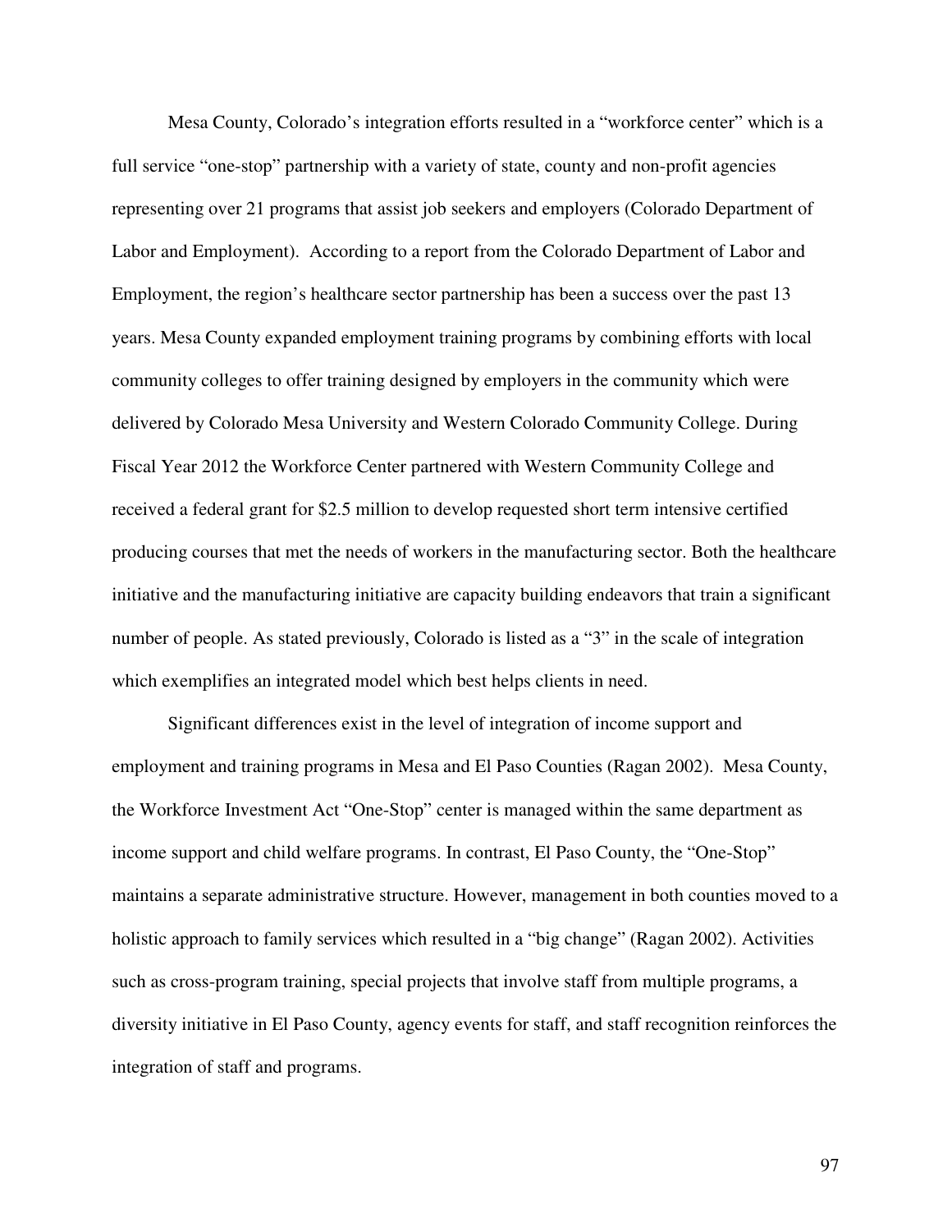Mesa County, Colorado's integration efforts resulted in a "workforce center" which is a full service "one-stop" partnership with a variety of state, county and non-profit agencies representing over 21 programs that assist job seekers and employers (Colorado Department of Labor and Employment). According to a report from the Colorado Department of Labor and Employment, the region's healthcare sector partnership has been a success over the past 13 years. Mesa County expanded employment training programs by combining efforts with local community colleges to offer training designed by employers in the community which were delivered by Colorado Mesa University and Western Colorado Community College. During Fiscal Year 2012 the Workforce Center partnered with Western Community College and received a federal grant for $2.5 million to develop requested short term intensive certified producing courses that met the needs of workers in the manufacturing sector. Both the healthcare initiative and the manufacturing initiative are capacity building endeavors that train a significant number of people. As stated previously, Colorado is listed as a "3" in the scale of integration which exemplifies an integrated model which best helps clients in need.

Significant differences exist in the level of integration of income support and employment and training programs in Mesa and El Paso Counties (Ragan 2002). Mesa County, the Workforce Investment Act "One-Stop" center is managed within the same department as income support and child welfare programs. In contrast, El Paso County, the "One-Stop" maintains a separate administrative structure. However, management in both counties moved to a holistic approach to family services which resulted in a "big change" (Ragan 2002). Activities such as cross-program training, special projects that involve staff from multiple programs, a diversity initiative in El Paso County, agency events for staff, and staff recognition reinforces the integration of staff and programs.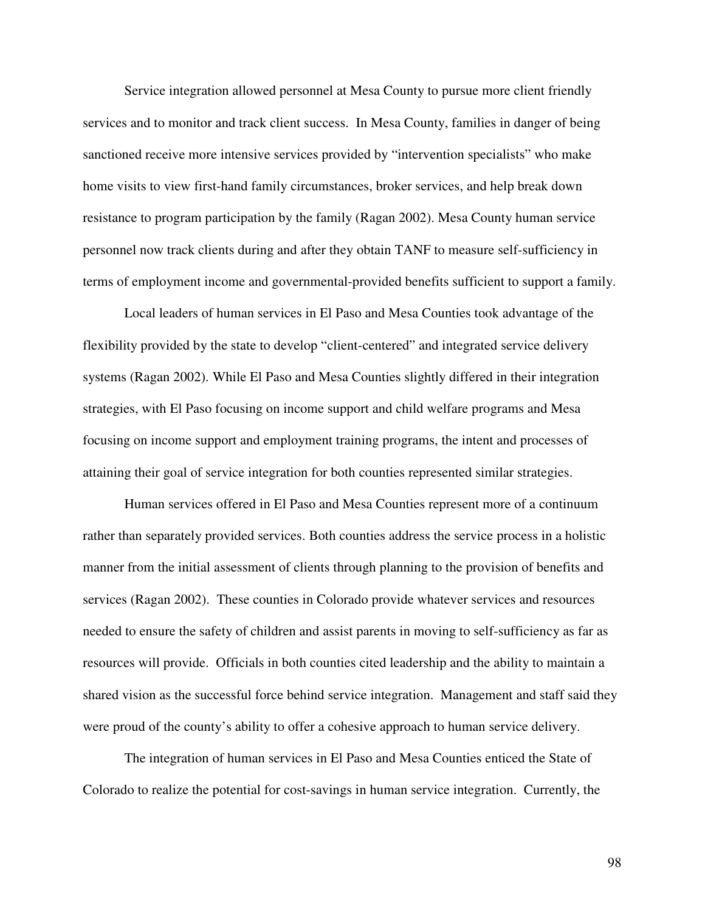Service integration allowed personnel at Mesa County to pursue more client friendly services and to monitor and track client success. In Mesa County, families in danger of being sanctioned receive more intensive services provided by "intervention specialists" who make home visits to view first-hand family circumstances, broker services, and help break down resistance to program participation by the family (Ragan 2002). Mesa County human service personnel now track clients during and after they obtain TANF to measure self-sufficiency in terms of employment income and governmental-provided benefits sufficient to support a family.

Local leaders of human services in El Paso and Mesa Counties took advantage of the flexibility provided by the state to develop "client-centered" and integrated service delivery systems (Ragan 2002). While El Paso and Mesa Counties slightly differed in their integration strategies, with El Paso focusing on income support and child welfare programs and Mesa focusing on income support and employment training programs, the intent and processes of attaining their goal of service integration for both counties represented similar strategies.

Human services offered in El Paso and Mesa Counties represent more of a continuum rather than separately provided services. Both counties address the service process in a holistic manner from the initial assessment of clients through planning to the provision of benefits and services (Ragan 2002). These counties in Colorado provide whatever services and resources needed to ensure the safety of children and assist parents in moving to self-sufficiency as far as resources will provide. Officials in both counties cited leadership and the ability to maintain a shared vision as the successful force behind service integration. Management and staff said they were proud of the county's ability to offer a cohesive approach to human service delivery.

The integration of human services in El Paso and Mesa Counties enticed the State of Colorado to realize the potential for cost-savings in human service integration. Currently, the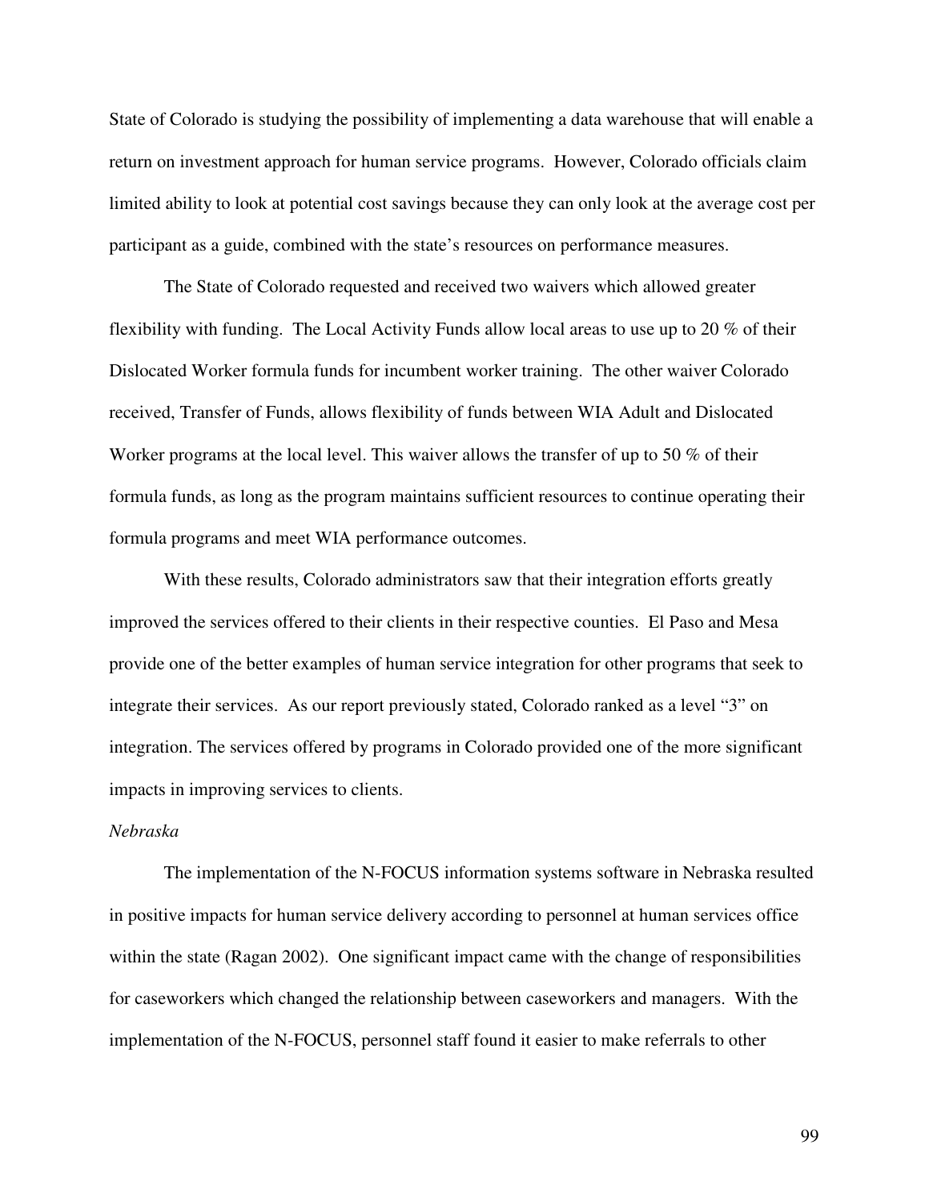State of Colorado is studying the possibility of implementing a data warehouse that will enable a return on investment approach for human service programs. However, Colorado officials claim limited ability to look at potential cost savings because they can only look at the average cost per participant as a guide, combined with the state's resources on performance measures.

The State of Colorado requested and received two waivers which allowed greater flexibility with funding. The Local Activity Funds allow local areas to use up to 20 % of their Dislocated Worker formula funds for incumbent worker training. The other waiver Colorado received, Transfer of Funds, allows flexibility of funds between WIA Adult and Dislocated Worker programs at the local level. This waiver allows the transfer of up to 50 % of their formula funds, as long as the program maintains sufficient resources to continue operating their formula programs and meet WIA performance outcomes.

With these results, Colorado administrators saw that their integration efforts greatly improved the services offered to their clients in their respective counties. El Paso and Mesa provide one of the better examples of human service integration for other programs that seek to integrate their services. As our report previously stated, Colorado ranked as a level "3" on integration. The services offered by programs in Colorado provided one of the more significant impacts in improving services to clients.

*Nebraska*

The implementation of the N-FOCUS information systems software in Nebraska resulted in positive impacts for human service delivery according to personnel at human services office within the state (Ragan 2002). One significant impact came with the change of responsibilities for caseworkers which changed the relationship between caseworkers and managers. With the implementation of the N-FOCUS, personnel staff found it easier to make referrals to other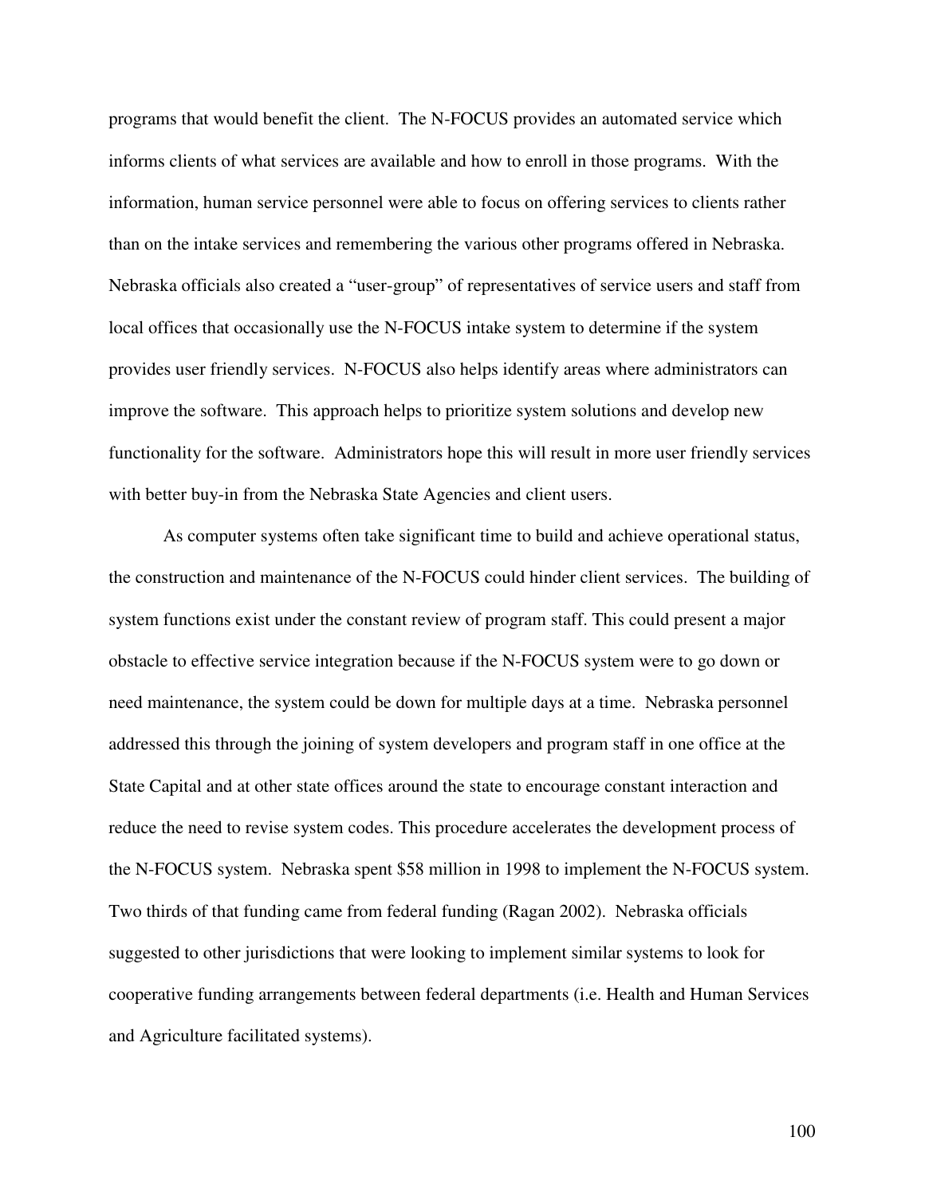programs that would benefit the client. The N-FOCUS provides an automated service which informs clients of what services are available and how to enroll in those programs. With the information, human service personnel were able to focus on offering services to clients rather than on the intake services and remembering the various other programs offered in Nebraska. Nebraska officials also created a "user-group" of representatives of service users and staff from local offices that occasionally use the N-FOCUS intake system to determine if the system provides user friendly services. N-FOCUS also helps identify areas where administrators can improve the software. This approach helps to prioritize system solutions and develop new functionality for the software. Administrators hope this will result in more user friendly services with better buy-in from the Nebraska State Agencies and client users.

As computer systems often take significant time to build and achieve operational status, the construction and maintenance of the N-FOCUS could hinder client services. The building of system functions exist under the constant review of program staff. This could present a major obstacle to effective service integration because if the N-FOCUS system were to go down or need maintenance, the system could be down for multiple days at a time. Nebraska personnel addressed this through the joining of system developers and program staff in one office at the State Capital and at other state offices around the state to encourage constant interaction and reduce the need to revise system codes. This procedure accelerates the development process of the N-FOCUS system. Nebraska spent $58 million in 1998 to implement the N-FOCUS system. Two thirds of that funding came from federal funding (Ragan 2002). Nebraska officials suggested to other jurisdictions that were looking to implement similar systems to look for cooperative funding arrangements between federal departments (i.e. Health and Human Services and Agriculture facilitated systems).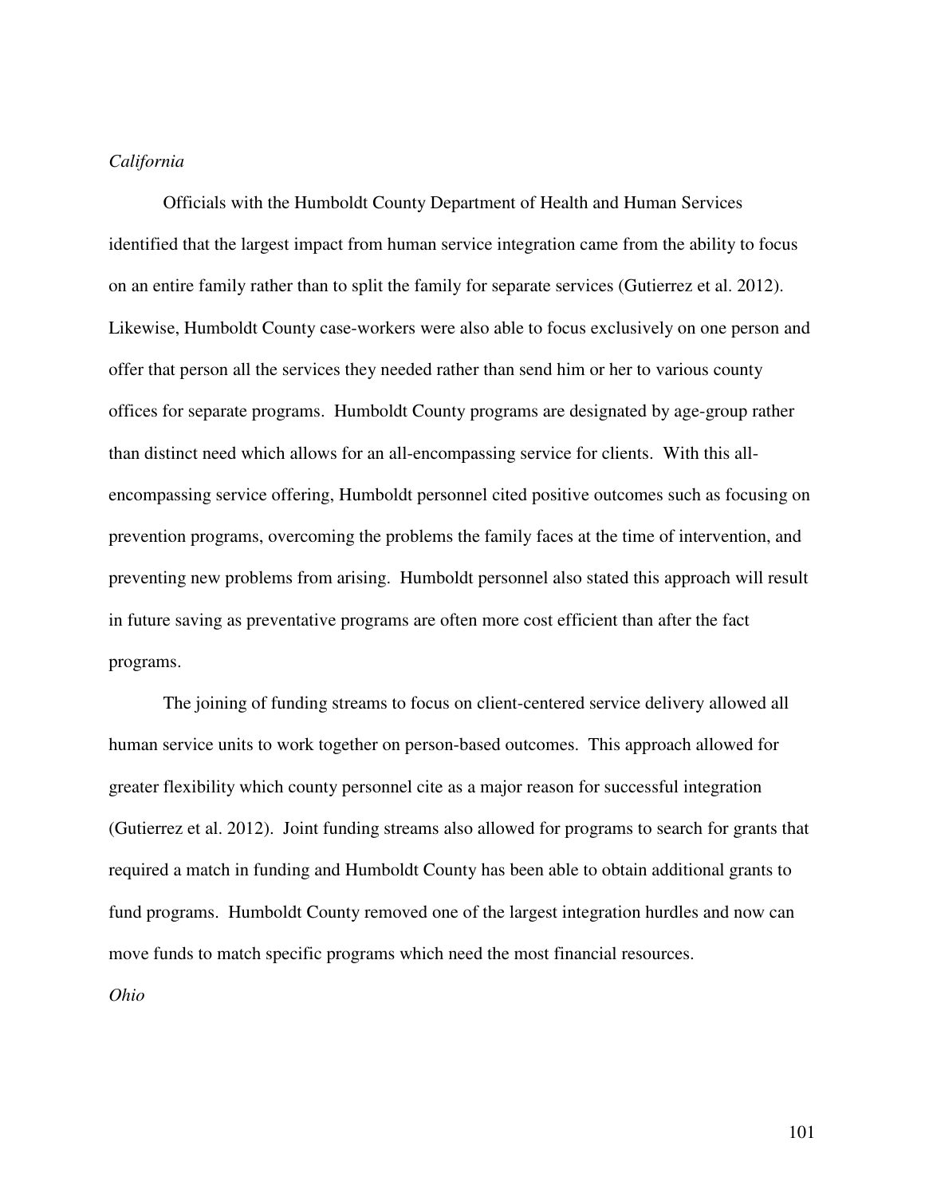*California*

Officials with the Humboldt County Department of Health and Human Services identified that the largest impact from human service integration came from the ability to focus on an entire family rather than to split the family for separate services (Gutierrez et al. 2012). Likewise, Humboldt County case-workers were also able to focus exclusively on one person and offer that person all the services they needed rather than send him or her to various county offices for separate programs. Humboldt County programs are designated by age-group rather than distinct need which allows for an all-encompassing service for clients. With this all-encompassing service offering, Humboldt personnel cited positive outcomes such as focusing on prevention programs, overcoming the problems the family faces at the time of intervention, and preventing new problems from arising. Humboldt personnel also stated this approach will result in future saving as preventative programs are often more cost efficient than after the fact programs.

The joining of funding streams to focus on client-centered service delivery allowed all human service units to work together on person-based outcomes. This approach allowed for greater flexibility which county personnel cite as a major reason for successful integration (Gutierrez et al. 2012). Joint funding streams also allowed for programs to search for grants that required a match in funding and Humboldt County has been able to obtain additional grants to fund programs. Humboldt County removed one of the largest integration hurdles and now can move funds to match specific programs which need the most financial resources.

*Ohio*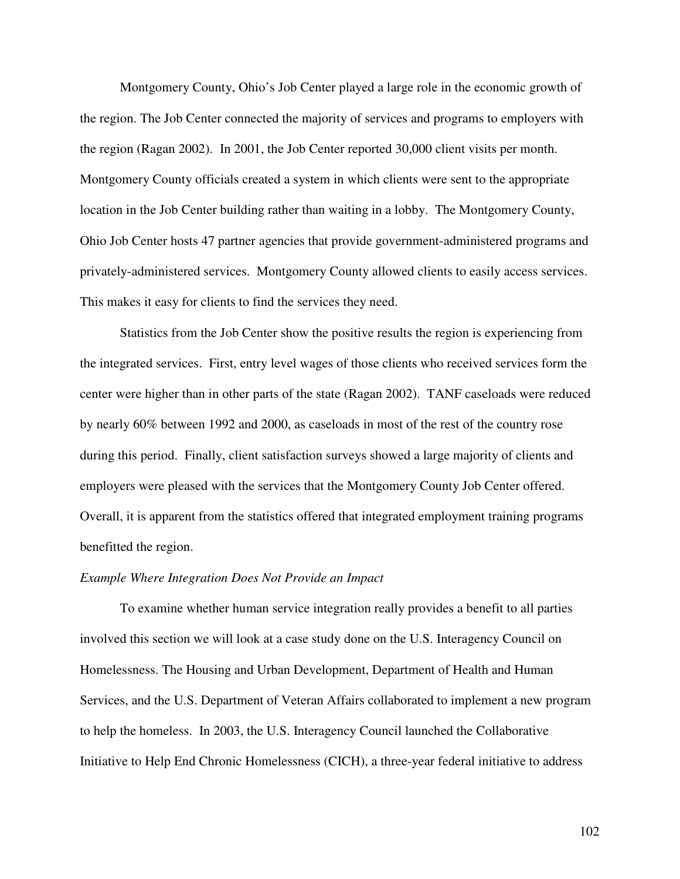Montgomery County, Ohio's Job Center played a large role in the economic growth of the region. The Job Center connected the majority of services and programs to employers with the region (Ragan 2002). In 2001, the Job Center reported 30,000 client visits per month. Montgomery County officials created a system in which clients were sent to the appropriate location in the Job Center building rather than waiting in a lobby. The Montgomery County, Ohio Job Center hosts 47 partner agencies that provide government-administered programs and privately-administered services. Montgomery County allowed clients to easily access services. This makes it easy for clients to find the services they need.

Statistics from the Job Center show the positive results the region is experiencing from the integrated services. First, entry level wages of those clients who received services form the center were higher than in other parts of the state (Ragan 2002). TANF caseloads were reduced by nearly 60% between 1992 and 2000, as caseloads in most of the rest of the country rose during this period. Finally, client satisfaction surveys showed a large majority of clients and employers were pleased with the services that the Montgomery County Job Center offered. Overall, it is apparent from the statistics offered that integrated employment training programs benefitted the region.

*Example Where Integration Does Not Provide an Impact*

To examine whether human service integration really provides a benefit to all parties involved this section we will look at a case study done on the U.S. Interagency Council on Homelessness. The Housing and Urban Development, Department of Health and Human Services, and the U.S. Department of Veteran Affairs collaborated to implement a new program to help the homeless. In 2003, the U.S. Interagency Council launched the Collaborative Initiative to Help End Chronic Homelessness (CICH), a three-year federal initiative to address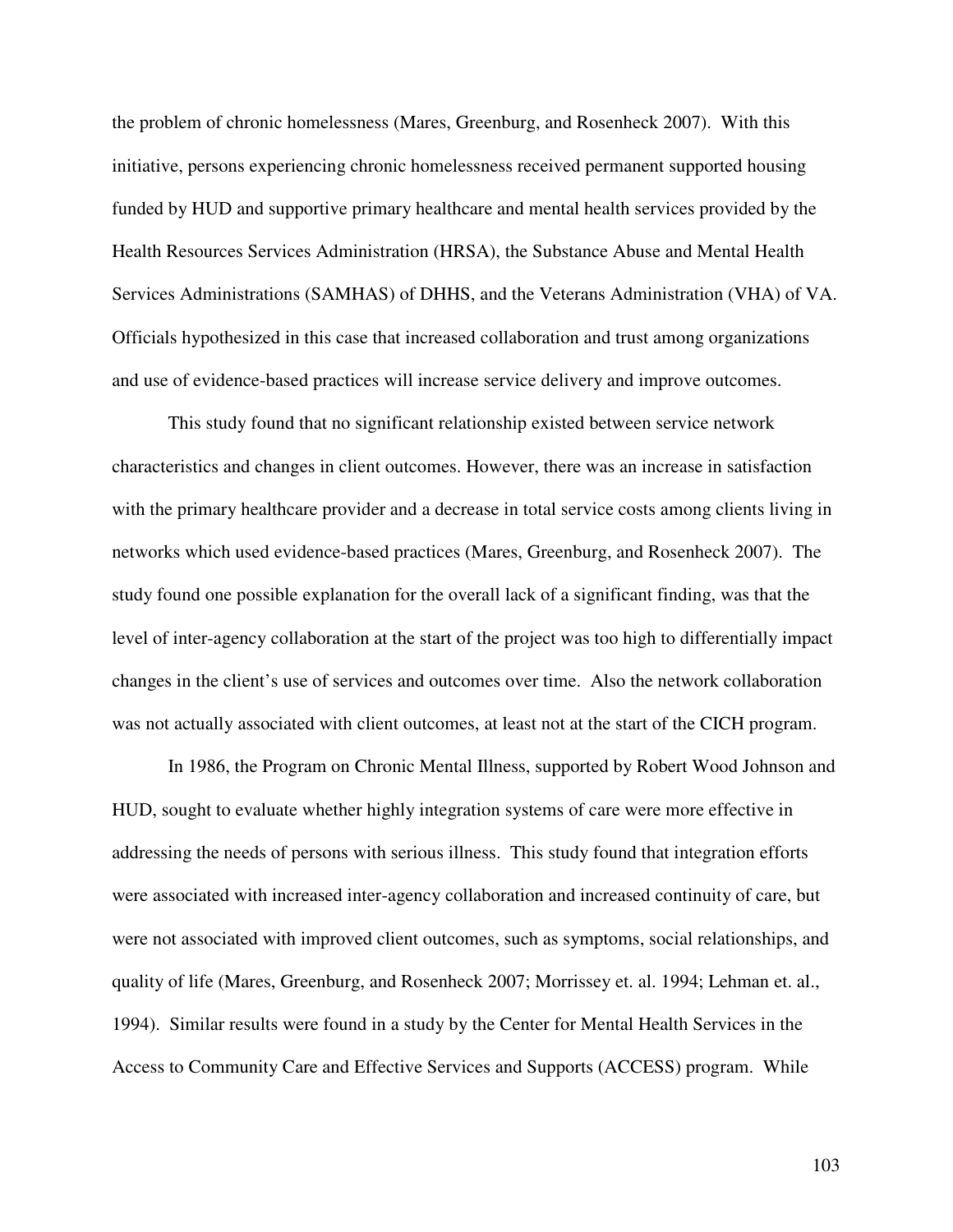the problem of chronic homelessness (Mares, Greenburg, and Rosenheck 2007). With this initiative, persons experiencing chronic homelessness received permanent supported housing funded by HUD and supportive primary healthcare and mental health services provided by the Health Resources Services Administration (HRSA), the Substance Abuse and Mental Health Services Administrations (SAMHAS) of DHHS, and the Veterans Administration (VHA) of VA. Officials hypothesized in this case that increased collaboration and trust among organizations and use of evidence-based practices will increase service delivery and improve outcomes.

This study found that no significant relationship existed between service network characteristics and changes in client outcomes. However, there was an increase in satisfaction with the primary healthcare provider and a decrease in total service costs among clients living in networks which used evidence-based practices (Mares, Greenburg, and Rosenheck 2007). The study found one possible explanation for the overall lack of a significant finding, was that the level of inter-agency collaboration at the start of the project was too high to differentially impact changes in the client's use of services and outcomes over time. Also the network collaboration was not actually associated with client outcomes, at least not at the start of the CICH program.

In 1986, the Program on Chronic Mental Illness, supported by Robert Wood Johnson and HUD, sought to evaluate whether highly integration systems of care were more effective in addressing the needs of persons with serious illness. This study found that integration efforts were associated with increased inter-agency collaboration and increased continuity of care, but were not associated with improved client outcomes, such as symptoms, social relationships, and quality of life (Mares, Greenburg, and Rosenheck 2007; Morrissey et. al. 1994; Lehman et. al., 1994). Similar results were found in a study by the Center for Mental Health Services in the Access to Community Care and Effective Services and Supports (ACCESS) program. While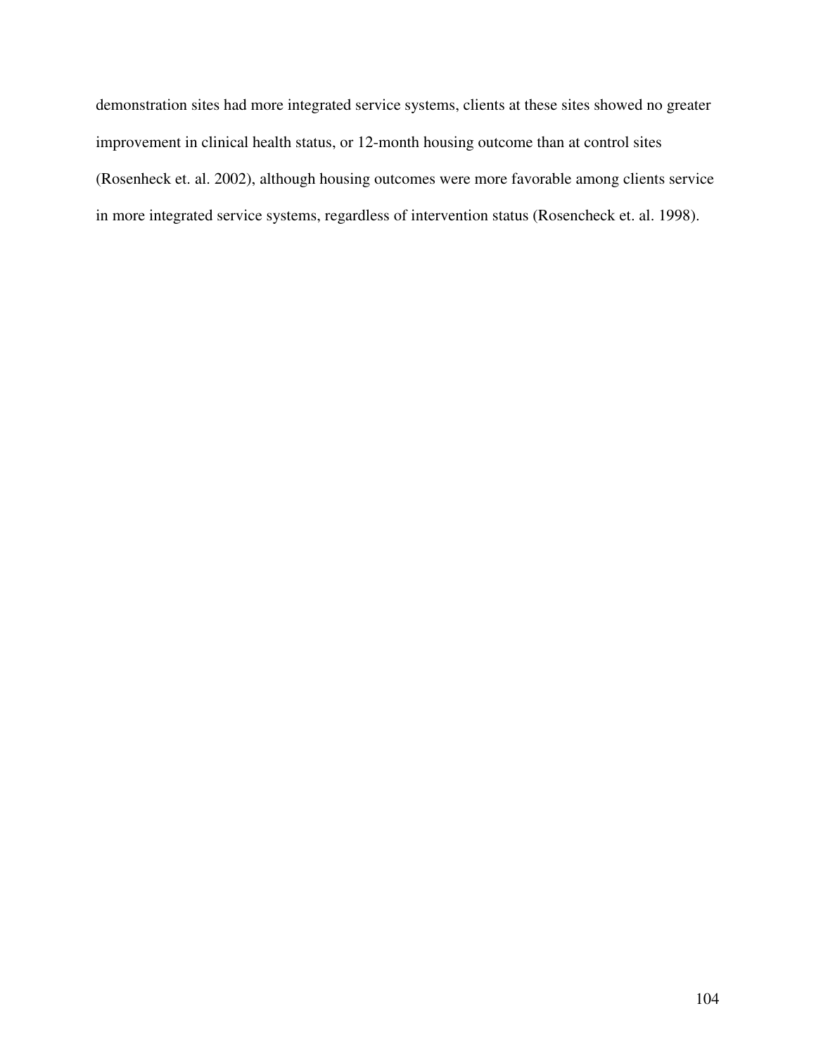demonstration sites had more integrated service systems, clients at these sites showed no greater improvement in clinical health status, or 12-month housing outcome than at control sites (Rosenheck et. al. 2002), although housing outcomes were more favorable among clients service in more integrated service systems, regardless of intervention status (Rosencheck et. al. 1998).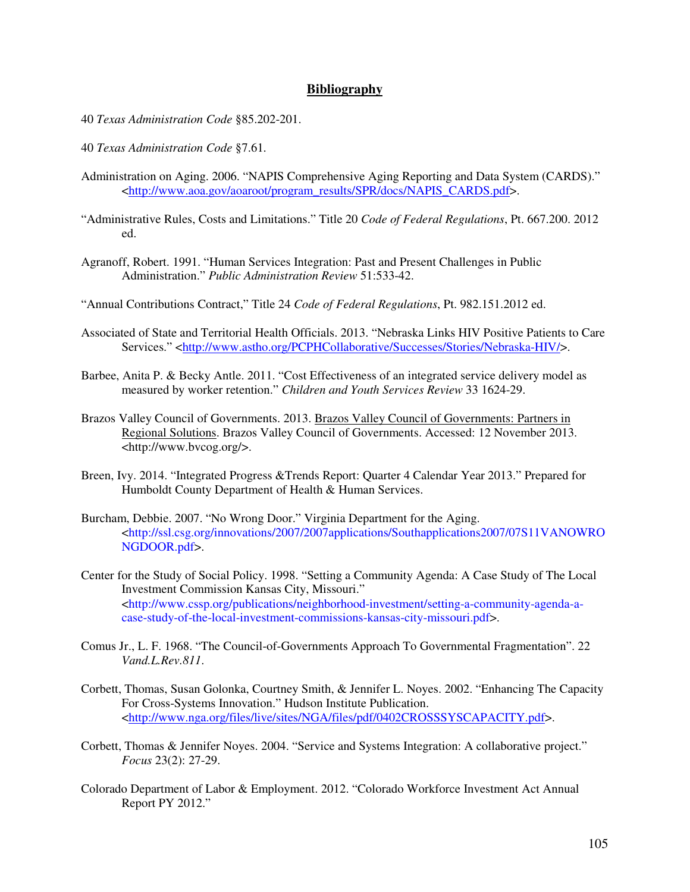# **Bibliography**

40 *Texas Administration Code* §85.202-201.

40 *Texas Administration Code* §7.61.

Administration on Aging. 2006. "NAPIS Comprehensive Aging Reporting and Data System (CARDS)." <http://www.aoa.gov/aoaroot/program_results/SPR/docs/NAPIS_CARDS.pdf>.

"Administrative Rules, Costs and Limitations." Title 20 *Code of Federal Regulations*, Pt. 667.200. 2012 ed.

Agranoff, Robert. 1991. "Human Services Integration: Past and Present Challenges in Public Administration." *Public Administration Review* 51:533-42.

"Annual Contributions Contract," Title 24 *Code of Federal Regulations*, Pt. 982.151.2012 ed.

Associated of State and Territorial Health Officials. 2013. "Nebraska Links HIV Positive Patients to Care Services." <http://www.astho.org/PCPHCollaborative/Successes/Stories/Nebraska-HIV/>.

Barbee, Anita P. & Becky Antle. 2011. "Cost Effectiveness of an integrated service delivery model as measured by worker retention." *Children and Youth Services Review* 33 1624-29.

Brazos Valley Council of Governments. 2013. Brazos Valley Council of Governments: Partners in Regional Solutions. Brazos Valley Council of Governments. Accessed: 12 November 2013. <http://www.bvcog.org/>.

Breen, Ivy. 2014. "Integrated Progress &Trends Report: Quarter 4 Calendar Year 2013." Prepared for Humboldt County Department of Health & Human Services.

Burcham, Debbie. 2007. "No Wrong Door." Virginia Department for the Aging. <http://ssl.csg.org/innovations/2007/2007applications/Southapplications2007/07S11VANOWRONGDOOR.pdf>.

Center for the Study of Social Policy. 1998. "Setting a Community Agenda: A Case Study of The Local Investment Commission Kansas City, Missouri." <http://www.cssp.org/publications/neighborhood-investment/setting-a-community-agenda-a-case-study-of-the-local-investment-commissions-kansas-city-missouri.pdf>.

Comus Jr., L. F. 1968. "The Council-of-Governments Approach To Governmental Fragmentation". 22 *Vand.L.Rev.811*.

Corbett, Thomas, Susan Golonka, Courtney Smith, & Jennifer L. Noyes. 2002. "Enhancing The Capacity For Cross-Systems Innovation." Hudson Institute Publication. <http://www.nga.org/files/live/sites/NGA/files/pdf/0402CROSSSYSCAPACITY.pdf>.

Corbett, Thomas & Jennifer Noyes. 2004. "Service and Systems Integration: A collaborative project." *Focus* 23(2): 27-29.

Colorado Department of Labor & Employment. 2012. "Colorado Workforce Investment Act Annual Report PY 2012."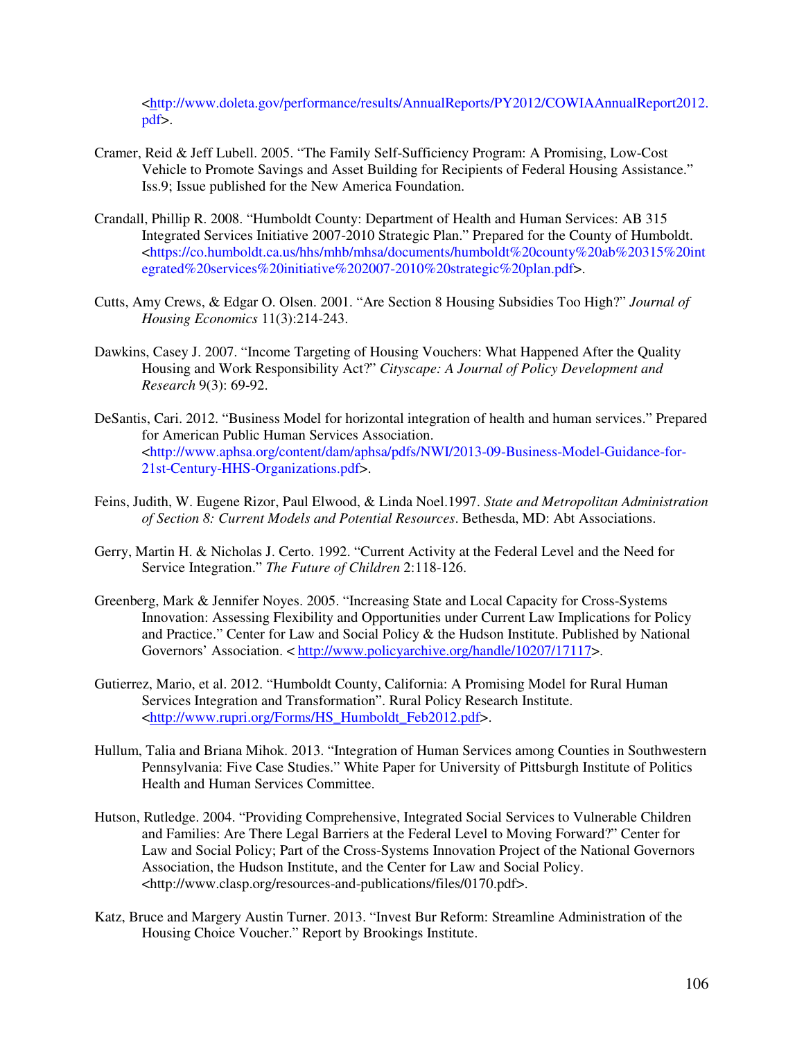<http://www.doleta.gov/performance/results/AnnualReports/PY2012/COWIAAnnualReport2012.pdf>.

Cramer, Reid & Jeff Lubell. 2005. "The Family Self-Sufficiency Program: A Promising, Low-Cost Vehicle to Promote Savings and Asset Building for Recipients of Federal Housing Assistance." Iss.9; Issue published for the New America Foundation.

Crandall, Phillip R. 2008. "Humboldt County: Department of Health and Human Services: AB 315 Integrated Services Initiative 2007-2010 Strategic Plan." Prepared for the County of Humboldt. <https://co.humboldt.ca.us/hhs/mhb/mhsa/documents/humboldt%20county%20ab%20315%20integrated%20services%20initiative%202007-2010%20strategic%20plan.pdf>.

Cutts, Amy Crews, & Edgar O. Olsen. 2001. "Are Section 8 Housing Subsidies Too High?" *Journal of Housing Economics* 11(3):214-243.

Dawkins, Casey J. 2007. "Income Targeting of Housing Vouchers: What Happened After the Quality Housing and Work Responsibility Act?" *Cityscape: A Journal of Policy Development and Research* 9(3): 69-92.

DeSantis, Cari. 2012. "Business Model for horizontal integration of health and human services." Prepared for American Public Human Services Association. <http://www.aphsa.org/content/dam/aphsa/pdfs/NWI/2013-09-Business-Model-Guidance-for-21st-Century-HHS-Organizations.pdf>.

Feins, Judith, W. Eugene Rizor, Paul Elwood, & Linda Noel.1997. *State and Metropolitan Administration of Section 8: Current Models and Potential Resources*. Bethesda, MD: Abt Associations.

Gerry, Martin H. & Nicholas J. Certo. 1992. "Current Activity at the Federal Level and the Need for Service Integration." *The Future of Children* 2:118-126.

Greenberg, Mark & Jennifer Noyes. 2005. "Increasing State and Local Capacity for Cross-Systems Innovation: Assessing Flexibility and Opportunities under Current Law Implications for Policy and Practice." Center for Law and Social Policy & the Hudson Institute. Published by National Governors' Association. < http://www.policyarchive.org/handle/10207/17117>.

Gutierrez, Mario, et al. 2012. "Humboldt County, California: A Promising Model for Rural Human Services Integration and Transformation". Rural Policy Research Institute. <http://www.rupri.org/Forms/HS_Humboldt_Feb2012.pdf>.

Hullum, Talia and Briana Mihok. 2013. "Integration of Human Services among Counties in Southwestern Pennsylvania: Five Case Studies." White Paper for University of Pittsburgh Institute of Politics Health and Human Services Committee.

Hutson, Rutledge. 2004. "Providing Comprehensive, Integrated Social Services to Vulnerable Children and Families: Are There Legal Barriers at the Federal Level to Moving Forward?" Center for Law and Social Policy; Part of the Cross-Systems Innovation Project of the National Governors Association, the Hudson Institute, and the Center for Law and Social Policy. <http://www.clasp.org/resources-and-publications/files/0170.pdf>.

Katz, Bruce and Margery Austin Turner. 2013. "Invest Bur Reform: Streamline Administration of the Housing Choice Voucher." Report by Brookings Institute.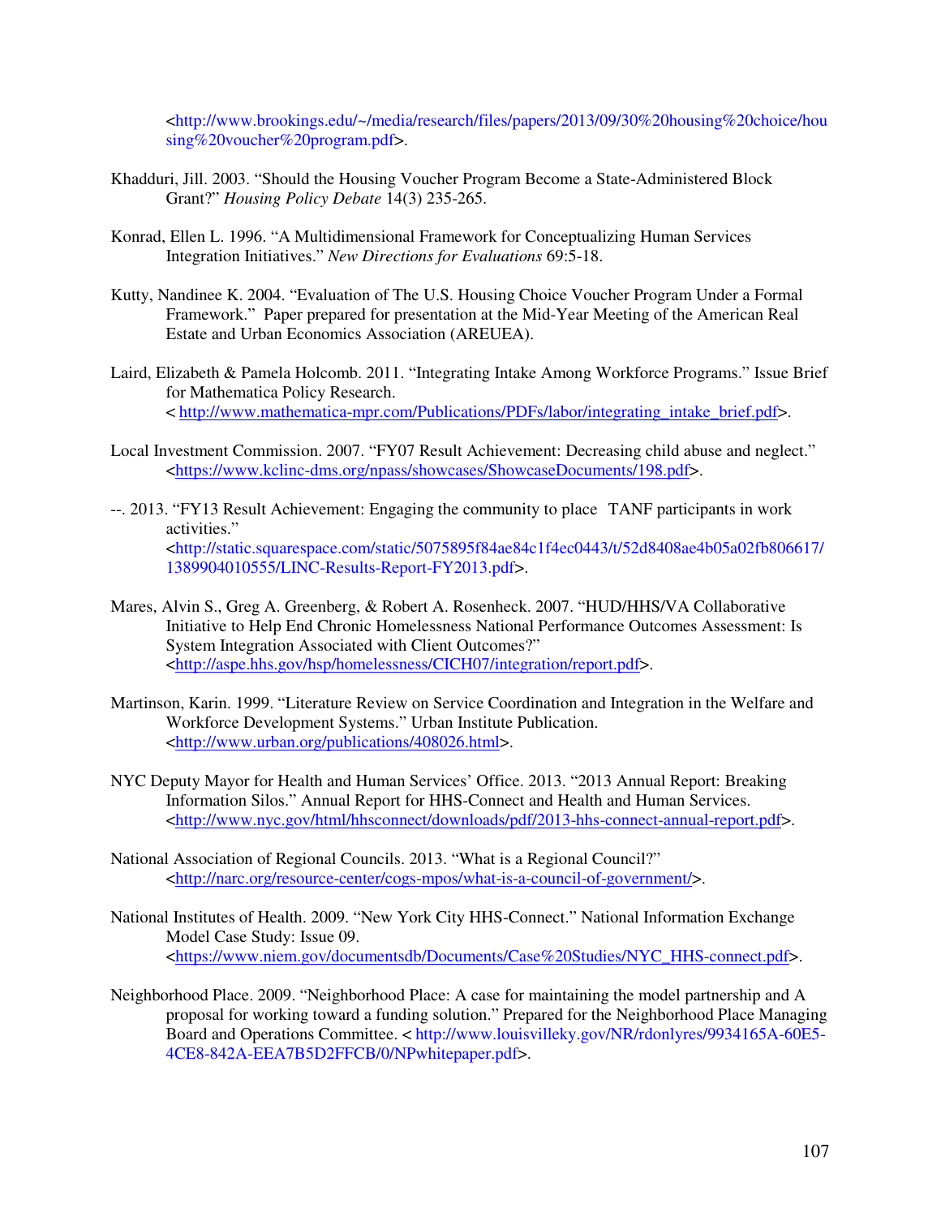<http://www.brookings.edu/~/media/research/files/papers/2013/09/30%20housing%20choice/housing%20voucher%20program.pdf>.

Khadduri, Jill. 2003. "Should the Housing Voucher Program Become a State-Administered Block Grant?" *Housing Policy Debate* 14(3) 235-265.

Konrad, Ellen L. 1996. "A Multidimensional Framework for Conceptualizing Human Services Integration Initiatives." *New Directions for Evaluations* 69:5-18.

Kutty, Nandinee K. 2004. "Evaluation of The U.S. Housing Choice Voucher Program Under a Formal Framework." Paper prepared for presentation at the Mid-Year Meeting of the American Real Estate and Urban Economics Association (AREUEA).

Laird, Elizabeth & Pamela Holcomb. 2011. "Integrating Intake Among Workforce Programs." Issue Brief for Mathematica Policy Research. < http://www.mathematica-mpr.com/Publications/PDFs/labor/integrating_intake_brief.pdf>.

Local Investment Commission. 2007. "FY07 Result Achievement: Decreasing child abuse and neglect." <https://www.kclinc-dms.org/npass/showcases/ShowcaseDocuments/198.pdf>.

--. 2013. "FY13 Result Achievement: Engaging the community to place TANF participants in work activities." <http://static.squarespace.com/static/5075895f84ae84c1f4ec0443/t/52d8408ae4b05a02fb806617/1389904010555/LINC-Results-Report-FY2013.pdf>.

Mares, Alvin S., Greg A. Greenberg, & Robert A. Rosenheck. 2007. "HUD/HHS/VA Collaborative Initiative to Help End Chronic Homelessness National Performance Outcomes Assessment: Is System Integration Associated with Client Outcomes?" <http://aspe.hhs.gov/hsp/homelessness/CICH07/integration/report.pdf>.

Martinson, Karin. 1999. "Literature Review on Service Coordination and Integration in the Welfare and Workforce Development Systems." Urban Institute Publication. <http://www.urban.org/publications/408026.html>.

NYC Deputy Mayor for Health and Human Services' Office. 2013. "2013 Annual Report: Breaking Information Silos." Annual Report for HHS-Connect and Health and Human Services. <http://www.nyc.gov/html/hhsconnect/downloads/pdf/2013-hhs-connect-annual-report.pdf>.

National Association of Regional Councils. 2013. "What is a Regional Council?" <http://narc.org/resource-center/cogs-mpos/what-is-a-council-of-government/>.

National Institutes of Health. 2009. "New York City HHS-Connect." National Information Exchange Model Case Study: Issue 09. <https://www.niem.gov/documentsdb/Documents/Case%20Studies/NYC_HHS-connect.pdf>.

Neighborhood Place. 2009. "Neighborhood Place: A case for maintaining the model partnership and A proposal for working toward a funding solution." Prepared for the Neighborhood Place Managing Board and Operations Committee. < http://www.louisvilleky.gov/NR/rdonlyres/9934165A-60E5-4CE8-842A-EEA7B5D2FFCB/0/NPwhitepaper.pdf>.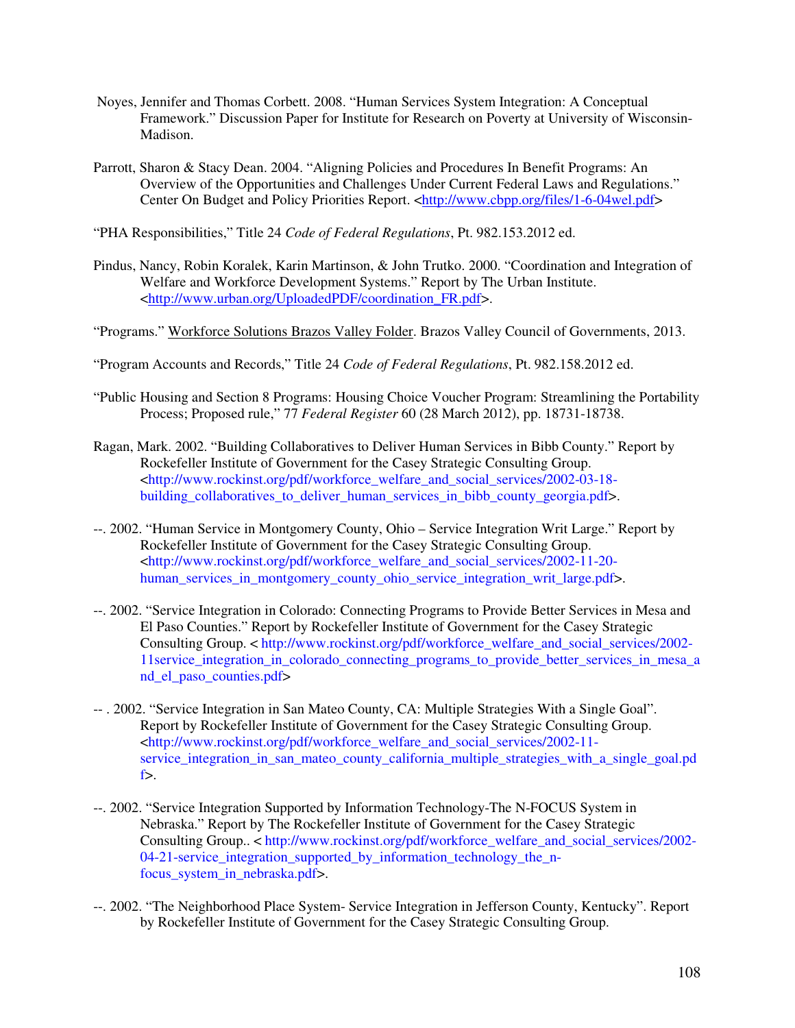Noyes, Jennifer and Thomas Corbett. 2008. "Human Services System Integration: A Conceptual Framework." Discussion Paper for Institute for Research on Poverty at University of Wisconsin-Madison.

Parrott, Sharon & Stacy Dean. 2004. "Aligning Policies and Procedures In Benefit Programs: An Overview of the Opportunities and Challenges Under Current Federal Laws and Regulations." Center On Budget and Policy Priorities Report. <http://www.cbpp.org/files/1-6-04wel.pdf>

"PHA Responsibilities," Title 24 *Code of Federal Regulations*, Pt. 982.153.2012 ed.

Pindus, Nancy, Robin Koralek, Karin Martinson, & John Trutko. 2000. "Coordination and Integration of Welfare and Workforce Development Systems." Report by The Urban Institute. <http://www.urban.org/UploadedPDF/coordination_FR.pdf>.

"Programs." Workforce Solutions Brazos Valley Folder. Brazos Valley Council of Governments, 2013.

"Program Accounts and Records," Title 24 *Code of Federal Regulations*, Pt. 982.158.2012 ed.

"Public Housing and Section 8 Programs: Housing Choice Voucher Program: Streamlining the Portability Process; Proposed rule," 77 *Federal Register* 60 (28 March 2012), pp. 18731-18738.

Ragan, Mark. 2002. "Building Collaboratives to Deliver Human Services in Bibb County." Report by Rockefeller Institute of Government for the Casey Strategic Consulting Group. <http://www.rockinst.org/pdf/workforce_welfare_and_social_services/2002-03-18-building_collaboratives_to_deliver_human_services_in_bibb_county_georgia.pdf>.

--. 2002. "Human Service in Montgomery County, Ohio – Service Integration Writ Large." Report by Rockefeller Institute of Government for the Casey Strategic Consulting Group. <http://www.rockinst.org/pdf/workforce_welfare_and_social_services/2002-11-20-human_services_in_montgomery_county_ohio_service_integration_writ_large.pdf>.

--. 2002. "Service Integration in Colorado: Connecting Programs to Provide Better Services in Mesa and El Paso Counties." Report by Rockefeller Institute of Government for the Casey Strategic Consulting Group. < http://www.rockinst.org/pdf/workforce_welfare_and_social_services/2002-11service_integration_in_colorado_connecting_programs_to_provide_better_services_in_mesa_and_el_paso_counties.pdf>

-- . 2002. "Service Integration in San Mateo County, CA: Multiple Strategies With a Single Goal". Report by Rockefeller Institute of Government for the Casey Strategic Consulting Group. <http://www.rockinst.org/pdf/workforce_welfare_and_social_services/2002-11-service_integration_in_san_mateo_county_california_multiple_strategies_with_a_single_goal.pdf>.

--. 2002. "Service Integration Supported by Information Technology-The N-FOCUS System in Nebraska." Report by The Rockefeller Institute of Government for the Casey Strategic Consulting Group.. < http://www.rockinst.org/pdf/workforce_welfare_and_social_services/2002-04-21-service_integration_supported_by_information_technology_the_n-focus_system_in_nebraska.pdf>.

--. 2002. "The Neighborhood Place System- Service Integration in Jefferson County, Kentucky". Report by Rockefeller Institute of Government for the Casey Strategic Consulting Group.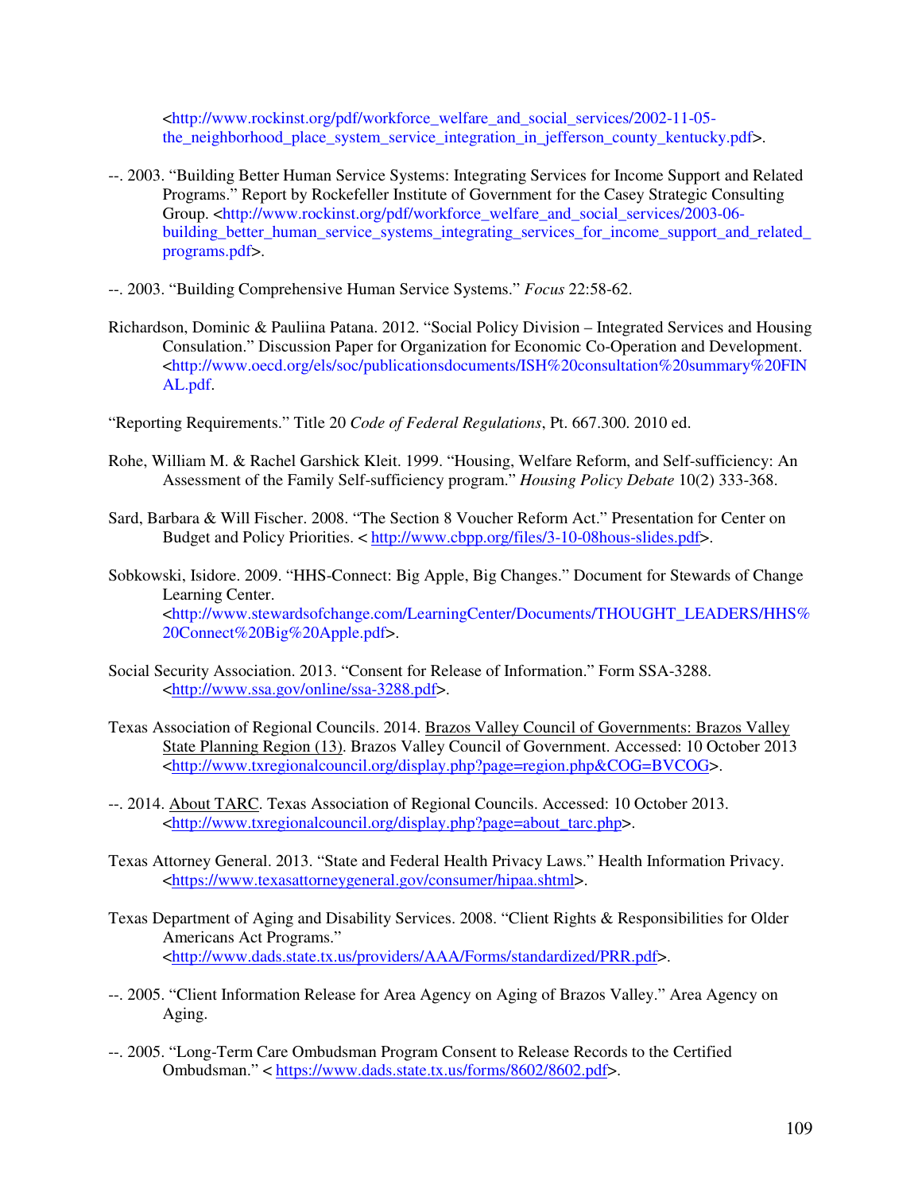<http://www.rockinst.org/pdf/workforce_welfare_and_social_services/2002-11-05-the_neighborhood_place_system_service_integration_in_jefferson_county_kentucky.pdf>.

--. 2003. "Building Better Human Service Systems: Integrating Services for Income Support and Related Programs." Report by Rockefeller Institute of Government for the Casey Strategic Consulting Group. <http://www.rockinst.org/pdf/workforce_welfare_and_social_services/2003-06-building_better_human_service_systems_integrating_services_for_income_support_and_related_programs.pdf>.

--. 2003. "Building Comprehensive Human Service Systems." *Focus* 22:58-62.

Richardson, Dominic & Pauliina Patana. 2012. "Social Policy Division – Integrated Services and Housing Consulation." Discussion Paper for Organization for Economic Co-Operation and Development. <http://www.oecd.org/els/soc/publicationsdocuments/ISH%20consultation%20summary%20FINAL.pdf.

"Reporting Requirements." Title 20 *Code of Federal Regulations*, Pt. 667.300. 2010 ed.

Rohe, William M. & Rachel Garshick Kleit. 1999. "Housing, Welfare Reform, and Self-sufficiency: An Assessment of the Family Self-sufficiency program." *Housing Policy Debate* 10(2) 333-368.

Sard, Barbara & Will Fischer. 2008. "The Section 8 Voucher Reform Act." Presentation for Center on Budget and Policy Priorities. < http://www.cbpp.org/files/3-10-08hous-slides.pdf>.

Sobkowski, Isidore. 2009. "HHS-Connect: Big Apple, Big Changes." Document for Stewards of Change Learning Center. <http://www.stewardsofchange.com/LearningCenter/Documents/THOUGHT_LEADERS/HHS%20Connect%20Big%20Apple.pdf>.

Social Security Association. 2013. "Consent for Release of Information." Form SSA-3288. <http://www.ssa.gov/online/ssa-3288.pdf>.

Texas Association of Regional Councils. 2014. Brazos Valley Council of Governments: Brazos Valley State Planning Region (13). Brazos Valley Council of Government. Accessed: 10 October 2013 <http://www.txregionalcouncil.org/display.php?page=region.php&COG=BVCOG>.

--. 2014. About TARC. Texas Association of Regional Councils. Accessed: 10 October 2013. <http://www.txregionalcouncil.org/display.php?page=about_tarc.php>.

Texas Attorney General. 2013. "State and Federal Health Privacy Laws." Health Information Privacy. <https://www.texasattorneygeneral.gov/consumer/hipaa.shtml>.

Texas Department of Aging and Disability Services. 2008. "Client Rights & Responsibilities for Older Americans Act Programs." <http://www.dads.state.tx.us/providers/AAA/Forms/standardized/PRR.pdf>.

--. 2005. "Client Information Release for Area Agency on Aging of Brazos Valley." Area Agency on Aging.

--. 2005. "Long-Term Care Ombudsman Program Consent to Release Records to the Certified Ombudsman." < https://www.dads.state.tx.us/forms/8602/8602.pdf>.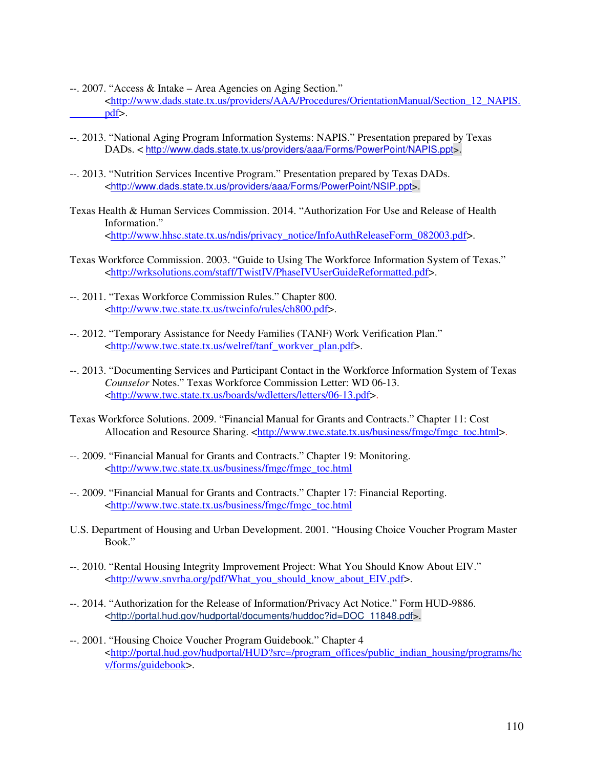--. 2007. "Access & Intake – Area Agencies on Aging Section." <http://www.dads.state.tx.us/providers/AAA/Procedures/OrientationManual/Section_12_NAPIS.pdf>.

--. 2013. "National Aging Program Information Systems: NAPIS." Presentation prepared by Texas DADs. < http://www.dads.state.tx.us/providers/aaa/Forms/PowerPoint/NAPIS.ppt>.

--. 2013. "Nutrition Services Incentive Program." Presentation prepared by Texas DADs. <http://www.dads.state.tx.us/providers/aaa/Forms/PowerPoint/NSIP.ppt>.

Texas Health & Human Services Commission. 2014. "Authorization For Use and Release of Health Information." <http://www.hhsc.state.tx.us/ndis/privacy_notice/InfoAuthReleaseForm_082003.pdf>.

Texas Workforce Commission. 2003. "Guide to Using The Workforce Information System of Texas." <http://wrksolutions.com/staff/TwistIV/PhaseIVUserGuideReformatted.pdf>.

--. 2011. "Texas Workforce Commission Rules." Chapter 800. <http://www.twc.state.tx.us/twcinfo/rules/ch800.pdf>.

--. 2012. "Temporary Assistance for Needy Families (TANF) Work Verification Plan." <http://www.twc.state.tx.us/welref/tanf_workver_plan.pdf>.

--. 2013. "Documenting Services and Participant Contact in the Workforce Information System of Texas *Counselor* Notes." Texas Workforce Commission Letter: WD 06-13. <http://www.twc.state.tx.us/boards/wdletters/letters/06-13.pdf>.

Texas Workforce Solutions. 2009. "Financial Manual for Grants and Contracts." Chapter 11: Cost Allocation and Resource Sharing. <http://www.twc.state.tx.us/business/fmgc/fmgc_toc.html>.

--. 2009. "Financial Manual for Grants and Contracts." Chapter 19: Monitoring. <http://www.twc.state.tx.us/business/fmgc/fmgc_toc.html

--. 2009. "Financial Manual for Grants and Contracts." Chapter 17: Financial Reporting. <http://www.twc.state.tx.us/business/fmgc/fmgc_toc.html

U.S. Department of Housing and Urban Development. 2001. "Housing Choice Voucher Program Master Book."

--. 2010. "Rental Housing Integrity Improvement Project: What You Should Know About EIV." <http://www.snvrha.org/pdf/What_you_should_know_about_EIV.pdf>.

--. 2014. "Authorization for the Release of Information/Privacy Act Notice." Form HUD-9886. <http://portal.hud.gov/hudportal/documents/huddoc?id=DOC_11848.pdf>.

--. 2001. "Housing Choice Voucher Program Guidebook." Chapter 4 <http://portal.hud.gov/hudportal/HUD?src=/program_offices/public_indian_housing/programs/hcv/forms/guidebook>.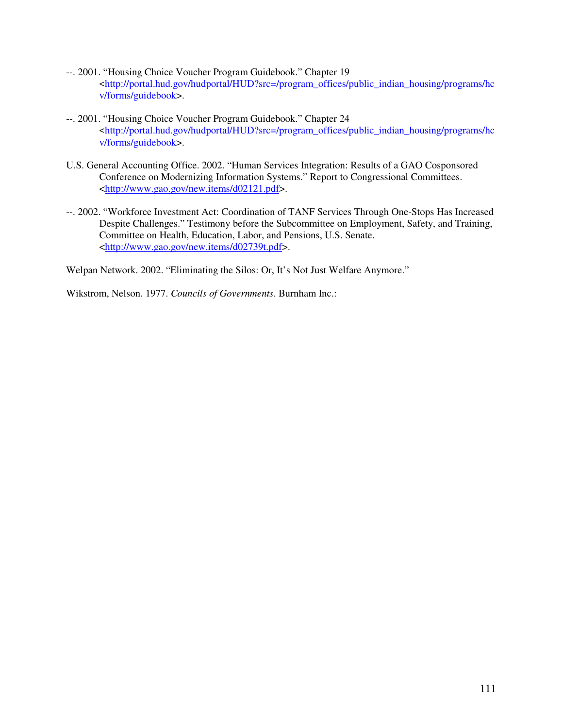--. 2001. "Housing Choice Voucher Program Guidebook." Chapter 19 <http://portal.hud.gov/hudportal/HUD?src=/program_offices/public_indian_housing/programs/hcv/forms/guidebook>.

--. 2001. "Housing Choice Voucher Program Guidebook." Chapter 24 <http://portal.hud.gov/hudportal/HUD?src=/program_offices/public_indian_housing/programs/hcv/forms/guidebook>.

U.S. General Accounting Office. 2002. "Human Services Integration: Results of a GAO Cosponsored Conference on Modernizing Information Systems." Report to Congressional Committees. <http://www.gao.gov/new.items/d02121.pdf>.

--. 2002. "Workforce Investment Act: Coordination of TANF Services Through One-Stops Has Increased Despite Challenges." Testimony before the Subcommittee on Employment, Safety, and Training, Committee on Health, Education, Labor, and Pensions, U.S. Senate. <http://www.gao.gov/new.items/d02739t.pdf>.

Welpan Network. 2002. "Eliminating the Silos: Or, It's Not Just Welfare Anymore."

Wikstrom, Nelson. 1977. *Councils of Governments*. Burnham Inc.: